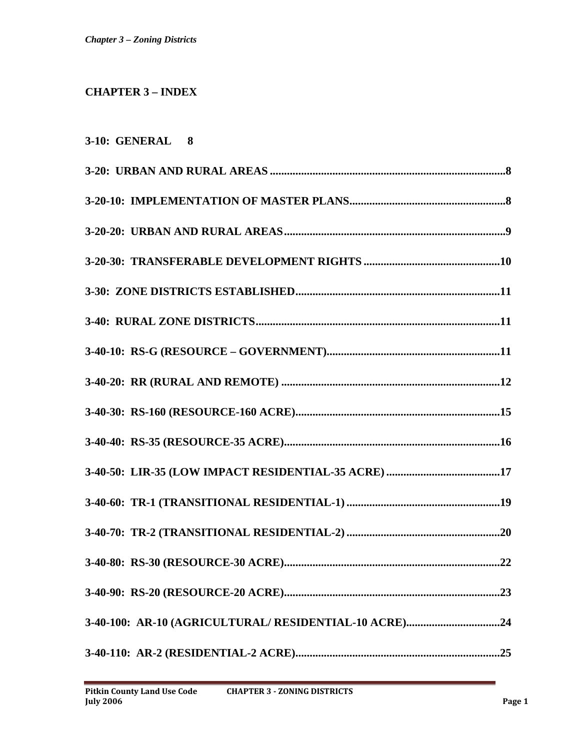# CHAPTER 3 – INDEX

**3-10: GENERAL 8**

**3-20: URBAN AND RURAL AREAS ....................................................................................8**

**3-20-10: IMPLEMENTATION OF MASTER PLANS.......................................................8**

**3-20-20: URBAN AND RURAL AREAS.............................................................................9**

**3-20-30: TRANSFERABLE DEVELOPMENT RIGHTS ................................................10**

**3-30: ZONE DISTRICTS ESTABLISHED........................................................................11**

**3-40: RURAL ZONE DISTRICTS......................................................................................11**

**3-40-10: RS-G (RESOURCE – GOVERNMENT).............................................................11**

**3-40-20: RR (RURAL AND REMOTE) .............................................................................12**

**3-40-30: RS-160 (RESOURCE-160 ACRE)........................................................................15**

**3-40-40: RS-35 (RESOURCE-35 ACRE)............................................................................16**

**3-40-50: LIR-35 (LOW IMPACT RESIDENTIAL-35 ACRE) .........................................17**

**3-40-60: TR-1 (TRANSITIONAL RESIDENTIAL-1) ......................................................19**

**3-40-70: TR-2 (TRANSITIONAL RESIDENTIAL-2) ......................................................20**

**3-40-80: RS-30 (RESOURCE-30 ACRE)............................................................................22**

**3-40-90: RS-20 (RESOURCE-20 ACRE)............................................................................23**

**3-40-100: AR-10 (AGRICULTURAL/ RESIDENTIAL-10 ACRE).................................24**

**3-40-110: AR-2 (RESIDENTIAL-2 ACRE)........................................................................25**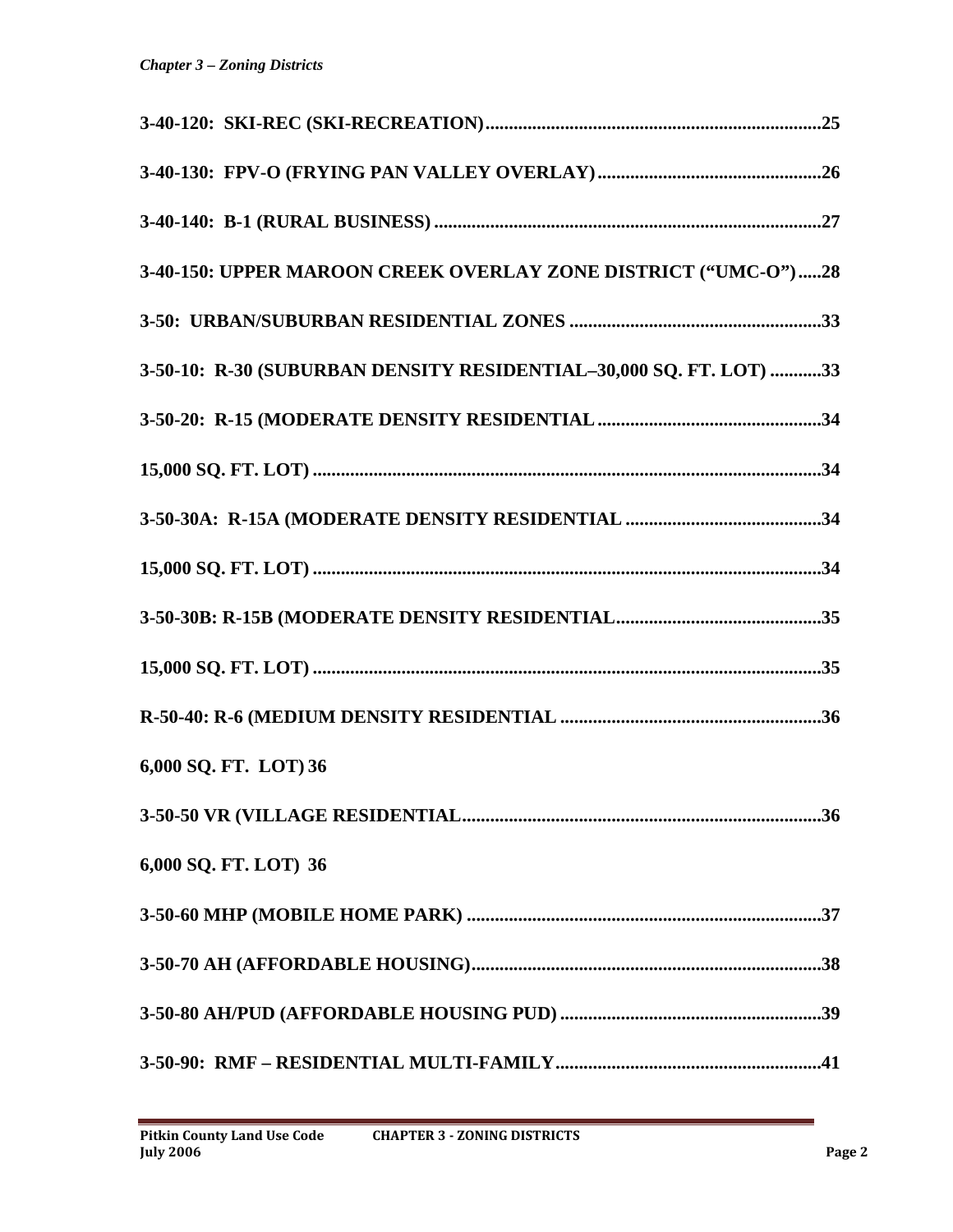**3-40-120: SKI-REC (SKI-RECREATION)........................................................................25**

**3-40-130: FPV-O (FRYING PAN VALLEY OVERLAY)...............................................26**

**3-40-140: B-1 (RURAL BUSINESS)..................................................................................27**

**3-40-150: UPPER MAROON CREEK OVERLAY ZONE DISTRICT ("UMC-O").....28**

**3-50: URBAN/SUBURBAN RESIDENTIAL ZONES .....................................................33**

**3-50-10: R-30 (SUBURBAN DENSITY RESIDENTIAL–30,000 SQ. FT. LOT) ...........33**

**3-50-20: R-15 (MODERATE DENSITY RESIDENTIAL................................................34**

**15,000 SQ. FT. LOT)............................................................................................................34**

**3-50-30A: R-15A (MODERATE DENSITY RESIDENTIAL ..........................................34**

**15,000 SQ. FT. LOT)............................................................................................................34**

**3-50-30B: R-15B (MODERATE DENSITY RESIDENTIAL............................................35**

**15,000 SQ. FT. LOT)............................................................................................................35**

**R-50-40: R-6 (MEDIUM DENSITY RESIDENTIAL........................................................36**

**6,000 SQ. FT. LOT) 36**

**3-50-50 VR (VILLAGE RESIDENTIAL.............................................................................36**

**6,000 SQ. FT. LOT) 36**

**3-50-60 MHP (MOBILE HOME PARK)............................................................................37**

**3-50-70 AH (AFFORDABLE HOUSING)...........................................................................38**

**3-50-80 AH/PUD (AFFORDABLE HOUSING PUD)........................................................39**

**3-50-90: RMF – RESIDENTIAL MULTI-FAMILY.........................................................41**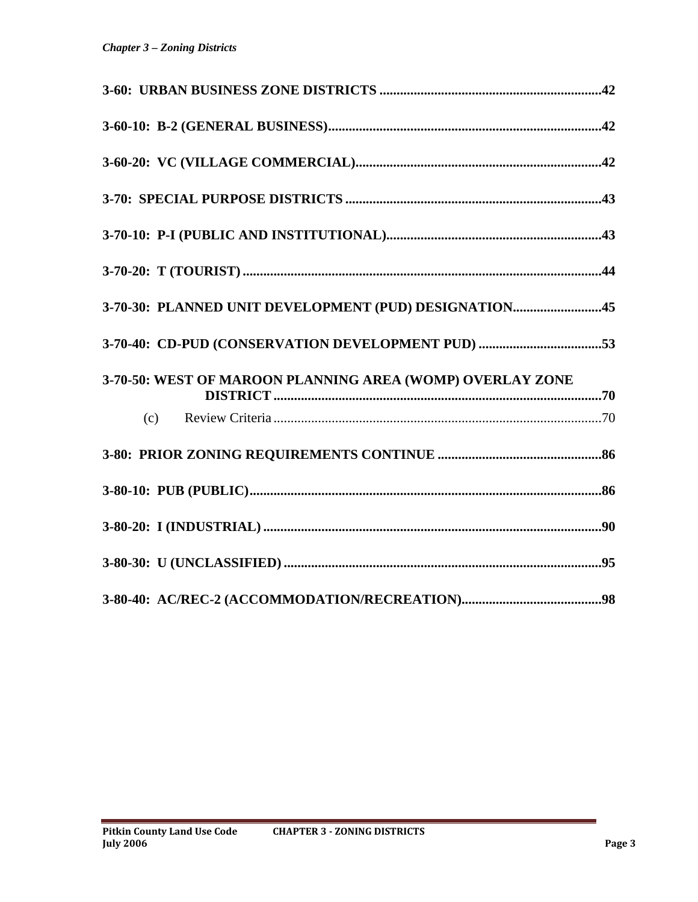**3-60: URBAN BUSINESS ZONE DISTRICTS .................................................................42**

**3-60-10: B-2 (GENERAL BUSINESS)...............................................................................42**

**3-60-20: VC (VILLAGE COMMERCIAL).......................................................................42**

**3-70: SPECIAL PURPOSE DISTRICTS ..........................................................................43**

**3-70-10: P-I (PUBLIC AND INSTITUTIONAL)..............................................................43**

**3-70-20: T (TOURIST) ........................................................................................................44**

**3-70-30: PLANNED UNIT DEVELOPMENT (PUD) DESIGNATION..........................45**

**3-70-40: CD-PUD (CONSERVATION DEVELOPMENT PUD) ....................................53**

**3-70-50: WEST OF MAROON PLANNING AREA (WOMP) OVERLAY ZONE DISTRICT ................................................................................................70**

(c) Review Criteria ...............................................................................................70

**3-80: PRIOR ZONING REQUIREMENTS CONTINUE ................................................86**

**3-80-10: PUB (PUBLIC).......................................................................................................86**

**3-80-20: I (INDUSTRIAL) ...................................................................................................90**

**3-80-30: U (UNCLASSIFIED) .............................................................................................95**

**3-80-40: AC/REC-2 (ACCOMMODATION/RECREATION).........................................98**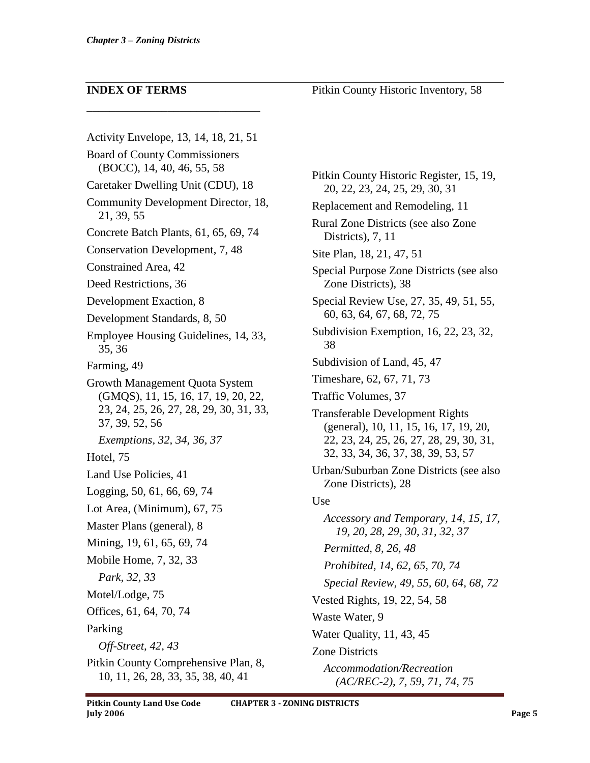## INDEX OF TERMS

Activity Envelope, 13, 14, 18, 21, 51

Board of County Commissioners (BOCC), 14, 40, 46, 55, 58

Caretaker Dwelling Unit (CDU), 18

Community Development Director, 18, 21, 39, 55

Concrete Batch Plants, 61, 65, 69, 74

Conservation Development, 7, 48

Constrained Area, 42

Deed Restrictions, 36

Development Exaction, 8

Development Standards, 8, 50

Employee Housing Guidelines, 14, 33, 35, 36

Farming, 49

Growth Management Quota System (GMQS), 11, 15, 16, 17, 19, 20, 22, 23, 24, 25, 26, 27, 28, 29, 30, 31, 33, 37, 39, 52, 56

*Exemptions, 32, 34, 36, 37*

Hotel, 75

Land Use Policies, 41

Logging, 50, 61, 66, 69, 74

Lot Area, (Minimum), 67, 75

Master Plans (general), 8

Mining, 19, 61, 65, 69, 74

Mobile Home, 7, 32, 33

*Park, 32, 33*

Motel/Lodge, 75

Offices, 61, 64, 70, 74

Parking

*Off-Street, 42, 43*

Pitkin County Comprehensive Plan, 8, 10, 11, 26, 28, 33, 35, 38, 40, 41

Pitkin County Historic Inventory, 58

Pitkin County Historic Register, 15, 19, 20, 22, 23, 24, 25, 29, 30, 31

Replacement and Remodeling, 11

Rural Zone Districts (see also Zone Districts), 7, 11

Site Plan, 18, 21, 47, 51

Special Purpose Zone Districts (see also Zone Districts), 38

Special Review Use, 27, 35, 49, 51, 55, 60, 63, 64, 67, 68, 72, 75

Subdivision Exemption, 16, 22, 23, 32, 38

Subdivision of Land, 45, 47

Timeshare, 62, 67, 71, 73

Traffic Volumes, 37

Transferable Development Rights (general), 10, 11, 15, 16, 17, 19, 20, 22, 23, 24, 25, 26, 27, 28, 29, 30, 31, 32, 33, 34, 36, 37, 38, 39, 53, 57

Urban/Suburban Zone Districts (see also Zone Districts), 28

Use

*Accessory and Temporary, 14, 15, 17, 19, 20, 28, 29, 30, 31, 32, 37*

*Permitted, 8, 26, 48*

*Prohibited, 14, 62, 65, 70, 74*

*Special Review, 49, 55, 60, 64, 68, 72*

Vested Rights, 19, 22, 54, 58

Waste Water, 9

Water Quality, 11, 43, 45

Zone Districts

*Accommodation/Recreation (AC/REC-2), 7, 59, 71, 74, 75*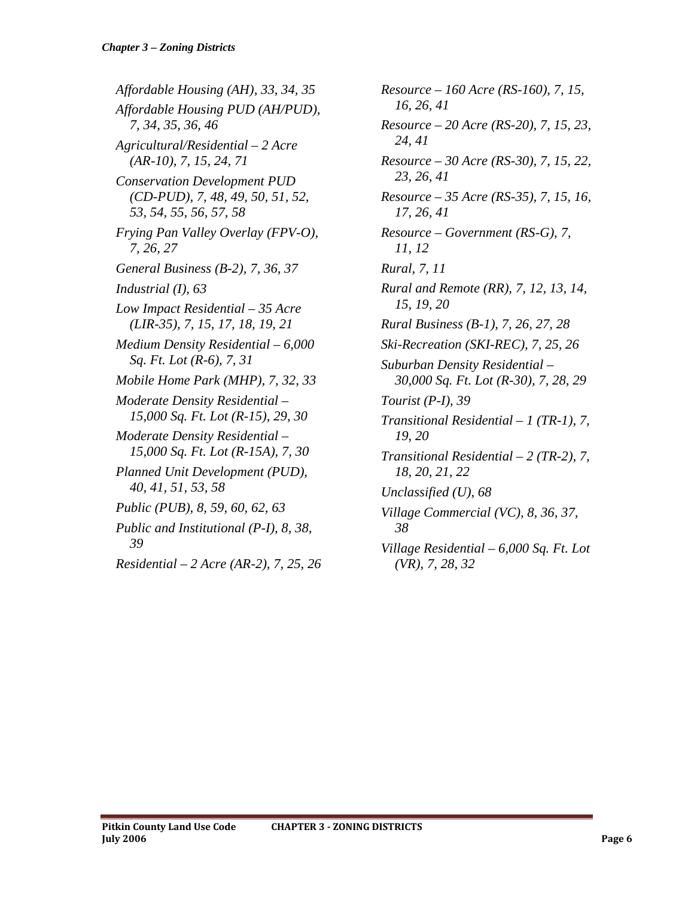*Affordable Housing (AH), 33, 34, 35*

*Affordable Housing PUD (AH/PUD), 7, 34, 35, 36, 46*

*Agricultural/Residential – 2 Acre (AR-10), 7, 15, 24, 71*

*Conservation Development PUD (CD-PUD), 7, 48, 49, 50, 51, 52, 53, 54, 55, 56, 57, 58*

*Frying Pan Valley Overlay (FPV-O), 7, 26, 27*

*General Business (B-2), 7, 36, 37*

*Industrial (I), 63*

*Low Impact Residential – 35 Acre (LIR-35), 7, 15, 17, 18, 19, 21*

*Medium Density Residential – 6,000 Sq. Ft. Lot (R-6), 7, 31*

*Mobile Home Park (MHP), 7, 32, 33*

*Moderate Density Residential – 15,000 Sq. Ft. Lot (R-15), 29, 30*

*Moderate Density Residential – 15,000 Sq. Ft. Lot (R-15A), 7, 30*

*Planned Unit Development (PUD), 40, 41, 51, 53, 58*

*Public (PUB), 8, 59, 60, 62, 63*

*Public and Institutional (P-I), 8, 38, 39*

*Residential – 2 Acre (AR-2), 7, 25, 26*

*Resource – 160 Acre (RS-160), 7, 15, 16, 26, 41*

*Resource – 20 Acre (RS-20), 7, 15, 23, 24, 41*

*Resource – 30 Acre (RS-30), 7, 15, 22, 23, 26, 41*

*Resource – 35 Acre (RS-35), 7, 15, 16, 17, 26, 41*

*Resource – Government (RS-G), 7, 11, 12*

*Rural, 7, 11*

*Rural and Remote (RR), 7, 12, 13, 14, 15, 19, 20*

*Rural Business (B-1), 7, 26, 27, 28*

*Ski-Recreation (SKI-REC), 7, 25, 26*

*Suburban Density Residential – 30,000 Sq. Ft. Lot (R-30), 7, 28, 29*

*Tourist (P-I), 39*

*Transitional Residential – 1 (TR-1), 7, 19, 20*

*Transitional Residential – 2 (TR-2), 7, 18, 20, 21, 22*

*Unclassified (U), 68*

*Village Commercial (VC), 8, 36, 37, 38*

*Village Residential – 6,000 Sq. Ft. Lot (VR), 7, 28, 32*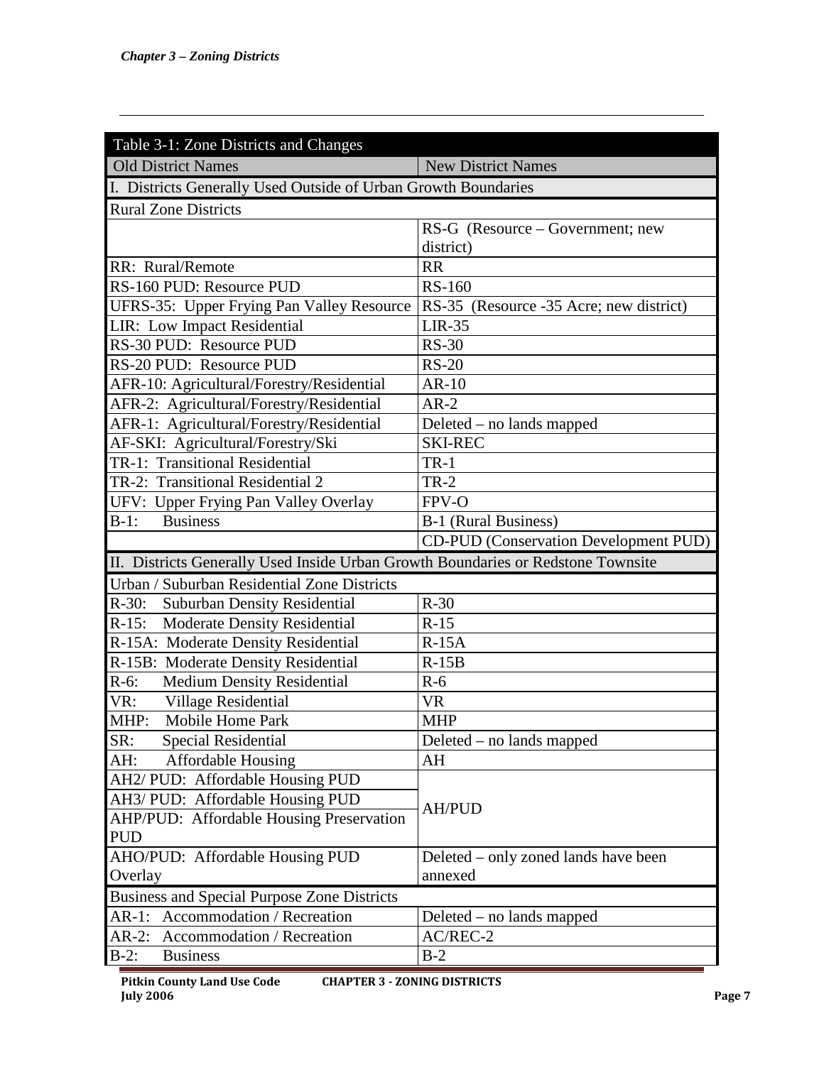| Table 3-1: Zone Districts and Changes | |
|---|---|
| Old District Names | New District Names |
| I. Districts Generally Used Outside of Urban Growth Boundaries | |
| Rural Zone Districts | |
| | RS-G (Resource – Government; new district) |
| RR: Rural/Remote | RR |
| RS-160 PUD: Resource PUD | RS-160 |
| UFRS-35: Upper Frying Pan Valley Resource | RS-35 (Resource -35 Acre; new district) |
| LIR: Low Impact Residential | LIR-35 |
| RS-30 PUD: Resource PUD | RS-30 |
| RS-20 PUD: Resource PUD | RS-20 |
| AFR-10: Agricultural/Forestry/Residential | AR-10 |
| AFR-2: Agricultural/Forestry/Residential | AR-2 |
| AFR-1: Agricultural/Forestry/Residential | Deleted – no lands mapped |
| AF-SKI: Agricultural/Forestry/Ski | SKI-REC |
| TR-1: Transitional Residential | TR-1 |
| TR-2: Transitional Residential 2 | TR-2 |
| UFV: Upper Frying Pan Valley Overlay | FPV-O |
| B-1: Business | B-1 (Rural Business) |
| | CD-PUD (Conservation Development PUD) |
| II. Districts Generally Used Inside Urban Growth Boundaries or Redstone Townsite | |
| Urban / Suburban Residential Zone Districts | |
| R-30: Suburban Density Residential | R-30 |
| R-15: Moderate Density Residential | R-15 |
| R-15A: Moderate Density Residential | R-15A |
| R-15B: Moderate Density Residential | R-15B |
| R-6: Medium Density Residential | R-6 |
| VR: Village Residential | VR |
| MHP: Mobile Home Park | MHP |
| SR: Special Residential | Deleted – no lands mapped |
| AH: Affordable Housing | AH |
| AH2/ PUD: Affordable Housing PUD<br>AH3/ PUD: Affordable Housing PUD<br>AHP/PUD: Affordable Housing Preservation PUD | AH/PUD |
| AHO/PUD: Affordable Housing PUD Overlay | Deleted – only zoned lands have been annexed |
| Business and Special Purpose Zone Districts | |
| AR-1: Accommodation / Recreation | Deleted – no lands mapped |
| AR-2: Accommodation / Recreation | AC/REC-2 |
| B-2: Business | B-2 |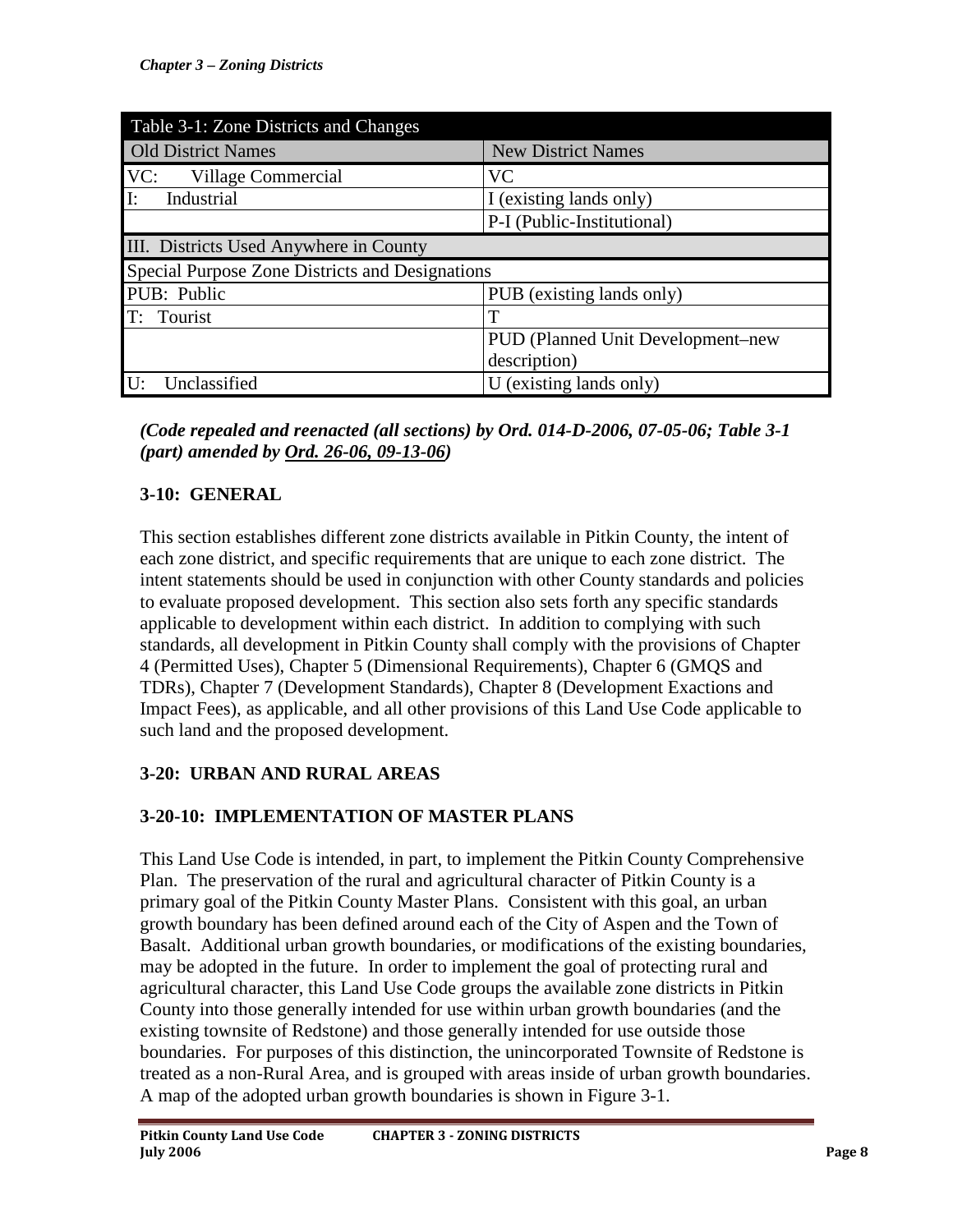| Table 3-1: Zone Districts and Changes | |
|---|---|
| Old District Names | New District Names |
| VC: Village Commercial | VC |
| I: Industrial | I (existing lands only) |
| | P-I (Public-Institutional) |
| III. Districts Used Anywhere in County | |
| Special Purpose Zone Districts and Designations | |
| PUB: Public | PUB (existing lands only) |
| T: Tourist | T |
| | PUD (Planned Unit Development–new description) |
| U: Unclassified | U (existing lands only) |

***(Code repealed and reenacted (all sections) by Ord. 014-D-2006, 07-05-06; Table 3-1 (part) amended by Ord. 26-06, 09-13-06)***

## 3-10: GENERAL

This section establishes different zone districts available in Pitkin County, the intent of each zone district, and specific requirements that are unique to each zone district. The intent statements should be used in conjunction with other County standards and policies to evaluate proposed development. This section also sets forth any specific standards applicable to development within each district. In addition to complying with such standards, all development in Pitkin County shall comply with the provisions of Chapter 4 (Permitted Uses), Chapter 5 (Dimensional Requirements), Chapter 6 (GMQS and TDRs), Chapter 7 (Development Standards), Chapter 8 (Development Exactions and Impact Fees), as applicable, and all other provisions of this Land Use Code applicable to such land and the proposed development.

## 3-20: URBAN AND RURAL AREAS

### 3-20-10: IMPLEMENTATION OF MASTER PLANS

This Land Use Code is intended, in part, to implement the Pitkin County Comprehensive Plan. The preservation of the rural and agricultural character of Pitkin County is a primary goal of the Pitkin County Master Plans. Consistent with this goal, an urban growth boundary has been defined around each of the City of Aspen and the Town of Basalt. Additional urban growth boundaries, or modifications of the existing boundaries, may be adopted in the future. In order to implement the goal of protecting rural and agricultural character, this Land Use Code groups the available zone districts in Pitkin County into those generally intended for use within urban growth boundaries (and the existing townsite of Redstone) and those generally intended for use outside those boundaries. For purposes of this distinction, the unincorporated Townsite of Redstone is treated as a non-Rural Area, and is grouped with areas inside of urban growth boundaries. A map of the adopted urban growth boundaries is shown in Figure 3-1.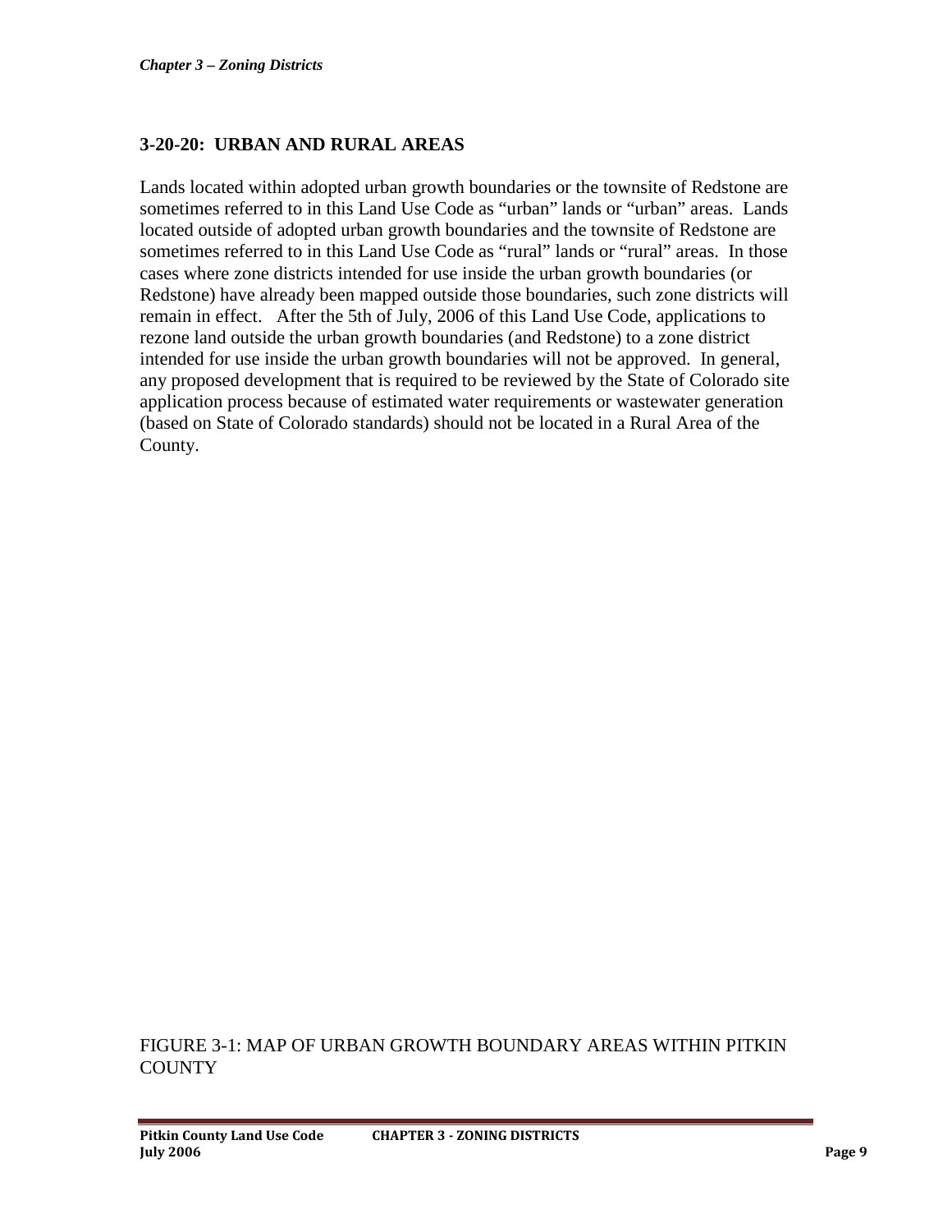## 3-20-20: URBAN AND RURAL AREAS

Lands located within adopted urban growth boundaries or the townsite of Redstone are sometimes referred to in this Land Use Code as "urban" lands or "urban" areas. Lands located outside of adopted urban growth boundaries and the townsite of Redstone are sometimes referred to in this Land Use Code as "rural" lands or "rural" areas. In those cases where zone districts intended for use inside the urban growth boundaries (or Redstone) have already been mapped outside those boundaries, such zone districts will remain in effect. After the 5th of July, 2006 of this Land Use Code, applications to rezone land outside the urban growth boundaries (and Redstone) to a zone district intended for use inside the urban growth boundaries will not be approved. In general, any proposed development that is required to be reviewed by the State of Colorado site application process because of estimated water requirements or wastewater generation (based on State of Colorado standards) should not be located in a Rural Area of the County.

FIGURE 3-1: MAP OF URBAN GROWTH BOUNDARY AREAS WITHIN PITKIN COUNTY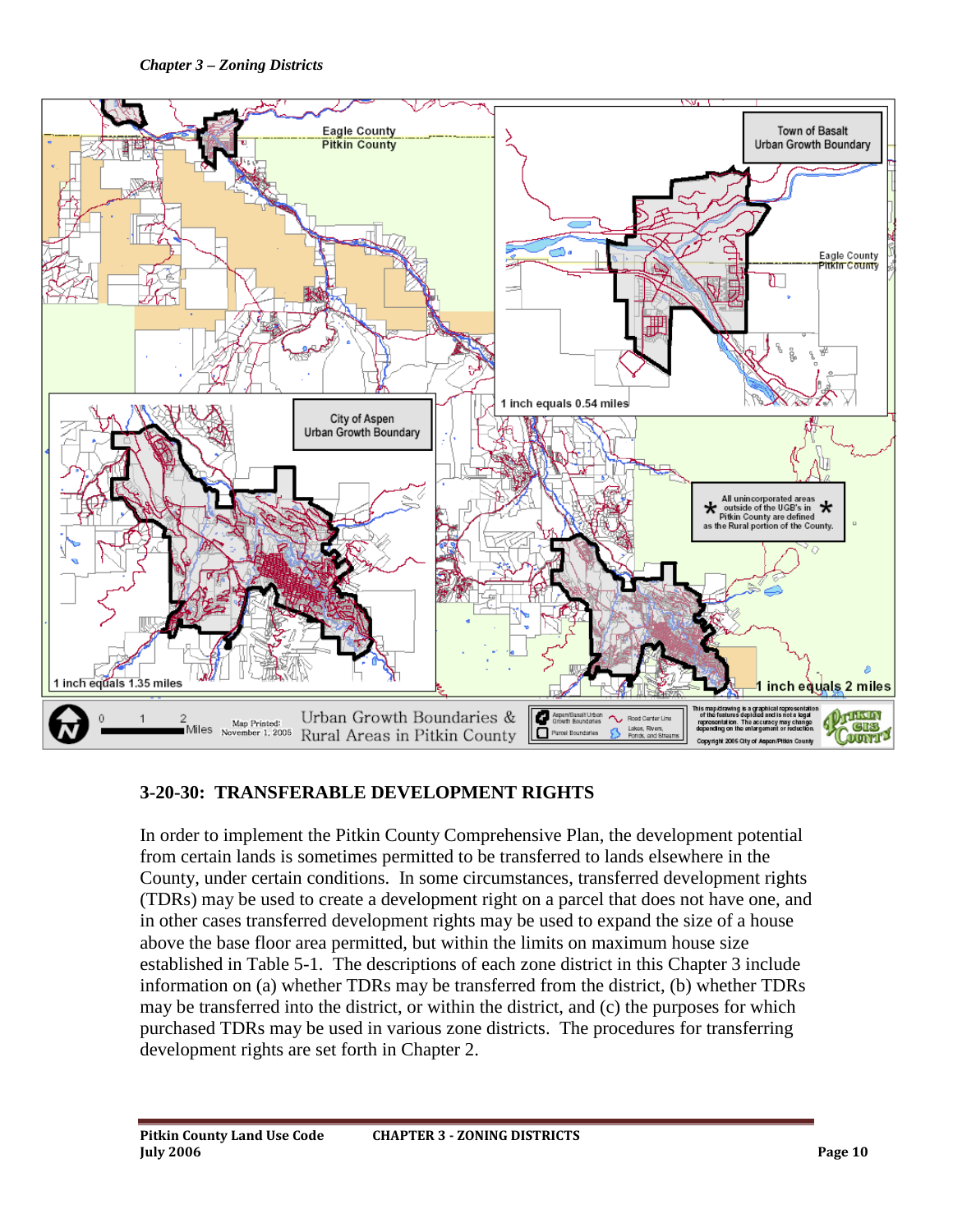## 3-20-30: TRANSFERABLE DEVELOPMENT RIGHTS

In order to implement the Pitkin County Comprehensive Plan, the development potential from certain lands is sometimes permitted to be transferred to lands elsewhere in the County, under certain conditions. In some circumstances, transferred development rights (TDRs) may be used to create a development right on a parcel that does not have one, and in other cases transferred development rights may be used to expand the size of a house above the base floor area permitted, but within the limits on maximum house size established in Table 5-1. The descriptions of each zone district in this Chapter 3 include information on (a) whether TDRs may be transferred from the district, (b) whether TDRs may be transferred into the district, or within the district, and (c) the purposes for which purchased TDRs may be used in various zone districts. The procedures for transferring development rights are set forth in Chapter 2.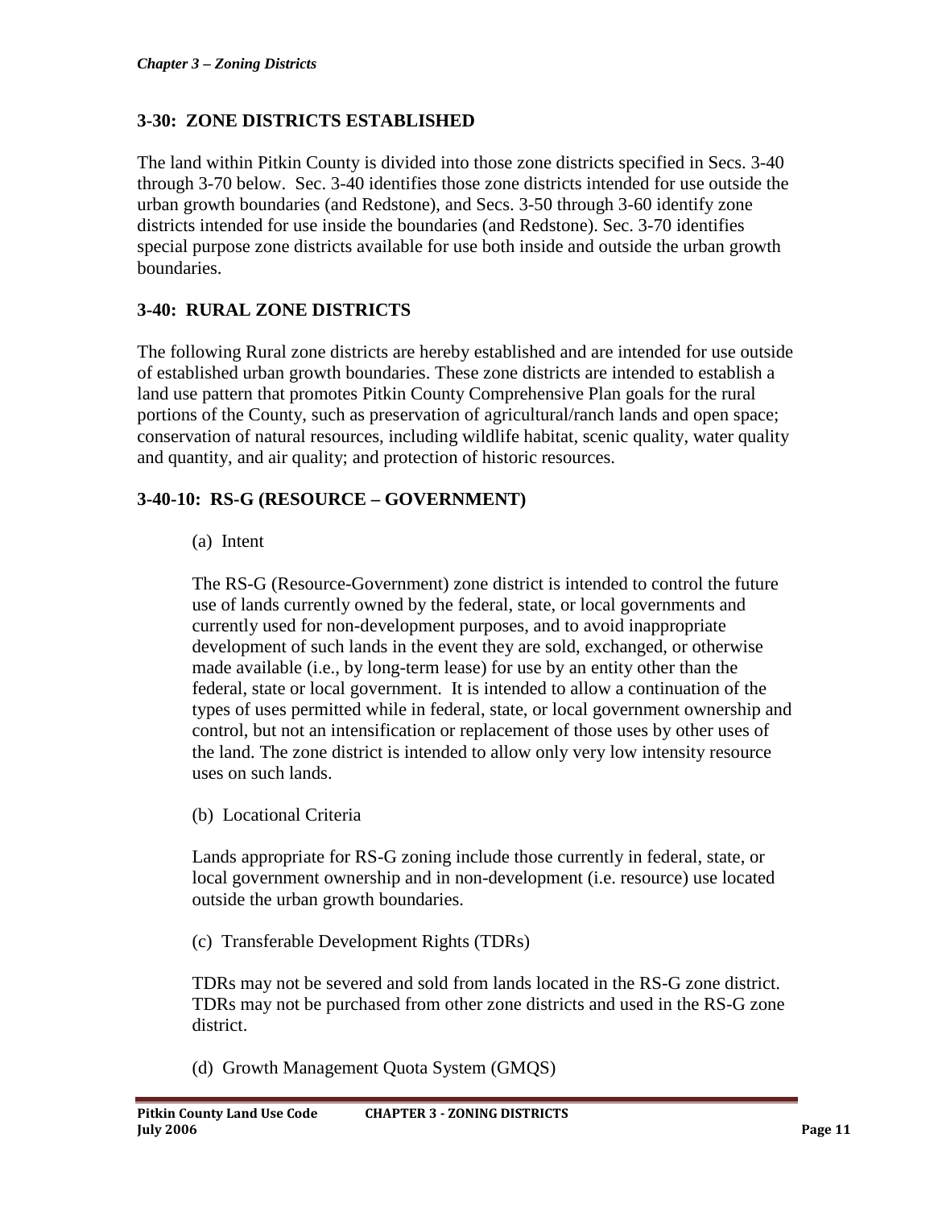## 3-30: ZONE DISTRICTS ESTABLISHED

The land within Pitkin County is divided into those zone districts specified in Secs. 3-40 through 3-70 below. Sec. 3-40 identifies those zone districts intended for use outside the urban growth boundaries (and Redstone), and Secs. 3-50 through 3-60 identify zone districts intended for use inside the boundaries (and Redstone). Sec. 3-70 identifies special purpose zone districts available for use both inside and outside the urban growth boundaries.

## 3-40: RURAL ZONE DISTRICTS

The following Rural zone districts are hereby established and are intended for use outside of established urban growth boundaries. These zone districts are intended to establish a land use pattern that promotes Pitkin County Comprehensive Plan goals for the rural portions of the County, such as preservation of agricultural/ranch lands and open space; conservation of natural resources, including wildlife habitat, scenic quality, water quality and quantity, and air quality; and protection of historic resources.

### 3-40-10: RS-G (RESOURCE – GOVERNMENT)

(a) Intent

The RS-G (Resource-Government) zone district is intended to control the future use of lands currently owned by the federal, state, or local governments and currently used for non-development purposes, and to avoid inappropriate development of such lands in the event they are sold, exchanged, or otherwise made available (i.e., by long-term lease) for use by an entity other than the federal, state or local government. It is intended to allow a continuation of the types of uses permitted while in federal, state, or local government ownership and control, but not an intensification or replacement of those uses by other uses of the land. The zone district is intended to allow only very low intensity resource uses on such lands.

(b) Locational Criteria

Lands appropriate for RS-G zoning include those currently in federal, state, or local government ownership and in non-development (i.e. resource) use located outside the urban growth boundaries.

(c) Transferable Development Rights (TDRs)

TDRs may not be severed and sold from lands located in the RS-G zone district. TDRs may not be purchased from other zone districts and used in the RS-G zone district.

(d) Growth Management Quota System (GMQS)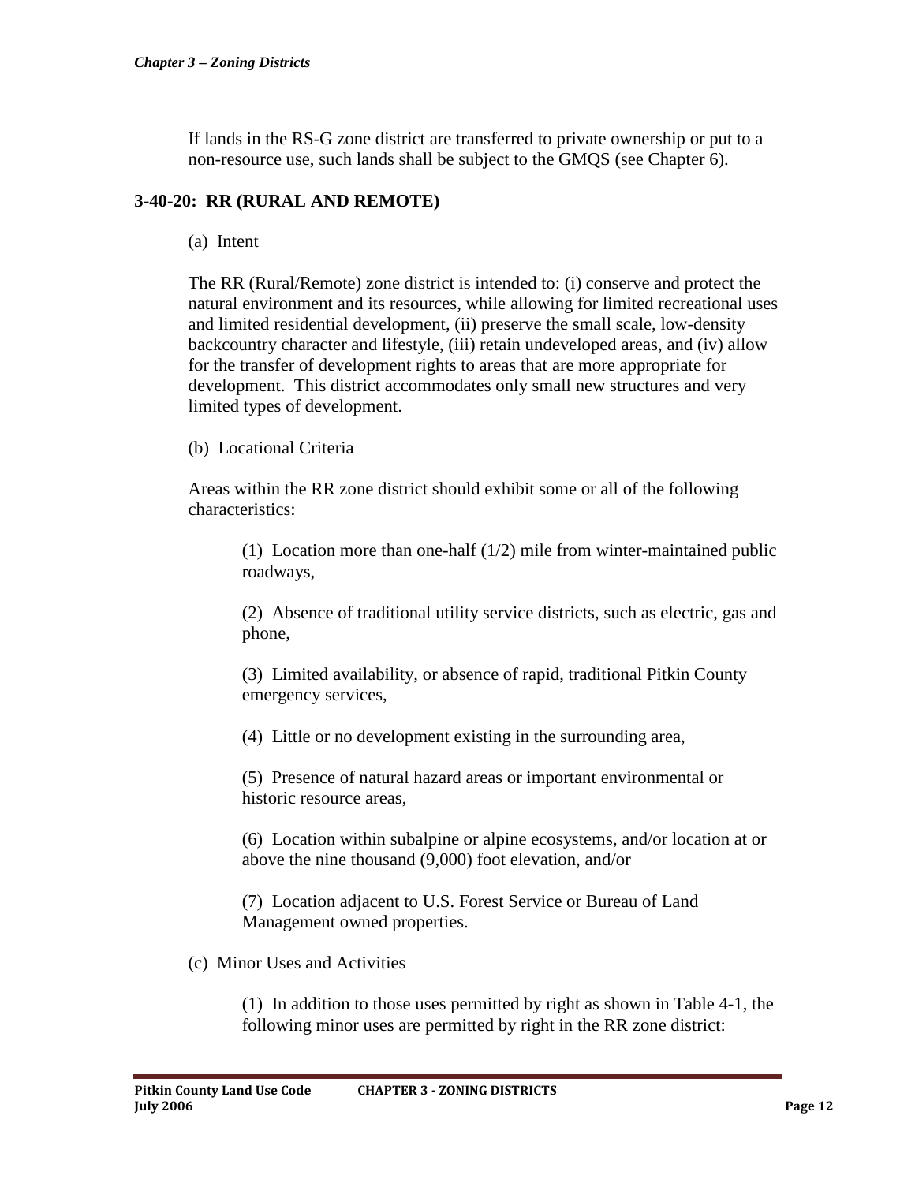If lands in the RS-G zone district are transferred to private ownership or put to a non-resource use, such lands shall be subject to the GMQS (see Chapter 6).

### 3-40-20: RR (RURAL AND REMOTE)

(a) Intent

The RR (Rural/Remote) zone district is intended to: (i) conserve and protect the natural environment and its resources, while allowing for limited recreational uses and limited residential development, (ii) preserve the small scale, low-density backcountry character and lifestyle, (iii) retain undeveloped areas, and (iv) allow for the transfer of development rights to areas that are more appropriate for development. This district accommodates only small new structures and very limited types of development.

(b) Locational Criteria

Areas within the RR zone district should exhibit some or all of the following characteristics:

(1) Location more than one-half (1/2) mile from winter-maintained public roadways,

(2) Absence of traditional utility service districts, such as electric, gas and phone,

(3) Limited availability, or absence of rapid, traditional Pitkin County emergency services,

(4) Little or no development existing in the surrounding area,

(5) Presence of natural hazard areas or important environmental or historic resource areas,

(6) Location within subalpine or alpine ecosystems, and/or location at or above the nine thousand (9,000) foot elevation, and/or

(7) Location adjacent to U.S. Forest Service or Bureau of Land Management owned properties.

(c) Minor Uses and Activities

(1) In addition to those uses permitted by right as shown in Table 4-1, the following minor uses are permitted by right in the RR zone district: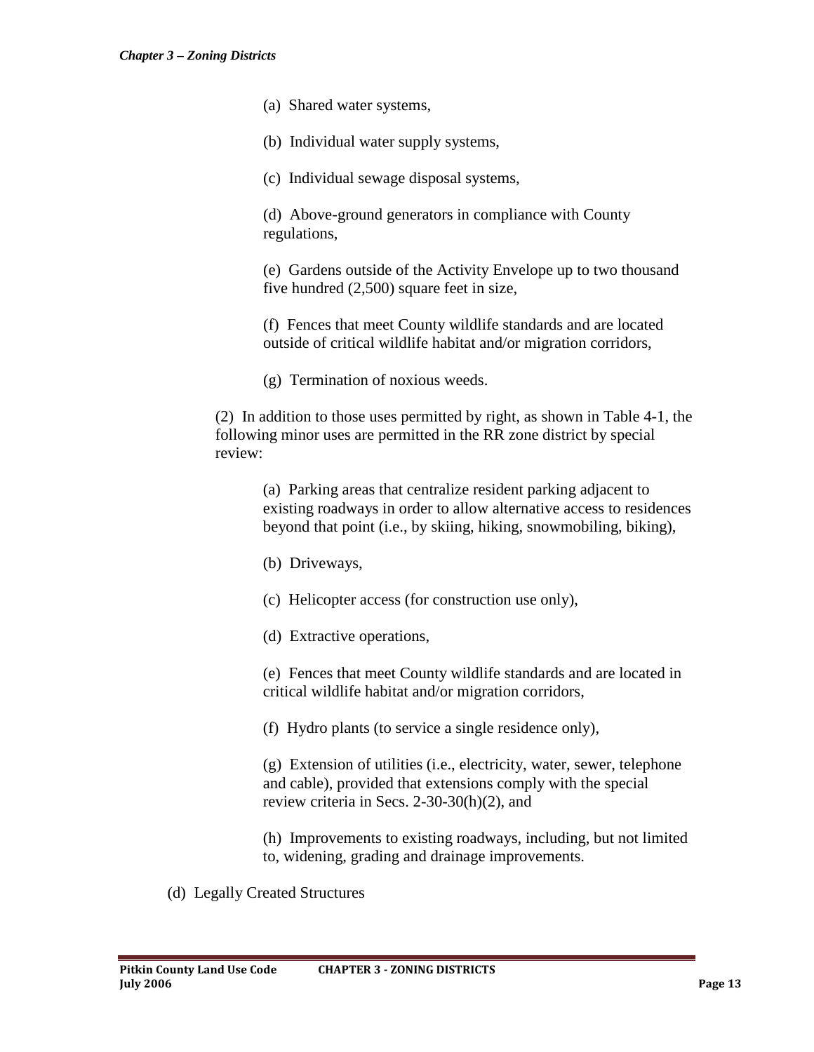(a) Shared water systems,

(b) Individual water supply systems,

(c) Individual sewage disposal systems,

(d) Above-ground generators in compliance with County regulations,

(e) Gardens outside of the Activity Envelope up to two thousand five hundred (2,500) square feet in size,

(f) Fences that meet County wildlife standards and are located outside of critical wildlife habitat and/or migration corridors,

(g) Termination of noxious weeds.

(2) In addition to those uses permitted by right, as shown in Table 4-1, the following minor uses are permitted in the RR zone district by special review:

(a) Parking areas that centralize resident parking adjacent to existing roadways in order to allow alternative access to residences beyond that point (i.e., by skiing, hiking, snowmobiling, biking),

(b) Driveways,

(c) Helicopter access (for construction use only),

(d) Extractive operations,

(e) Fences that meet County wildlife standards and are located in critical wildlife habitat and/or migration corridors,

(f) Hydro plants (to service a single residence only),

(g) Extension of utilities (i.e., electricity, water, sewer, telephone and cable), provided that extensions comply with the special review criteria in Secs. 2-30-30(h)(2), and

(h) Improvements to existing roadways, including, but not limited to, widening, grading and drainage improvements.

(d) Legally Created Structures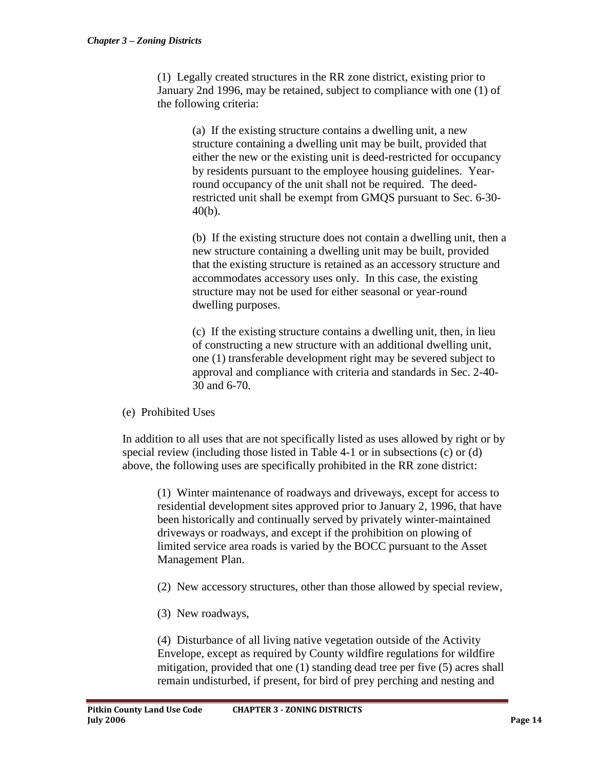(1) Legally created structures in the RR zone district, existing prior to January 2nd 1996, may be retained, subject to compliance with one (1) of the following criteria:

(a) If the existing structure contains a dwelling unit, a new structure containing a dwelling unit may be built, provided that either the new or the existing unit is deed-restricted for occupancy by residents pursuant to the employee housing guidelines. Year-round occupancy of the unit shall not be required. The deed-restricted unit shall be exempt from GMQS pursuant to Sec. 6-30-40(b).

(b) If the existing structure does not contain a dwelling unit, then a new structure containing a dwelling unit may be built, provided that the existing structure is retained as an accessory structure and accommodates accessory uses only. In this case, the existing structure may not be used for either seasonal or year-round dwelling purposes.

(c) If the existing structure contains a dwelling unit, then, in lieu of constructing a new structure with an additional dwelling unit, one (1) transferable development right may be severed subject to approval and compliance with criteria and standards in Sec. 2-40-30 and 6-70.

(e) Prohibited Uses

In addition to all uses that are not specifically listed as uses allowed by right or by special review (including those listed in Table 4-1 or in subsections (c) or (d) above, the following uses are specifically prohibited in the RR zone district:

(1) Winter maintenance of roadways and driveways, except for access to residential development sites approved prior to January 2, 1996, that have been historically and continually served by privately winter-maintained driveways or roadways, and except if the prohibition on plowing of limited service area roads is varied by the BOCC pursuant to the Asset Management Plan.

(2) New accessory structures, other than those allowed by special review,

(3) New roadways,

(4) Disturbance of all living native vegetation outside of the Activity Envelope, except as required by County wildfire regulations for wildfire mitigation, provided that one (1) standing dead tree per five (5) acres shall remain undisturbed, if present, for bird of prey perching and nesting and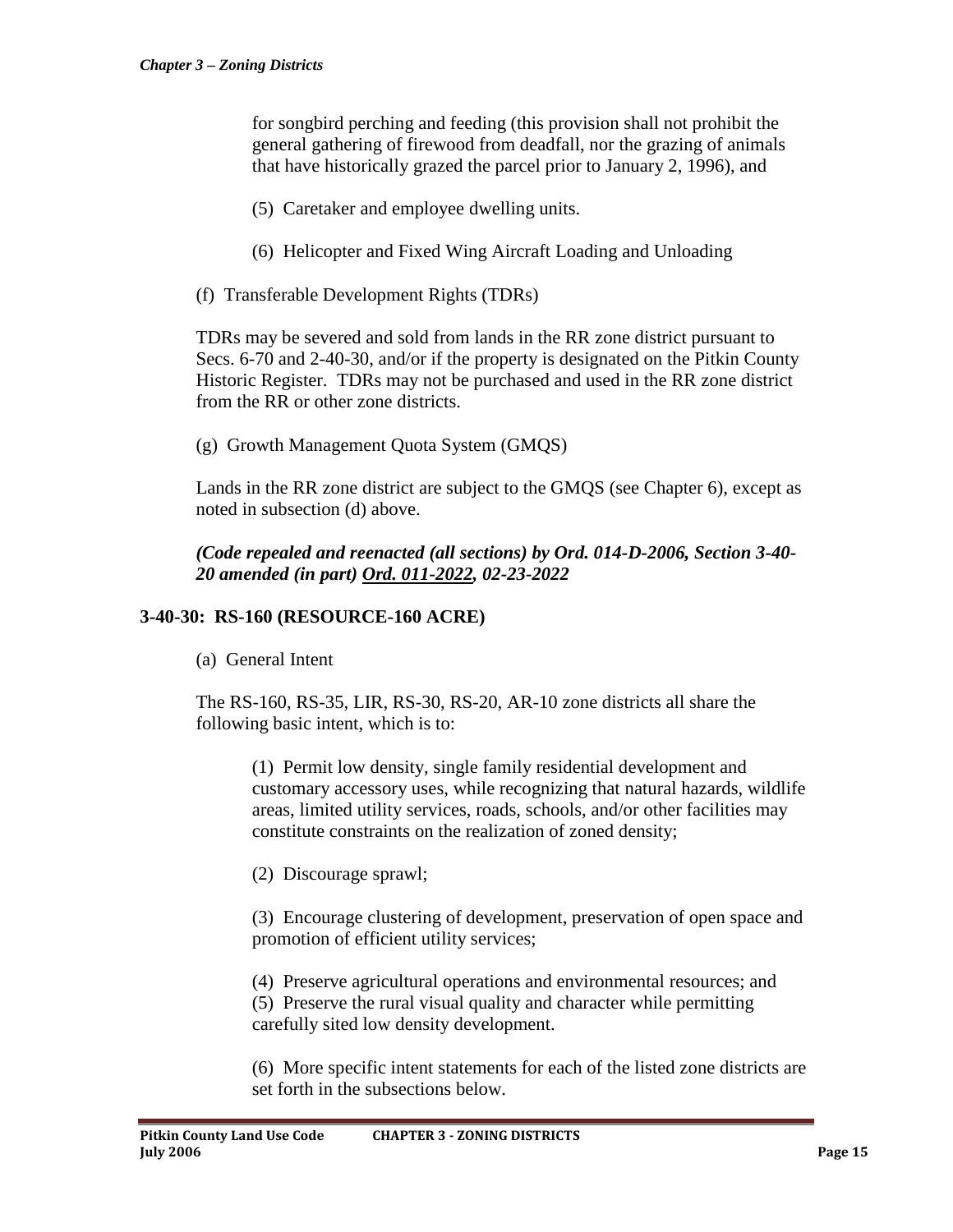for songbird perching and feeding (this provision shall not prohibit the general gathering of firewood from deadfall, nor the grazing of animals that have historically grazed the parcel prior to January 2, 1996), and

(5) Caretaker and employee dwelling units.

(6) Helicopter and Fixed Wing Aircraft Loading and Unloading

(f) Transferable Development Rights (TDRs)

TDRs may be severed and sold from lands in the RR zone district pursuant to Secs. 6-70 and 2-40-30, and/or if the property is designated on the Pitkin County Historic Register. TDRs may not be purchased and used in the RR zone district from the RR or other zone districts.

(g) Growth Management Quota System (GMQS)

Lands in the RR zone district are subject to the GMQS (see Chapter 6), except as noted in subsection (d) above.

***(Code repealed and reenacted (all sections) by Ord. 014-D-2006, Section 3-40-20 amended (in part) Ord. 011-2022, 02-23-2022***

## 3-40-30: RS-160 (RESOURCE-160 ACRE)

(a) General Intent

The RS-160, RS-35, LIR, RS-30, RS-20, AR-10 zone districts all share the following basic intent, which is to:

(1) Permit low density, single family residential development and customary accessory uses, while recognizing that natural hazards, wildlife areas, limited utility services, roads, schools, and/or other facilities may constitute constraints on the realization of zoned density;

(2) Discourage sprawl;

(3) Encourage clustering of development, preservation of open space and promotion of efficient utility services;

(4) Preserve agricultural operations and environmental resources; and

(5) Preserve the rural visual quality and character while permitting carefully sited low density development.

(6) More specific intent statements for each of the listed zone districts are set forth in the subsections below.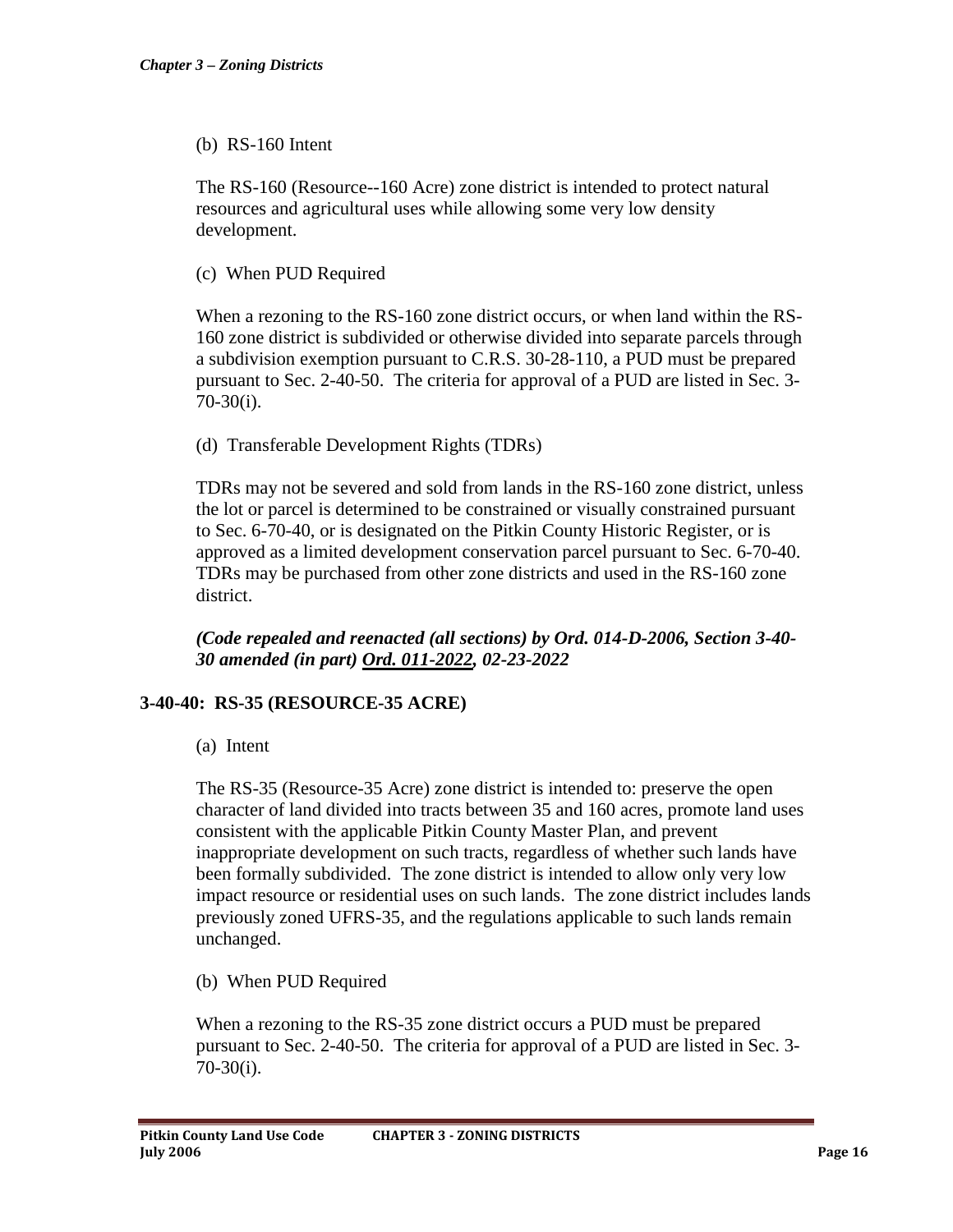(b) RS-160 Intent

The RS-160 (Resource--160 Acre) zone district is intended to protect natural resources and agricultural uses while allowing some very low density development.

(c) When PUD Required

When a rezoning to the RS-160 zone district occurs, or when land within the RS-160 zone district is subdivided or otherwise divided into separate parcels through a subdivision exemption pursuant to C.R.S. 30-28-110, a PUD must be prepared pursuant to Sec. 2-40-50. The criteria for approval of a PUD are listed in Sec. 3-70-30(i).

(d) Transferable Development Rights (TDRs)

TDRs may not be severed and sold from lands in the RS-160 zone district, unless the lot or parcel is determined to be constrained or visually constrained pursuant to Sec. 6-70-40, or is designated on the Pitkin County Historic Register, or is approved as a limited development conservation parcel pursuant to Sec. 6-70-40. TDRs may be purchased from other zone districts and used in the RS-160 zone district.

***(Code repealed and reenacted (all sections) by Ord. 014-D-2006, Section 3-40-30 amended (in part) <u>Ord. 011-2022</u>, 02-23-2022***

## 3-40-40: RS-35 (RESOURCE-35 ACRE)

(a) Intent

The RS-35 (Resource-35 Acre) zone district is intended to: preserve the open character of land divided into tracts between 35 and 160 acres, promote land uses consistent with the applicable Pitkin County Master Plan, and prevent inappropriate development on such tracts, regardless of whether such lands have been formally subdivided. The zone district is intended to allow only very low impact resource or residential uses on such lands. The zone district includes lands previously zoned UFRS-35, and the regulations applicable to such lands remain unchanged.

(b) When PUD Required

When a rezoning to the RS-35 zone district occurs a PUD must be prepared pursuant to Sec. 2-40-50. The criteria for approval of a PUD are listed in Sec. 3-70-30(i).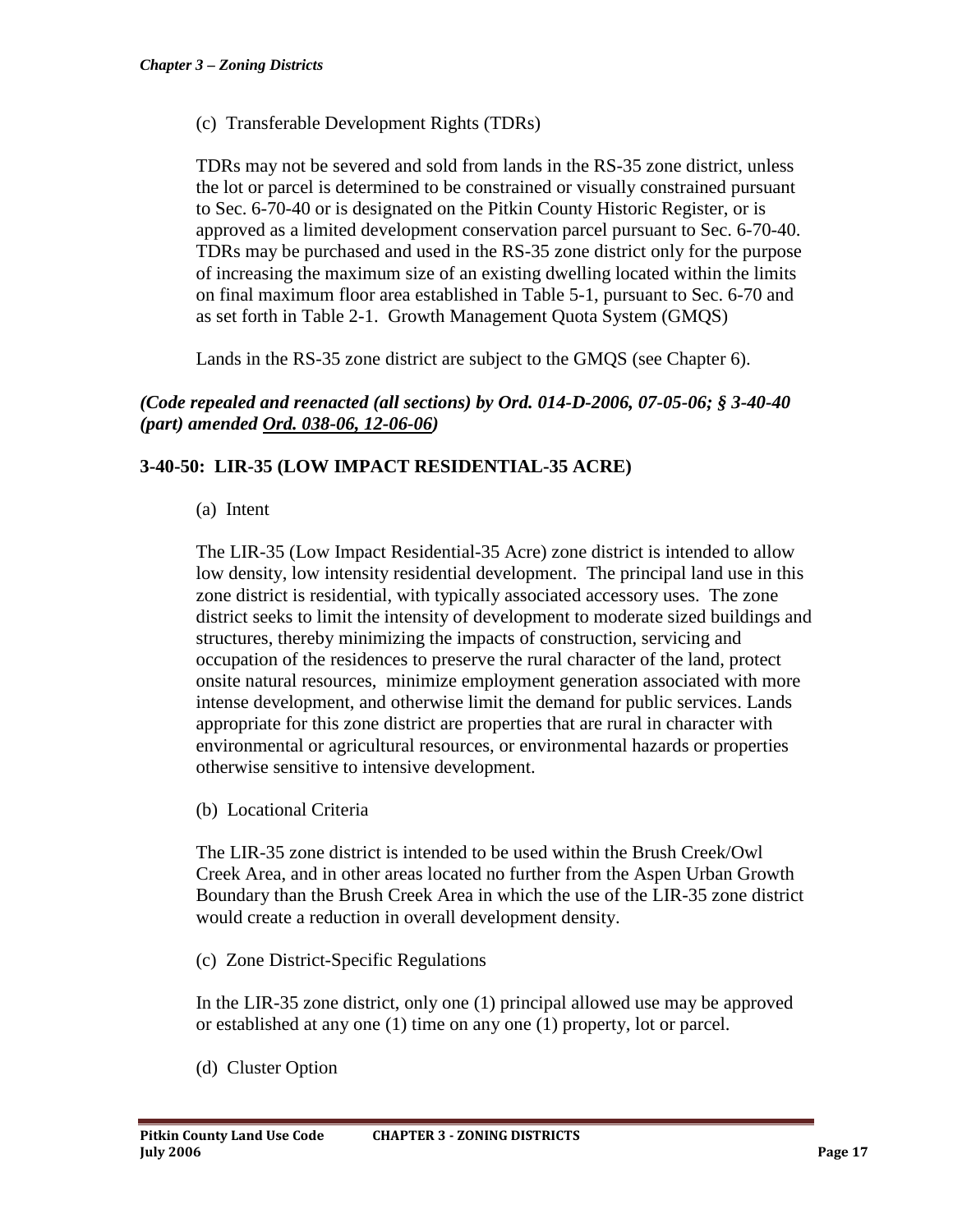(c) Transferable Development Rights (TDRs)

TDRs may not be severed and sold from lands in the RS-35 zone district, unless the lot or parcel is determined to be constrained or visually constrained pursuant to Sec. 6-70-40 or is designated on the Pitkin County Historic Register, or is approved as a limited development conservation parcel pursuant to Sec. 6-70-40. TDRs may be purchased and used in the RS-35 zone district only for the purpose of increasing the maximum size of an existing dwelling located within the limits on final maximum floor area established in Table 5-1, pursuant to Sec. 6-70 and as set forth in Table 2-1. Growth Management Quota System (GMQS)

Lands in the RS-35 zone district are subject to the GMQS (see Chapter 6).

***(Code repealed and reenacted (all sections) by Ord. 014-D-2006, 07-05-06; § 3-40-40 (part) amended Ord. 038-06, 12-06-06)***

### 3-40-50: LIR-35 (LOW IMPACT RESIDENTIAL-35 ACRE)

(a) Intent

The LIR-35 (Low Impact Residential-35 Acre) zone district is intended to allow low density, low intensity residential development. The principal land use in this zone district is residential, with typically associated accessory uses. The zone district seeks to limit the intensity of development to moderate sized buildings and structures, thereby minimizing the impacts of construction, servicing and occupation of the residences to preserve the rural character of the land, protect onsite natural resources, minimize employment generation associated with more intense development, and otherwise limit the demand for public services. Lands appropriate for this zone district are properties that are rural in character with environmental or agricultural resources, or environmental hazards or properties otherwise sensitive to intensive development.

(b) Locational Criteria

The LIR-35 zone district is intended to be used within the Brush Creek/Owl Creek Area, and in other areas located no further from the Aspen Urban Growth Boundary than the Brush Creek Area in which the use of the LIR-35 zone district would create a reduction in overall development density.

(c) Zone District-Specific Regulations

In the LIR-35 zone district, only one (1) principal allowed use may be approved or established at any one (1) time on any one (1) property, lot or parcel.

(d) Cluster Option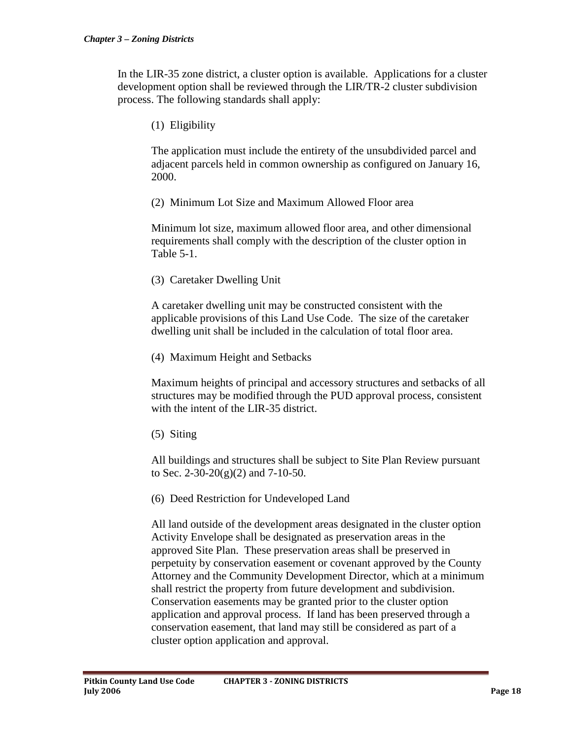In the LIR-35 zone district, a cluster option is available. Applications for a cluster development option shall be reviewed through the LIR/TR-2 cluster subdivision process. The following standards shall apply:

(1) Eligibility

The application must include the entirety of the unsubdivided parcel and adjacent parcels held in common ownership as configured on January 16, 2000.

(2) Minimum Lot Size and Maximum Allowed Floor area

Minimum lot size, maximum allowed floor area, and other dimensional requirements shall comply with the description of the cluster option in Table 5-1.

(3) Caretaker Dwelling Unit

A caretaker dwelling unit may be constructed consistent with the applicable provisions of this Land Use Code. The size of the caretaker dwelling unit shall be included in the calculation of total floor area.

(4) Maximum Height and Setbacks

Maximum heights of principal and accessory structures and setbacks of all structures may be modified through the PUD approval process, consistent with the intent of the LIR-35 district.

(5) Siting

All buildings and structures shall be subject to Site Plan Review pursuant to Sec. 2-30-20(g)(2) and 7-10-50.

(6) Deed Restriction for Undeveloped Land

All land outside of the development areas designated in the cluster option Activity Envelope shall be designated as preservation areas in the approved Site Plan. These preservation areas shall be preserved in perpetuity by conservation easement or covenant approved by the County Attorney and the Community Development Director, which at a minimum shall restrict the property from future development and subdivision. Conservation easements may be granted prior to the cluster option application and approval process. If land has been preserved through a conservation easement, that land may still be considered as part of a cluster option application and approval.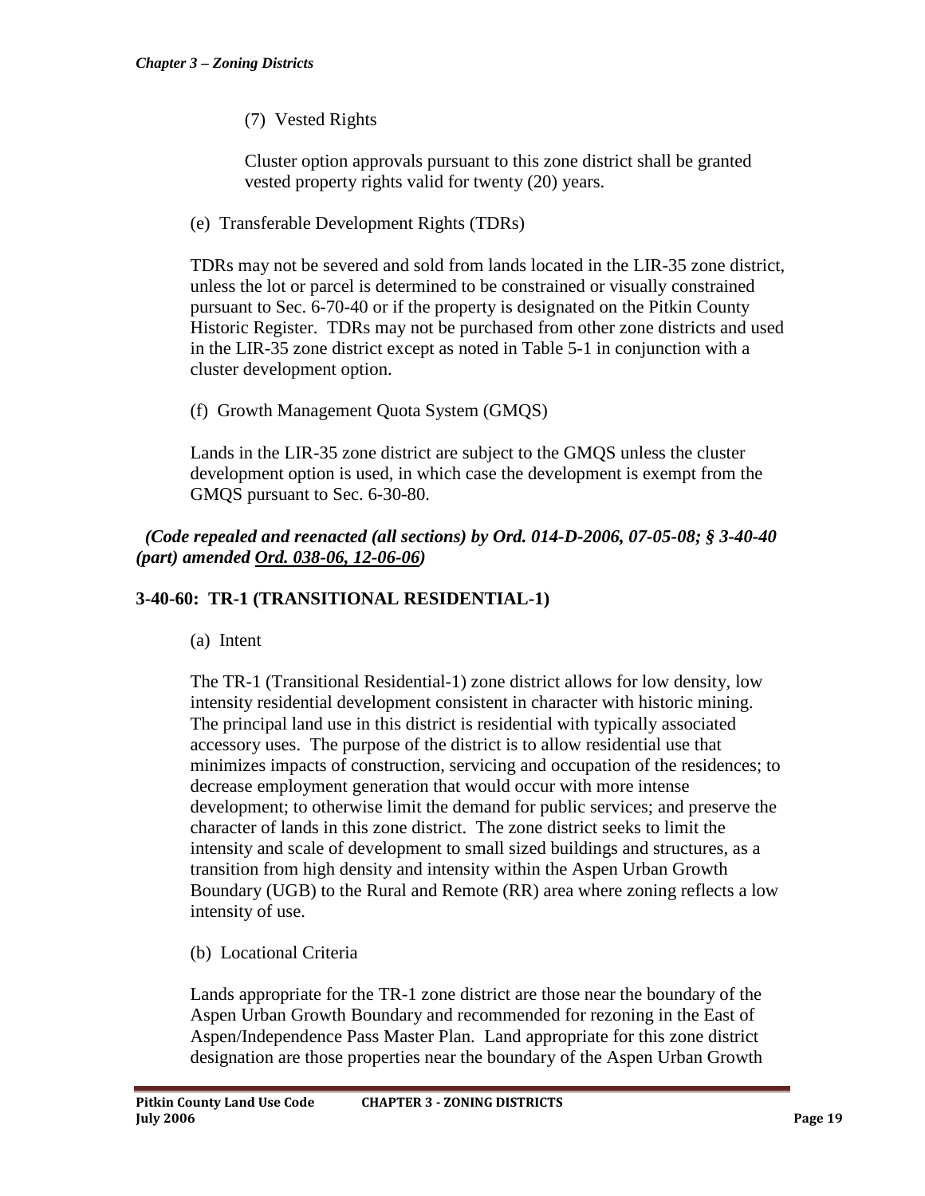(7) Vested Rights

Cluster option approvals pursuant to this zone district shall be granted vested property rights valid for twenty (20) years.

(e) Transferable Development Rights (TDRs)

TDRs may not be severed and sold from lands located in the LIR-35 zone district, unless the lot or parcel is determined to be constrained or visually constrained pursuant to Sec. 6-70-40 or if the property is designated on the Pitkin County Historic Register. TDRs may not be purchased from other zone districts and used in the LIR-35 zone district except as noted in Table 5-1 in conjunction with a cluster development option.

(f) Growth Management Quota System (GMQS)

Lands in the LIR-35 zone district are subject to the GMQS unless the cluster development option is used, in which case the development is exempt from the GMQS pursuant to Sec. 6-30-80.

*(Code repealed and reenacted (all sections) by Ord. 014-D-2006, 07-05-08; § 3-40-40 (part) amended Ord. 038-06, 12-06-06)*

### 3-40-60: TR-1 (TRANSITIONAL RESIDENTIAL-1)

(a) Intent

The TR-1 (Transitional Residential-1) zone district allows for low density, low intensity residential development consistent in character with historic mining. The principal land use in this district is residential with typically associated accessory uses. The purpose of the district is to allow residential use that minimizes impacts of construction, servicing and occupation of the residences; to decrease employment generation that would occur with more intense development; to otherwise limit the demand for public services; and preserve the character of lands in this zone district. The zone district seeks to limit the intensity and scale of development to small sized buildings and structures, as a transition from high density and intensity within the Aspen Urban Growth Boundary (UGB) to the Rural and Remote (RR) area where zoning reflects a low intensity of use.

(b) Locational Criteria

Lands appropriate for the TR-1 zone district are those near the boundary of the Aspen Urban Growth Boundary and recommended for rezoning in the East of Aspen/Independence Pass Master Plan. Land appropriate for this zone district designation are those properties near the boundary of the Aspen Urban Growth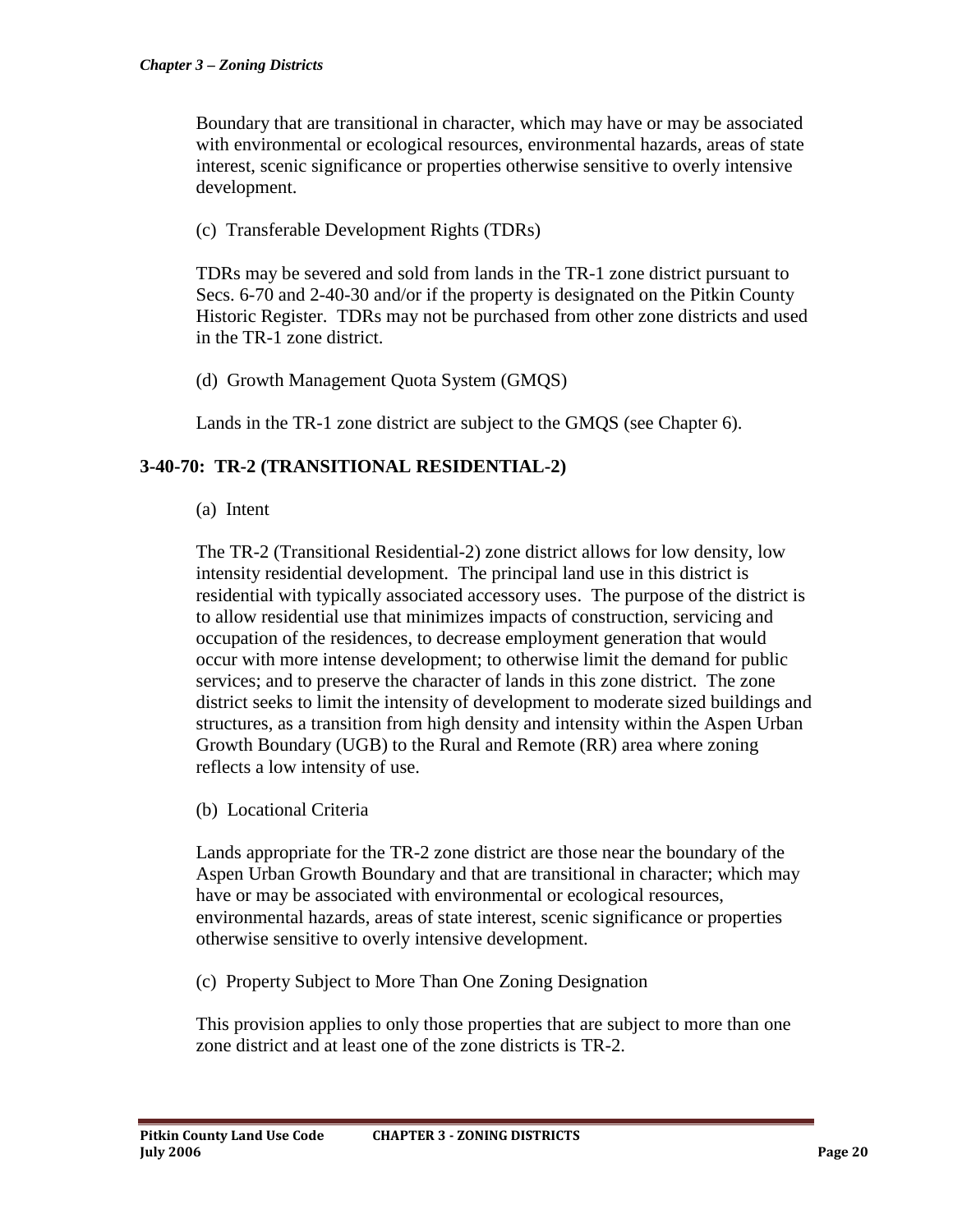Boundary that are transitional in character, which may have or may be associated with environmental or ecological resources, environmental hazards, areas of state interest, scenic significance or properties otherwise sensitive to overly intensive development.

(c) Transferable Development Rights (TDRs)

TDRs may be severed and sold from lands in the TR-1 zone district pursuant to Secs. 6-70 and 2-40-30 and/or if the property is designated on the Pitkin County Historic Register. TDRs may not be purchased from other zone districts and used in the TR-1 zone district.

(d) Growth Management Quota System (GMQS)

Lands in the TR-1 zone district are subject to the GMQS (see Chapter 6).

## 3-40-70: TR-2 (TRANSITIONAL RESIDENTIAL-2)

(a) Intent

The TR-2 (Transitional Residential-2) zone district allows for low density, low intensity residential development. The principal land use in this district is residential with typically associated accessory uses. The purpose of the district is to allow residential use that minimizes impacts of construction, servicing and occupation of the residences, to decrease employment generation that would occur with more intense development; to otherwise limit the demand for public services; and to preserve the character of lands in this zone district. The zone district seeks to limit the intensity of development to moderate sized buildings and structures, as a transition from high density and intensity within the Aspen Urban Growth Boundary (UGB) to the Rural and Remote (RR) area where zoning reflects a low intensity of use.

(b) Locational Criteria

Lands appropriate for the TR-2 zone district are those near the boundary of the Aspen Urban Growth Boundary and that are transitional in character; which may have or may be associated with environmental or ecological resources, environmental hazards, areas of state interest, scenic significance or properties otherwise sensitive to overly intensive development.

(c) Property Subject to More Than One Zoning Designation

This provision applies to only those properties that are subject to more than one zone district and at least one of the zone districts is TR-2.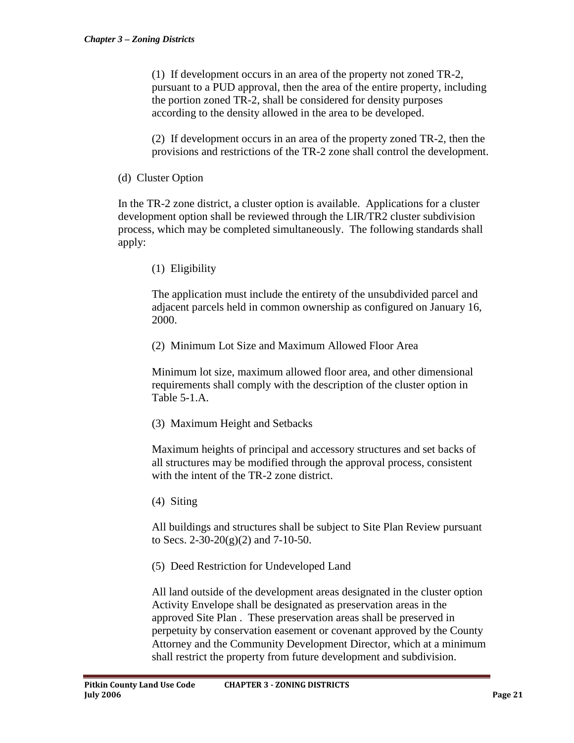(1) If development occurs in an area of the property not zoned TR-2, pursuant to a PUD approval, then the area of the entire property, including the portion zoned TR-2, shall be considered for density purposes according to the density allowed in the area to be developed.

(2) If development occurs in an area of the property zoned TR-2, then the provisions and restrictions of the TR-2 zone shall control the development.

(d) Cluster Option

In the TR-2 zone district, a cluster option is available. Applications for a cluster development option shall be reviewed through the LIR/TR2 cluster subdivision process, which may be completed simultaneously. The following standards shall apply:

(1) Eligibility

The application must include the entirety of the unsubdivided parcel and adjacent parcels held in common ownership as configured on January 16, 2000.

(2) Minimum Lot Size and Maximum Allowed Floor Area

Minimum lot size, maximum allowed floor area, and other dimensional requirements shall comply with the description of the cluster option in Table 5-1.A.

(3) Maximum Height and Setbacks

Maximum heights of principal and accessory structures and set backs of all structures may be modified through the approval process, consistent with the intent of the TR-2 zone district.

(4) Siting

All buildings and structures shall be subject to Site Plan Review pursuant to Secs. 2-30-20(g)(2) and 7-10-50.

(5) Deed Restriction for Undeveloped Land

All land outside of the development areas designated in the cluster option Activity Envelope shall be designated as preservation areas in the approved Site Plan . These preservation areas shall be preserved in perpetuity by conservation easement or covenant approved by the County Attorney and the Community Development Director, which at a minimum shall restrict the property from future development and subdivision.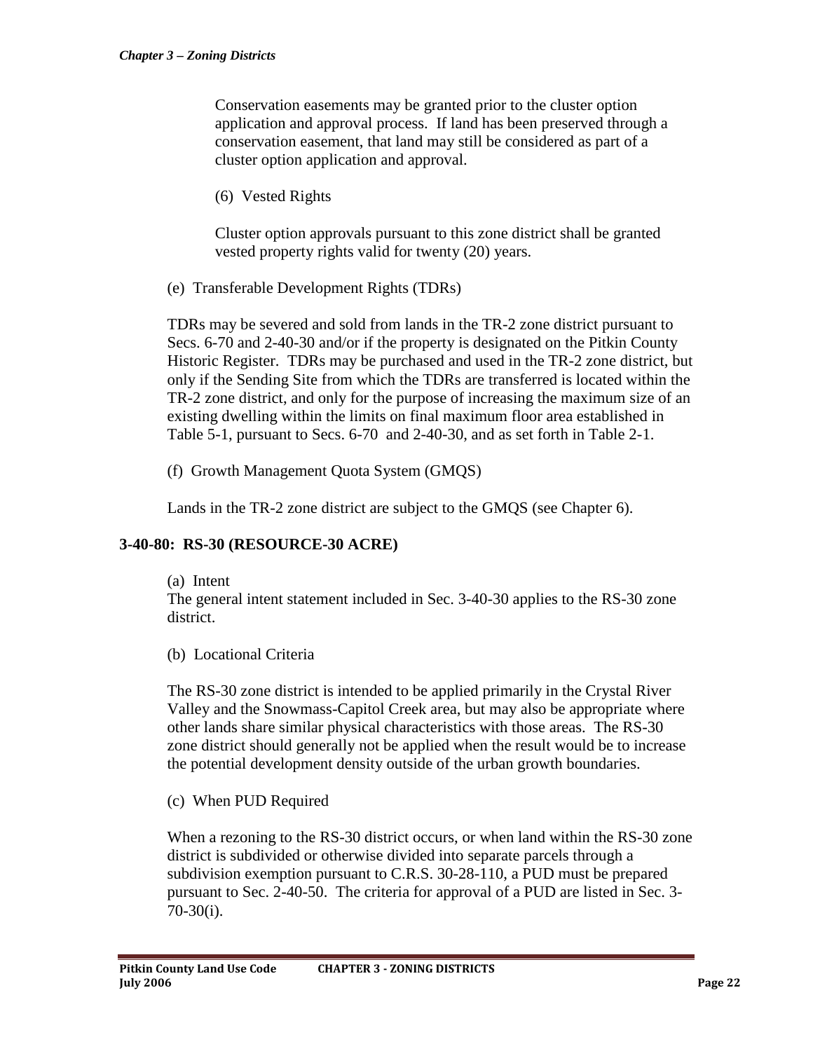Conservation easements may be granted prior to the cluster option application and approval process. If land has been preserved through a conservation easement, that land may still be considered as part of a cluster option application and approval.

(6) Vested Rights

Cluster option approvals pursuant to this zone district shall be granted vested property rights valid for twenty (20) years.

(e) Transferable Development Rights (TDRs)

TDRs may be severed and sold from lands in the TR-2 zone district pursuant to Secs. 6-70 and 2-40-30 and/or if the property is designated on the Pitkin County Historic Register. TDRs may be purchased and used in the TR-2 zone district, but only if the Sending Site from which the TDRs are transferred is located within the TR-2 zone district, and only for the purpose of increasing the maximum size of an existing dwelling within the limits on final maximum floor area established in Table 5-1, pursuant to Secs. 6-70 and 2-40-30, and as set forth in Table 2-1.

(f) Growth Management Quota System (GMQS)

Lands in the TR-2 zone district are subject to the GMQS (see Chapter 6).

### 3-40-80: RS-30 (RESOURCE-30 ACRE)

(a) Intent

The general intent statement included in Sec. 3-40-30 applies to the RS-30 zone district.

(b) Locational Criteria

The RS-30 zone district is intended to be applied primarily in the Crystal River Valley and the Snowmass-Capitol Creek area, but may also be appropriate where other lands share similar physical characteristics with those areas. The RS-30 zone district should generally not be applied when the result would be to increase the potential development density outside of the urban growth boundaries.

(c) When PUD Required

When a rezoning to the RS-30 district occurs, or when land within the RS-30 zone district is subdivided or otherwise divided into separate parcels through a subdivision exemption pursuant to C.R.S. 30-28-110, a PUD must be prepared pursuant to Sec. 2-40-50. The criteria for approval of a PUD are listed in Sec. 3-70-30(i).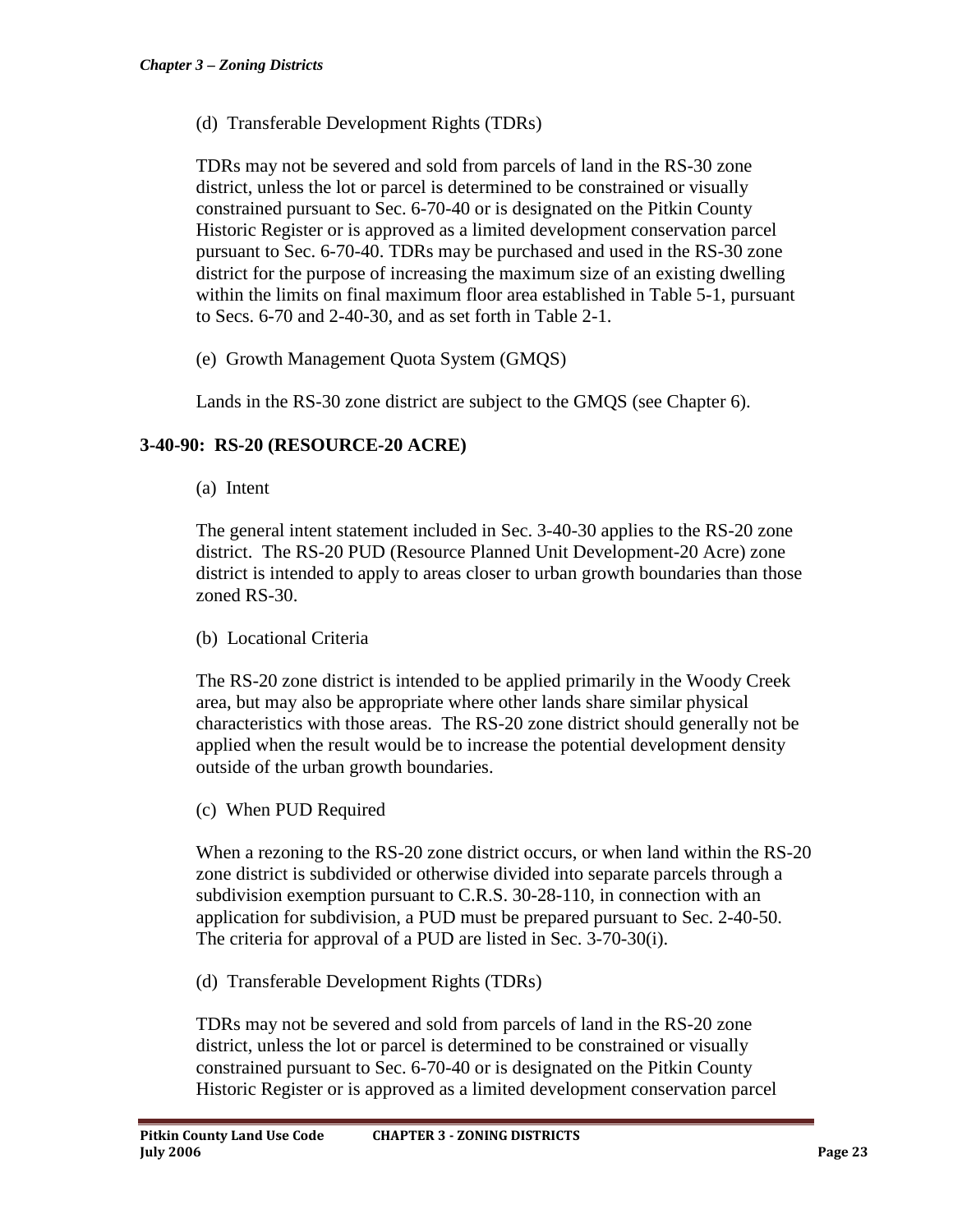(d) Transferable Development Rights (TDRs)

TDRs may not be severed and sold from parcels of land in the RS-30 zone district, unless the lot or parcel is determined to be constrained or visually constrained pursuant to Sec. 6-70-40 or is designated on the Pitkin County Historic Register or is approved as a limited development conservation parcel pursuant to Sec. 6-70-40. TDRs may be purchased and used in the RS-30 zone district for the purpose of increasing the maximum size of an existing dwelling within the limits on final maximum floor area established in Table 5-1, pursuant to Secs. 6-70 and 2-40-30, and as set forth in Table 2-1.

(e) Growth Management Quota System (GMQS)

Lands in the RS-30 zone district are subject to the GMQS (see Chapter 6).

## 3-40-90: RS-20 (RESOURCE-20 ACRE)

(a) Intent

The general intent statement included in Sec. 3-40-30 applies to the RS-20 zone district. The RS-20 PUD (Resource Planned Unit Development-20 Acre) zone district is intended to apply to areas closer to urban growth boundaries than those zoned RS-30.

(b) Locational Criteria

The RS-20 zone district is intended to be applied primarily in the Woody Creek area, but may also be appropriate where other lands share similar physical characteristics with those areas. The RS-20 zone district should generally not be applied when the result would be to increase the potential development density outside of the urban growth boundaries.

(c) When PUD Required

When a rezoning to the RS-20 zone district occurs, or when land within the RS-20 zone district is subdivided or otherwise divided into separate parcels through a subdivision exemption pursuant to C.R.S. 30-28-110, in connection with an application for subdivision, a PUD must be prepared pursuant to Sec. 2-40-50. The criteria for approval of a PUD are listed in Sec. 3-70-30(i).

(d) Transferable Development Rights (TDRs)

TDRs may not be severed and sold from parcels of land in the RS-20 zone district, unless the lot or parcel is determined to be constrained or visually constrained pursuant to Sec. 6-70-40 or is designated on the Pitkin County Historic Register or is approved as a limited development conservation parcel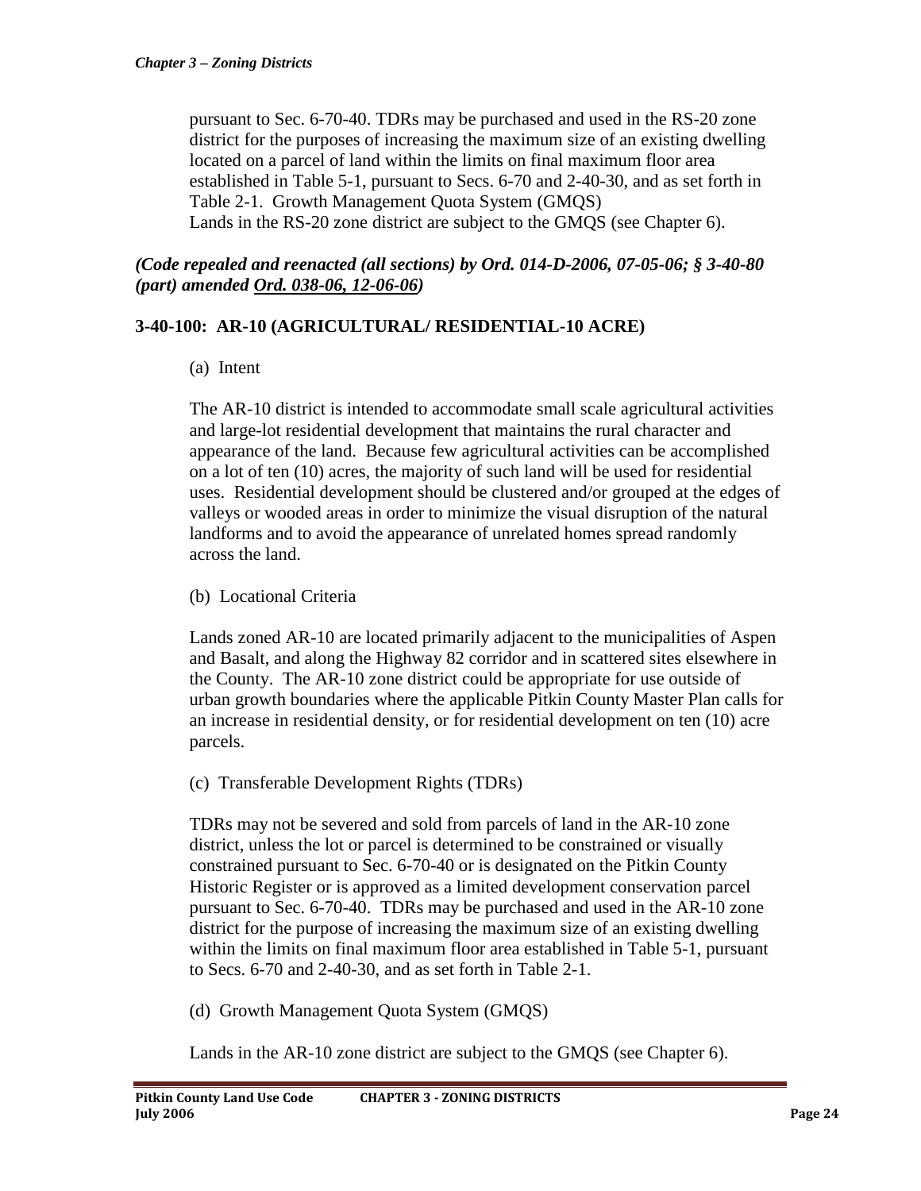pursuant to Sec. 6-70-40. TDRs may be purchased and used in the RS-20 zone district for the purposes of increasing the maximum size of an existing dwelling located on a parcel of land within the limits on final maximum floor area established in Table 5-1, pursuant to Secs. 6-70 and 2-40-30, and as set forth in Table 2-1. Growth Management Quota System (GMQS)
Lands in the RS-20 zone district are subject to the GMQS (see Chapter 6).

***(Code repealed and reenacted (all sections) by Ord. 014-D-2006, 07-05-06; § 3-40-80 (part) amended Ord. 038-06, 12-06-06)***

### 3-40-100: AR-10 (AGRICULTURAL/ RESIDENTIAL-10 ACRE)

(a) Intent

The AR-10 district is intended to accommodate small scale agricultural activities and large-lot residential development that maintains the rural character and appearance of the land. Because few agricultural activities can be accomplished on a lot of ten (10) acres, the majority of such land will be used for residential uses. Residential development should be clustered and/or grouped at the edges of valleys or wooded areas in order to minimize the visual disruption of the natural landforms and to avoid the appearance of unrelated homes spread randomly across the land.

(b) Locational Criteria

Lands zoned AR-10 are located primarily adjacent to the municipalities of Aspen and Basalt, and along the Highway 82 corridor and in scattered sites elsewhere in the County. The AR-10 zone district could be appropriate for use outside of urban growth boundaries where the applicable Pitkin County Master Plan calls for an increase in residential density, or for residential development on ten (10) acre parcels.

(c) Transferable Development Rights (TDRs)

TDRs may not be severed and sold from parcels of land in the AR-10 zone district, unless the lot or parcel is determined to be constrained or visually constrained pursuant to Sec. 6-70-40 or is designated on the Pitkin County Historic Register or is approved as a limited development conservation parcel pursuant to Sec. 6-70-40. TDRs may be purchased and used in the AR-10 zone district for the purpose of increasing the maximum size of an existing dwelling within the limits on final maximum floor area established in Table 5-1, pursuant to Secs. 6-70 and 2-40-30, and as set forth in Table 2-1.

(d) Growth Management Quota System (GMQS)

Lands in the AR-10 zone district are subject to the GMQS (see Chapter 6).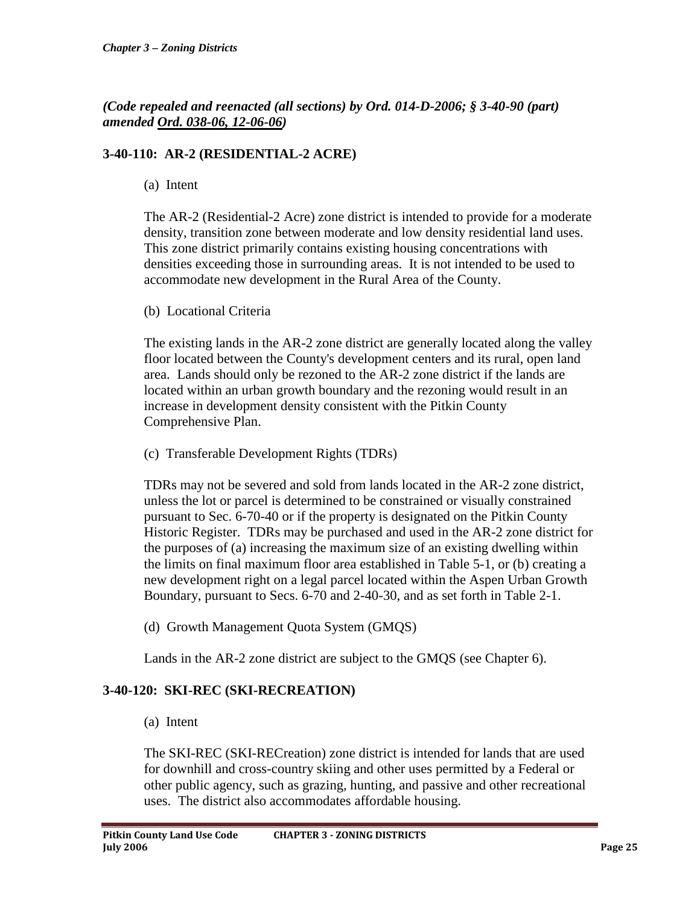*(Code repealed and reenacted (all sections) by Ord. 014-D-2006; § 3-40-90 (part) amended Ord. 038-06, 12-06-06)*

### 3-40-110: AR-2 (RESIDENTIAL-2 ACRE)

(a) Intent

The AR-2 (Residential-2 Acre) zone district is intended to provide for a moderate density, transition zone between moderate and low density residential land uses. This zone district primarily contains existing housing concentrations with densities exceeding those in surrounding areas. It is not intended to be used to accommodate new development in the Rural Area of the County.

(b) Locational Criteria

The existing lands in the AR-2 zone district are generally located along the valley floor located between the County's development centers and its rural, open land area. Lands should only be rezoned to the AR-2 zone district if the lands are located within an urban growth boundary and the rezoning would result in an increase in development density consistent with the Pitkin County Comprehensive Plan.

(c) Transferable Development Rights (TDRs)

TDRs may not be severed and sold from lands located in the AR-2 zone district, unless the lot or parcel is determined to be constrained or visually constrained pursuant to Sec. 6-70-40 or if the property is designated on the Pitkin County Historic Register. TDRs may be purchased and used in the AR-2 zone district for the purposes of (a) increasing the maximum size of an existing dwelling within the limits on final maximum floor area established in Table 5-1, or (b) creating a new development right on a legal parcel located within the Aspen Urban Growth Boundary, pursuant to Secs. 6-70 and 2-40-30, and as set forth in Table 2-1.

(d) Growth Management Quota System (GMQS)

Lands in the AR-2 zone district are subject to the GMQS (see Chapter 6).

### 3-40-120: SKI-REC (SKI-RECREATION)

(a) Intent

The SKI-REC (SKI-RECreation) zone district is intended for lands that are used for downhill and cross-country skiing and other uses permitted by a Federal or other public agency, such as grazing, hunting, and passive and other recreational uses. The district also accommodates affordable housing.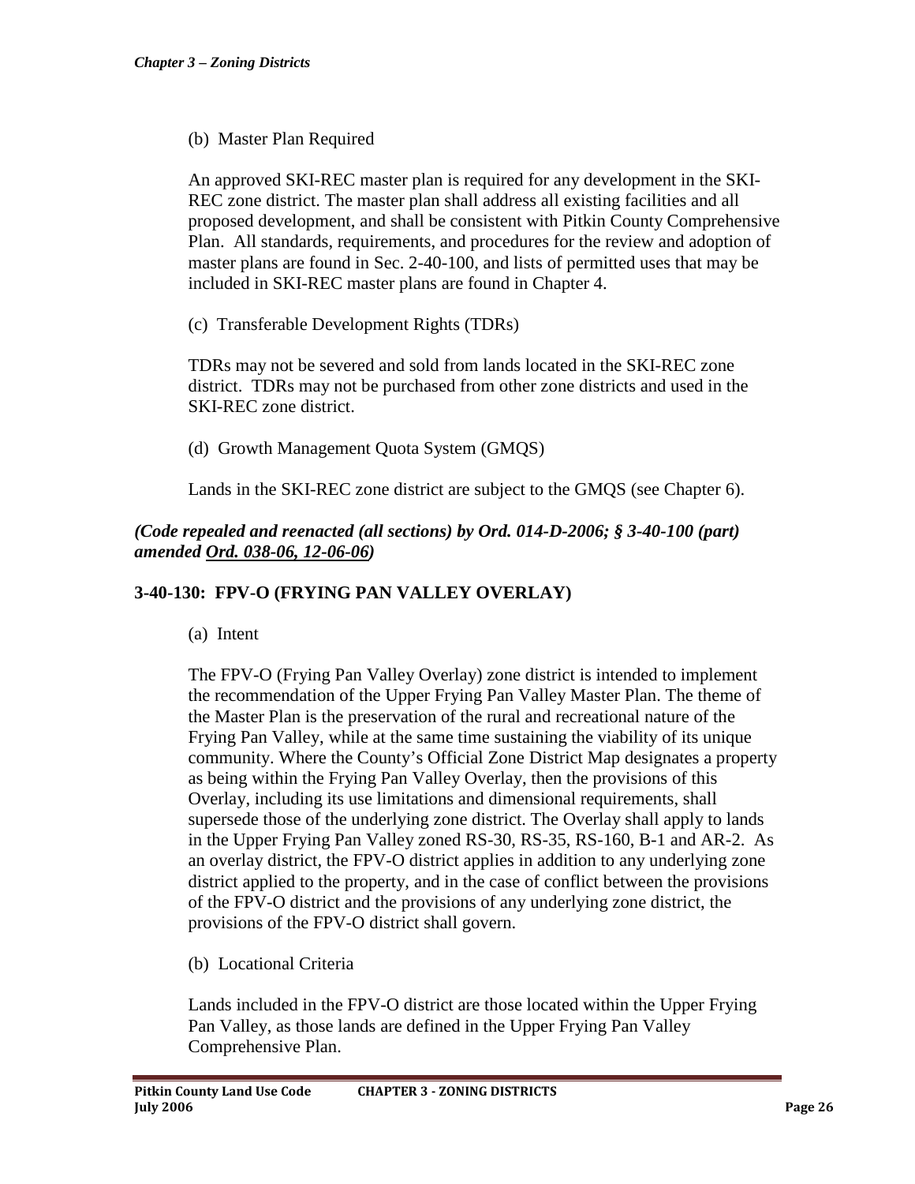(b) Master Plan Required

An approved SKI-REC master plan is required for any development in the SKI-REC zone district. The master plan shall address all existing facilities and all proposed development, and shall be consistent with Pitkin County Comprehensive Plan. All standards, requirements, and procedures for the review and adoption of master plans are found in Sec. 2-40-100, and lists of permitted uses that may be included in SKI-REC master plans are found in Chapter 4.

(c) Transferable Development Rights (TDRs)

TDRs may not be severed and sold from lands located in the SKI-REC zone district. TDRs may not be purchased from other zone districts and used in the SKI-REC zone district.

(d) Growth Management Quota System (GMQS)

Lands in the SKI-REC zone district are subject to the GMQS (see Chapter 6).

***(Code repealed and reenacted (all sections) by Ord. 014-D-2006; § 3-40-100 (part) amended Ord. 038-06, 12-06-06)***

## 3-40-130: FPV-O (FRYING PAN VALLEY OVERLAY)

(a) Intent

The FPV-O (Frying Pan Valley Overlay) zone district is intended to implement the recommendation of the Upper Frying Pan Valley Master Plan. The theme of the Master Plan is the preservation of the rural and recreational nature of the Frying Pan Valley, while at the same time sustaining the viability of its unique community. Where the County's Official Zone District Map designates a property as being within the Frying Pan Valley Overlay, then the provisions of this Overlay, including its use limitations and dimensional requirements, shall supersede those of the underlying zone district. The Overlay shall apply to lands in the Upper Frying Pan Valley zoned RS-30, RS-35, RS-160, B-1 and AR-2. As an overlay district, the FPV-O district applies in addition to any underlying zone district applied to the property, and in the case of conflict between the provisions of the FPV-O district and the provisions of any underlying zone district, the provisions of the FPV-O district shall govern.

(b) Locational Criteria

Lands included in the FPV-O district are those located within the Upper Frying Pan Valley, as those lands are defined in the Upper Frying Pan Valley Comprehensive Plan.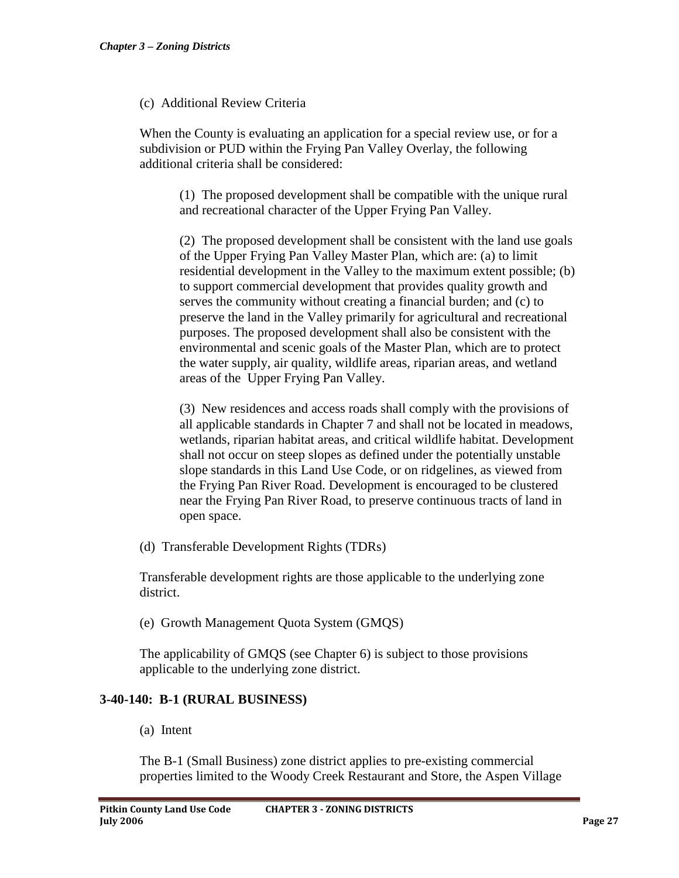(c) Additional Review Criteria

When the County is evaluating an application for a special review use, or for a subdivision or PUD within the Frying Pan Valley Overlay, the following additional criteria shall be considered:

(1) The proposed development shall be compatible with the unique rural and recreational character of the Upper Frying Pan Valley.

(2) The proposed development shall be consistent with the land use goals of the Upper Frying Pan Valley Master Plan, which are: (a) to limit residential development in the Valley to the maximum extent possible; (b) to support commercial development that provides quality growth and serves the community without creating a financial burden; and (c) to preserve the land in the Valley primarily for agricultural and recreational purposes. The proposed development shall also be consistent with the environmental and scenic goals of the Master Plan, which are to protect the water supply, air quality, wildlife areas, riparian areas, and wetland areas of the Upper Frying Pan Valley.

(3) New residences and access roads shall comply with the provisions of all applicable standards in Chapter 7 and shall not be located in meadows, wetlands, riparian habitat areas, and critical wildlife habitat. Development shall not occur on steep slopes as defined under the potentially unstable slope standards in this Land Use Code, or on ridgelines, as viewed from the Frying Pan River Road. Development is encouraged to be clustered near the Frying Pan River Road, to preserve continuous tracts of land in open space.

(d) Transferable Development Rights (TDRs)

Transferable development rights are those applicable to the underlying zone district.

(e) Growth Management Quota System (GMQS)

The applicability of GMQS (see Chapter 6) is subject to those provisions applicable to the underlying zone district.

### 3-40-140: B-1 (RURAL BUSINESS)

(a) Intent

The B-1 (Small Business) zone district applies to pre-existing commercial properties limited to the Woody Creek Restaurant and Store, the Aspen Village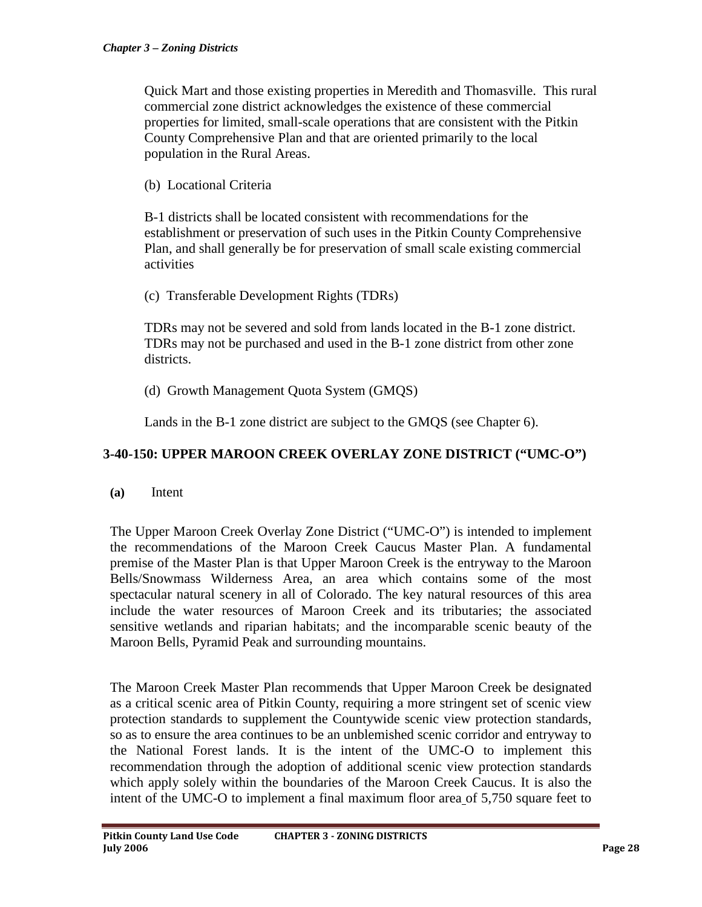Quick Mart and those existing properties in Meredith and Thomasville. This rural commercial zone district acknowledges the existence of these commercial properties for limited, small-scale operations that are consistent with the Pitkin County Comprehensive Plan and that are oriented primarily to the local population in the Rural Areas.

(b) Locational Criteria

B-1 districts shall be located consistent with recommendations for the establishment or preservation of such uses in the Pitkin County Comprehensive Plan, and shall generally be for preservation of small scale existing commercial activities

(c) Transferable Development Rights (TDRs)

TDRs may not be severed and sold from lands located in the B-1 zone district. TDRs may not be purchased and used in the B-1 zone district from other zone districts.

(d) Growth Management Quota System (GMQS)

Lands in the B-1 zone district are subject to the GMQS (see Chapter 6).

## 3-40-150: UPPER MAROON CREEK OVERLAY ZONE DISTRICT ("UMC-O")

**(a)** Intent

The Upper Maroon Creek Overlay Zone District ("UMC-O") is intended to implement the recommendations of the Maroon Creek Caucus Master Plan. A fundamental premise of the Master Plan is that Upper Maroon Creek is the entryway to the Maroon Bells/Snowmass Wilderness Area, an area which contains some of the most spectacular natural scenery in all of Colorado. The key natural resources of this area include the water resources of Maroon Creek and its tributaries; the associated sensitive wetlands and riparian habitats; and the incomparable scenic beauty of the Maroon Bells, Pyramid Peak and surrounding mountains.

The Maroon Creek Master Plan recommends that Upper Maroon Creek be designated as a critical scenic area of Pitkin County, requiring a more stringent set of scenic view protection standards to supplement the Countywide scenic view protection standards, so as to ensure the area continues to be an unblemished scenic corridor and entryway to the National Forest lands. It is the intent of the UMC-O to implement this recommendation through the adoption of additional scenic view protection standards which apply solely within the boundaries of the Maroon Creek Caucus. It is also the intent of the UMC-O to implement a final maximum floor area of 5,750 square feet to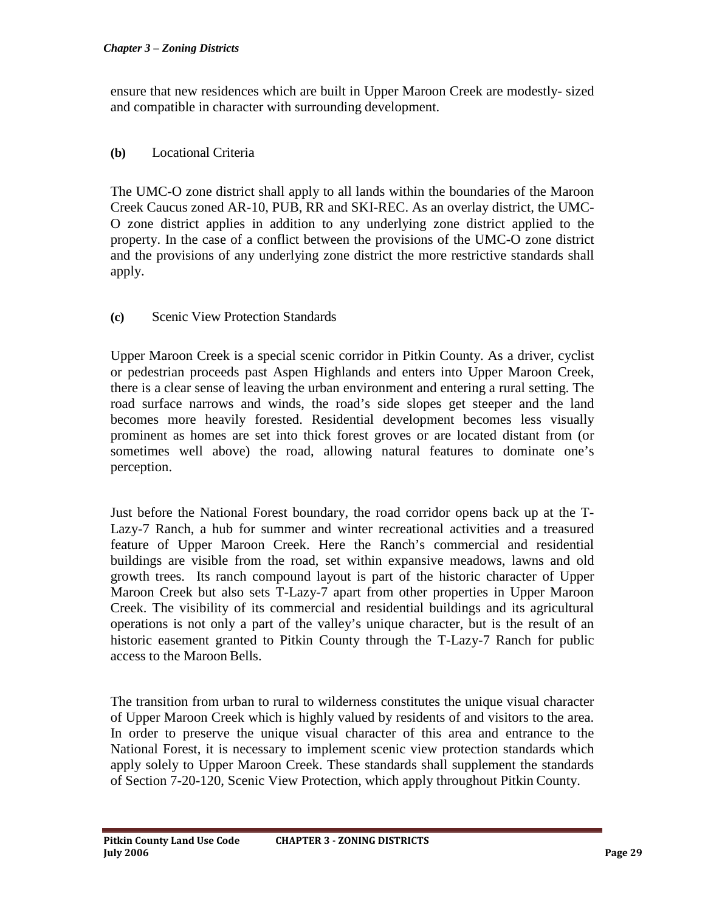ensure that new residences which are built in Upper Maroon Creek are modestly- sized and compatible in character with surrounding development.

**(b)** Locational Criteria

The UMC-O zone district shall apply to all lands within the boundaries of the Maroon Creek Caucus zoned AR-10, PUB, RR and SKI-REC. As an overlay district, the UMC-O zone district applies in addition to any underlying zone district applied to the property. In the case of a conflict between the provisions of the UMC-O zone district and the provisions of any underlying zone district the more restrictive standards shall apply.

**(c)** Scenic View Protection Standards

Upper Maroon Creek is a special scenic corridor in Pitkin County. As a driver, cyclist or pedestrian proceeds past Aspen Highlands and enters into Upper Maroon Creek, there is a clear sense of leaving the urban environment and entering a rural setting. The road surface narrows and winds, the road's side slopes get steeper and the land becomes more heavily forested. Residential development becomes less visually prominent as homes are set into thick forest groves or are located distant from (or sometimes well above) the road, allowing natural features to dominate one's perception.

Just before the National Forest boundary, the road corridor opens back up at the T-Lazy-7 Ranch, a hub for summer and winter recreational activities and a treasured feature of Upper Maroon Creek. Here the Ranch's commercial and residential buildings are visible from the road, set within expansive meadows, lawns and old growth trees. Its ranch compound layout is part of the historic character of Upper Maroon Creek but also sets T-Lazy-7 apart from other properties in Upper Maroon Creek. The visibility of its commercial and residential buildings and its agricultural operations is not only a part of the valley's unique character, but is the result of an historic easement granted to Pitkin County through the T-Lazy-7 Ranch for public access to the Maroon Bells.

The transition from urban to rural to wilderness constitutes the unique visual character of Upper Maroon Creek which is highly valued by residents of and visitors to the area. In order to preserve the unique visual character of this area and entrance to the National Forest, it is necessary to implement scenic view protection standards which apply solely to Upper Maroon Creek. These standards shall supplement the standards of Section 7-20-120, Scenic View Protection, which apply throughout Pitkin County.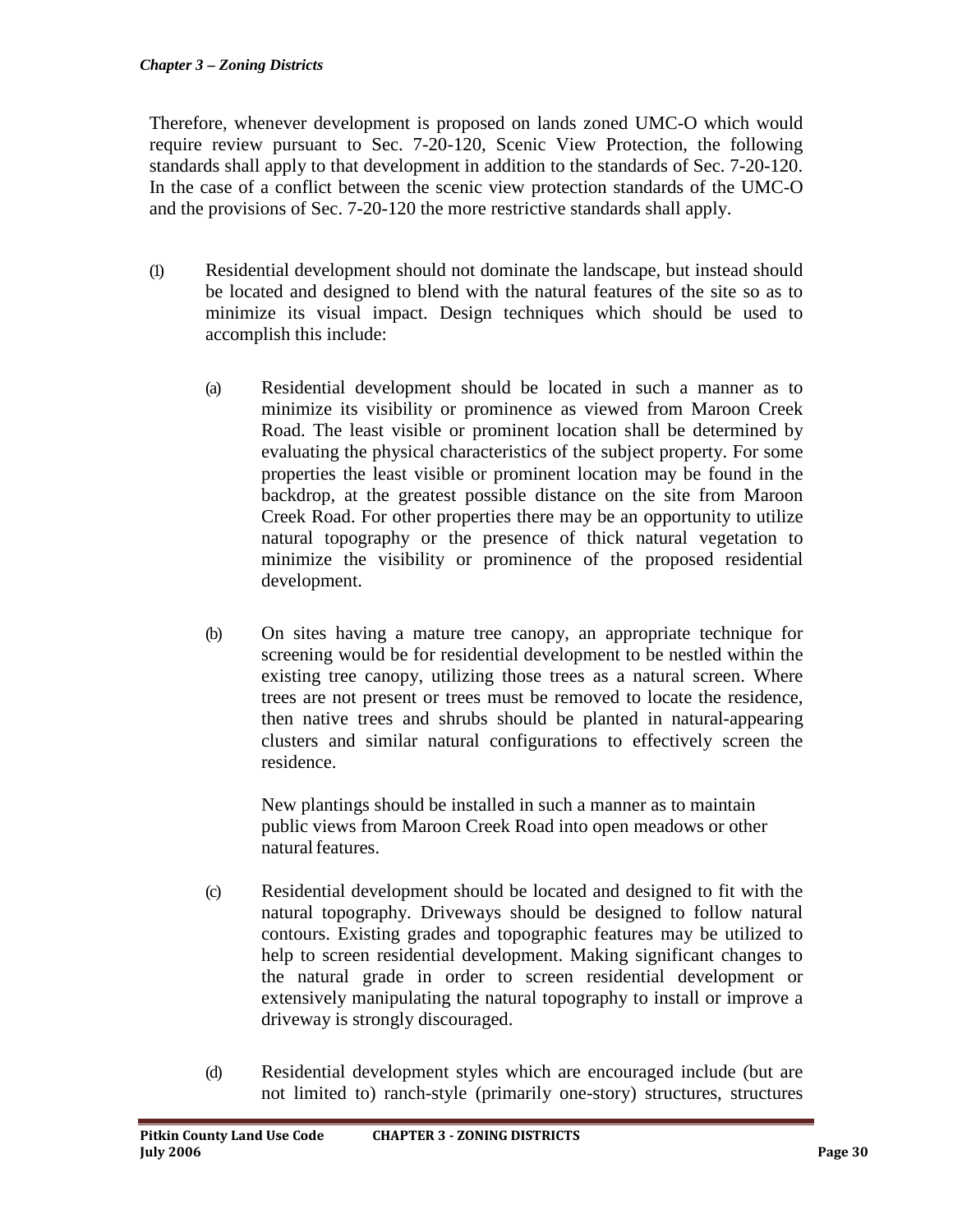Therefore, whenever development is proposed on lands zoned UMC-O which would require review pursuant to Sec. 7-20-120, Scenic View Protection, the following standards shall apply to that development in addition to the standards of Sec. 7-20-120. In the case of a conflict between the scenic view protection standards of the UMC-O and the provisions of Sec. 7-20-120 the more restrictive standards shall apply.

(1) Residential development should not dominate the landscape, but instead should be located and designed to blend with the natural features of the site so as to minimize its visual impact. Design techniques which should be used to accomplish this include:

  (a) Residential development should be located in such a manner as to minimize its visibility or prominence as viewed from Maroon Creek Road. The least visible or prominent location shall be determined by evaluating the physical characteristics of the subject property. For some properties the least visible or prominent location may be found in the backdrop, at the greatest possible distance on the site from Maroon Creek Road. For other properties there may be an opportunity to utilize natural topography or the presence of thick natural vegetation to minimize the visibility or prominence of the proposed residential development.

  (b) On sites having a mature tree canopy, an appropriate technique for screening would be for residential development to be nestled within the existing tree canopy, utilizing those trees as a natural screen. Where trees are not present or trees must be removed to locate the residence, then native trees and shrubs should be planted in natural-appearing clusters and similar natural configurations to effectively screen the residence.

  New plantings should be installed in such a manner as to maintain public views from Maroon Creek Road into open meadows or other natural features.

  (c) Residential development should be located and designed to fit with the natural topography. Driveways should be designed to follow natural contours. Existing grades and topographic features may be utilized to help to screen residential development. Making significant changes to the natural grade in order to screen residential development or extensively manipulating the natural topography to install or improve a driveway is strongly discouraged.

  (d) Residential development styles which are encouraged include (but are not limited to) ranch-style (primarily one-story) structures, structures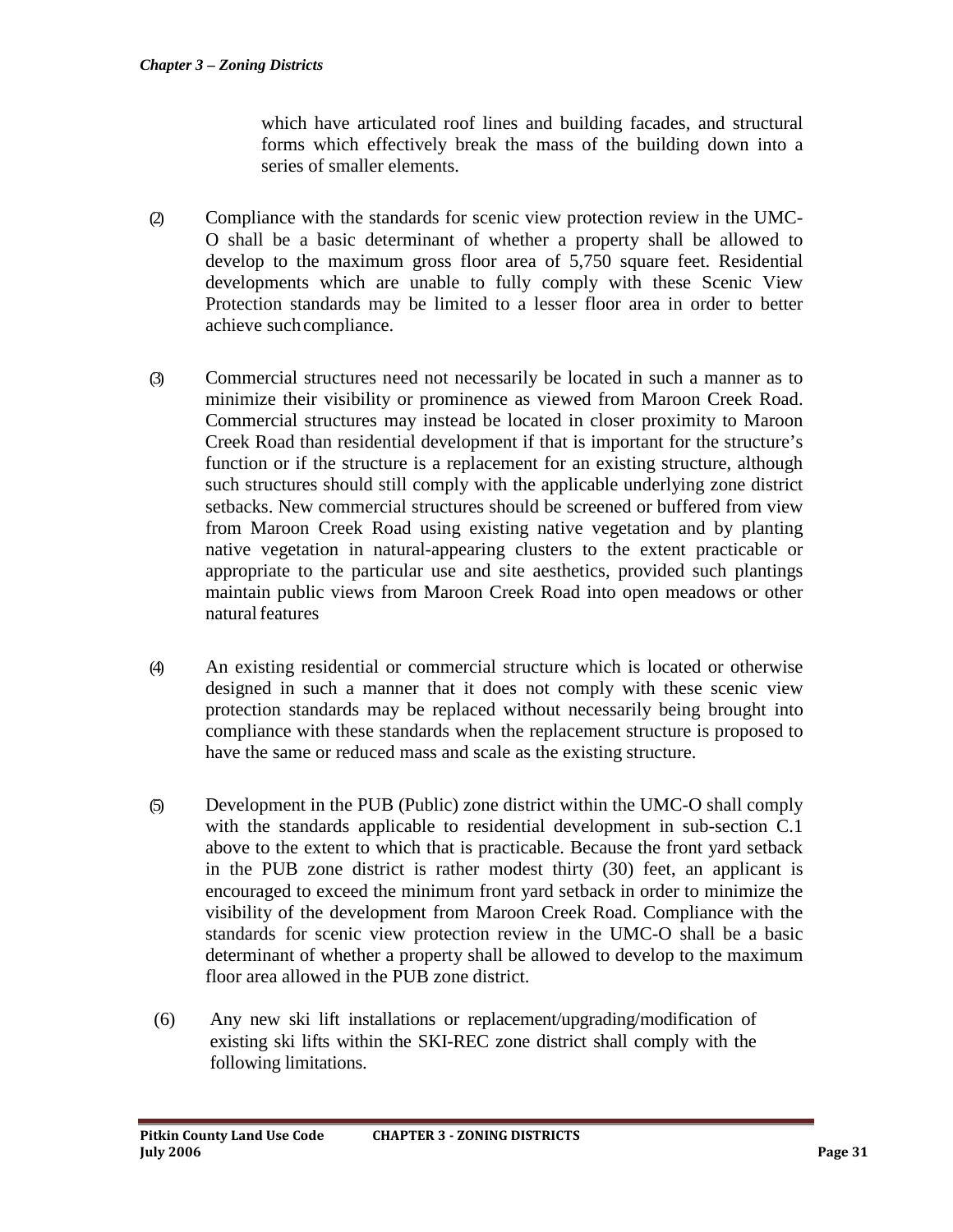which have articulated roof lines and building facades, and structural forms which effectively break the mass of the building down into a series of smaller elements.

(2) Compliance with the standards for scenic view protection review in the UMC-O shall be a basic determinant of whether a property shall be allowed to develop to the maximum gross floor area of 5,750 square feet. Residential developments which are unable to fully comply with these Scenic View Protection standards may be limited to a lesser floor area in order to better achieve such compliance.

(3) Commercial structures need not necessarily be located in such a manner as to minimize their visibility or prominence as viewed from Maroon Creek Road. Commercial structures may instead be located in closer proximity to Maroon Creek Road than residential development if that is important for the structure's function or if the structure is a replacement for an existing structure, although such structures should still comply with the applicable underlying zone district setbacks. New commercial structures should be screened or buffered from view from Maroon Creek Road using existing native vegetation and by planting native vegetation in natural-appearing clusters to the extent practicable or appropriate to the particular use and site aesthetics, provided such plantings maintain public views from Maroon Creek Road into open meadows or other natural features

(4) An existing residential or commercial structure which is located or otherwise designed in such a manner that it does not comply with these scenic view protection standards may be replaced without necessarily being brought into compliance with these standards when the replacement structure is proposed to have the same or reduced mass and scale as the existing structure.

(5) Development in the PUB (Public) zone district within the UMC-O shall comply with the standards applicable to residential development in sub-section C.1 above to the extent to which that is practicable. Because the front yard setback in the PUB zone district is rather modest thirty (30) feet, an applicant is encouraged to exceed the minimum front yard setback in order to minimize the visibility of the development from Maroon Creek Road. Compliance with the standards for scenic view protection review in the UMC-O shall be a basic determinant of whether a property shall be allowed to develop to the maximum floor area allowed in the PUB zone district.

(6) Any new ski lift installations or replacement/upgrading/modification of existing ski lifts within the SKI-REC zone district shall comply with the following limitations.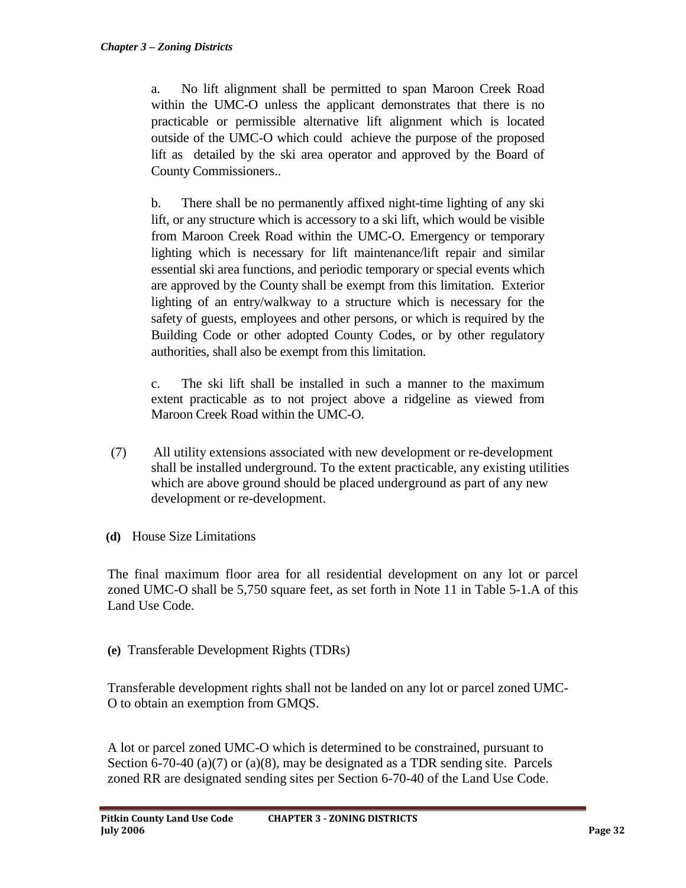a. No lift alignment shall be permitted to span Maroon Creek Road within the UMC-O unless the applicant demonstrates that there is no practicable or permissible alternative lift alignment which is located outside of the UMC-O which could achieve the purpose of the proposed lift as detailed by the ski area operator and approved by the Board of County Commissioners..

b. There shall be no permanently affixed night-time lighting of any ski lift, or any structure which is accessory to a ski lift, which would be visible from Maroon Creek Road within the UMC-O. Emergency or temporary lighting which is necessary for lift maintenance/lift repair and similar essential ski area functions, and periodic temporary or special events which are approved by the County shall be exempt from this limitation. Exterior lighting of an entry/walkway to a structure which is necessary for the safety of guests, employees and other persons, or which is required by the Building Code or other adopted County Codes, or by other regulatory authorities, shall also be exempt from this limitation.

c. The ski lift shall be installed in such a manner to the maximum extent practicable as to not project above a ridgeline as viewed from Maroon Creek Road within the UMC-O.

(7) All utility extensions associated with new development or re-development shall be installed underground. To the extent practicable, any existing utilities which are above ground should be placed underground as part of any new development or re-development.

**(d)** House Size Limitations

The final maximum floor area for all residential development on any lot or parcel zoned UMC-O shall be 5,750 square feet, as set forth in Note 11 in Table 5-1.A of this Land Use Code.

**(e)** Transferable Development Rights (TDRs)

Transferable development rights shall not be landed on any lot or parcel zoned UMC-O to obtain an exemption from GMQS.

A lot or parcel zoned UMC-O which is determined to be constrained, pursuant to Section 6-70-40 (a)(7) or (a)(8), may be designated as a TDR sending site. Parcels zoned RR are designated sending sites per Section 6-70-40 of the Land Use Code.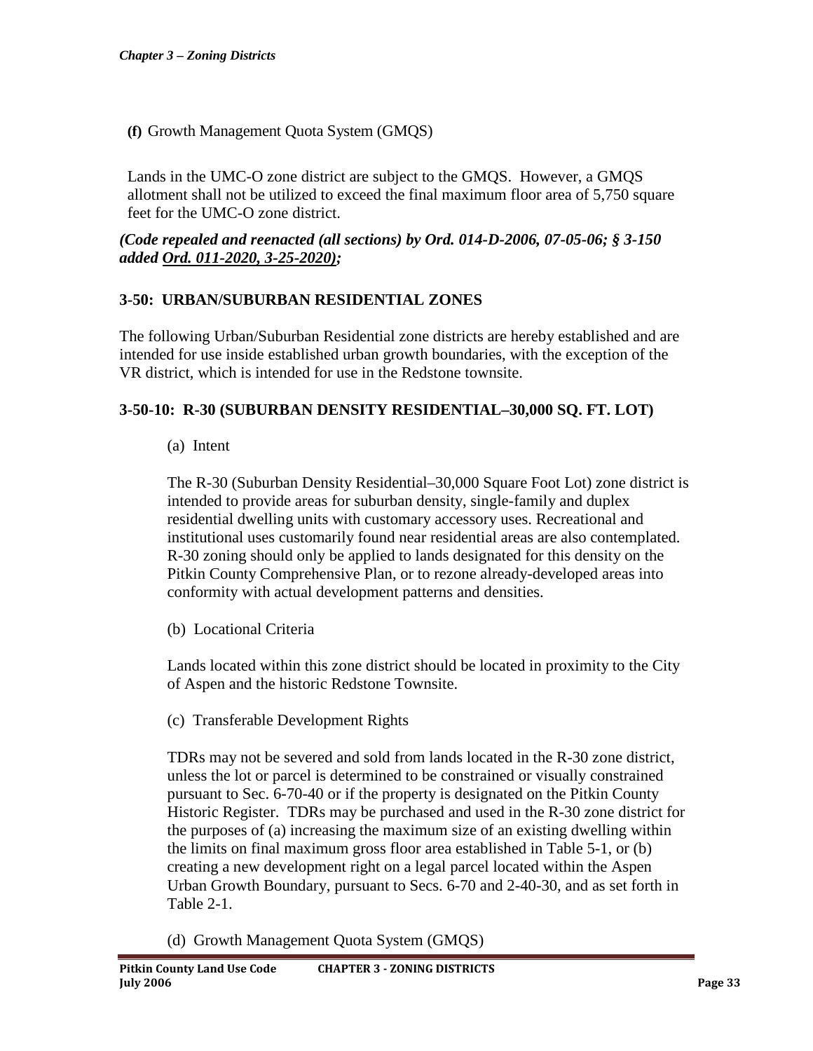**(f)** Growth Management Quota System (GMQS)

Lands in the UMC-O zone district are subject to the GMQS. However, a GMQS allotment shall not be utilized to exceed the final maximum floor area of 5,750 square feet for the UMC-O zone district.

***(Code repealed and reenacted (all sections) by Ord. 014-D-2006, 07-05-06; § 3-150 added Ord. 011-2020, 3-25-2020);***

## 3-50: URBAN/SUBURBAN RESIDENTIAL ZONES

The following Urban/Suburban Residential zone districts are hereby established and are intended for use inside established urban growth boundaries, with the exception of the VR district, which is intended for use in the Redstone townsite.

### 3-50-10: R-30 (SUBURBAN DENSITY RESIDENTIAL–30,000 SQ. FT. LOT)

(a) Intent

The R-30 (Suburban Density Residential–30,000 Square Foot Lot) zone district is intended to provide areas for suburban density, single-family and duplex residential dwelling units with customary accessory uses. Recreational and institutional uses customarily found near residential areas are also contemplated. R-30 zoning should only be applied to lands designated for this density on the Pitkin County Comprehensive Plan, or to rezone already-developed areas into conformity with actual development patterns and densities.

(b) Locational Criteria

Lands located within this zone district should be located in proximity to the City of Aspen and the historic Redstone Townsite.

(c) Transferable Development Rights

TDRs may not be severed and sold from lands located in the R-30 zone district, unless the lot or parcel is determined to be constrained or visually constrained pursuant to Sec. 6-70-40 or if the property is designated on the Pitkin County Historic Register. TDRs may be purchased and used in the R-30 zone district for the purposes of (a) increasing the maximum size of an existing dwelling within the limits on final maximum gross floor area established in Table 5-1, or (b) creating a new development right on a legal parcel located within the Aspen Urban Growth Boundary, pursuant to Secs. 6-70 and 2-40-30, and as set forth in Table 2-1.

(d) Growth Management Quota System (GMQS)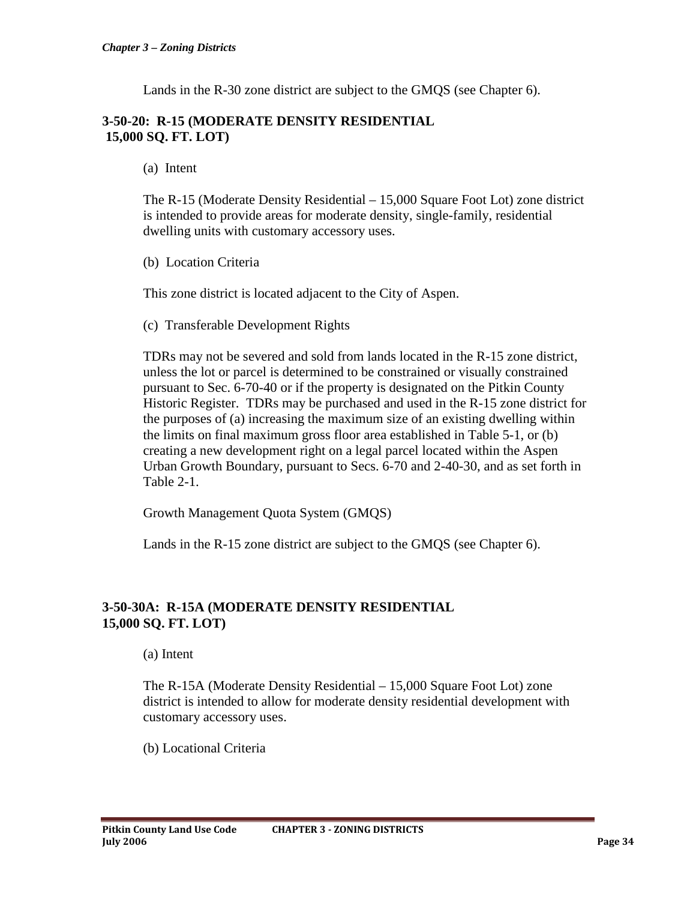Lands in the R-30 zone district are subject to the GMQS (see Chapter 6).

### 3-50-20: R-15 (MODERATE DENSITY RESIDENTIAL 15,000 SQ. FT. LOT)

(a) Intent

The R-15 (Moderate Density Residential – 15,000 Square Foot Lot) zone district is intended to provide areas for moderate density, single-family, residential dwelling units with customary accessory uses.

(b) Location Criteria

This zone district is located adjacent to the City of Aspen.

(c) Transferable Development Rights

TDRs may not be severed and sold from lands located in the R-15 zone district, unless the lot or parcel is determined to be constrained or visually constrained pursuant to Sec. 6-70-40 or if the property is designated on the Pitkin County Historic Register. TDRs may be purchased and used in the R-15 zone district for the purposes of (a) increasing the maximum size of an existing dwelling within the limits on final maximum gross floor area established in Table 5-1, or (b) creating a new development right on a legal parcel located within the Aspen Urban Growth Boundary, pursuant to Secs. 6-70 and 2-40-30, and as set forth in Table 2-1.

Growth Management Quota System (GMQS)

Lands in the R-15 zone district are subject to the GMQS (see Chapter 6).

### 3-50-30A: R-15A (MODERATE DENSITY RESIDENTIAL 15,000 SQ. FT. LOT)

(a) Intent

The R-15A (Moderate Density Residential – 15,000 Square Foot Lot) zone district is intended to allow for moderate density residential development with customary accessory uses.

(b) Locational Criteria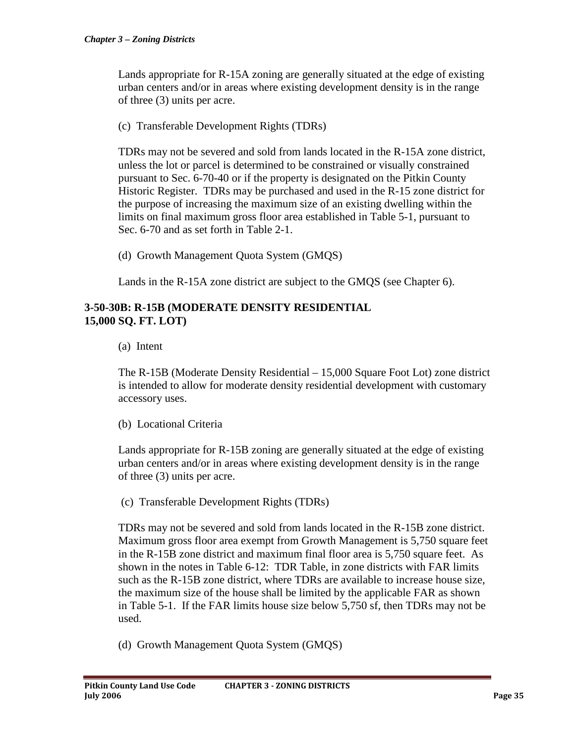Lands appropriate for R-15A zoning are generally situated at the edge of existing urban centers and/or in areas where existing development density is in the range of three (3) units per acre.

(c) Transferable Development Rights (TDRs)

TDRs may not be severed and sold from lands located in the R-15A zone district, unless the lot or parcel is determined to be constrained or visually constrained pursuant to Sec. 6-70-40 or if the property is designated on the Pitkin County Historic Register. TDRs may be purchased and used in the R-15 zone district for the purpose of increasing the maximum size of an existing dwelling within the limits on final maximum gross floor area established in Table 5-1, pursuant to Sec. 6-70 and as set forth in Table 2-1.

(d) Growth Management Quota System (GMQS)

Lands in the R-15A zone district are subject to the GMQS (see Chapter 6).

### 3-50-30B: R-15B (MODERATE DENSITY RESIDENTIAL 15,000 SQ. FT. LOT)

(a) Intent

The R-15B (Moderate Density Residential – 15,000 Square Foot Lot) zone district is intended to allow for moderate density residential development with customary accessory uses.

(b) Locational Criteria

Lands appropriate for R-15B zoning are generally situated at the edge of existing urban centers and/or in areas where existing development density is in the range of three (3) units per acre.

(c) Transferable Development Rights (TDRs)

TDRs may not be severed and sold from lands located in the R-15B zone district. Maximum gross floor area exempt from Growth Management is 5,750 square feet in the R-15B zone district and maximum final floor area is 5,750 square feet. As shown in the notes in Table 6-12: TDR Table, in zone districts with FAR limits such as the R-15B zone district, where TDRs are available to increase house size, the maximum size of the house shall be limited by the applicable FAR as shown in Table 5-1. If the FAR limits house size below 5,750 sf, then TDRs may not be used.

(d) Growth Management Quota System (GMQS)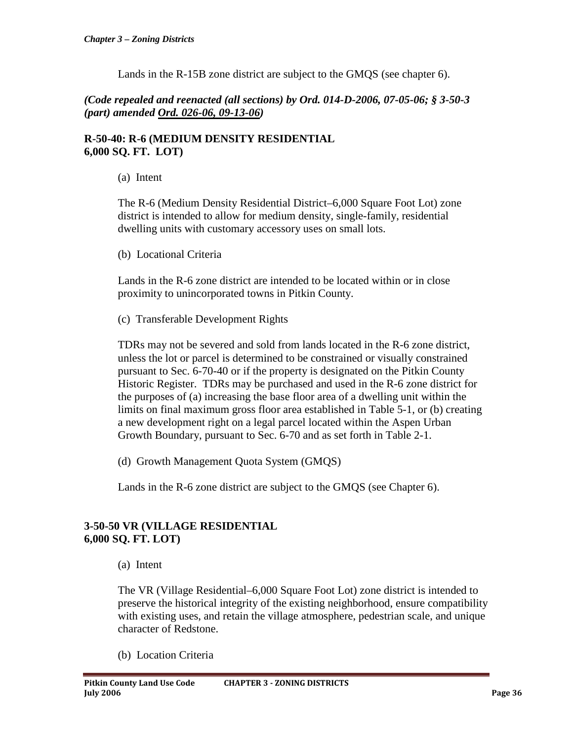Lands in the R-15B zone district are subject to the GMQS (see chapter 6).

***(Code repealed and reenacted (all sections) by Ord. 014-D-2006, 07-05-06; § 3-50-3 (part) amended Ord. 026-06, 09-13-06)***

**R-50-40: R-6 (MEDIUM DENSITY RESIDENTIAL 6,000 SQ. FT. LOT)**

(a) Intent

The R-6 (Medium Density Residential District–6,000 Square Foot Lot) zone district is intended to allow for medium density, single-family, residential dwelling units with customary accessory uses on small lots.

(b) Locational Criteria

Lands in the R-6 zone district are intended to be located within or in close proximity to unincorporated towns in Pitkin County.

(c) Transferable Development Rights

TDRs may not be severed and sold from lands located in the R-6 zone district, unless the lot or parcel is determined to be constrained or visually constrained pursuant to Sec. 6-70-40 or if the property is designated on the Pitkin County Historic Register. TDRs may be purchased and used in the R-6 zone district for the purposes of (a) increasing the base floor area of a dwelling unit within the limits on final maximum gross floor area established in Table 5-1, or (b) creating a new development right on a legal parcel located within the Aspen Urban Growth Boundary, pursuant to Sec. 6-70 and as set forth in Table 2-1.

(d) Growth Management Quota System (GMQS)

Lands in the R-6 zone district are subject to the GMQS (see Chapter 6).

**3-50-50 VR (VILLAGE RESIDENTIAL 6,000 SQ. FT. LOT)**

(a) Intent

The VR (Village Residential–6,000 Square Foot Lot) zone district is intended to preserve the historical integrity of the existing neighborhood, ensure compatibility with existing uses, and retain the village atmosphere, pedestrian scale, and unique character of Redstone.

(b) Location Criteria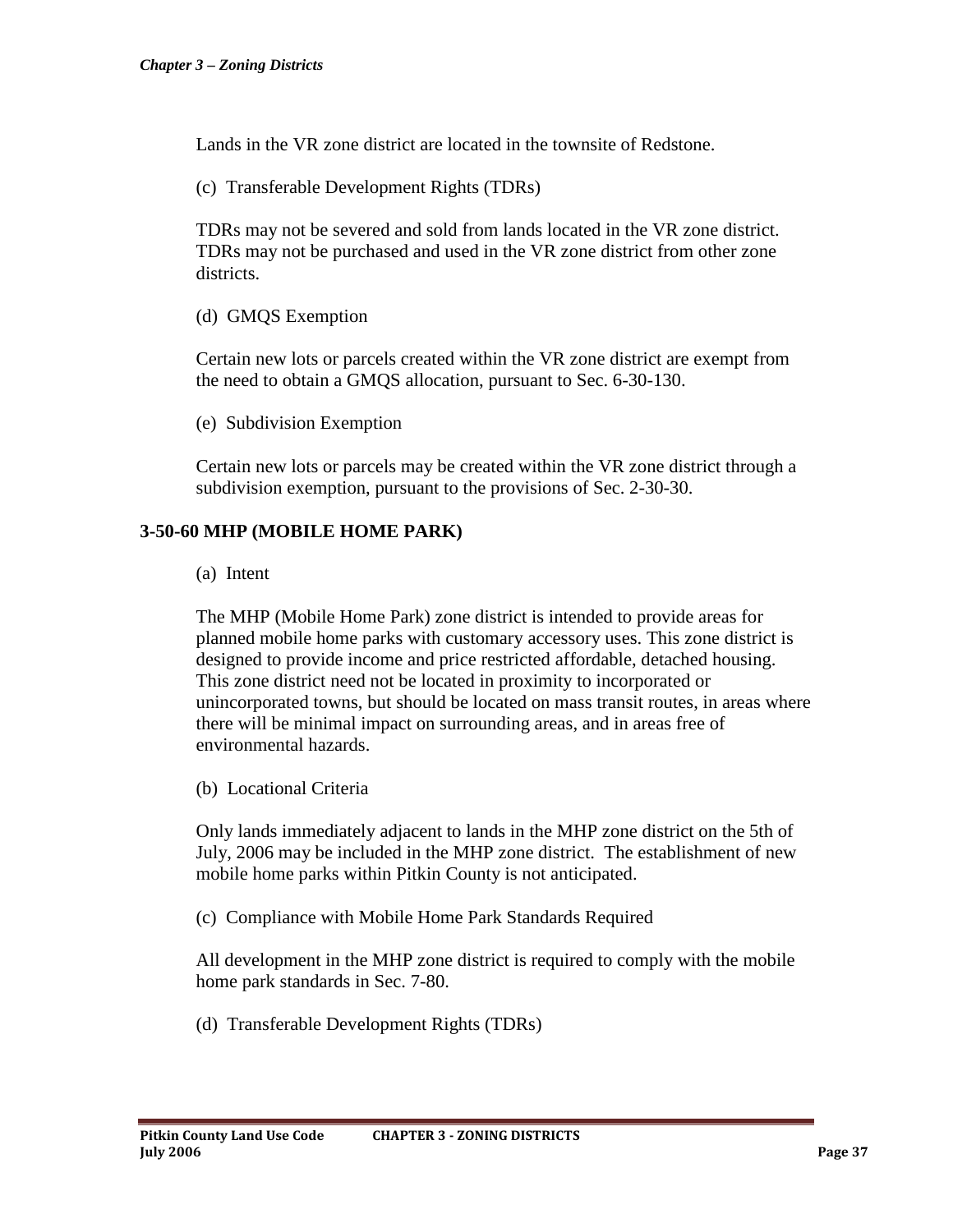Lands in the VR zone district are located in the townsite of Redstone.

(c) Transferable Development Rights (TDRs)

TDRs may not be severed and sold from lands located in the VR zone district. TDRs may not be purchased and used in the VR zone district from other zone districts.

(d) GMQS Exemption

Certain new lots or parcels created within the VR zone district are exempt from the need to obtain a GMQS allocation, pursuant to Sec. 6-30-130.

(e) Subdivision Exemption

Certain new lots or parcels may be created within the VR zone district through a subdivision exemption, pursuant to the provisions of Sec. 2-30-30.

## 3-50-60 MHP (MOBILE HOME PARK)

(a) Intent

The MHP (Mobile Home Park) zone district is intended to provide areas for planned mobile home parks with customary accessory uses. This zone district is designed to provide income and price restricted affordable, detached housing. This zone district need not be located in proximity to incorporated or unincorporated towns, but should be located on mass transit routes, in areas where there will be minimal impact on surrounding areas, and in areas free of environmental hazards.

(b) Locational Criteria

Only lands immediately adjacent to lands in the MHP zone district on the 5th of July, 2006 may be included in the MHP zone district. The establishment of new mobile home parks within Pitkin County is not anticipated.

(c) Compliance with Mobile Home Park Standards Required

All development in the MHP zone district is required to comply with the mobile home park standards in Sec. 7-80.

(d) Transferable Development Rights (TDRs)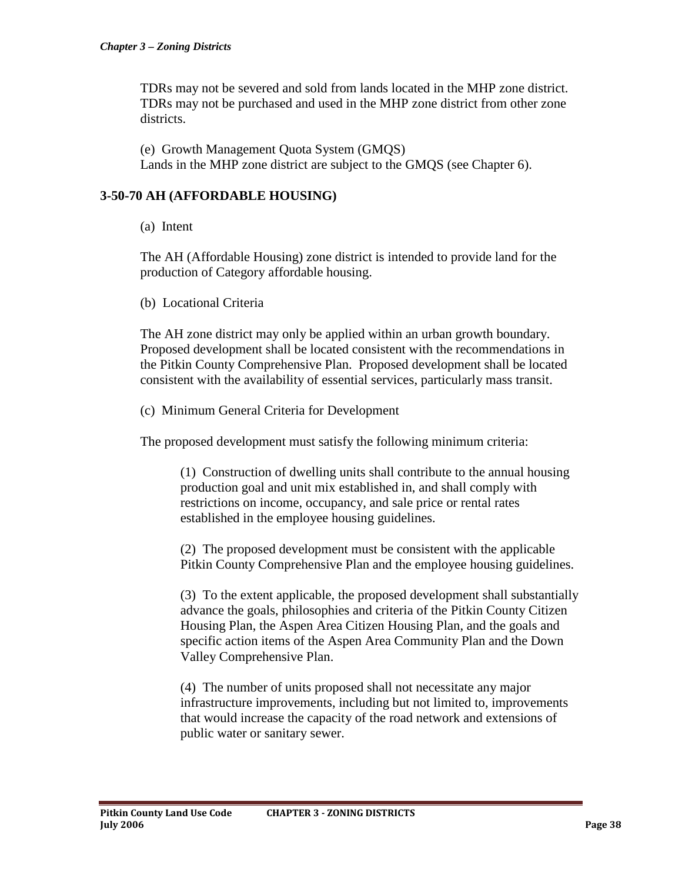TDRs may not be severed and sold from lands located in the MHP zone district. TDRs may not be purchased and used in the MHP zone district from other zone districts.

(e) Growth Management Quota System (GMQS)
Lands in the MHP zone district are subject to the GMQS (see Chapter 6).

### 3-50-70 AH (AFFORDABLE HOUSING)

(a) Intent

The AH (Affordable Housing) zone district is intended to provide land for the production of Category affordable housing.

(b) Locational Criteria

The AH zone district may only be applied within an urban growth boundary. Proposed development shall be located consistent with the recommendations in the Pitkin County Comprehensive Plan. Proposed development shall be located consistent with the availability of essential services, particularly mass transit.

(c) Minimum General Criteria for Development

The proposed development must satisfy the following minimum criteria:

(1) Construction of dwelling units shall contribute to the annual housing production goal and unit mix established in, and shall comply with restrictions on income, occupancy, and sale price or rental rates established in the employee housing guidelines.

(2) The proposed development must be consistent with the applicable Pitkin County Comprehensive Plan and the employee housing guidelines.

(3) To the extent applicable, the proposed development shall substantially advance the goals, philosophies and criteria of the Pitkin County Citizen Housing Plan, the Aspen Area Citizen Housing Plan, and the goals and specific action items of the Aspen Area Community Plan and the Down Valley Comprehensive Plan.

(4) The number of units proposed shall not necessitate any major infrastructure improvements, including but not limited to, improvements that would increase the capacity of the road network and extensions of public water or sanitary sewer.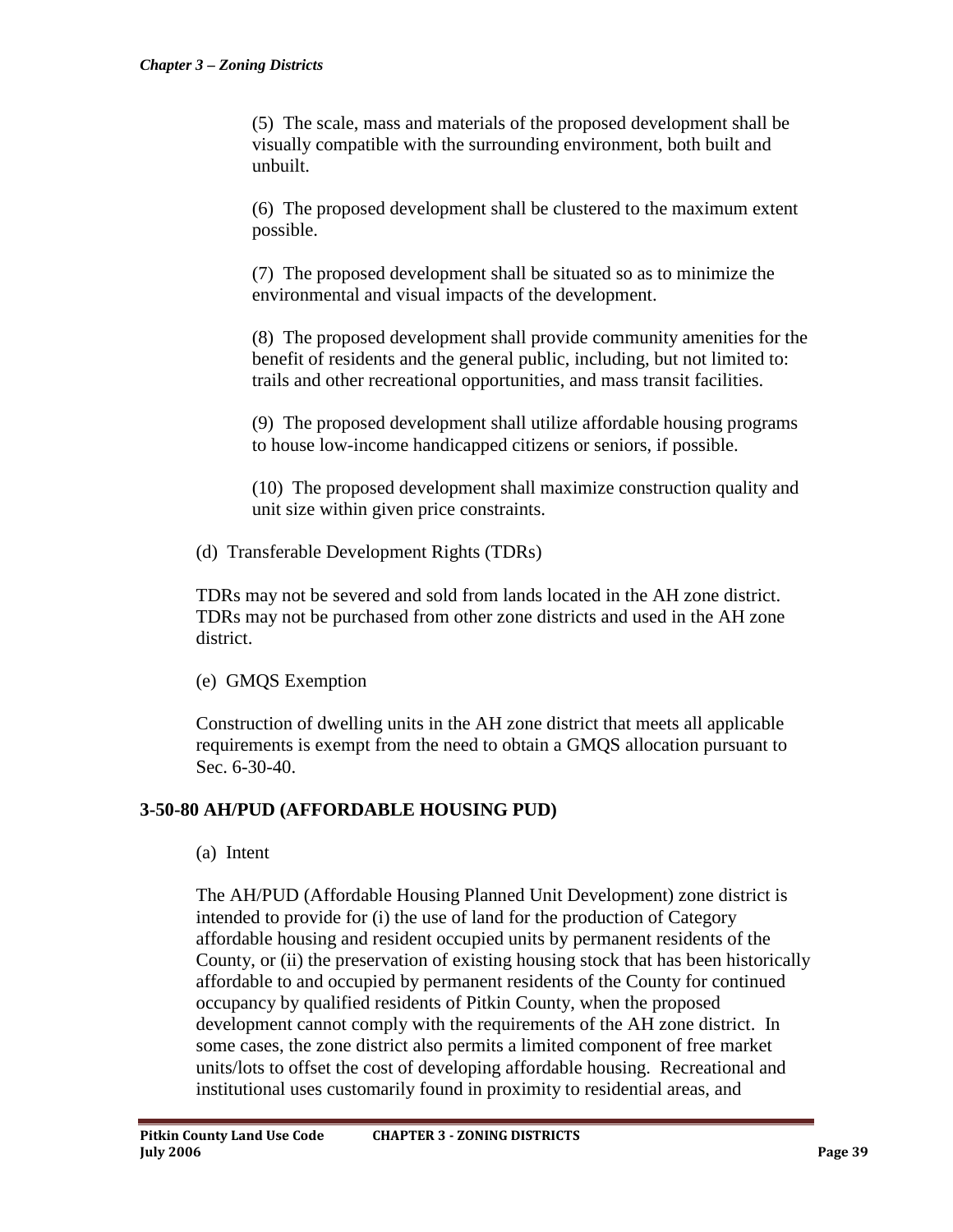(5) The scale, mass and materials of the proposed development shall be visually compatible with the surrounding environment, both built and unbuilt.

(6) The proposed development shall be clustered to the maximum extent possible.

(7) The proposed development shall be situated so as to minimize the environmental and visual impacts of the development.

(8) The proposed development shall provide community amenities for the benefit of residents and the general public, including, but not limited to: trails and other recreational opportunities, and mass transit facilities.

(9) The proposed development shall utilize affordable housing programs to house low-income handicapped citizens or seniors, if possible.

(10) The proposed development shall maximize construction quality and unit size within given price constraints.

(d) Transferable Development Rights (TDRs)

TDRs may not be severed and sold from lands located in the AH zone district. TDRs may not be purchased from other zone districts and used in the AH zone district.

(e) GMQS Exemption

Construction of dwelling units in the AH zone district that meets all applicable requirements is exempt from the need to obtain a GMQS allocation pursuant to Sec. 6-30-40.

## 3-50-80 AH/PUD (AFFORDABLE HOUSING PUD)

(a) Intent

The AH/PUD (Affordable Housing Planned Unit Development) zone district is intended to provide for (i) the use of land for the production of Category affordable housing and resident occupied units by permanent residents of the County, or (ii) the preservation of existing housing stock that has been historically affordable to and occupied by permanent residents of the County for continued occupancy by qualified residents of Pitkin County, when the proposed development cannot comply with the requirements of the AH zone district. In some cases, the zone district also permits a limited component of free market units/lots to offset the cost of developing affordable housing. Recreational and institutional uses customarily found in proximity to residential areas, and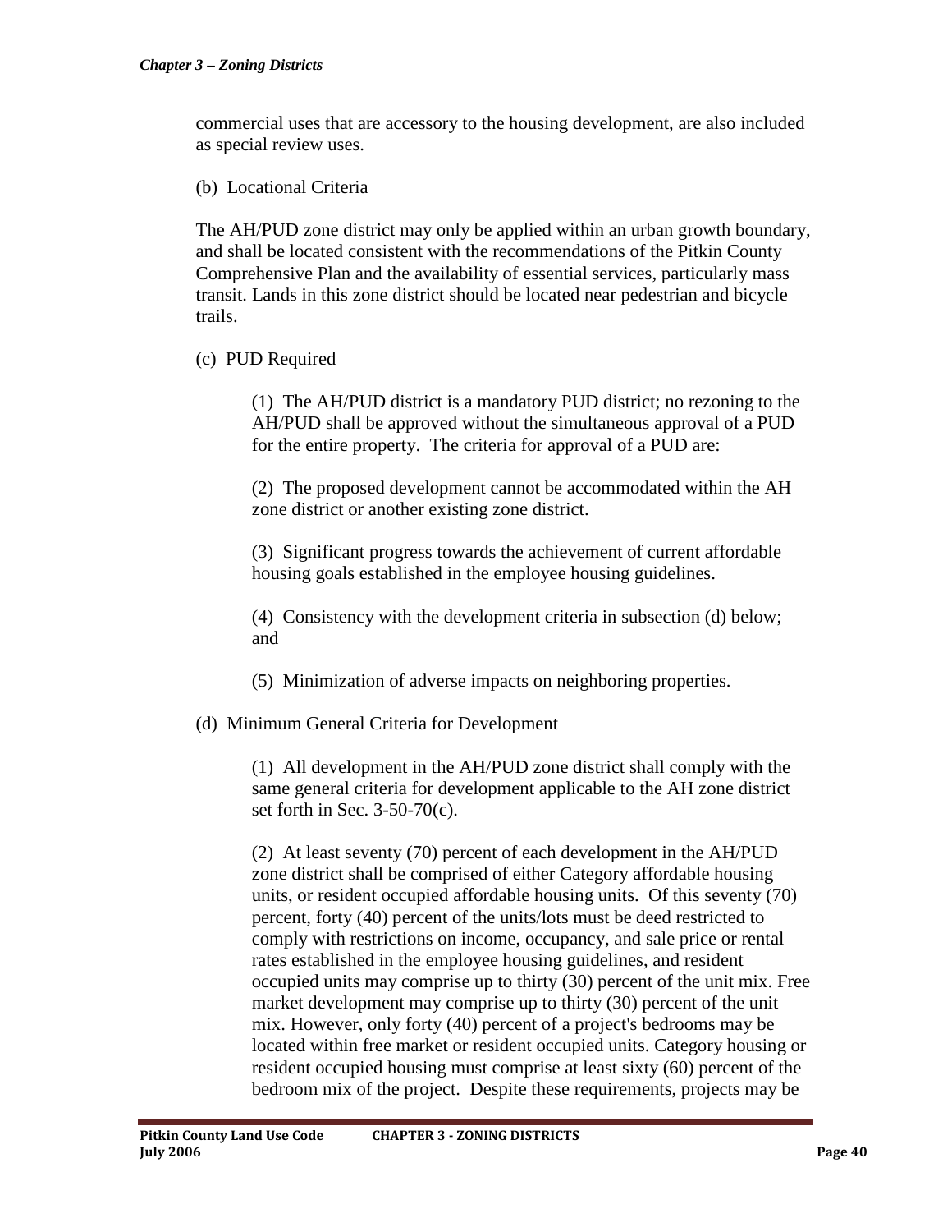commercial uses that are accessory to the housing development, are also included as special review uses.

(b) Locational Criteria

The AH/PUD zone district may only be applied within an urban growth boundary, and shall be located consistent with the recommendations of the Pitkin County Comprehensive Plan and the availability of essential services, particularly mass transit. Lands in this zone district should be located near pedestrian and bicycle trails.

(c) PUD Required

(1) The AH/PUD district is a mandatory PUD district; no rezoning to the AH/PUD shall be approved without the simultaneous approval of a PUD for the entire property. The criteria for approval of a PUD are:

(2) The proposed development cannot be accommodated within the AH zone district or another existing zone district.

(3) Significant progress towards the achievement of current affordable housing goals established in the employee housing guidelines.

(4) Consistency with the development criteria in subsection (d) below; and

(5) Minimization of adverse impacts on neighboring properties.

(d) Minimum General Criteria for Development

(1) All development in the AH/PUD zone district shall comply with the same general criteria for development applicable to the AH zone district set forth in Sec. 3-50-70(c).

(2) At least seventy (70) percent of each development in the AH/PUD zone district shall be comprised of either Category affordable housing units, or resident occupied affordable housing units. Of this seventy (70) percent, forty (40) percent of the units/lots must be deed restricted to comply with restrictions on income, occupancy, and sale price or rental rates established in the employee housing guidelines, and resident occupied units may comprise up to thirty (30) percent of the unit mix. Free market development may comprise up to thirty (30) percent of the unit mix. However, only forty (40) percent of a project's bedrooms may be located within free market or resident occupied units. Category housing or resident occupied housing must comprise at least sixty (60) percent of the bedroom mix of the project. Despite these requirements, projects may be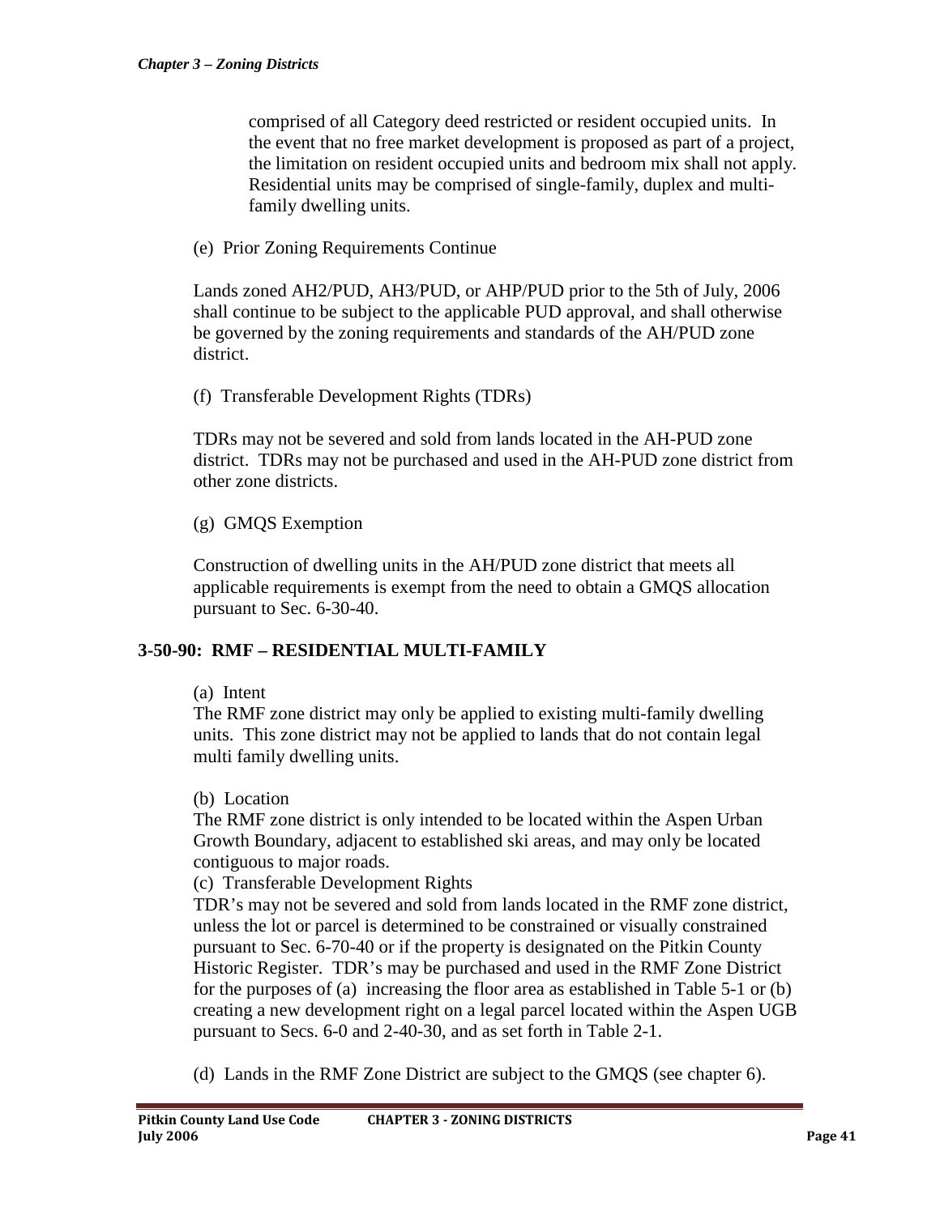comprised of all Category deed restricted or resident occupied units. In the event that no free market development is proposed as part of a project, the limitation on resident occupied units and bedroom mix shall not apply. Residential units may be comprised of single-family, duplex and multi-family dwelling units.

(e) Prior Zoning Requirements Continue

Lands zoned AH2/PUD, AH3/PUD, or AHP/PUD prior to the 5th of July, 2006 shall continue to be subject to the applicable PUD approval, and shall otherwise be governed by the zoning requirements and standards of the AH/PUD zone district.

(f) Transferable Development Rights (TDRs)

TDRs may not be severed and sold from lands located in the AH-PUD zone district. TDRs may not be purchased and used in the AH-PUD zone district from other zone districts.

(g) GMQS Exemption

Construction of dwelling units in the AH/PUD zone district that meets all applicable requirements is exempt from the need to obtain a GMQS allocation pursuant to Sec. 6-30-40.

## 3-50-90: RMF – RESIDENTIAL MULTI-FAMILY

(a) Intent

The RMF zone district may only be applied to existing multi-family dwelling units. This zone district may not be applied to lands that do not contain legal multi family dwelling units.

(b) Location

The RMF zone district is only intended to be located within the Aspen Urban Growth Boundary, adjacent to established ski areas, and may only be located contiguous to major roads.

(c) Transferable Development Rights

TDR's may not be severed and sold from lands located in the RMF zone district, unless the lot or parcel is determined to be constrained or visually constrained pursuant to Sec. 6-70-40 or if the property is designated on the Pitkin County Historic Register. TDR's may be purchased and used in the RMF Zone District for the purposes of (a) increasing the floor area as established in Table 5-1 or (b) creating a new development right on a legal parcel located within the Aspen UGB pursuant to Secs. 6-0 and 2-40-30, and as set forth in Table 2-1.

(d) Lands in the RMF Zone District are subject to the GMQS (see chapter 6).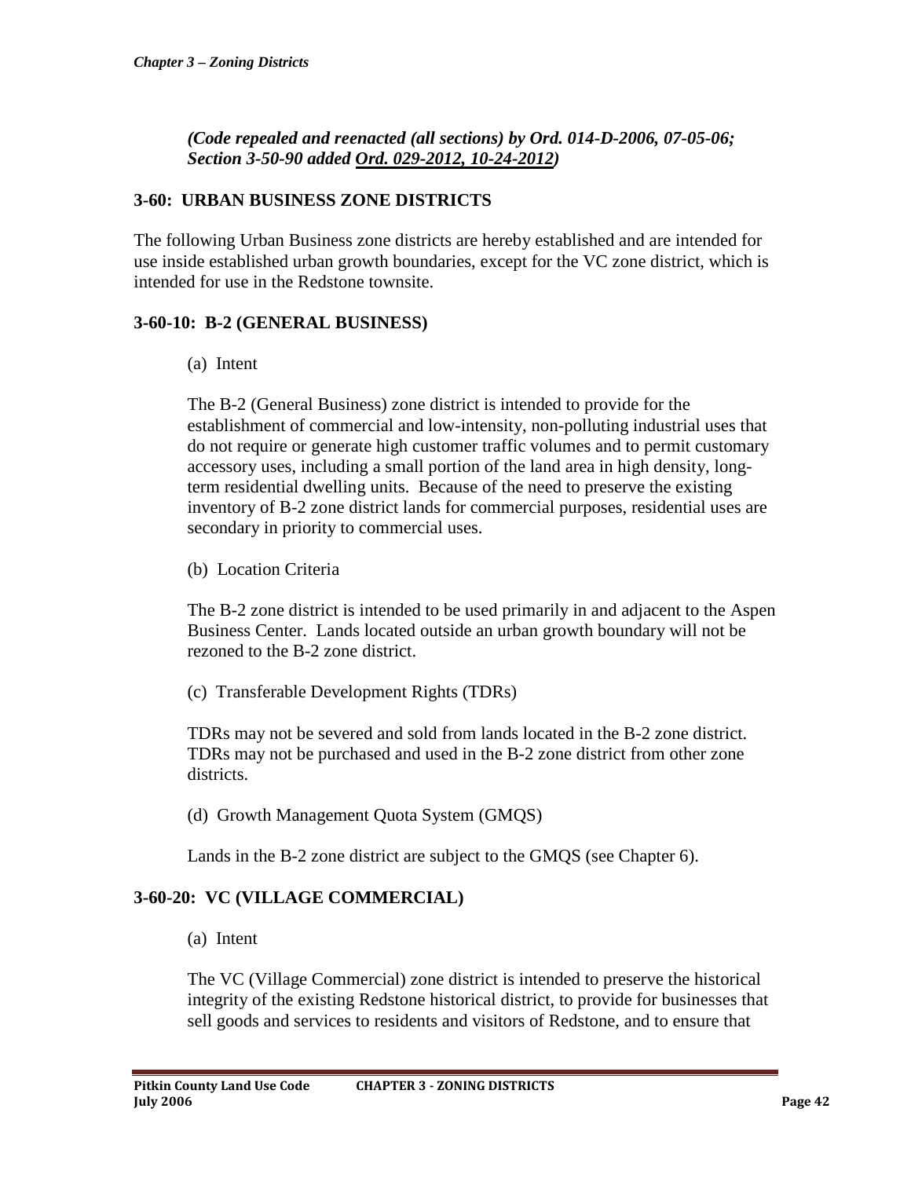***(Code repealed and reenacted (all sections) by Ord. 014-D-2006, 07-05-06; Section 3-50-90 added Ord. 029-2012, 10-24-2012)***

## 3-60: URBAN BUSINESS ZONE DISTRICTS

The following Urban Business zone districts are hereby established and are intended for use inside established urban growth boundaries, except for the VC zone district, which is intended for use in the Redstone townsite.

### 3-60-10: B-2 (GENERAL BUSINESS)

(a) Intent

The B-2 (General Business) zone district is intended to provide for the establishment of commercial and low-intensity, non-polluting industrial uses that do not require or generate high customer traffic volumes and to permit customary accessory uses, including a small portion of the land area in high density, long-term residential dwelling units. Because of the need to preserve the existing inventory of B-2 zone district lands for commercial purposes, residential uses are secondary in priority to commercial uses.

(b) Location Criteria

The B-2 zone district is intended to be used primarily in and adjacent to the Aspen Business Center. Lands located outside an urban growth boundary will not be rezoned to the B-2 zone district.

(c) Transferable Development Rights (TDRs)

TDRs may not be severed and sold from lands located in the B-2 zone district. TDRs may not be purchased and used in the B-2 zone district from other zone districts.

(d) Growth Management Quota System (GMQS)

Lands in the B-2 zone district are subject to the GMQS (see Chapter 6).

### 3-60-20: VC (VILLAGE COMMERCIAL)

(a) Intent

The VC (Village Commercial) zone district is intended to preserve the historical integrity of the existing Redstone historical district, to provide for businesses that sell goods and services to residents and visitors of Redstone, and to ensure that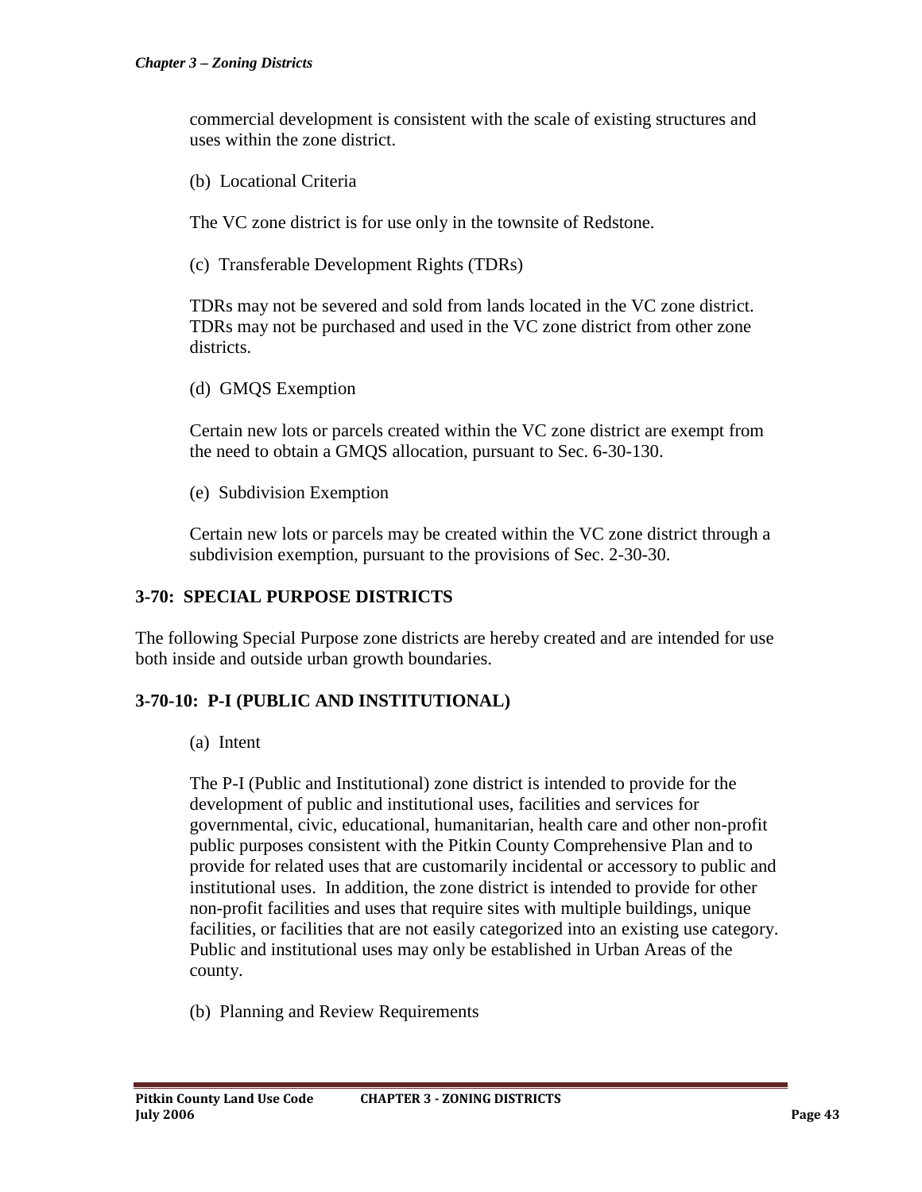commercial development is consistent with the scale of existing structures and uses within the zone district.

(b) Locational Criteria

The VC zone district is for use only in the townsite of Redstone.

(c) Transferable Development Rights (TDRs)

TDRs may not be severed and sold from lands located in the VC zone district. TDRs may not be purchased and used in the VC zone district from other zone districts.

(d) GMQS Exemption

Certain new lots or parcels created within the VC zone district are exempt from the need to obtain a GMQS allocation, pursuant to Sec. 6-30-130.

(e) Subdivision Exemption

Certain new lots or parcels may be created within the VC zone district through a subdivision exemption, pursuant to the provisions of Sec. 2-30-30.

## 3-70: SPECIAL PURPOSE DISTRICTS

The following Special Purpose zone districts are hereby created and are intended for use both inside and outside urban growth boundaries.

### 3-70-10: P-I (PUBLIC AND INSTITUTIONAL)

(a) Intent

The P-I (Public and Institutional) zone district is intended to provide for the development of public and institutional uses, facilities and services for governmental, civic, educational, humanitarian, health care and other non-profit public purposes consistent with the Pitkin County Comprehensive Plan and to provide for related uses that are customarily incidental or accessory to public and institutional uses. In addition, the zone district is intended to provide for other non-profit facilities and uses that require sites with multiple buildings, unique facilities, or facilities that are not easily categorized into an existing use category. Public and institutional uses may only be established in Urban Areas of the county.

(b) Planning and Review Requirements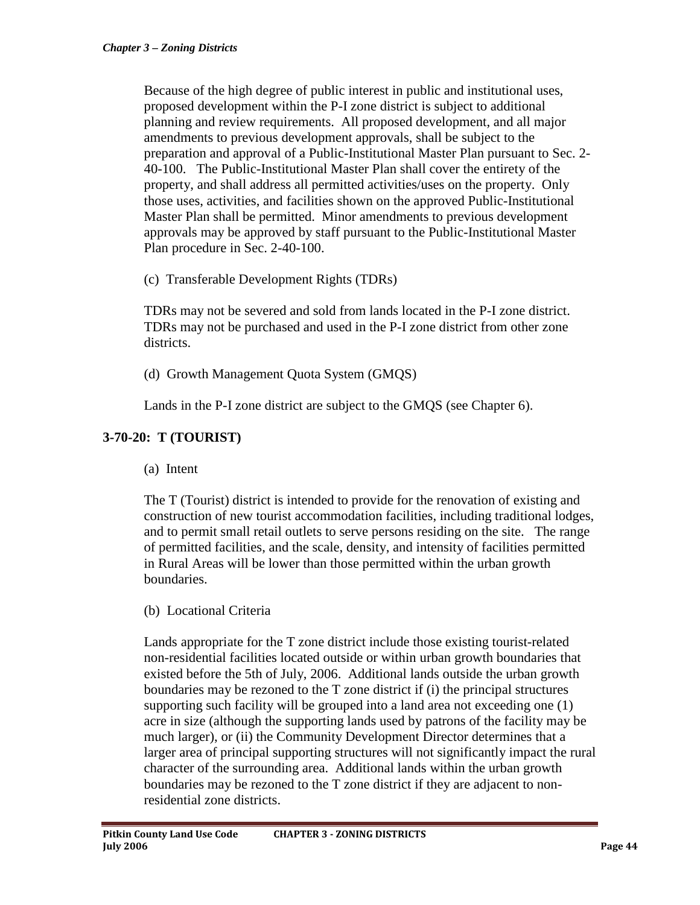Because of the high degree of public interest in public and institutional uses, proposed development within the P-I zone district is subject to additional planning and review requirements. All proposed development, and all major amendments to previous development approvals, shall be subject to the preparation and approval of a Public-Institutional Master Plan pursuant to Sec. 2-40-100. The Public-Institutional Master Plan shall cover the entirety of the property, and shall address all permitted activities/uses on the property. Only those uses, activities, and facilities shown on the approved Public-Institutional Master Plan shall be permitted. Minor amendments to previous development approvals may be approved by staff pursuant to the Public-Institutional Master Plan procedure in Sec. 2-40-100.

(c) Transferable Development Rights (TDRs)

TDRs may not be severed and sold from lands located in the P-I zone district. TDRs may not be purchased and used in the P-I zone district from other zone districts.

(d) Growth Management Quota System (GMQS)

Lands in the P-I zone district are subject to the GMQS (see Chapter 6).

## 3-70-20: T (TOURIST)

(a) Intent

The T (Tourist) district is intended to provide for the renovation of existing and construction of new tourist accommodation facilities, including traditional lodges, and to permit small retail outlets to serve persons residing on the site. The range of permitted facilities, and the scale, density, and intensity of facilities permitted in Rural Areas will be lower than those permitted within the urban growth boundaries.

(b) Locational Criteria

Lands appropriate for the T zone district include those existing tourist-related non-residential facilities located outside or within urban growth boundaries that existed before the 5th of July, 2006. Additional lands outside the urban growth boundaries may be rezoned to the T zone district if (i) the principal structures supporting such facility will be grouped into a land area not exceeding one (1) acre in size (although the supporting lands used by patrons of the facility may be much larger), or (ii) the Community Development Director determines that a larger area of principal supporting structures will not significantly impact the rural character of the surrounding area. Additional lands within the urban growth boundaries may be rezoned to the T zone district if they are adjacent to non-residential zone districts.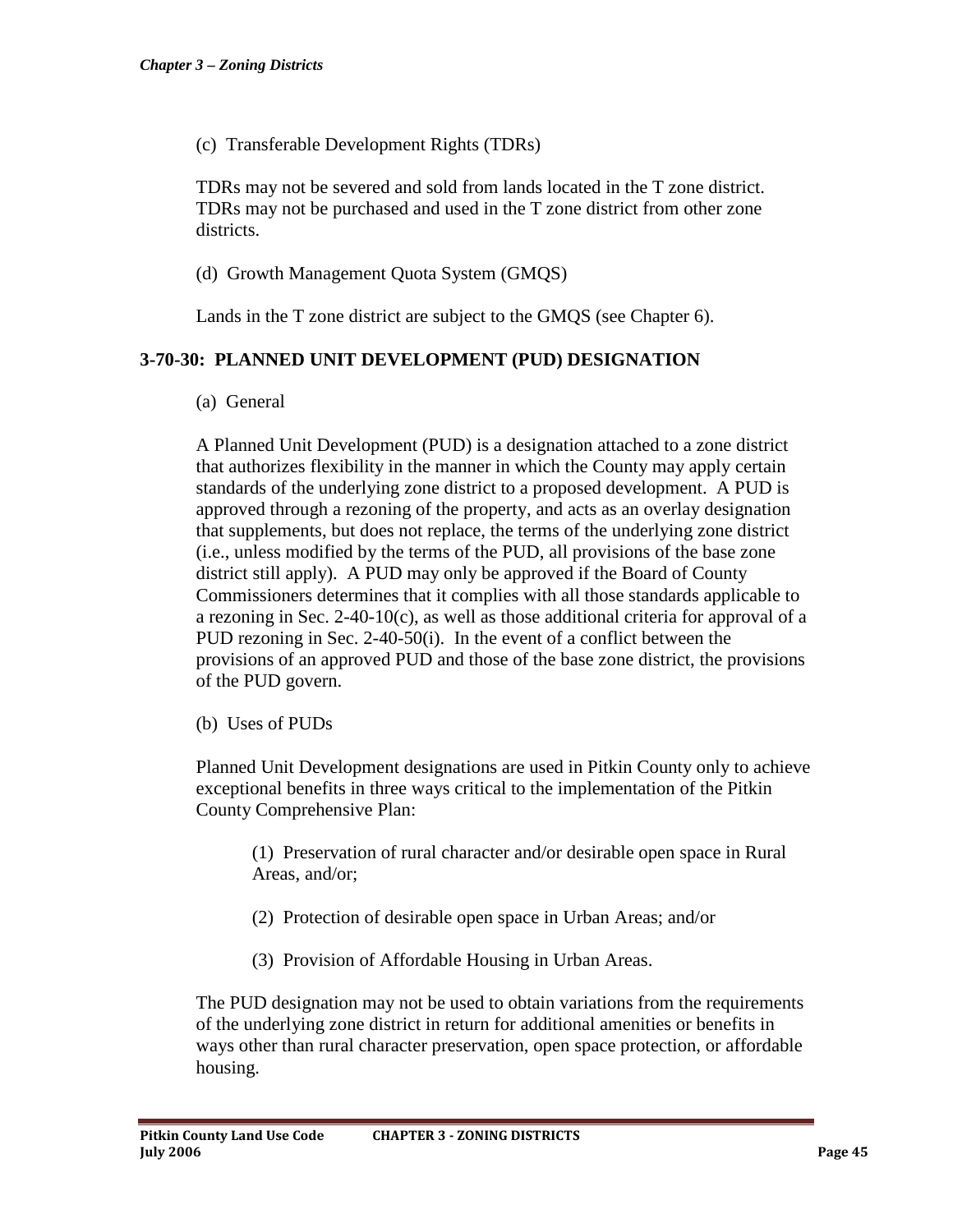(c) Transferable Development Rights (TDRs)

TDRs may not be severed and sold from lands located in the T zone district. TDRs may not be purchased and used in the T zone district from other zone districts.

(d) Growth Management Quota System (GMQS)

Lands in the T zone district are subject to the GMQS (see Chapter 6).

## 3-70-30: PLANNED UNIT DEVELOPMENT (PUD) DESIGNATION

(a) General

A Planned Unit Development (PUD) is a designation attached to a zone district that authorizes flexibility in the manner in which the County may apply certain standards of the underlying zone district to a proposed development. A PUD is approved through a rezoning of the property, and acts as an overlay designation that supplements, but does not replace, the terms of the underlying zone district (i.e., unless modified by the terms of the PUD, all provisions of the base zone district still apply). A PUD may only be approved if the Board of County Commissioners determines that it complies with all those standards applicable to a rezoning in Sec. 2-40-10(c), as well as those additional criteria for approval of a PUD rezoning in Sec. 2-40-50(i). In the event of a conflict between the provisions of an approved PUD and those of the base zone district, the provisions of the PUD govern.

(b) Uses of PUDs

Planned Unit Development designations are used in Pitkin County only to achieve exceptional benefits in three ways critical to the implementation of the Pitkin County Comprehensive Plan:

(1) Preservation of rural character and/or desirable open space in Rural Areas, and/or;

(2) Protection of desirable open space in Urban Areas; and/or

(3) Provision of Affordable Housing in Urban Areas.

The PUD designation may not be used to obtain variations from the requirements of the underlying zone district in return for additional amenities or benefits in ways other than rural character preservation, open space protection, or affordable housing.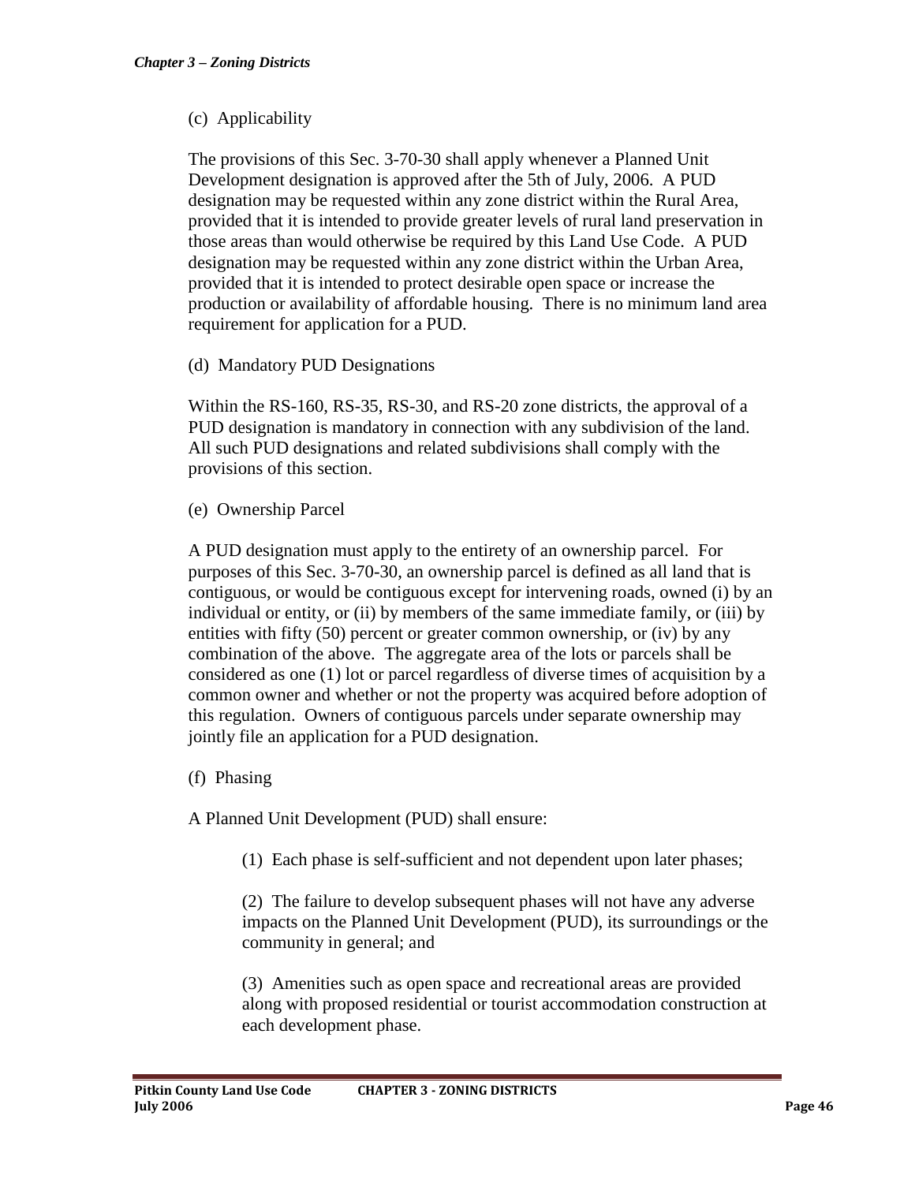(c) Applicability

The provisions of this Sec. 3-70-30 shall apply whenever a Planned Unit Development designation is approved after the 5th of July, 2006. A PUD designation may be requested within any zone district within the Rural Area, provided that it is intended to provide greater levels of rural land preservation in those areas than would otherwise be required by this Land Use Code. A PUD designation may be requested within any zone district within the Urban Area, provided that it is intended to protect desirable open space or increase the production or availability of affordable housing. There is no minimum land area requirement for application for a PUD.

(d) Mandatory PUD Designations

Within the RS-160, RS-35, RS-30, and RS-20 zone districts, the approval of a PUD designation is mandatory in connection with any subdivision of the land. All such PUD designations and related subdivisions shall comply with the provisions of this section.

(e) Ownership Parcel

A PUD designation must apply to the entirety of an ownership parcel. For purposes of this Sec. 3-70-30, an ownership parcel is defined as all land that is contiguous, or would be contiguous except for intervening roads, owned (i) by an individual or entity, or (ii) by members of the same immediate family, or (iii) by entities with fifty (50) percent or greater common ownership, or (iv) by any combination of the above. The aggregate area of the lots or parcels shall be considered as one (1) lot or parcel regardless of diverse times of acquisition by a common owner and whether or not the property was acquired before adoption of this regulation. Owners of contiguous parcels under separate ownership may jointly file an application for a PUD designation.

(f) Phasing

A Planned Unit Development (PUD) shall ensure:

(1) Each phase is self-sufficient and not dependent upon later phases;

(2) The failure to develop subsequent phases will not have any adverse impacts on the Planned Unit Development (PUD), its surroundings or the community in general; and

(3) Amenities such as open space and recreational areas are provided along with proposed residential or tourist accommodation construction at each development phase.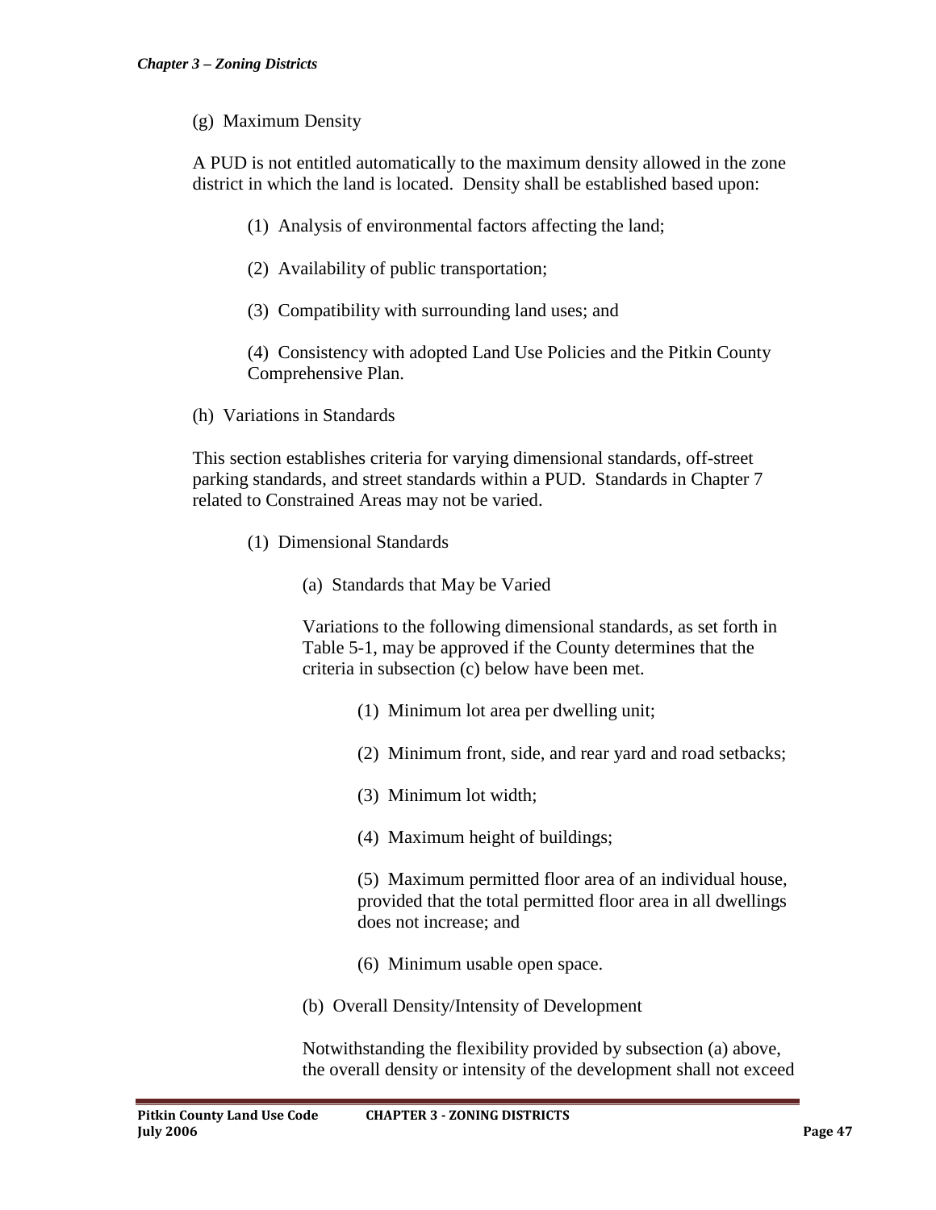(g) Maximum Density

A PUD is not entitled automatically to the maximum density allowed in the zone district in which the land is located. Density shall be established based upon:

(1) Analysis of environmental factors affecting the land;

(2) Availability of public transportation;

(3) Compatibility with surrounding land uses; and

(4) Consistency with adopted Land Use Policies and the Pitkin County Comprehensive Plan.

(h) Variations in Standards

This section establishes criteria for varying dimensional standards, off-street parking standards, and street standards within a PUD. Standards in Chapter 7 related to Constrained Areas may not be varied.

(1) Dimensional Standards

(a) Standards that May be Varied

Variations to the following dimensional standards, as set forth in Table 5-1, may be approved if the County determines that the criteria in subsection (c) below have been met.

(1) Minimum lot area per dwelling unit;

(2) Minimum front, side, and rear yard and road setbacks;

(3) Minimum lot width;

(4) Maximum height of buildings;

(5) Maximum permitted floor area of an individual house, provided that the total permitted floor area in all dwellings does not increase; and

(6) Minimum usable open space.

(b) Overall Density/Intensity of Development

Notwithstanding the flexibility provided by subsection (a) above, the overall density or intensity of the development shall not exceed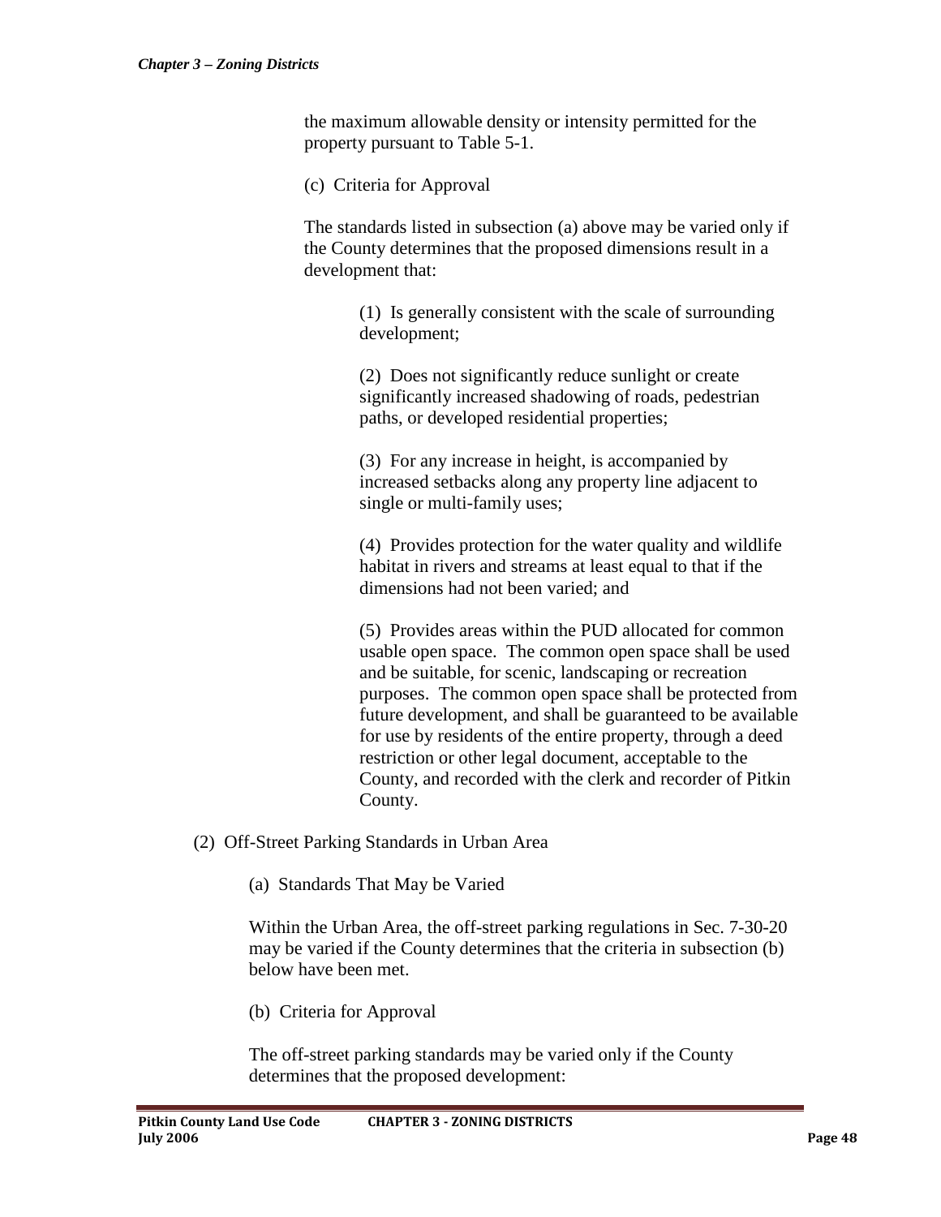the maximum allowable density or intensity permitted for the property pursuant to Table 5-1.

(c) Criteria for Approval

The standards listed in subsection (a) above may be varied only if the County determines that the proposed dimensions result in a development that:

(1) Is generally consistent with the scale of surrounding development;

(2) Does not significantly reduce sunlight or create significantly increased shadowing of roads, pedestrian paths, or developed residential properties;

(3) For any increase in height, is accompanied by increased setbacks along any property line adjacent to single or multi-family uses;

(4) Provides protection for the water quality and wildlife habitat in rivers and streams at least equal to that if the dimensions had not been varied; and

(5) Provides areas within the PUD allocated for common usable open space. The common open space shall be used and be suitable, for scenic, landscaping or recreation purposes. The common open space shall be protected from future development, and shall be guaranteed to be available for use by residents of the entire property, through a deed restriction or other legal document, acceptable to the County, and recorded with the clerk and recorder of Pitkin County.

(2) Off-Street Parking Standards in Urban Area

(a) Standards That May be Varied

Within the Urban Area, the off-street parking regulations in Sec. 7-30-20 may be varied if the County determines that the criteria in subsection (b) below have been met.

(b) Criteria for Approval

The off-street parking standards may be varied only if the County determines that the proposed development: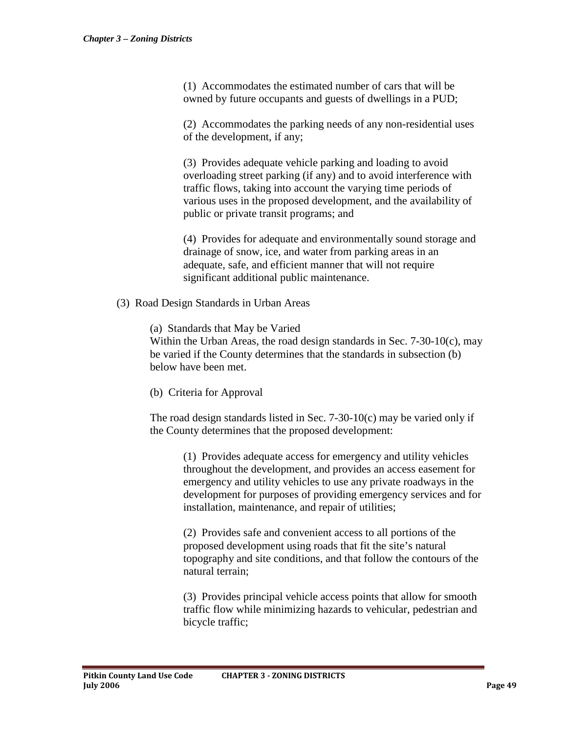(1) Accommodates the estimated number of cars that will be owned by future occupants and guests of dwellings in a PUD;

(2) Accommodates the parking needs of any non-residential uses of the development, if any;

(3) Provides adequate vehicle parking and loading to avoid overloading street parking (if any) and to avoid interference with traffic flows, taking into account the varying time periods of various uses in the proposed development, and the availability of public or private transit programs; and

(4) Provides for adequate and environmentally sound storage and drainage of snow, ice, and water from parking areas in an adequate, safe, and efficient manner that will not require significant additional public maintenance.

(3) Road Design Standards in Urban Areas

(a) Standards that May be Varied

Within the Urban Areas, the road design standards in Sec. 7-30-10(c), may be varied if the County determines that the standards in subsection (b) below have been met.

(b) Criteria for Approval

The road design standards listed in Sec. 7-30-10(c) may be varied only if the County determines that the proposed development:

(1) Provides adequate access for emergency and utility vehicles throughout the development, and provides an access easement for emergency and utility vehicles to use any private roadways in the development for purposes of providing emergency services and for installation, maintenance, and repair of utilities;

(2) Provides safe and convenient access to all portions of the proposed development using roads that fit the site's natural topography and site conditions, and that follow the contours of the natural terrain;

(3) Provides principal vehicle access points that allow for smooth traffic flow while minimizing hazards to vehicular, pedestrian and bicycle traffic;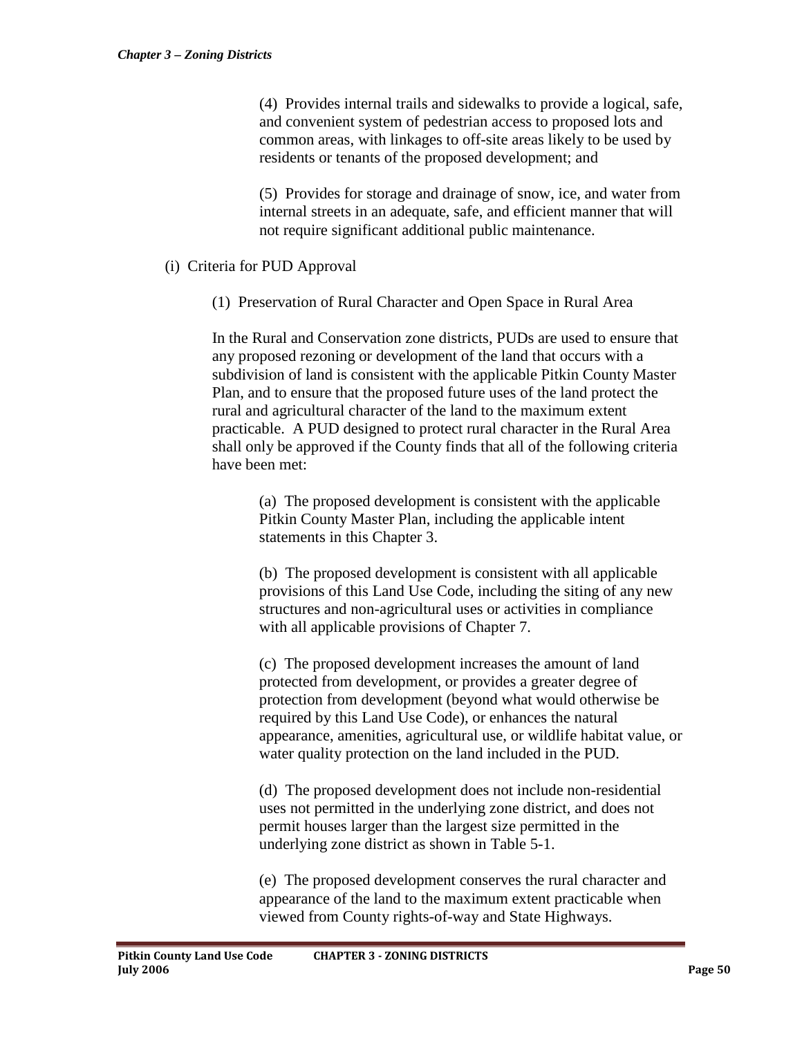(4) Provides internal trails and sidewalks to provide a logical, safe, and convenient system of pedestrian access to proposed lots and common areas, with linkages to off-site areas likely to be used by residents or tenants of the proposed development; and

(5) Provides for storage and drainage of snow, ice, and water from internal streets in an adequate, safe, and efficient manner that will not require significant additional public maintenance.

(i) Criteria for PUD Approval

(1) Preservation of Rural Character and Open Space in Rural Area

In the Rural and Conservation zone districts, PUDs are used to ensure that any proposed rezoning or development of the land that occurs with a subdivision of land is consistent with the applicable Pitkin County Master Plan, and to ensure that the proposed future uses of the land protect the rural and agricultural character of the land to the maximum extent practicable. A PUD designed to protect rural character in the Rural Area shall only be approved if the County finds that all of the following criteria have been met:

(a) The proposed development is consistent with the applicable Pitkin County Master Plan, including the applicable intent statements in this Chapter 3.

(b) The proposed development is consistent with all applicable provisions of this Land Use Code, including the siting of any new structures and non-agricultural uses or activities in compliance with all applicable provisions of Chapter 7.

(c) The proposed development increases the amount of land protected from development, or provides a greater degree of protection from development (beyond what would otherwise be required by this Land Use Code), or enhances the natural appearance, amenities, agricultural use, or wildlife habitat value, or water quality protection on the land included in the PUD.

(d) The proposed development does not include non-residential uses not permitted in the underlying zone district, and does not permit houses larger than the largest size permitted in the underlying zone district as shown in Table 5-1.

(e) The proposed development conserves the rural character and appearance of the land to the maximum extent practicable when viewed from County rights-of-way and State Highways.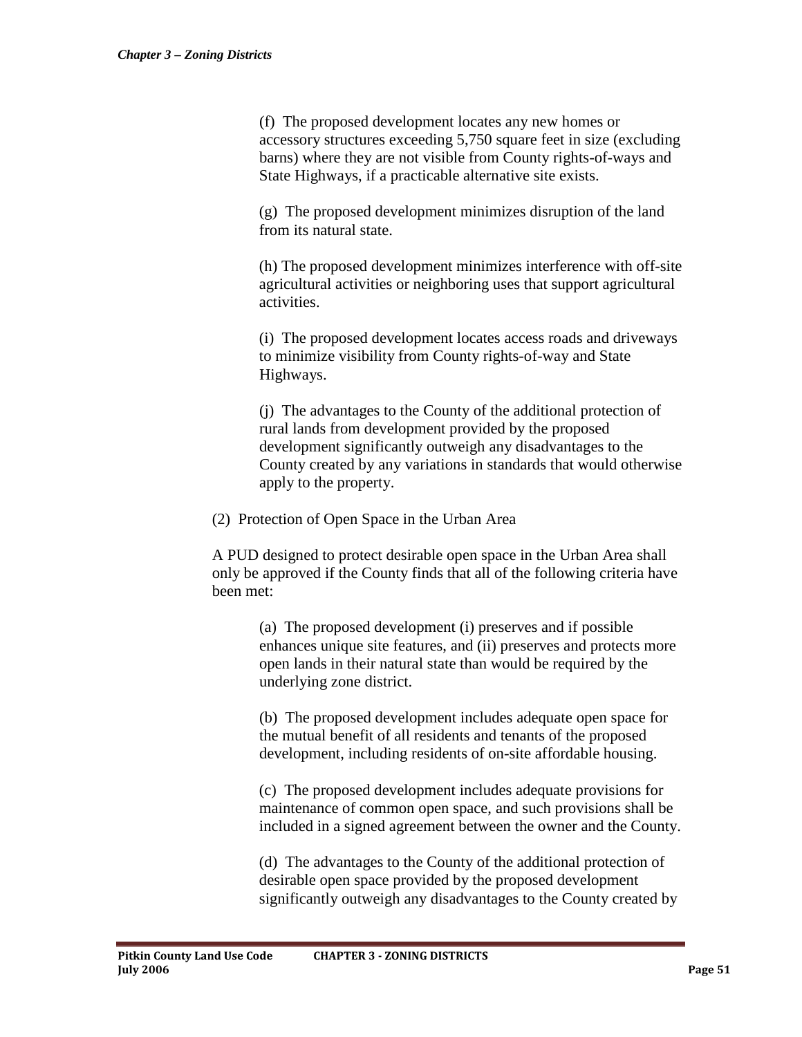(f) The proposed development locates any new homes or accessory structures exceeding 5,750 square feet in size (excluding barns) where they are not visible from County rights-of-ways and State Highways, if a practicable alternative site exists.

(g) The proposed development minimizes disruption of the land from its natural state.

(h) The proposed development minimizes interference with off-site agricultural activities or neighboring uses that support agricultural activities.

(i) The proposed development locates access roads and driveways to minimize visibility from County rights-of-way and State Highways.

(j) The advantages to the County of the additional protection of rural lands from development provided by the proposed development significantly outweigh any disadvantages to the County created by any variations in standards that would otherwise apply to the property.

(2) Protection of Open Space in the Urban Area

A PUD designed to protect desirable open space in the Urban Area shall only be approved if the County finds that all of the following criteria have been met:

(a) The proposed development (i) preserves and if possible enhances unique site features, and (ii) preserves and protects more open lands in their natural state than would be required by the underlying zone district.

(b) The proposed development includes adequate open space for the mutual benefit of all residents and tenants of the proposed development, including residents of on-site affordable housing.

(c) The proposed development includes adequate provisions for maintenance of common open space, and such provisions shall be included in a signed agreement between the owner and the County.

(d) The advantages to the County of the additional protection of desirable open space provided by the proposed development significantly outweigh any disadvantages to the County created by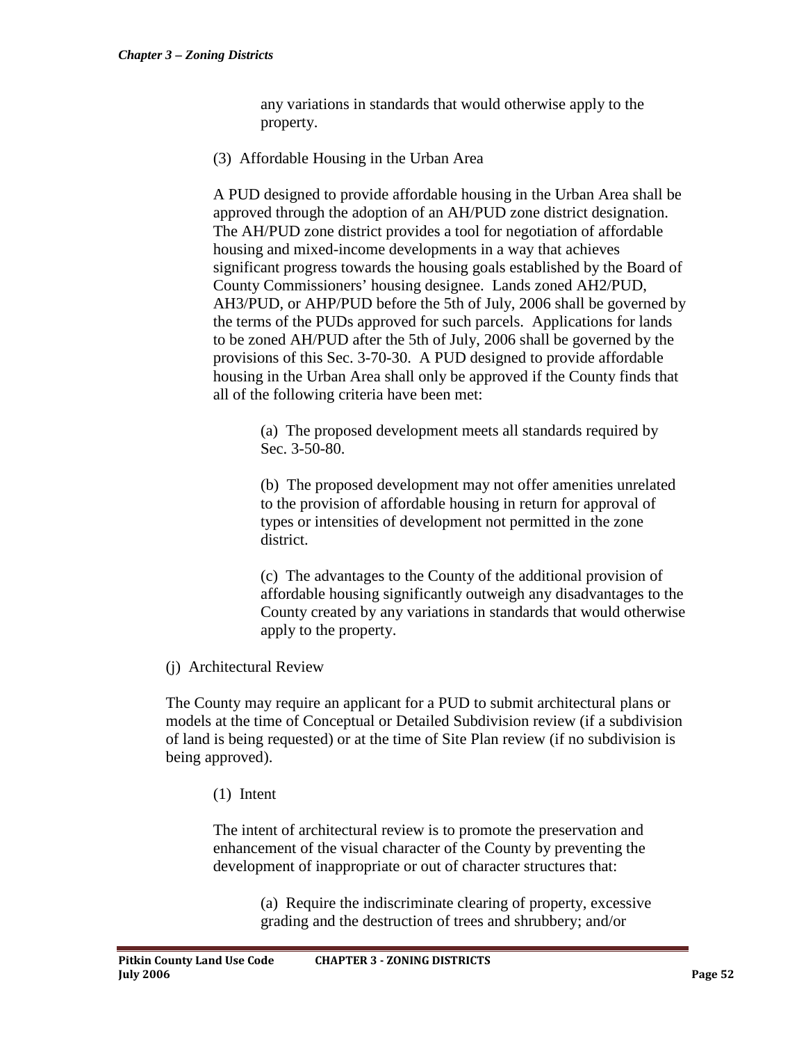any variations in standards that would otherwise apply to the property.

(3) Affordable Housing in the Urban Area

A PUD designed to provide affordable housing in the Urban Area shall be approved through the adoption of an AH/PUD zone district designation. The AH/PUD zone district provides a tool for negotiation of affordable housing and mixed-income developments in a way that achieves significant progress towards the housing goals established by the Board of County Commissioners' housing designee. Lands zoned AH2/PUD, AH3/PUD, or AHP/PUD before the 5th of July, 2006 shall be governed by the terms of the PUDs approved for such parcels. Applications for lands to be zoned AH/PUD after the 5th of July, 2006 shall be governed by the provisions of this Sec. 3-70-30. A PUD designed to provide affordable housing in the Urban Area shall only be approved if the County finds that all of the following criteria have been met:

(a) The proposed development meets all standards required by Sec. 3-50-80.

(b) The proposed development may not offer amenities unrelated to the provision of affordable housing in return for approval of types or intensities of development not permitted in the zone district.

(c) The advantages to the County of the additional provision of affordable housing significantly outweigh any disadvantages to the County created by any variations in standards that would otherwise apply to the property.

(j) Architectural Review

The County may require an applicant for a PUD to submit architectural plans or models at the time of Conceptual or Detailed Subdivision review (if a subdivision of land is being requested) or at the time of Site Plan review (if no subdivision is being approved).

(1) Intent

The intent of architectural review is to promote the preservation and enhancement of the visual character of the County by preventing the development of inappropriate or out of character structures that:

(a) Require the indiscriminate clearing of property, excessive grading and the destruction of trees and shrubbery; and/or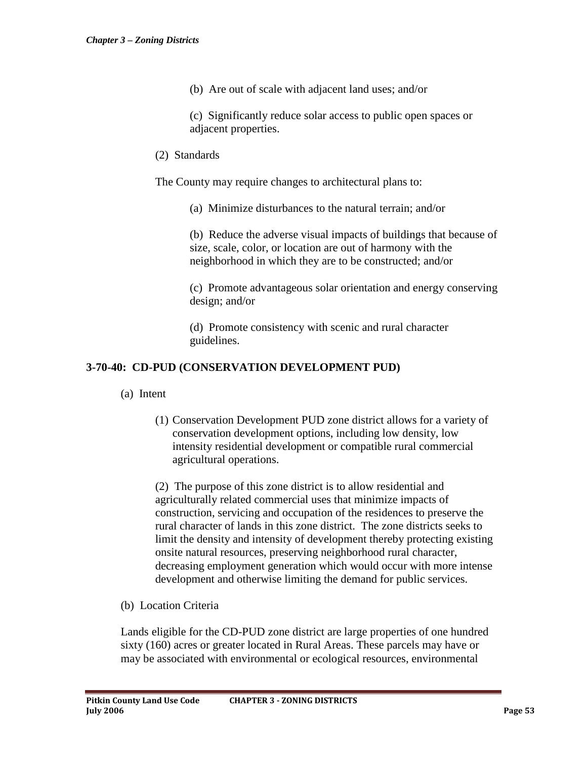(b) Are out of scale with adjacent land uses; and/or

(c) Significantly reduce solar access to public open spaces or adjacent properties.

(2) Standards

The County may require changes to architectural plans to:

(a) Minimize disturbances to the natural terrain; and/or

(b) Reduce the adverse visual impacts of buildings that because of size, scale, color, or location are out of harmony with the neighborhood in which they are to be constructed; and/or

(c) Promote advantageous solar orientation and energy conserving design; and/or

(d) Promote consistency with scenic and rural character guidelines.

### 3-70-40: CD-PUD (CONSERVATION DEVELOPMENT PUD)

(a) Intent

(1) Conservation Development PUD zone district allows for a variety of conservation development options, including low density, low intensity residential development or compatible rural commercial agricultural operations.

(2) The purpose of this zone district is to allow residential and agriculturally related commercial uses that minimize impacts of construction, servicing and occupation of the residences to preserve the rural character of lands in this zone district. The zone districts seeks to limit the density and intensity of development thereby protecting existing onsite natural resources, preserving neighborhood rural character, decreasing employment generation which would occur with more intense development and otherwise limiting the demand for public services.

(b) Location Criteria

Lands eligible for the CD-PUD zone district are large properties of one hundred sixty (160) acres or greater located in Rural Areas. These parcels may have or may be associated with environmental or ecological resources, environmental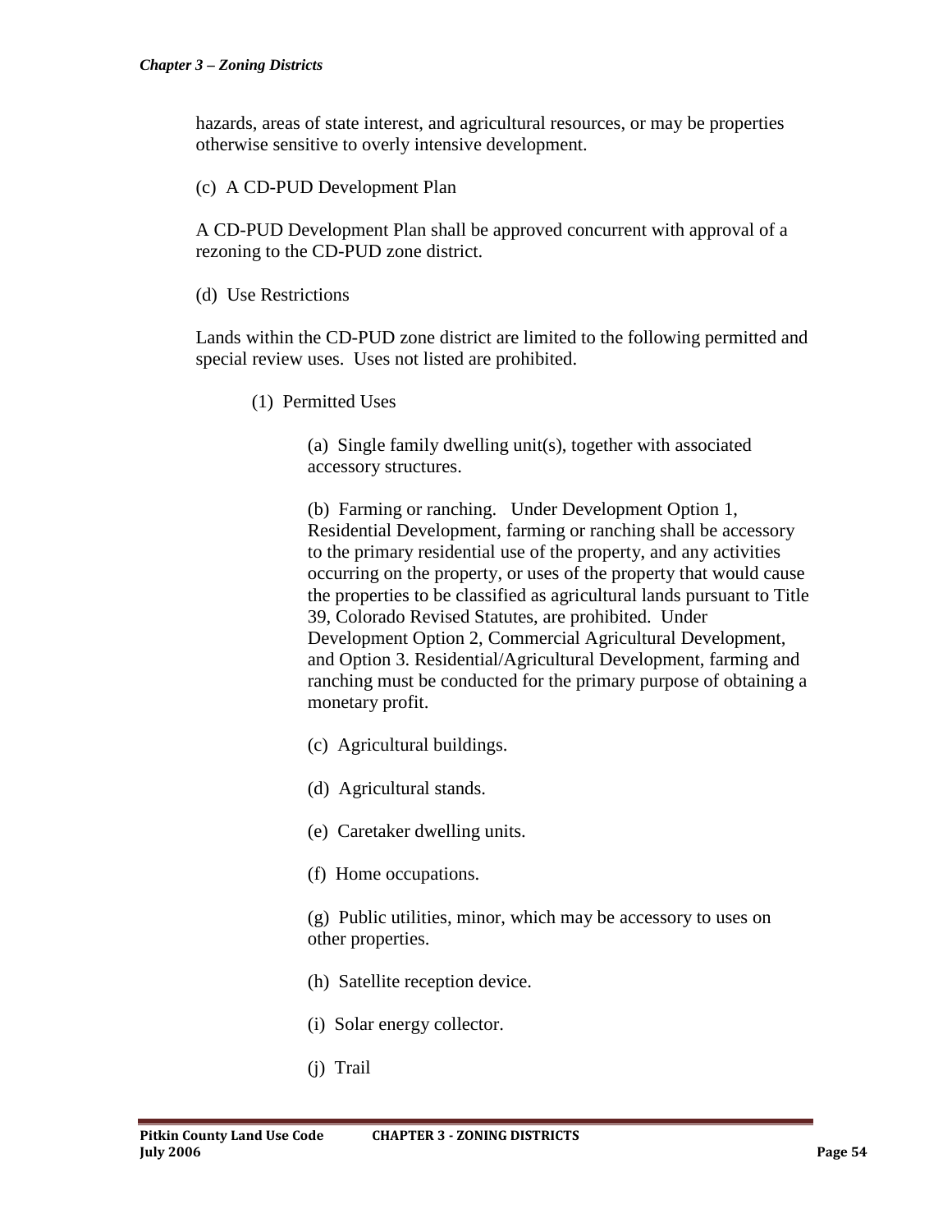hazards, areas of state interest, and agricultural resources, or may be properties otherwise sensitive to overly intensive development.

(c) A CD-PUD Development Plan

A CD-PUD Development Plan shall be approved concurrent with approval of a rezoning to the CD-PUD zone district.

(d) Use Restrictions

Lands within the CD-PUD zone district are limited to the following permitted and special review uses. Uses not listed are prohibited.

(1) Permitted Uses

(a) Single family dwelling unit(s), together with associated accessory structures.

(b) Farming or ranching. Under Development Option 1, Residential Development, farming or ranching shall be accessory to the primary residential use of the property, and any activities occurring on the property, or uses of the property that would cause the properties to be classified as agricultural lands pursuant to Title 39, Colorado Revised Statutes, are prohibited. Under Development Option 2, Commercial Agricultural Development, and Option 3. Residential/Agricultural Development, farming and ranching must be conducted for the primary purpose of obtaining a monetary profit.

(c) Agricultural buildings.

(d) Agricultural stands.

(e) Caretaker dwelling units.

(f) Home occupations.

(g) Public utilities, minor, which may be accessory to uses on other properties.

(h) Satellite reception device.

(i) Solar energy collector.

(j) Trail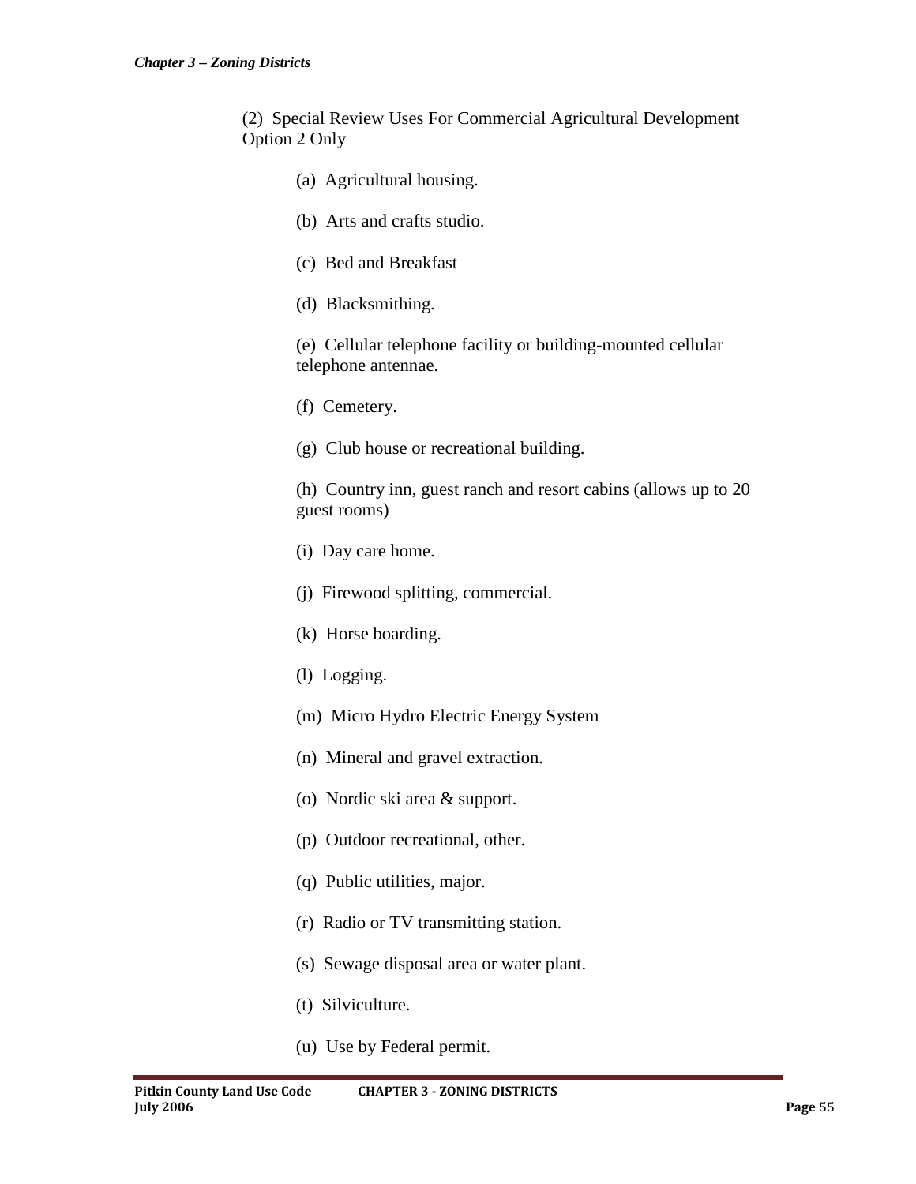(2) Special Review Uses For Commercial Agricultural Development Option 2 Only

(a) Agricultural housing.

(b) Arts and crafts studio.

(c) Bed and Breakfast

(d) Blacksmithing.

(e) Cellular telephone facility or building-mounted cellular telephone antennae.

(f) Cemetery.

(g) Club house or recreational building.

(h) Country inn, guest ranch and resort cabins (allows up to 20 guest rooms)

(i) Day care home.

(j) Firewood splitting, commercial.

(k) Horse boarding.

(l) Logging.

(m) Micro Hydro Electric Energy System

(n) Mineral and gravel extraction.

(o) Nordic ski area & support.

(p) Outdoor recreational, other.

(q) Public utilities, major.

(r) Radio or TV transmitting station.

(s) Sewage disposal area or water plant.

(t) Silviculture.

(u) Use by Federal permit.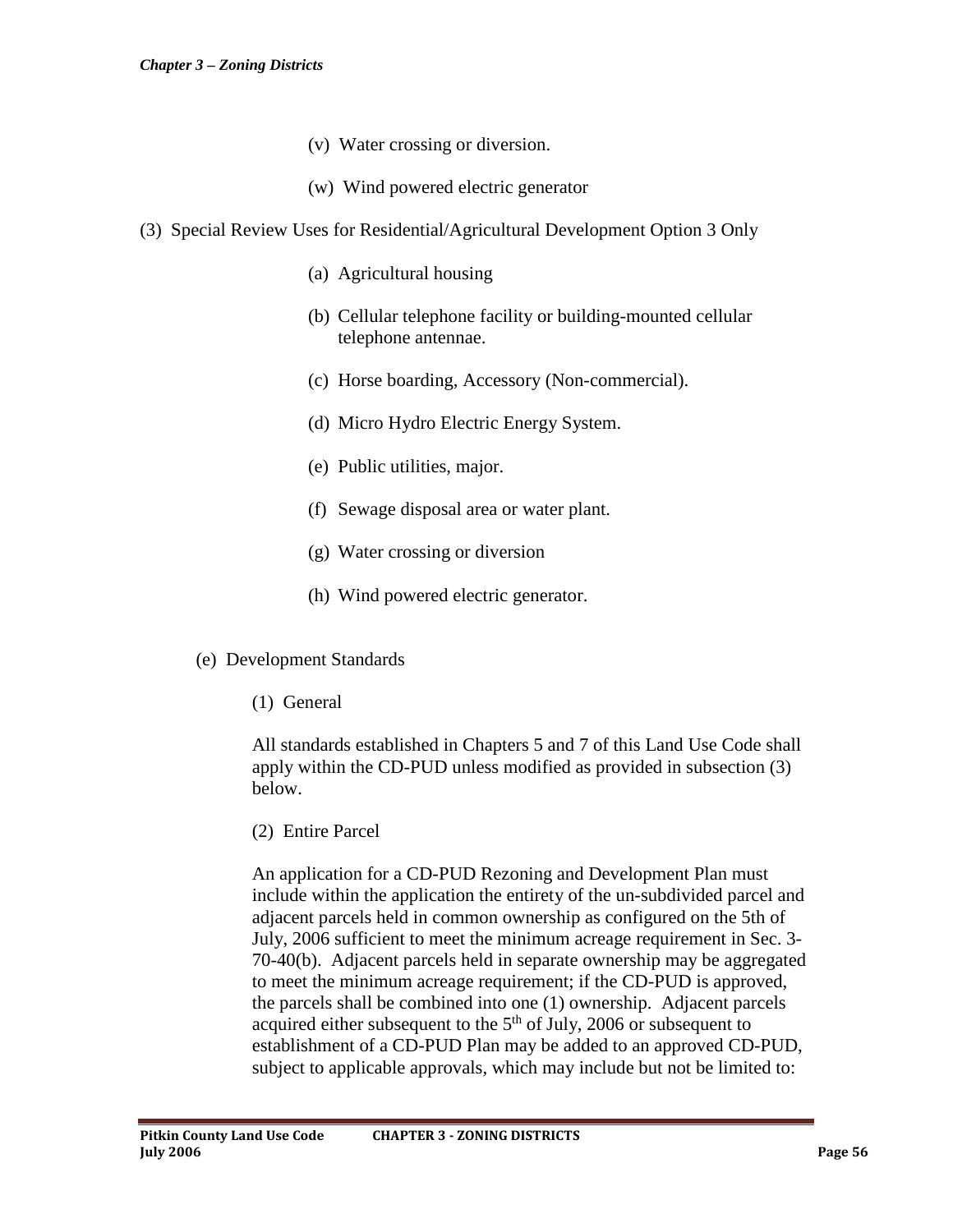(v) Water crossing or diversion.

(w) Wind powered electric generator

(3) Special Review Uses for Residential/Agricultural Development Option 3 Only

(a) Agricultural housing

(b) Cellular telephone facility or building-mounted cellular telephone antennae.

(c) Horse boarding, Accessory (Non-commercial).

(d) Micro Hydro Electric Energy System.

(e) Public utilities, major.

(f) Sewage disposal area or water plant.

(g) Water crossing or diversion

(h) Wind powered electric generator.

(e) Development Standards

(1) General

All standards established in Chapters 5 and 7 of this Land Use Code shall apply within the CD-PUD unless modified as provided in subsection (3) below.

(2) Entire Parcel

An application for a CD-PUD Rezoning and Development Plan must include within the application the entirety of the un-subdivided parcel and adjacent parcels held in common ownership as configured on the 5th of July, 2006 sufficient to meet the minimum acreage requirement in Sec. 3-70-40(b). Adjacent parcels held in separate ownership may be aggregated to meet the minimum acreage requirement; if the CD-PUD is approved, the parcels shall be combined into one (1) ownership. Adjacent parcels acquired either subsequent to the 5th of July, 2006 or subsequent to establishment of a CD-PUD Plan may be added to an approved CD-PUD, subject to applicable approvals, which may include but not be limited to: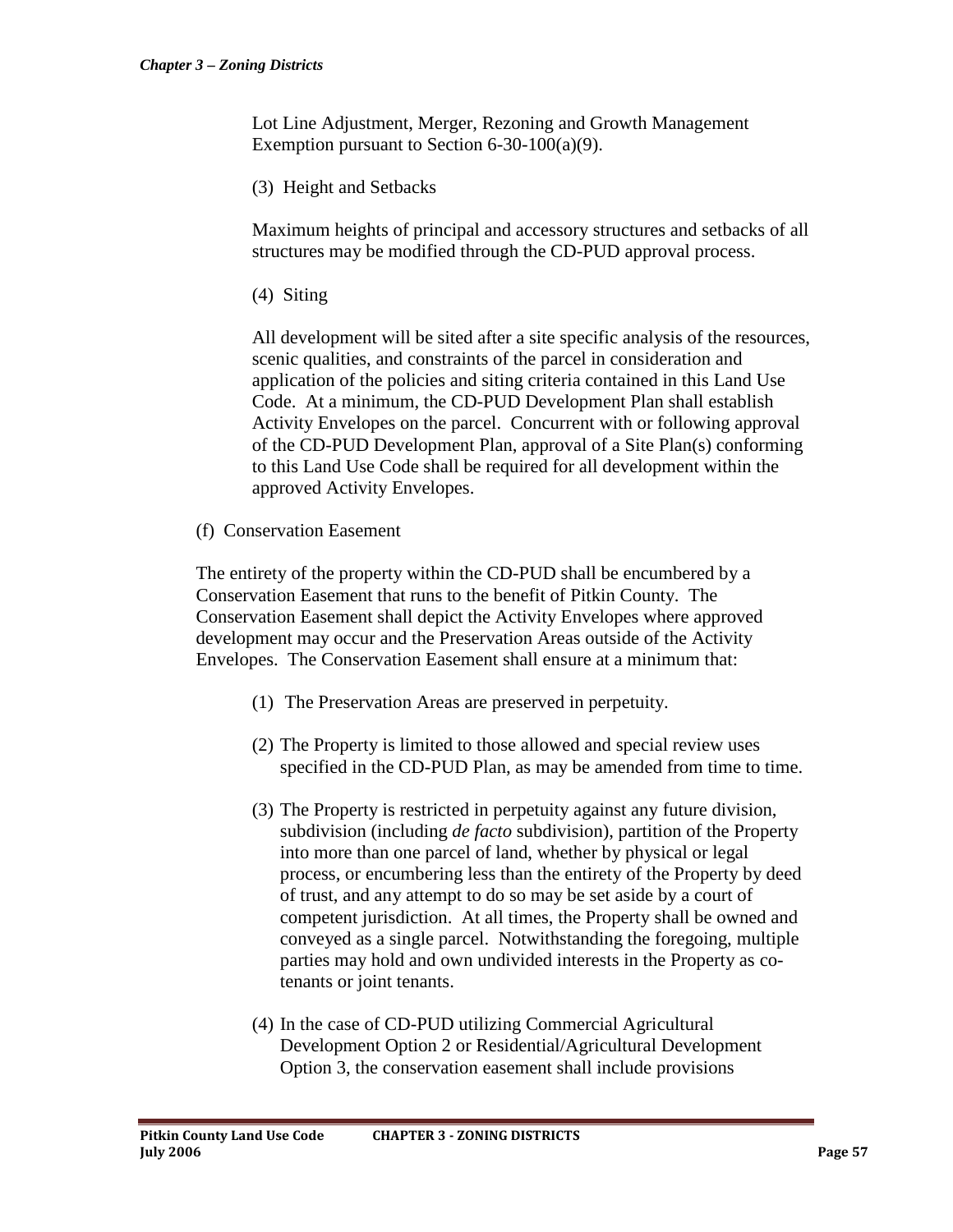Lot Line Adjustment, Merger, Rezoning and Growth Management Exemption pursuant to Section 6-30-100(a)(9).

(3) Height and Setbacks

Maximum heights of principal and accessory structures and setbacks of all structures may be modified through the CD-PUD approval process.

(4) Siting

All development will be sited after a site specific analysis of the resources, scenic qualities, and constraints of the parcel in consideration and application of the policies and siting criteria contained in this Land Use Code. At a minimum, the CD-PUD Development Plan shall establish Activity Envelopes on the parcel. Concurrent with or following approval of the CD-PUD Development Plan, approval of a Site Plan(s) conforming to this Land Use Code shall be required for all development within the approved Activity Envelopes.

(f) Conservation Easement

The entirety of the property within the CD-PUD shall be encumbered by a Conservation Easement that runs to the benefit of Pitkin County. The Conservation Easement shall depict the Activity Envelopes where approved development may occur and the Preservation Areas outside of the Activity Envelopes. The Conservation Easement shall ensure at a minimum that:

(1) The Preservation Areas are preserved in perpetuity.

(2) The Property is limited to those allowed and special review uses specified in the CD-PUD Plan, as may be amended from time to time.

(3) The Property is restricted in perpetuity against any future division, subdivision (including *de facto* subdivision), partition of the Property into more than one parcel of land, whether by physical or legal process, or encumbering less than the entirety of the Property by deed of trust, and any attempt to do so may be set aside by a court of competent jurisdiction. At all times, the Property shall be owned and conveyed as a single parcel. Notwithstanding the foregoing, multiple parties may hold and own undivided interests in the Property as co-tenants or joint tenants.

(4) In the case of CD-PUD utilizing Commercial Agricultural Development Option 2 or Residential/Agricultural Development Option 3, the conservation easement shall include provisions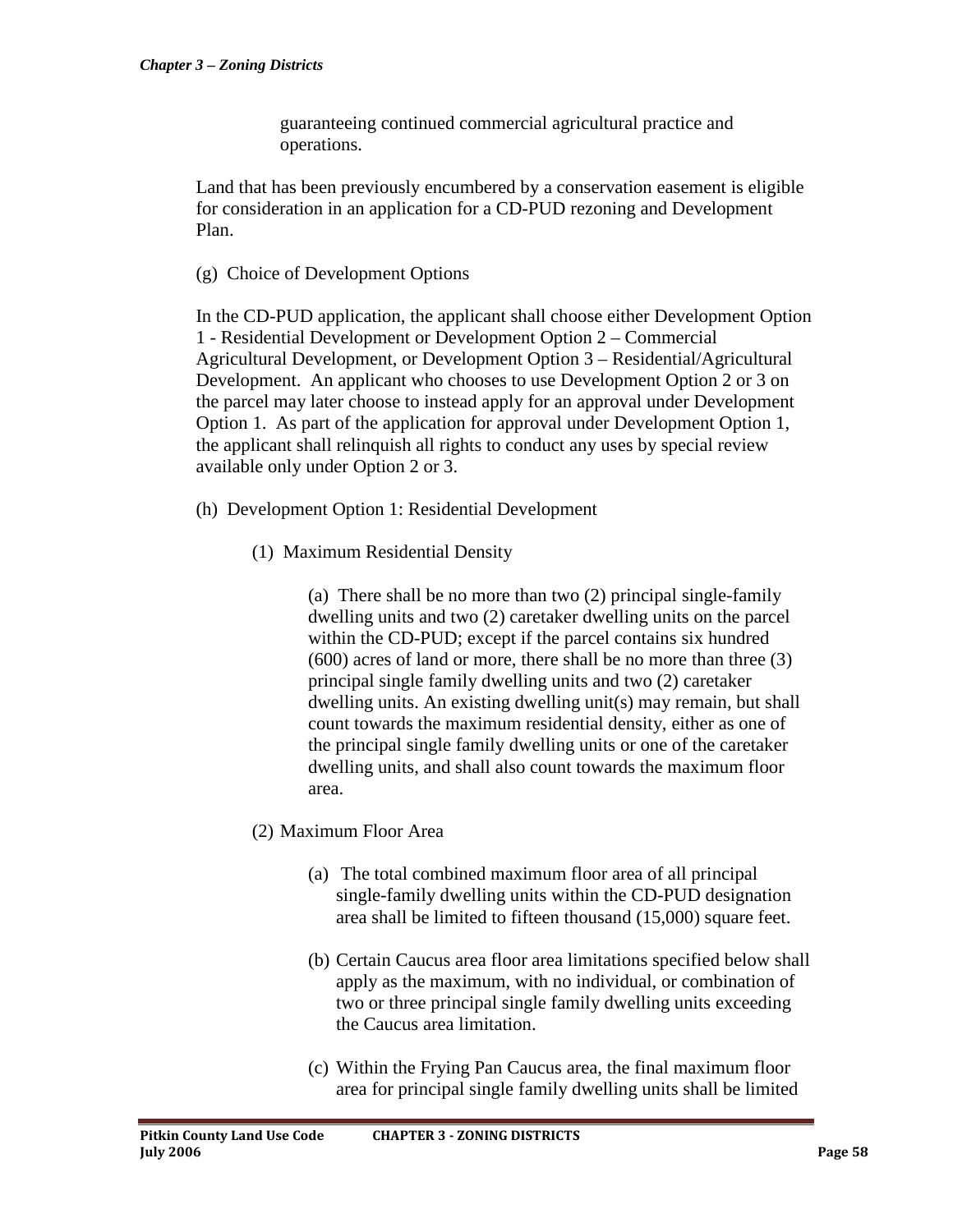guaranteeing continued commercial agricultural practice and operations.

Land that has been previously encumbered by a conservation easement is eligible for consideration in an application for a CD-PUD rezoning and Development Plan.

(g) Choice of Development Options

In the CD-PUD application, the applicant shall choose either Development Option 1 - Residential Development or Development Option 2 – Commercial Agricultural Development, or Development Option 3 – Residential/Agricultural Development. An applicant who chooses to use Development Option 2 or 3 on the parcel may later choose to instead apply for an approval under Development Option 1. As part of the application for approval under Development Option 1, the applicant shall relinquish all rights to conduct any uses by special review available only under Option 2 or 3.

(h) Development Option 1: Residential Development

(1) Maximum Residential Density

(a) There shall be no more than two (2) principal single-family dwelling units and two (2) caretaker dwelling units on the parcel within the CD-PUD; except if the parcel contains six hundred (600) acres of land or more, there shall be no more than three (3) principal single family dwelling units and two (2) caretaker dwelling units. An existing dwelling unit(s) may remain, but shall count towards the maximum residential density, either as one of the principal single family dwelling units or one of the caretaker dwelling units, and shall also count towards the maximum floor area.

(2) Maximum Floor Area

(a) The total combined maximum floor area of all principal single-family dwelling units within the CD-PUD designation area shall be limited to fifteen thousand (15,000) square feet.

(b) Certain Caucus area floor area limitations specified below shall apply as the maximum, with no individual, or combination of two or three principal single family dwelling units exceeding the Caucus area limitation.

(c) Within the Frying Pan Caucus area, the final maximum floor area for principal single family dwelling units shall be limited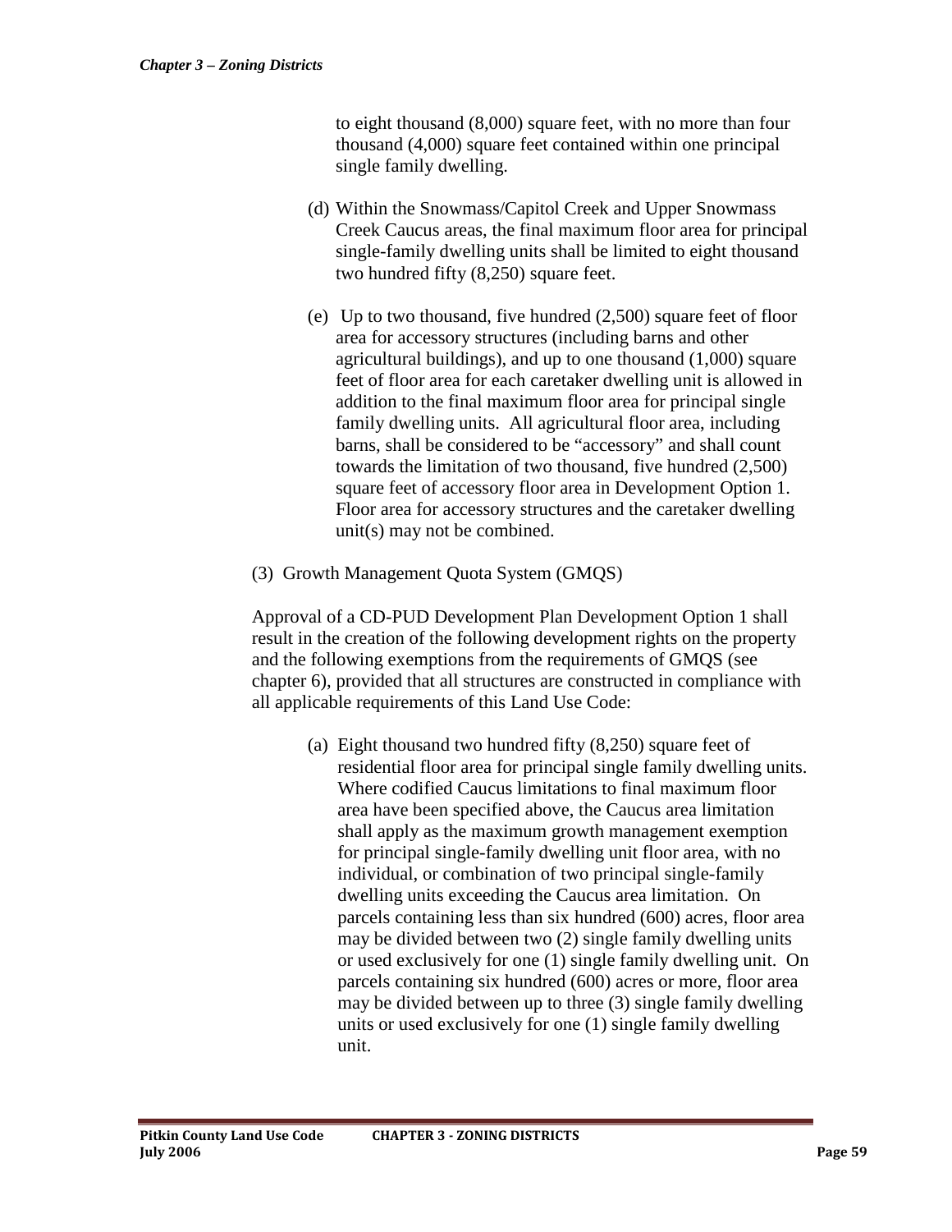to eight thousand (8,000) square feet, with no more than four thousand (4,000) square feet contained within one principal single family dwelling.

(d) Within the Snowmass/Capitol Creek and Upper Snowmass Creek Caucus areas, the final maximum floor area for principal single-family dwelling units shall be limited to eight thousand two hundred fifty (8,250) square feet.

(e) Up to two thousand, five hundred (2,500) square feet of floor area for accessory structures (including barns and other agricultural buildings), and up to one thousand (1,000) square feet of floor area for each caretaker dwelling unit is allowed in addition to the final maximum floor area for principal single family dwelling units. All agricultural floor area, including barns, shall be considered to be "accessory" and shall count towards the limitation of two thousand, five hundred (2,500) square feet of accessory floor area in Development Option 1. Floor area for accessory structures and the caretaker dwelling unit(s) may not be combined.

(3) Growth Management Quota System (GMQS)

Approval of a CD-PUD Development Plan Development Option 1 shall result in the creation of the following development rights on the property and the following exemptions from the requirements of GMQS (see chapter 6), provided that all structures are constructed in compliance with all applicable requirements of this Land Use Code:

(a) Eight thousand two hundred fifty (8,250) square feet of residential floor area for principal single family dwelling units. Where codified Caucus limitations to final maximum floor area have been specified above, the Caucus area limitation shall apply as the maximum growth management exemption for principal single-family dwelling unit floor area, with no individual, or combination of two principal single-family dwelling units exceeding the Caucus area limitation. On parcels containing less than six hundred (600) acres, floor area may be divided between two (2) single family dwelling units or used exclusively for one (1) single family dwelling unit. On parcels containing six hundred (600) acres or more, floor area may be divided between up to three (3) single family dwelling units or used exclusively for one (1) single family dwelling unit.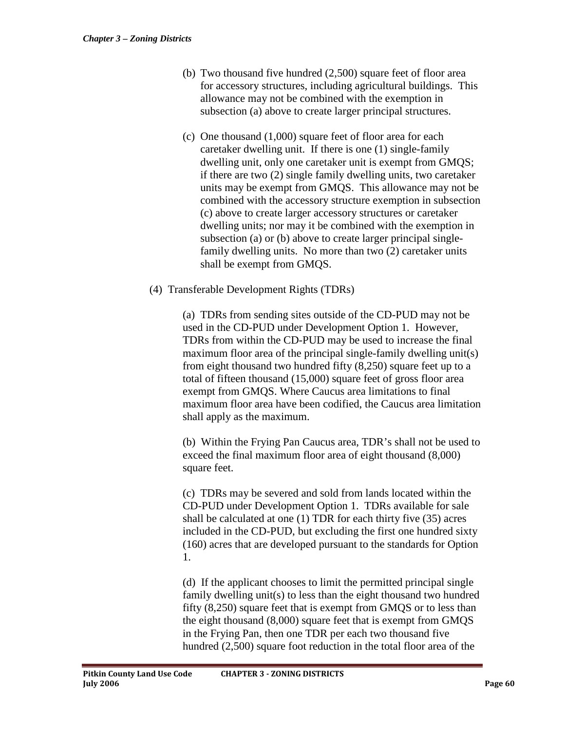(b) Two thousand five hundred (2,500) square feet of floor area for accessory structures, including agricultural buildings. This allowance may not be combined with the exemption in subsection (a) above to create larger principal structures.

(c) One thousand (1,000) square feet of floor area for each caretaker dwelling unit. If there is one (1) single-family dwelling unit, only one caretaker unit is exempt from GMQS; if there are two (2) single family dwelling units, two caretaker units may be exempt from GMQS. This allowance may not be combined with the accessory structure exemption in subsection (c) above to create larger accessory structures or caretaker dwelling units; nor may it be combined with the exemption in subsection (a) or (b) above to create larger principal single-family dwelling units. No more than two (2) caretaker units shall be exempt from GMQS.

(4) Transferable Development Rights (TDRs)

(a) TDRs from sending sites outside of the CD-PUD may not be used in the CD-PUD under Development Option 1. However, TDRs from within the CD-PUD may be used to increase the final maximum floor area of the principal single-family dwelling unit(s) from eight thousand two hundred fifty (8,250) square feet up to a total of fifteen thousand (15,000) square feet of gross floor area exempt from GMQS. Where Caucus area limitations to final maximum floor area have been codified, the Caucus area limitation shall apply as the maximum.

(b) Within the Frying Pan Caucus area, TDR's shall not be used to exceed the final maximum floor area of eight thousand (8,000) square feet.

(c) TDRs may be severed and sold from lands located within the CD-PUD under Development Option 1. TDRs available for sale shall be calculated at one (1) TDR for each thirty five (35) acres included in the CD-PUD, but excluding the first one hundred sixty (160) acres that are developed pursuant to the standards for Option 1.

(d) If the applicant chooses to limit the permitted principal single family dwelling unit(s) to less than the eight thousand two hundred fifty (8,250) square feet that is exempt from GMQS or to less than the eight thousand (8,000) square feet that is exempt from GMQS in the Frying Pan, then one TDR per each two thousand five hundred (2,500) square foot reduction in the total floor area of the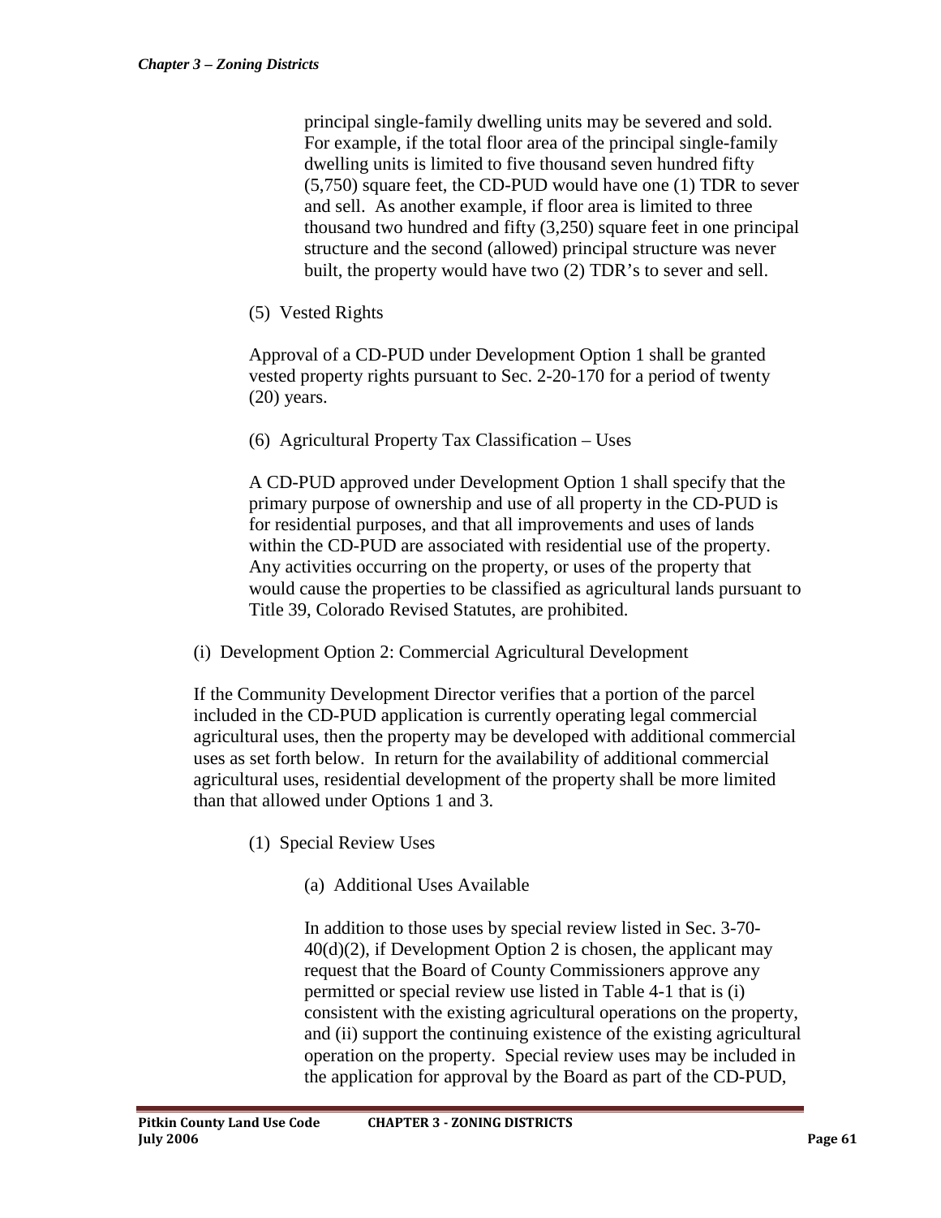principal single-family dwelling units may be severed and sold. For example, if the total floor area of the principal single-family dwelling units is limited to five thousand seven hundred fifty (5,750) square feet, the CD-PUD would have one (1) TDR to sever and sell. As another example, if floor area is limited to three thousand two hundred and fifty (3,250) square feet in one principal structure and the second (allowed) principal structure was never built, the property would have two (2) TDR's to sever and sell.

(5) Vested Rights

Approval of a CD-PUD under Development Option 1 shall be granted vested property rights pursuant to Sec. 2-20-170 for a period of twenty (20) years.

(6) Agricultural Property Tax Classification – Uses

A CD-PUD approved under Development Option 1 shall specify that the primary purpose of ownership and use of all property in the CD-PUD is for residential purposes, and that all improvements and uses of lands within the CD-PUD are associated with residential use of the property. Any activities occurring on the property, or uses of the property that would cause the properties to be classified as agricultural lands pursuant to Title 39, Colorado Revised Statutes, are prohibited.

(i) Development Option 2: Commercial Agricultural Development

If the Community Development Director verifies that a portion of the parcel included in the CD-PUD application is currently operating legal commercial agricultural uses, then the property may be developed with additional commercial uses as set forth below. In return for the availability of additional commercial agricultural uses, residential development of the property shall be more limited than that allowed under Options 1 and 3.

(1) Special Review Uses

(a) Additional Uses Available

In addition to those uses by special review listed in Sec. 3-70-40(d)(2), if Development Option 2 is chosen, the applicant may request that the Board of County Commissioners approve any permitted or special review use listed in Table 4-1 that is (i) consistent with the existing agricultural operations on the property, and (ii) support the continuing existence of the existing agricultural operation on the property. Special review uses may be included in the application for approval by the Board as part of the CD-PUD,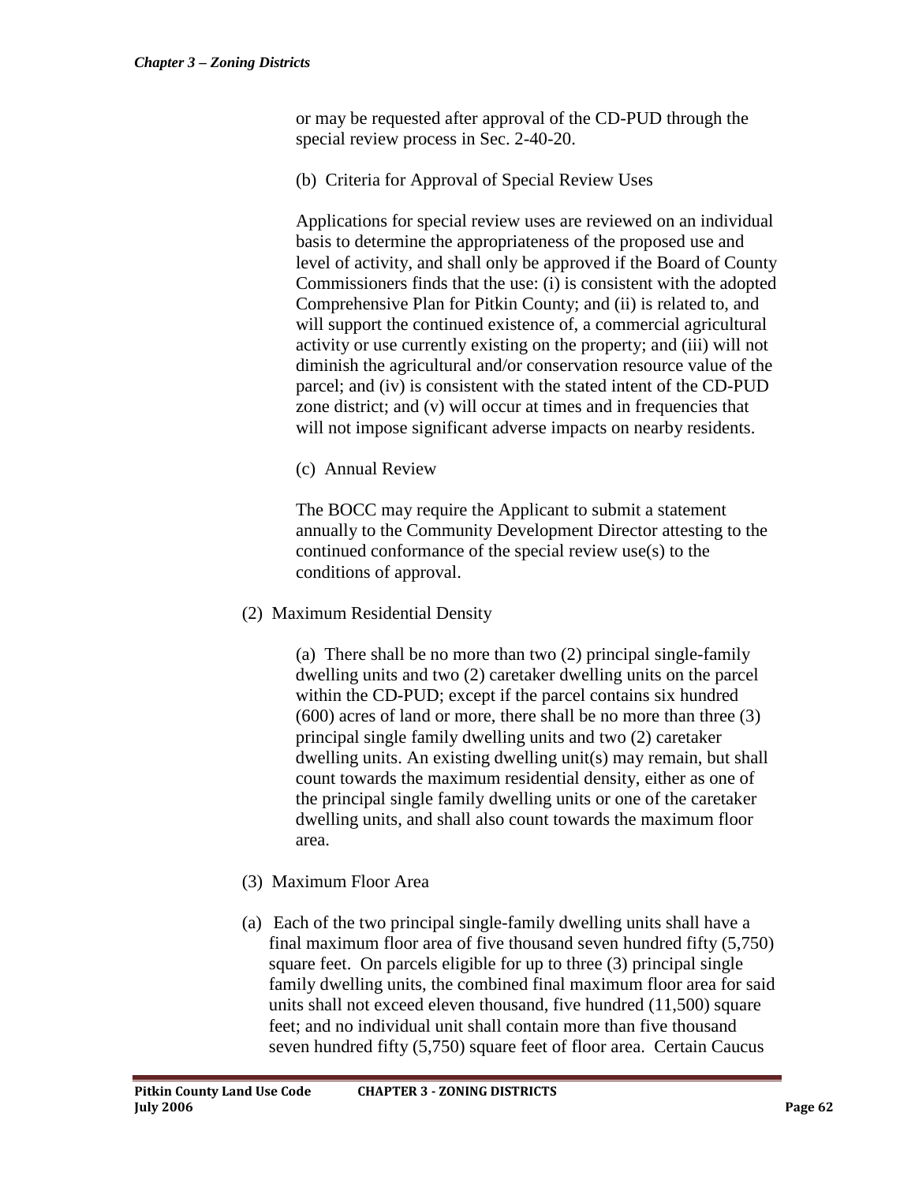or may be requested after approval of the CD-PUD through the special review process in Sec. 2-40-20.

(b) Criteria for Approval of Special Review Uses

Applications for special review uses are reviewed on an individual basis to determine the appropriateness of the proposed use and level of activity, and shall only be approved if the Board of County Commissioners finds that the use: (i) is consistent with the adopted Comprehensive Plan for Pitkin County; and (ii) is related to, and will support the continued existence of, a commercial agricultural activity or use currently existing on the property; and (iii) will not diminish the agricultural and/or conservation resource value of the parcel; and (iv) is consistent with the stated intent of the CD-PUD zone district; and (v) will occur at times and in frequencies that will not impose significant adverse impacts on nearby residents.

(c) Annual Review

The BOCC may require the Applicant to submit a statement annually to the Community Development Director attesting to the continued conformance of the special review use(s) to the conditions of approval.

(2) Maximum Residential Density

(a) There shall be no more than two (2) principal single-family dwelling units and two (2) caretaker dwelling units on the parcel within the CD-PUD; except if the parcel contains six hundred (600) acres of land or more, there shall be no more than three (3) principal single family dwelling units and two (2) caretaker dwelling units. An existing dwelling unit(s) may remain, but shall count towards the maximum residential density, either as one of the principal single family dwelling units or one of the caretaker dwelling units, and shall also count towards the maximum floor area.

(3) Maximum Floor Area

(a) Each of the two principal single-family dwelling units shall have a final maximum floor area of five thousand seven hundred fifty (5,750) square feet. On parcels eligible for up to three (3) principal single family dwelling units, the combined final maximum floor area for said units shall not exceed eleven thousand, five hundred (11,500) square feet; and no individual unit shall contain more than five thousand seven hundred fifty (5,750) square feet of floor area. Certain Caucus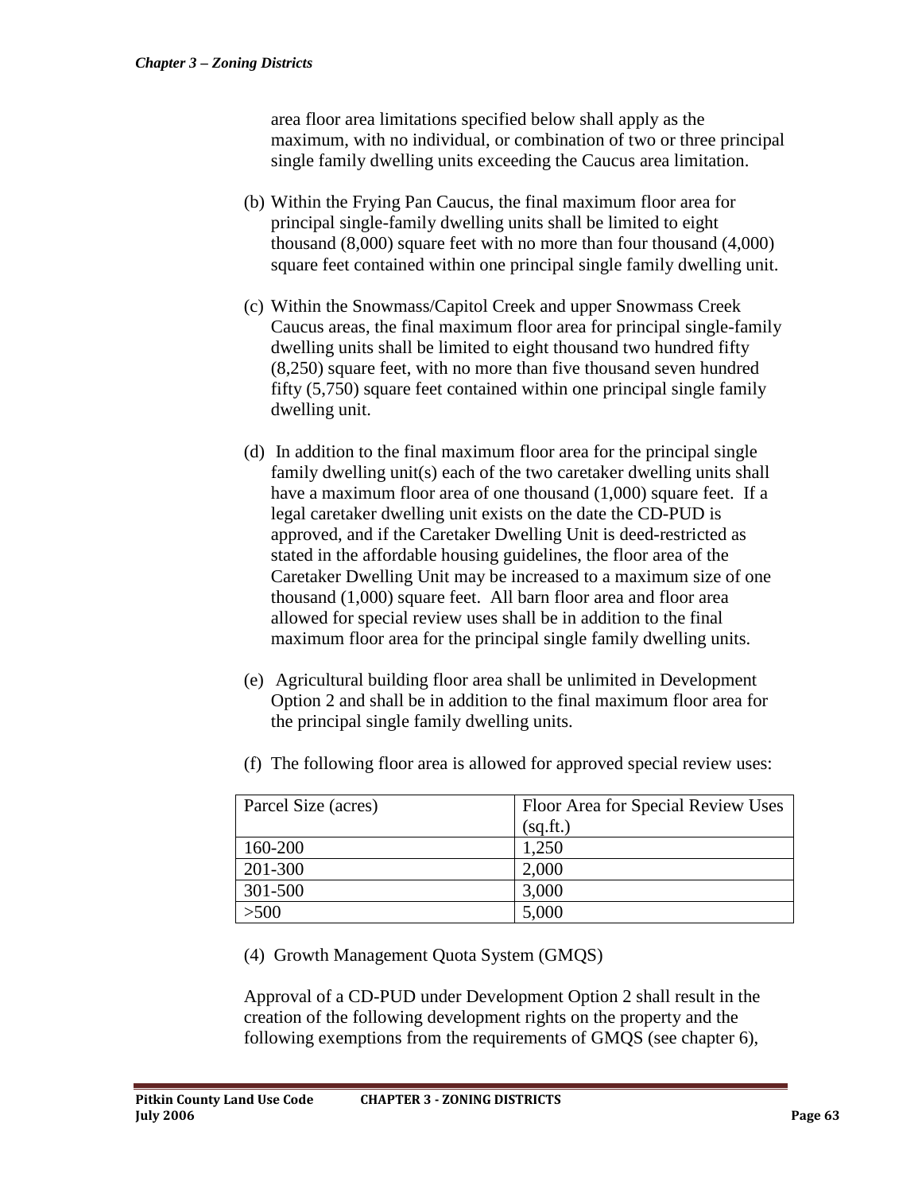area floor area limitations specified below shall apply as the maximum, with no individual, or combination of two or three principal single family dwelling units exceeding the Caucus area limitation.

(b) Within the Frying Pan Caucus, the final maximum floor area for principal single-family dwelling units shall be limited to eight thousand (8,000) square feet with no more than four thousand (4,000) square feet contained within one principal single family dwelling unit.

(c) Within the Snowmass/Capitol Creek and upper Snowmass Creek Caucus areas, the final maximum floor area for principal single-family dwelling units shall be limited to eight thousand two hundred fifty (8,250) square feet, with no more than five thousand seven hundred fifty (5,750) square feet contained within one principal single family dwelling unit.

(d) In addition to the final maximum floor area for the principal single family dwelling unit(s) each of the two caretaker dwelling units shall have a maximum floor area of one thousand (1,000) square feet. If a legal caretaker dwelling unit exists on the date the CD-PUD is approved, and if the Caretaker Dwelling Unit is deed-restricted as stated in the affordable housing guidelines, the floor area of the Caretaker Dwelling Unit may be increased to a maximum size of one thousand (1,000) square feet. All barn floor area and floor area allowed for special review uses shall be in addition to the final maximum floor area for the principal single family dwelling units.

(e) Agricultural building floor area shall be unlimited in Development Option 2 and shall be in addition to the final maximum floor area for the principal single family dwelling units.

(f) The following floor area is allowed for approved special review uses:

| Parcel Size (acres) | Floor Area for Special Review Uses (sq.ft.) |
|---|---|
| 160-200 | 1,250 |
| 201-300 | 2,000 |
| 301-500 | 3,000 |
| >500 | 5,000 |

(4) Growth Management Quota System (GMQS)

Approval of a CD-PUD under Development Option 2 shall result in the creation of the following development rights on the property and the following exemptions from the requirements of GMQS (see chapter 6),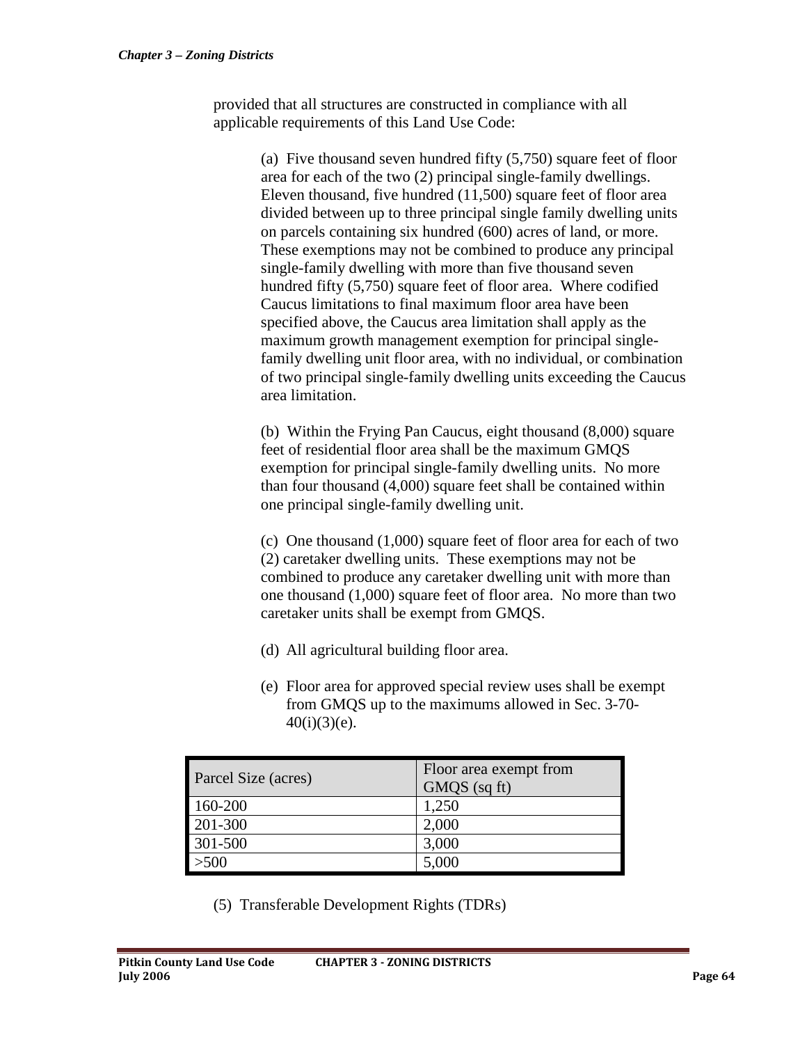provided that all structures are constructed in compliance with all applicable requirements of this Land Use Code:

(a) Five thousand seven hundred fifty (5,750) square feet of floor area for each of the two (2) principal single-family dwellings. Eleven thousand, five hundred (11,500) square feet of floor area divided between up to three principal single family dwelling units on parcels containing six hundred (600) acres of land, or more. These exemptions may not be combined to produce any principal single-family dwelling with more than five thousand seven hundred fifty (5,750) square feet of floor area. Where codified Caucus limitations to final maximum floor area have been specified above, the Caucus area limitation shall apply as the maximum growth management exemption for principal single-family dwelling unit floor area, with no individual, or combination of two principal single-family dwelling units exceeding the Caucus area limitation.

(b) Within the Frying Pan Caucus, eight thousand (8,000) square feet of residential floor area shall be the maximum GMQS exemption for principal single-family dwelling units. No more than four thousand (4,000) square feet shall be contained within one principal single-family dwelling unit.

(c) One thousand (1,000) square feet of floor area for each of two (2) caretaker dwelling units. These exemptions may not be combined to produce any caretaker dwelling unit with more than one thousand (1,000) square feet of floor area. No more than two caretaker units shall be exempt from GMQS.

(d) All agricultural building floor area.

(e) Floor area for approved special review uses shall be exempt from GMQS up to the maximums allowed in Sec. 3-70-40(i)(3)(e).

| Parcel Size (acres) | Floor area exempt from GMQS (sq ft) |
|---|---|
| 160-200 | 1,250 |
| 201-300 | 2,000 |
| 301-500 | 3,000 |
| >500 | 5,000 |

(5) Transferable Development Rights (TDRs)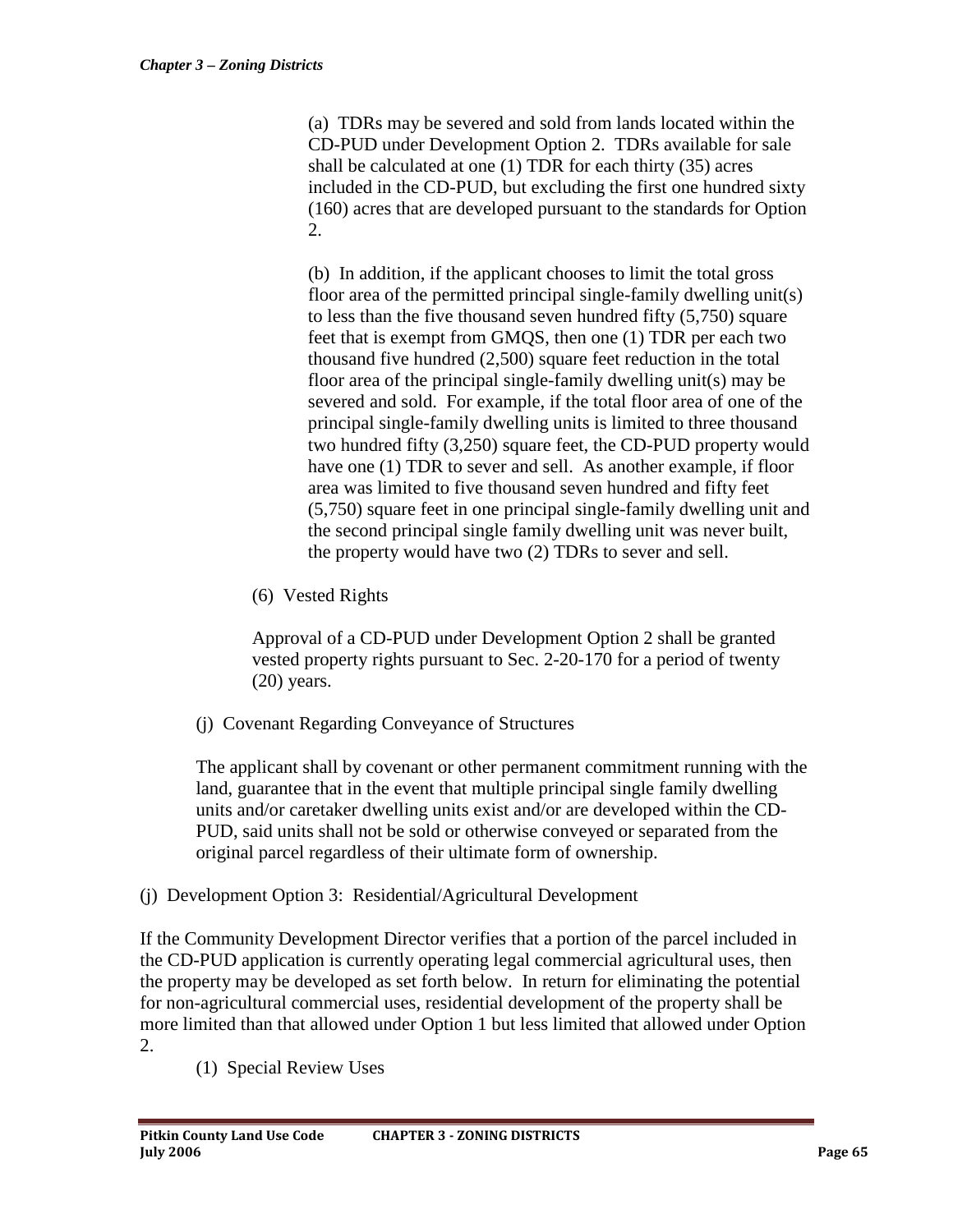(a) TDRs may be severed and sold from lands located within the CD-PUD under Development Option 2. TDRs available for sale shall be calculated at one (1) TDR for each thirty (35) acres included in the CD-PUD, but excluding the first one hundred sixty (160) acres that are developed pursuant to the standards for Option 2.

(b) In addition, if the applicant chooses to limit the total gross floor area of the permitted principal single-family dwelling unit(s) to less than the five thousand seven hundred fifty (5,750) square feet that is exempt from GMQS, then one (1) TDR per each two thousand five hundred (2,500) square feet reduction in the total floor area of the principal single-family dwelling unit(s) may be severed and sold. For example, if the total floor area of one of the principal single-family dwelling units is limited to three thousand two hundred fifty (3,250) square feet, the CD-PUD property would have one (1) TDR to sever and sell. As another example, if floor area was limited to five thousand seven hundred and fifty feet (5,750) square feet in one principal single-family dwelling unit and the second principal single family dwelling unit was never built, the property would have two (2) TDRs to sever and sell.

(6) Vested Rights

Approval of a CD-PUD under Development Option 2 shall be granted vested property rights pursuant to Sec. 2-20-170 for a period of twenty (20) years.

(j) Covenant Regarding Conveyance of Structures

The applicant shall by covenant or other permanent commitment running with the land, guarantee that in the event that multiple principal single family dwelling units and/or caretaker dwelling units exist and/or are developed within the CD-PUD, said units shall not be sold or otherwise conveyed or separated from the original parcel regardless of their ultimate form of ownership.

(j) Development Option 3: Residential/Agricultural Development

If the Community Development Director verifies that a portion of the parcel included in the CD-PUD application is currently operating legal commercial agricultural uses, then the property may be developed as set forth below. In return for eliminating the potential for non-agricultural commercial uses, residential development of the property shall be more limited than that allowed under Option 1 but less limited that allowed under Option 2.

(1) Special Review Uses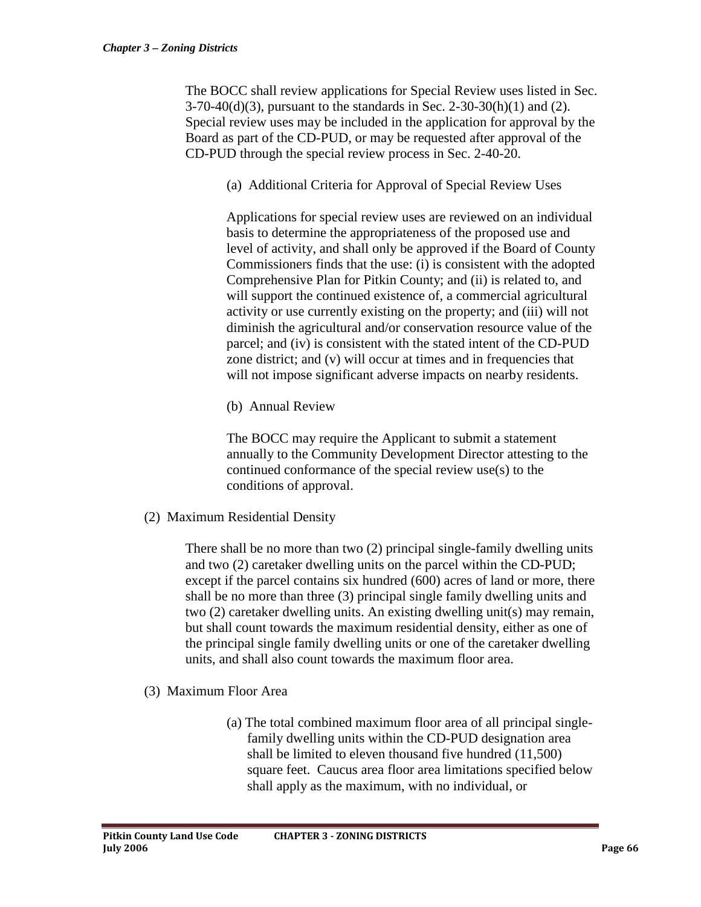The BOCC shall review applications for Special Review uses listed in Sec. 3-70-40(d)(3), pursuant to the standards in Sec. 2-30-30(h)(1) and (2). Special review uses may be included in the application for approval by the Board as part of the CD-PUD, or may be requested after approval of the CD-PUD through the special review process in Sec. 2-40-20.

(a) Additional Criteria for Approval of Special Review Uses

Applications for special review uses are reviewed on an individual basis to determine the appropriateness of the proposed use and level of activity, and shall only be approved if the Board of County Commissioners finds that the use: (i) is consistent with the adopted Comprehensive Plan for Pitkin County; and (ii) is related to, and will support the continued existence of, a commercial agricultural activity or use currently existing on the property; and (iii) will not diminish the agricultural and/or conservation resource value of the parcel; and (iv) is consistent with the stated intent of the CD-PUD zone district; and (v) will occur at times and in frequencies that will not impose significant adverse impacts on nearby residents.

(b) Annual Review

The BOCC may require the Applicant to submit a statement annually to the Community Development Director attesting to the continued conformance of the special review use(s) to the conditions of approval.

(2) Maximum Residential Density

There shall be no more than two (2) principal single-family dwelling units and two (2) caretaker dwelling units on the parcel within the CD-PUD; except if the parcel contains six hundred (600) acres of land or more, there shall be no more than three (3) principal single family dwelling units and two (2) caretaker dwelling units. An existing dwelling unit(s) may remain, but shall count towards the maximum residential density, either as one of the principal single family dwelling units or one of the caretaker dwelling units, and shall also count towards the maximum floor area.

(3) Maximum Floor Area

(a) The total combined maximum floor area of all principal single-family dwelling units within the CD-PUD designation area shall be limited to eleven thousand five hundred (11,500) square feet. Caucus area floor area limitations specified below shall apply as the maximum, with no individual, or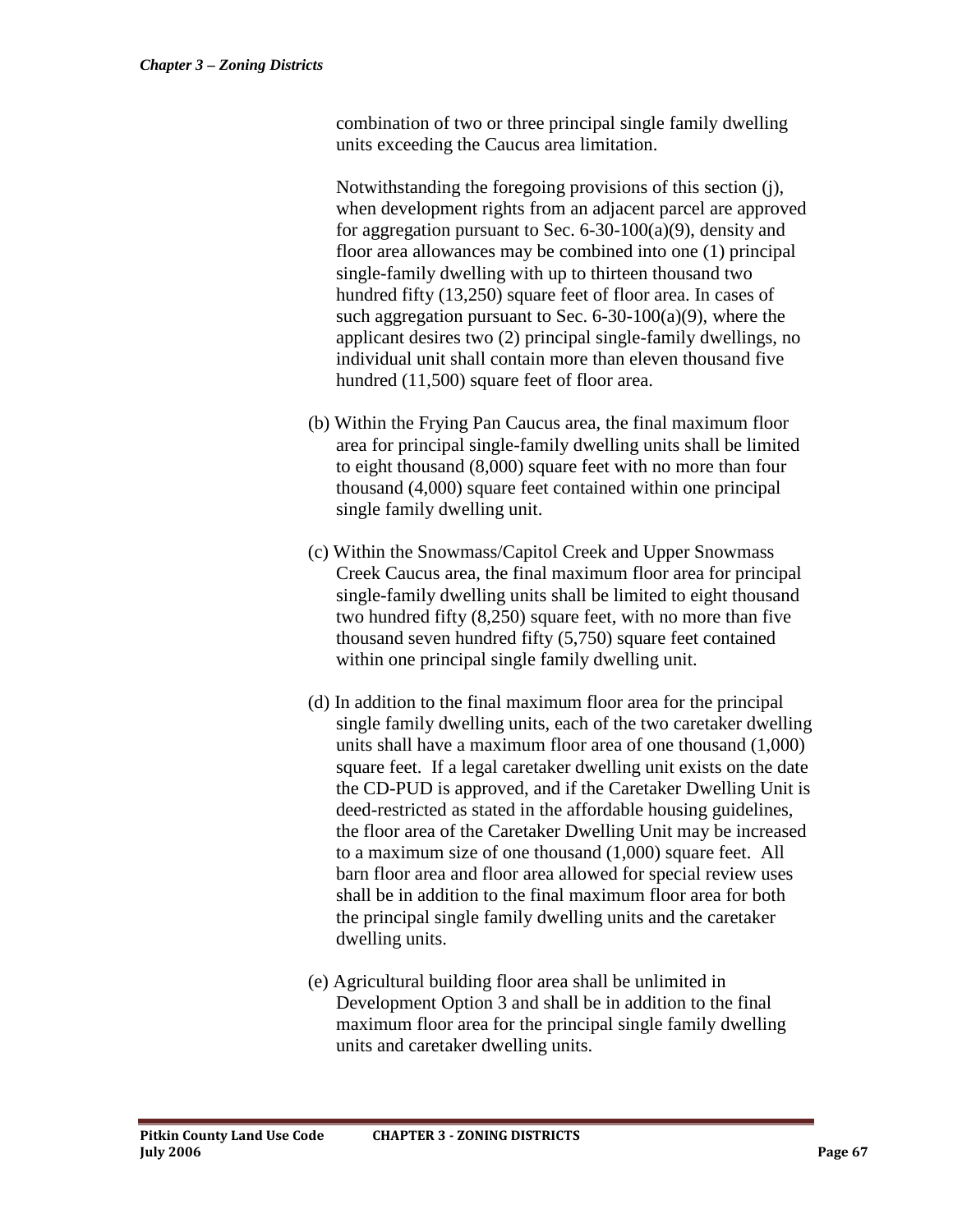combination of two or three principal single family dwelling units exceeding the Caucus area limitation.

Notwithstanding the foregoing provisions of this section (j), when development rights from an adjacent parcel are approved for aggregation pursuant to Sec. 6-30-100(a)(9), density and floor area allowances may be combined into one (1) principal single-family dwelling with up to thirteen thousand two hundred fifty (13,250) square feet of floor area. In cases of such aggregation pursuant to Sec. 6-30-100(a)(9), where the applicant desires two (2) principal single-family dwellings, no individual unit shall contain more than eleven thousand five hundred (11,500) square feet of floor area.

(b) Within the Frying Pan Caucus area, the final maximum floor area for principal single-family dwelling units shall be limited to eight thousand (8,000) square feet with no more than four thousand (4,000) square feet contained within one principal single family dwelling unit.

(c) Within the Snowmass/Capitol Creek and Upper Snowmass Creek Caucus area, the final maximum floor area for principal single-family dwelling units shall be limited to eight thousand two hundred fifty (8,250) square feet, with no more than five thousand seven hundred fifty (5,750) square feet contained within one principal single family dwelling unit.

(d) In addition to the final maximum floor area for the principal single family dwelling units, each of the two caretaker dwelling units shall have a maximum floor area of one thousand (1,000) square feet. If a legal caretaker dwelling unit exists on the date the CD-PUD is approved, and if the Caretaker Dwelling Unit is deed-restricted as stated in the affordable housing guidelines, the floor area of the Caretaker Dwelling Unit may be increased to a maximum size of one thousand (1,000) square feet. All barn floor area and floor area allowed for special review uses shall be in addition to the final maximum floor area for both the principal single family dwelling units and the caretaker dwelling units.

(e) Agricultural building floor area shall be unlimited in Development Option 3 and shall be in addition to the final maximum floor area for the principal single family dwelling units and caretaker dwelling units.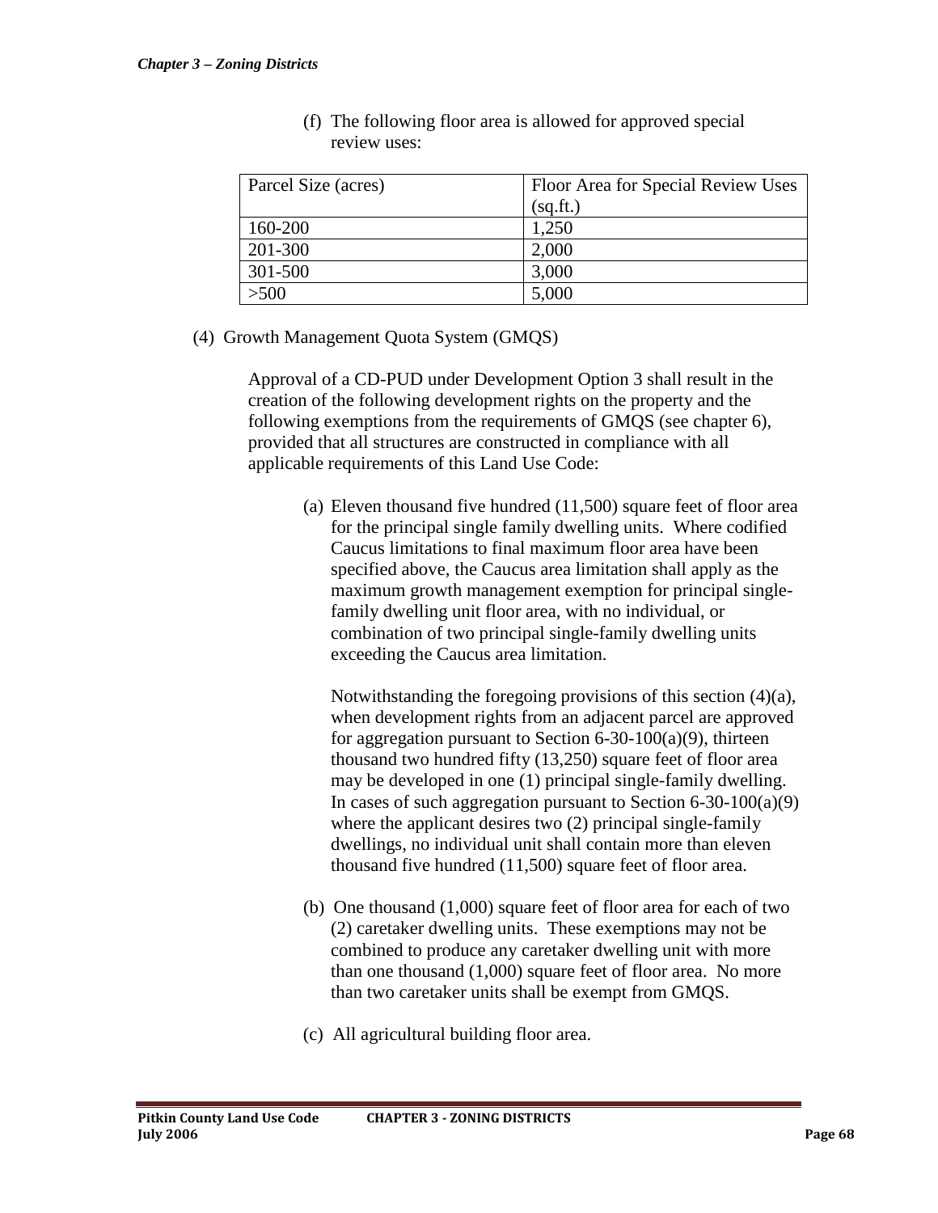(f) The following floor area is allowed for approved special review uses:

| Parcel Size (acres) | Floor Area for Special Review Uses (sq.ft.) |
| --- | --- |
| 160-200 | 1,250 |
| 201-300 | 2,000 |
| 301-500 | 3,000 |
| >500 | 5,000 |

(4) Growth Management Quota System (GMQS)

Approval of a CD-PUD under Development Option 3 shall result in the creation of the following development rights on the property and the following exemptions from the requirements of GMQS (see chapter 6), provided that all structures are constructed in compliance with all applicable requirements of this Land Use Code:

(a) Eleven thousand five hundred (11,500) square feet of floor area for the principal single family dwelling units. Where codified Caucus limitations to final maximum floor area have been specified above, the Caucus area limitation shall apply as the maximum growth management exemption for principal single-family dwelling unit floor area, with no individual, or combination of two principal single-family dwelling units exceeding the Caucus area limitation.

Notwithstanding the foregoing provisions of this section (4)(a), when development rights from an adjacent parcel are approved for aggregation pursuant to Section 6-30-100(a)(9), thirteen thousand two hundred fifty (13,250) square feet of floor area may be developed in one (1) principal single-family dwelling. In cases of such aggregation pursuant to Section 6-30-100(a)(9) where the applicant desires two (2) principal single-family dwellings, no individual unit shall contain more than eleven thousand five hundred (11,500) square feet of floor area.

(b) One thousand (1,000) square feet of floor area for each of two (2) caretaker dwelling units. These exemptions may not be combined to produce any caretaker dwelling unit with more than one thousand (1,000) square feet of floor area. No more than two caretaker units shall be exempt from GMQS.

(c) All agricultural building floor area.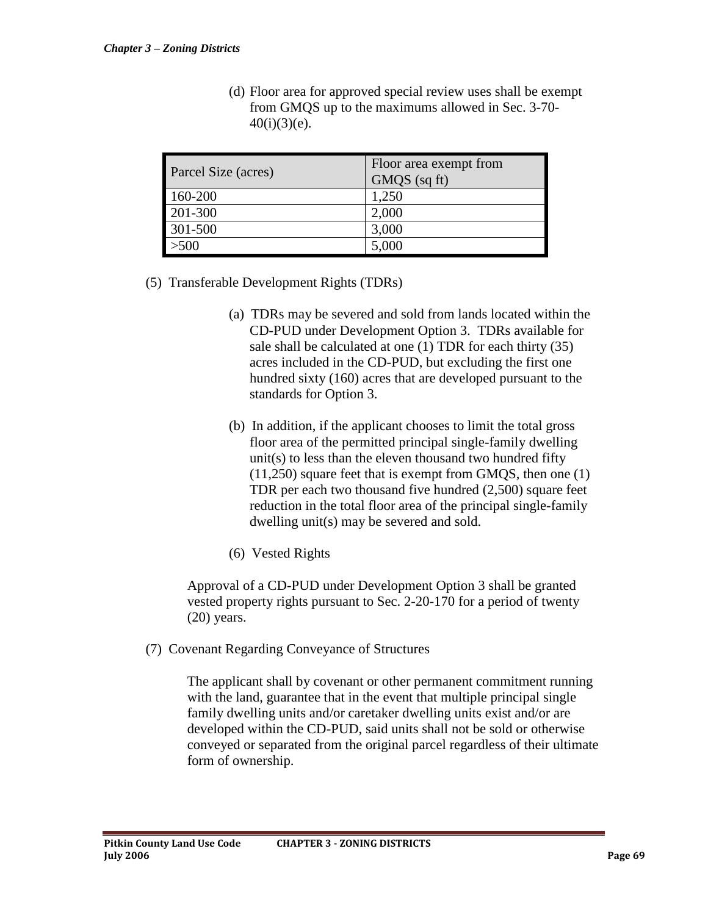(d) Floor area for approved special review uses shall be exempt from GMQS up to the maximums allowed in Sec. 3-70-40(i)(3)(e).

| Parcel Size (acres) | Floor area exempt from GMQS (sq ft) |
|---|---|
| 160-200 | 1,250 |
| 201-300 | 2,000 |
| 301-500 | 3,000 |
| >500 | 5,000 |

(5) Transferable Development Rights (TDRs)

(a) TDRs may be severed and sold from lands located within the CD-PUD under Development Option 3. TDRs available for sale shall be calculated at one (1) TDR for each thirty (35) acres included in the CD-PUD, but excluding the first one hundred sixty (160) acres that are developed pursuant to the standards for Option 3.

(b) In addition, if the applicant chooses to limit the total gross floor area of the permitted principal single-family dwelling unit(s) to less than the eleven thousand two hundred fifty (11,250) square feet that is exempt from GMQS, then one (1) TDR per each two thousand five hundred (2,500) square feet reduction in the total floor area of the principal single-family dwelling unit(s) may be severed and sold.

(6) Vested Rights

Approval of a CD-PUD under Development Option 3 shall be granted vested property rights pursuant to Sec. 2-20-170 for a period of twenty (20) years.

(7) Covenant Regarding Conveyance of Structures

The applicant shall by covenant or other permanent commitment running with the land, guarantee that in the event that multiple principal single family dwelling units and/or caretaker dwelling units exist and/or are developed within the CD-PUD, said units shall not be sold or otherwise conveyed or separated from the original parcel regardless of their ultimate form of ownership.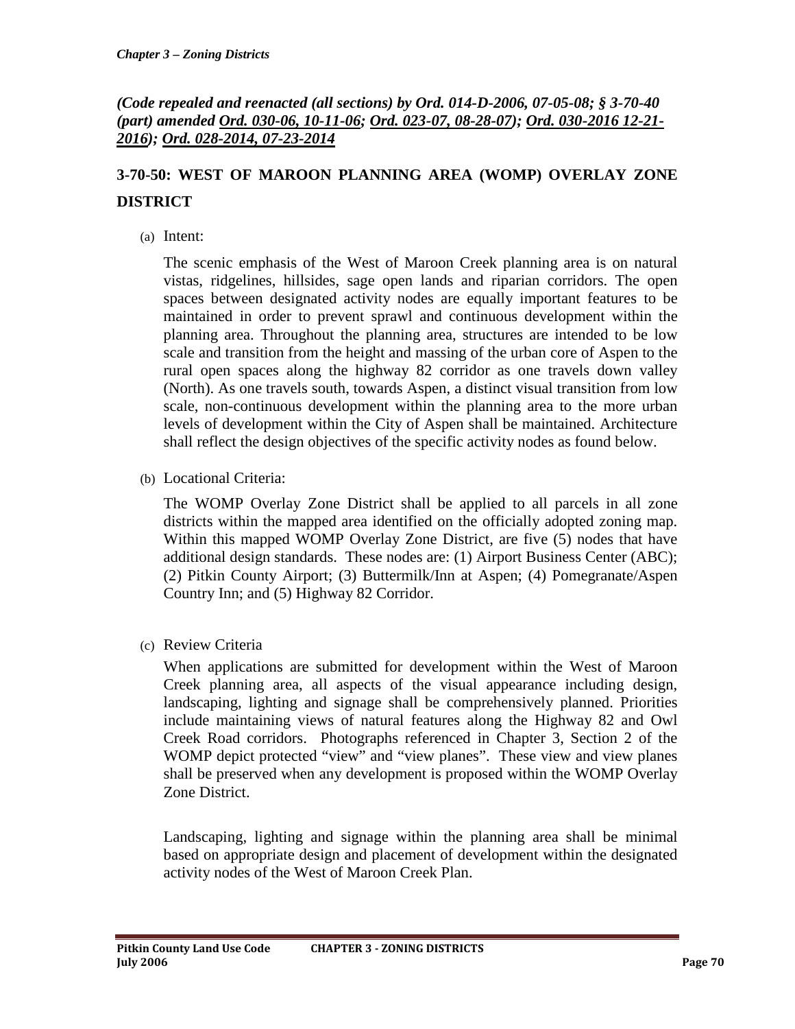*(Code repealed and reenacted (all sections) by Ord. 014-D-2006, 07-05-08; § 3-70-40 (part) amended Ord. 030-06, 10-11-06; Ord. 023-07, 08-28-07); Ord. 030-2016 12-21-2016); Ord. 028-2014, 07-23-2014*

## 3-70-50: WEST OF MAROON PLANNING AREA (WOMP) OVERLAY ZONE DISTRICT

(a) Intent:

The scenic emphasis of the West of Maroon Creek planning area is on natural vistas, ridgelines, hillsides, sage open lands and riparian corridors. The open spaces between designated activity nodes are equally important features to be maintained in order to prevent sprawl and continuous development within the planning area. Throughout the planning area, structures are intended to be low scale and transition from the height and massing of the urban core of Aspen to the rural open spaces along the highway 82 corridor as one travels down valley (North). As one travels south, towards Aspen, a distinct visual transition from low scale, non-continuous development within the planning area to the more urban levels of development within the City of Aspen shall be maintained. Architecture shall reflect the design objectives of the specific activity nodes as found below.

(b) Locational Criteria:

The WOMP Overlay Zone District shall be applied to all parcels in all zone districts within the mapped area identified on the officially adopted zoning map. Within this mapped WOMP Overlay Zone District, are five (5) nodes that have additional design standards. These nodes are: (1) Airport Business Center (ABC); (2) Pitkin County Airport; (3) Buttermilk/Inn at Aspen; (4) Pomegranate/Aspen Country Inn; and (5) Highway 82 Corridor.

(c) Review Criteria

When applications are submitted for development within the West of Maroon Creek planning area, all aspects of the visual appearance including design, landscaping, lighting and signage shall be comprehensively planned. Priorities include maintaining views of natural features along the Highway 82 and Owl Creek Road corridors. Photographs referenced in Chapter 3, Section 2 of the WOMP depict protected "view" and "view planes". These view and view planes shall be preserved when any development is proposed within the WOMP Overlay Zone District.

Landscaping, lighting and signage within the planning area shall be minimal based on appropriate design and placement of development within the designated activity nodes of the West of Maroon Creek Plan.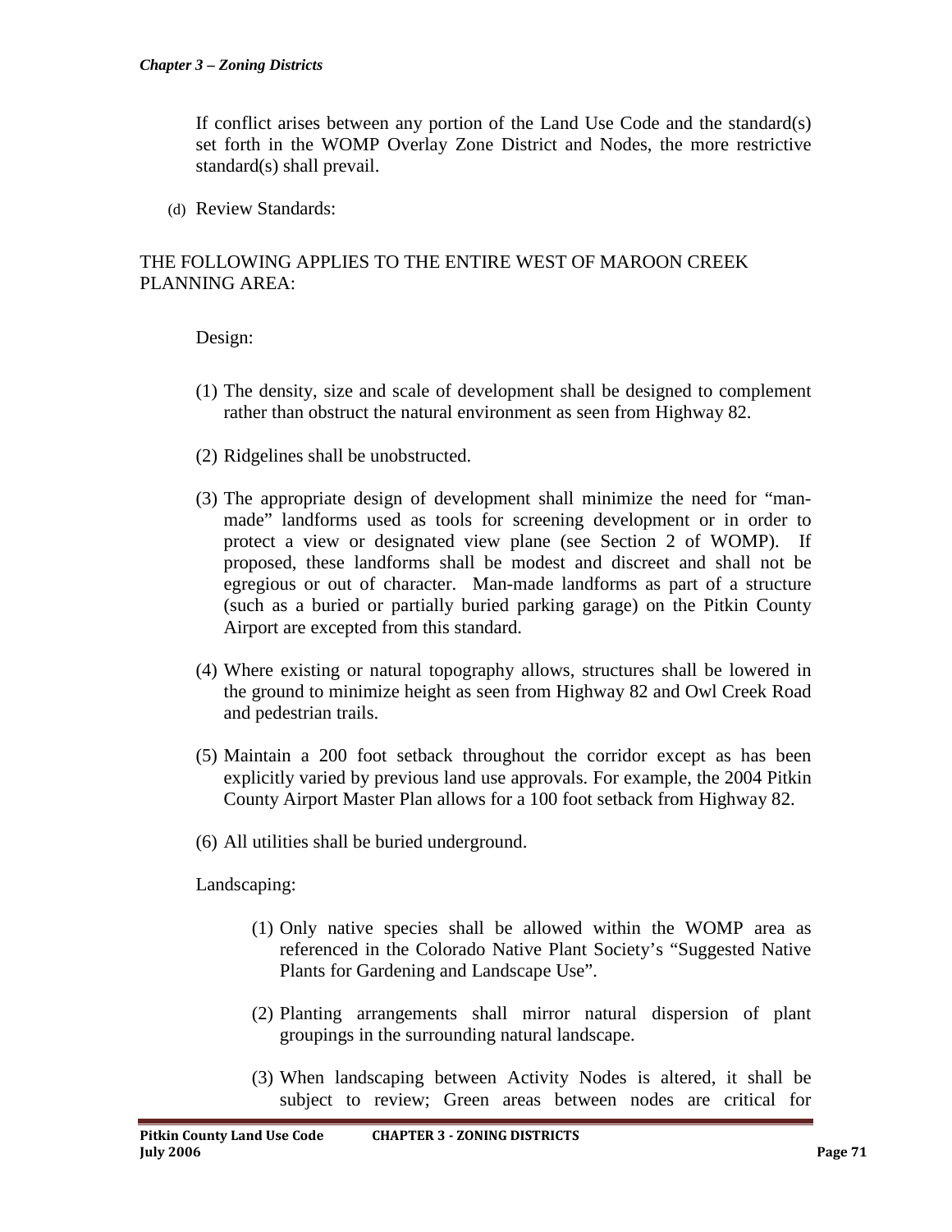If conflict arises between any portion of the Land Use Code and the standard(s) set forth in the WOMP Overlay Zone District and Nodes, the more restrictive standard(s) shall prevail.

(d) Review Standards:

THE FOLLOWING APPLIES TO THE ENTIRE WEST OF MAROON CREEK PLANNING AREA:

Design:

(1) The density, size and scale of development shall be designed to complement rather than obstruct the natural environment as seen from Highway 82.

(2) Ridgelines shall be unobstructed.

(3) The appropriate design of development shall minimize the need for "man-made" landforms used as tools for screening development or in order to protect a view or designated view plane (see Section 2 of WOMP). If proposed, these landforms shall be modest and discreet and shall not be egregious or out of character. Man-made landforms as part of a structure (such as a buried or partially buried parking garage) on the Pitkin County Airport are excepted from this standard.

(4) Where existing or natural topography allows, structures shall be lowered in the ground to minimize height as seen from Highway 82 and Owl Creek Road and pedestrian trails.

(5) Maintain a 200 foot setback throughout the corridor except as has been explicitly varied by previous land use approvals. For example, the 2004 Pitkin County Airport Master Plan allows for a 100 foot setback from Highway 82.

(6) All utilities shall be buried underground.

Landscaping:

(1) Only native species shall be allowed within the WOMP area as referenced in the Colorado Native Plant Society's "Suggested Native Plants for Gardening and Landscape Use".

(2) Planting arrangements shall mirror natural dispersion of plant groupings in the surrounding natural landscape.

(3) When landscaping between Activity Nodes is altered, it shall be subject to review; Green areas between nodes are critical for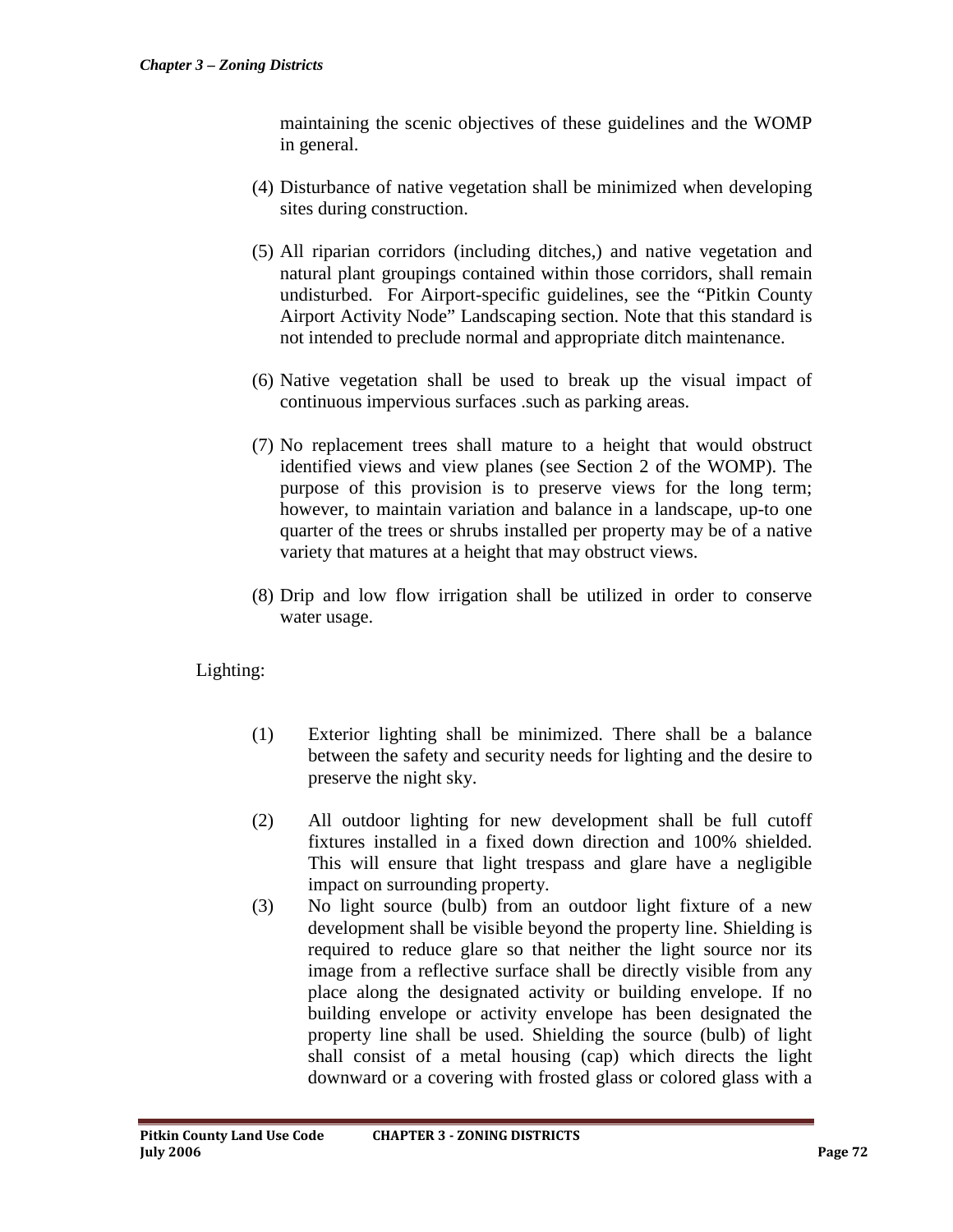maintaining the scenic objectives of these guidelines and the WOMP in general.

(4) Disturbance of native vegetation shall be minimized when developing sites during construction.

(5) All riparian corridors (including ditches,) and native vegetation and natural plant groupings contained within those corridors, shall remain undisturbed. For Airport-specific guidelines, see the "Pitkin County Airport Activity Node" Landscaping section. Note that this standard is not intended to preclude normal and appropriate ditch maintenance.

(6) Native vegetation shall be used to break up the visual impact of continuous impervious surfaces .such as parking areas.

(7) No replacement trees shall mature to a height that would obstruct identified views and view planes (see Section 2 of the WOMP). The purpose of this provision is to preserve views for the long term; however, to maintain variation and balance in a landscape, up-to one quarter of the trees or shrubs installed per property may be of a native variety that matures at a height that may obstruct views.

(8) Drip and low flow irrigation shall be utilized in order to conserve water usage.

Lighting:

(1) Exterior lighting shall be minimized. There shall be a balance between the safety and security needs for lighting and the desire to preserve the night sky.

(2) All outdoor lighting for new development shall be full cutoff fixtures installed in a fixed down direction and 100% shielded. This will ensure that light trespass and glare have a negligible impact on surrounding property.

(3) No light source (bulb) from an outdoor light fixture of a new development shall be visible beyond the property line. Shielding is required to reduce glare so that neither the light source nor its image from a reflective surface shall be directly visible from any place along the designated activity or building envelope. If no building envelope or activity envelope has been designated the property line shall be used. Shielding the source (bulb) of light shall consist of a metal housing (cap) which directs the light downward or a covering with frosted glass or colored glass with a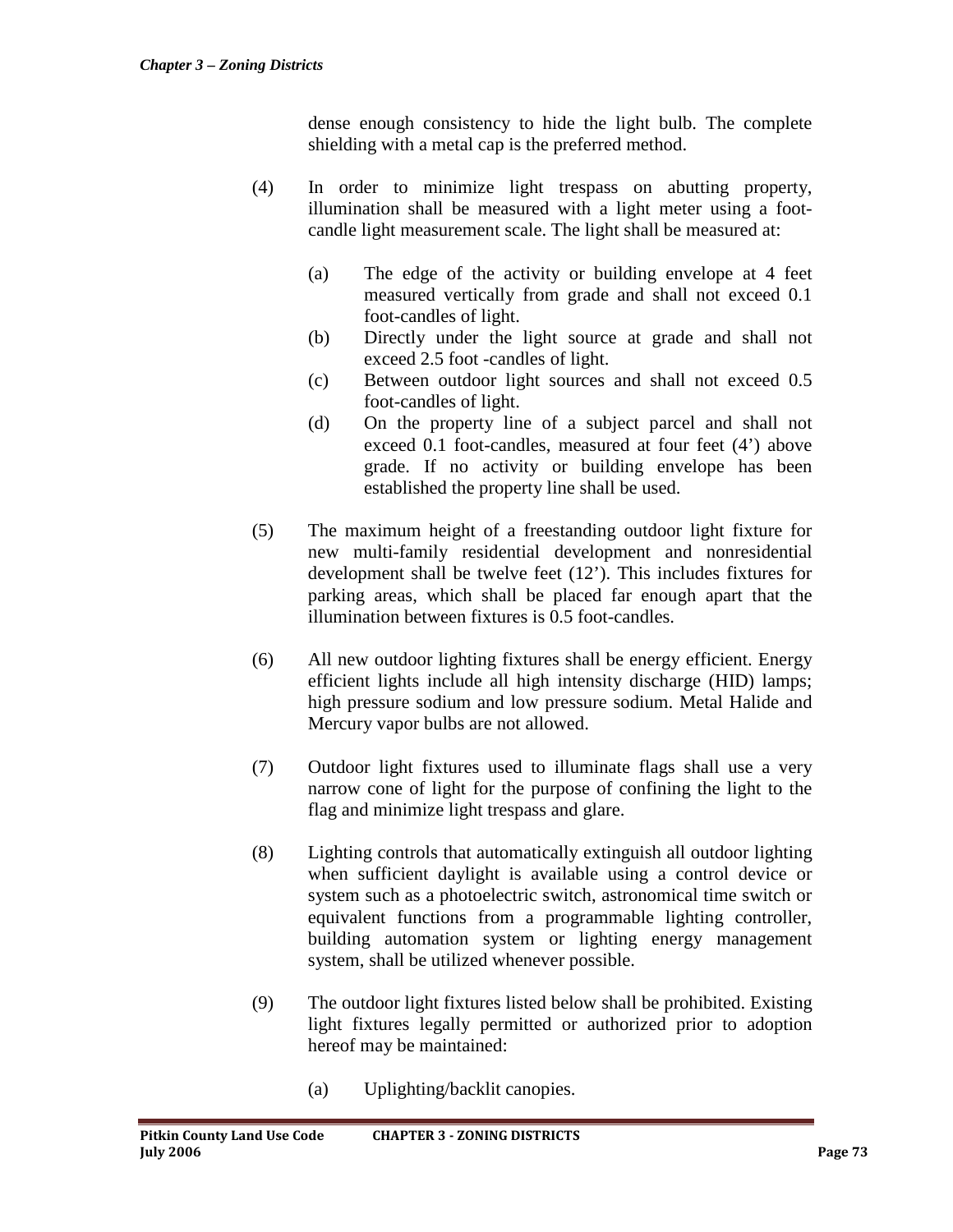dense enough consistency to hide the light bulb. The complete shielding with a metal cap is the preferred method.

(4) In order to minimize light trespass on abutting property, illumination shall be measured with a light meter using a foot-candle light measurement scale. The light shall be measured at:

(a) The edge of the activity or building envelope at 4 feet measured vertically from grade and shall not exceed 0.1 foot-candles of light.

(b) Directly under the light source at grade and shall not exceed 2.5 foot -candles of light.

(c) Between outdoor light sources and shall not exceed 0.5 foot-candles of light.

(d) On the property line of a subject parcel and shall not exceed 0.1 foot-candles, measured at four feet (4') above grade. If no activity or building envelope has been established the property line shall be used.

(5) The maximum height of a freestanding outdoor light fixture for new multi-family residential development and nonresidential development shall be twelve feet (12'). This includes fixtures for parking areas, which shall be placed far enough apart that the illumination between fixtures is 0.5 foot-candles.

(6) All new outdoor lighting fixtures shall be energy efficient. Energy efficient lights include all high intensity discharge (HID) lamps; high pressure sodium and low pressure sodium. Metal Halide and Mercury vapor bulbs are not allowed.

(7) Outdoor light fixtures used to illuminate flags shall use a very narrow cone of light for the purpose of confining the light to the flag and minimize light trespass and glare.

(8) Lighting controls that automatically extinguish all outdoor lighting when sufficient daylight is available using a control device or system such as a photoelectric switch, astronomical time switch or equivalent functions from a programmable lighting controller, building automation system or lighting energy management system, shall be utilized whenever possible.

(9) The outdoor light fixtures listed below shall be prohibited. Existing light fixtures legally permitted or authorized prior to adoption hereof may be maintained:

(a) Uplighting/backlit canopies.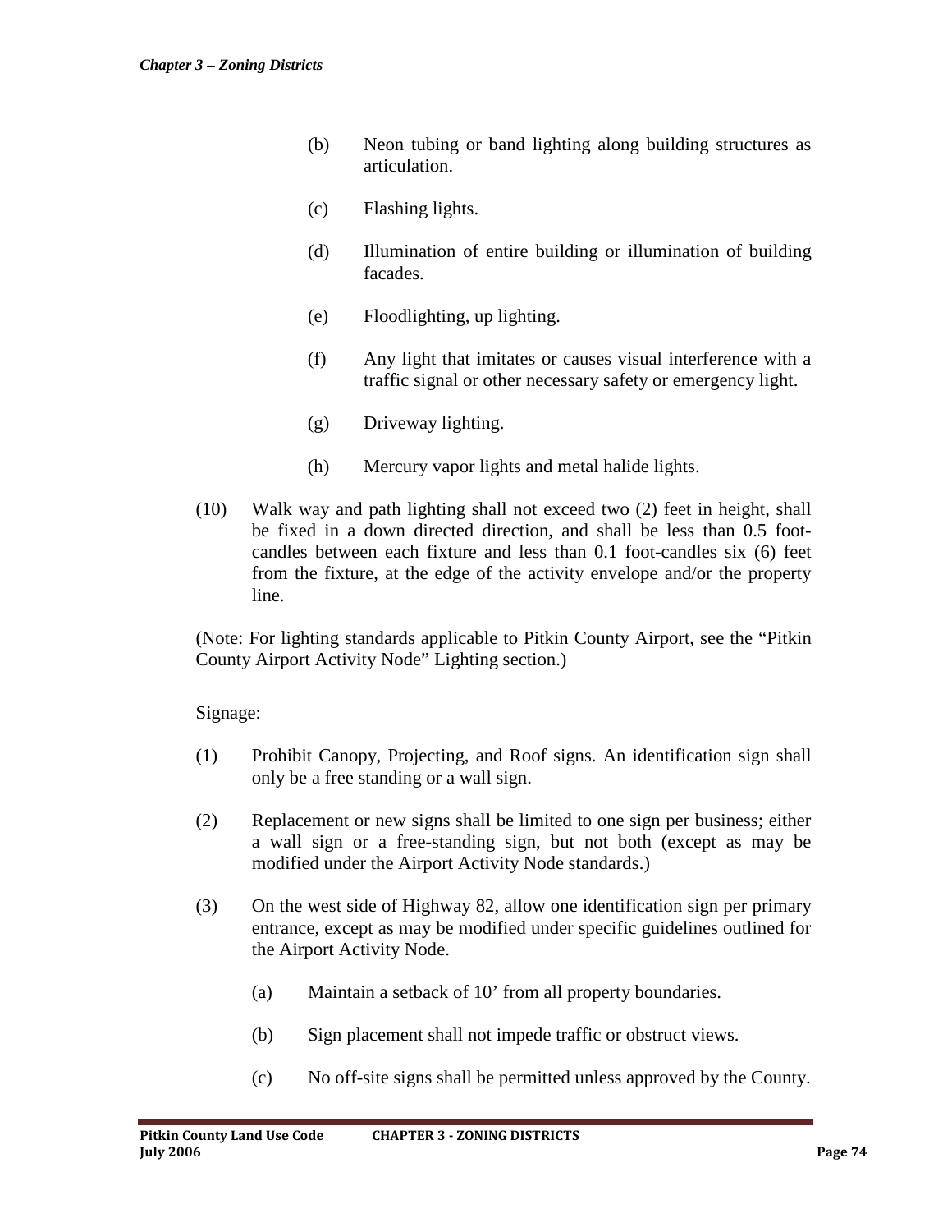(b) Neon tubing or band lighting along building structures as articulation.

(c) Flashing lights.

(d) Illumination of entire building or illumination of building facades.

(e) Floodlighting, up lighting.

(f) Any light that imitates or causes visual interference with a traffic signal or other necessary safety or emergency light.

(g) Driveway lighting.

(h) Mercury vapor lights and metal halide lights.

(10) Walk way and path lighting shall not exceed two (2) feet in height, shall be fixed in a down directed direction, and shall be less than 0.5 foot-candles between each fixture and less than 0.1 foot-candles six (6) feet from the fixture, at the edge of the activity envelope and/or the property line.

(Note: For lighting standards applicable to Pitkin County Airport, see the "Pitkin County Airport Activity Node" Lighting section.)

Signage:

(1) Prohibit Canopy, Projecting, and Roof signs. An identification sign shall only be a free standing or a wall sign.

(2) Replacement or new signs shall be limited to one sign per business; either a wall sign or a free-standing sign, but not both (except as may be modified under the Airport Activity Node standards.)

(3) On the west side of Highway 82, allow one identification sign per primary entrance, except as may be modified under specific guidelines outlined for the Airport Activity Node.

(a) Maintain a setback of 10' from all property boundaries.

(b) Sign placement shall not impede traffic or obstruct views.

(c) No off-site signs shall be permitted unless approved by the County.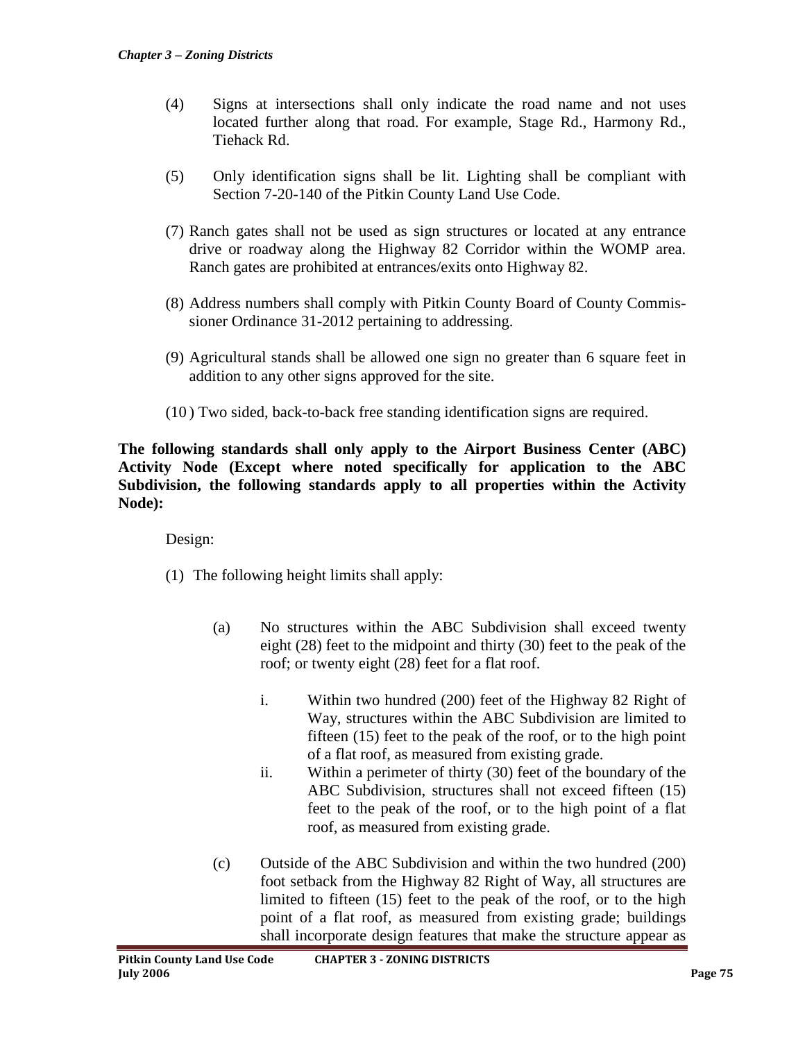(4) Signs at intersections shall only indicate the road name and not uses located further along that road. For example, Stage Rd., Harmony Rd., Tiehack Rd.

(5) Only identification signs shall be lit. Lighting shall be compliant with Section 7-20-140 of the Pitkin County Land Use Code.

(7) Ranch gates shall not be used as sign structures or located at any entrance drive or roadway along the Highway 82 Corridor within the WOMP area. Ranch gates are prohibited at entrances/exits onto Highway 82.

(8) Address numbers shall comply with Pitkin County Board of County Commissioner Ordinance 31-2012 pertaining to addressing.

(9) Agricultural stands shall be allowed one sign no greater than 6 square feet in addition to any other signs approved for the site.

(10) Two sided, back-to-back free standing identification signs are required.

**The following standards shall only apply to the Airport Business Center (ABC) Activity Node (Except where noted specifically for application to the ABC Subdivision, the following standards apply to all properties within the Activity Node):**

Design:

(1) The following height limits shall apply:

(a) No structures within the ABC Subdivision shall exceed twenty eight (28) feet to the midpoint and thirty (30) feet to the peak of the roof; or twenty eight (28) feet for a flat roof.

i. Within two hundred (200) feet of the Highway 82 Right of Way, structures within the ABC Subdivision are limited to fifteen (15) feet to the peak of the roof, or to the high point of a flat roof, as measured from existing grade.

ii. Within a perimeter of thirty (30) feet of the boundary of the ABC Subdivision, structures shall not exceed fifteen (15) feet to the peak of the roof, or to the high point of a flat roof, as measured from existing grade.

(c) Outside of the ABC Subdivision and within the two hundred (200) foot setback from the Highway 82 Right of Way, all structures are limited to fifteen (15) feet to the peak of the roof, or to the high point of a flat roof, as measured from existing grade; buildings shall incorporate design features that make the structure appear as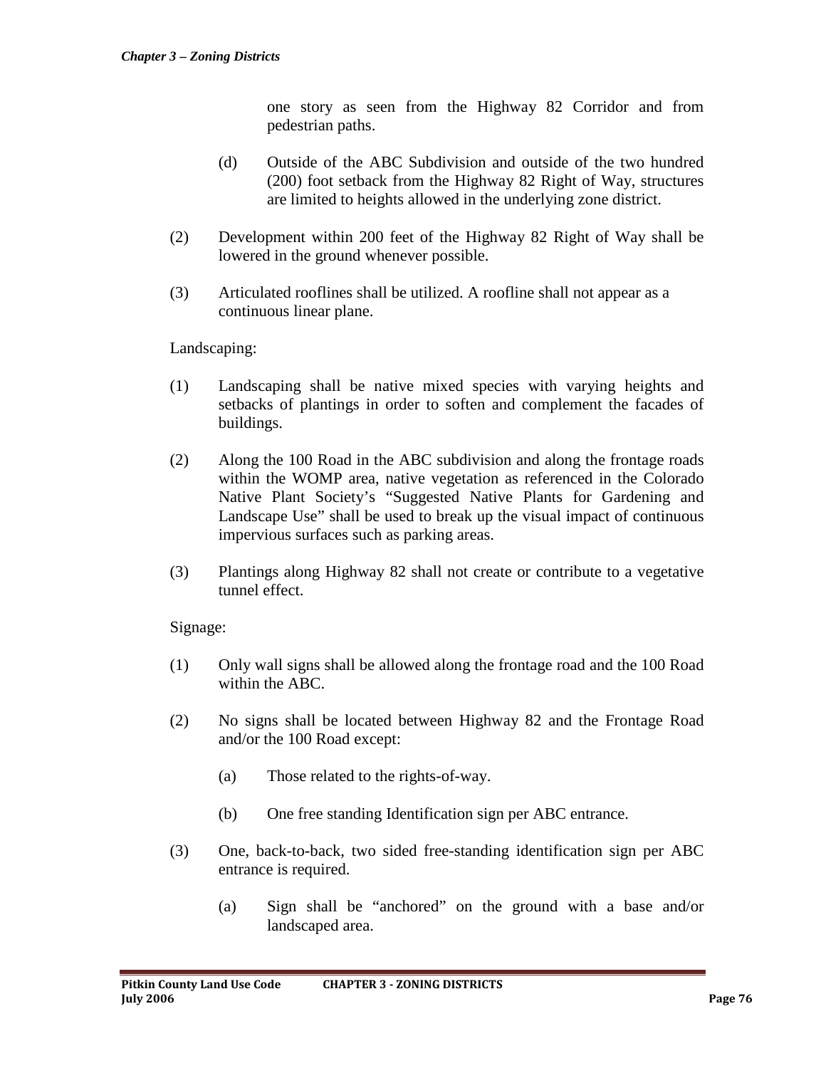one story as seen from the Highway 82 Corridor and from pedestrian paths.

(d) Outside of the ABC Subdivision and outside of the two hundred (200) foot setback from the Highway 82 Right of Way, structures are limited to heights allowed in the underlying zone district.

(2) Development within 200 feet of the Highway 82 Right of Way shall be lowered in the ground whenever possible.

(3) Articulated rooflines shall be utilized. A roofline shall not appear as a continuous linear plane.

Landscaping:

(1) Landscaping shall be native mixed species with varying heights and setbacks of plantings in order to soften and complement the facades of buildings.

(2) Along the 100 Road in the ABC subdivision and along the frontage roads within the WOMP area, native vegetation as referenced in the Colorado Native Plant Society's "Suggested Native Plants for Gardening and Landscape Use" shall be used to break up the visual impact of continuous impervious surfaces such as parking areas.

(3) Plantings along Highway 82 shall not create or contribute to a vegetative tunnel effect.

Signage:

(1) Only wall signs shall be allowed along the frontage road and the 100 Road within the ABC.

(2) No signs shall be located between Highway 82 and the Frontage Road and/or the 100 Road except:

(a) Those related to the rights-of-way.

(b) One free standing Identification sign per ABC entrance.

(3) One, back-to-back, two sided free-standing identification sign per ABC entrance is required.

(a) Sign shall be "anchored" on the ground with a base and/or landscaped area.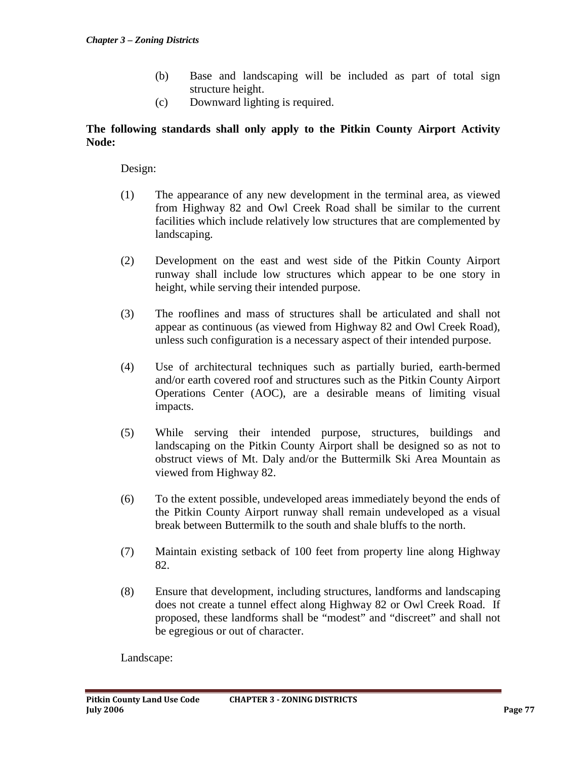(b) Base and landscaping will be included as part of total sign structure height.

(c) Downward lighting is required.

**The following standards shall only apply to the Pitkin County Airport Activity Node:**

Design:

(1) The appearance of any new development in the terminal area, as viewed from Highway 82 and Owl Creek Road shall be similar to the current facilities which include relatively low structures that are complemented by landscaping.

(2) Development on the east and west side of the Pitkin County Airport runway shall include low structures which appear to be one story in height, while serving their intended purpose.

(3) The rooflines and mass of structures shall be articulated and shall not appear as continuous (as viewed from Highway 82 and Owl Creek Road), unless such configuration is a necessary aspect of their intended purpose.

(4) Use of architectural techniques such as partially buried, earth-bermed and/or earth covered roof and structures such as the Pitkin County Airport Operations Center (AOC), are a desirable means of limiting visual impacts.

(5) While serving their intended purpose, structures, buildings and landscaping on the Pitkin County Airport shall be designed so as not to obstruct views of Mt. Daly and/or the Buttermilk Ski Area Mountain as viewed from Highway 82.

(6) To the extent possible, undeveloped areas immediately beyond the ends of the Pitkin County Airport runway shall remain undeveloped as a visual break between Buttermilk to the south and shale bluffs to the north.

(7) Maintain existing setback of 100 feet from property line along Highway 82.

(8) Ensure that development, including structures, landforms and landscaping does not create a tunnel effect along Highway 82 or Owl Creek Road. If proposed, these landforms shall be "modest" and "discreet" and shall not be egregious or out of character.

Landscape: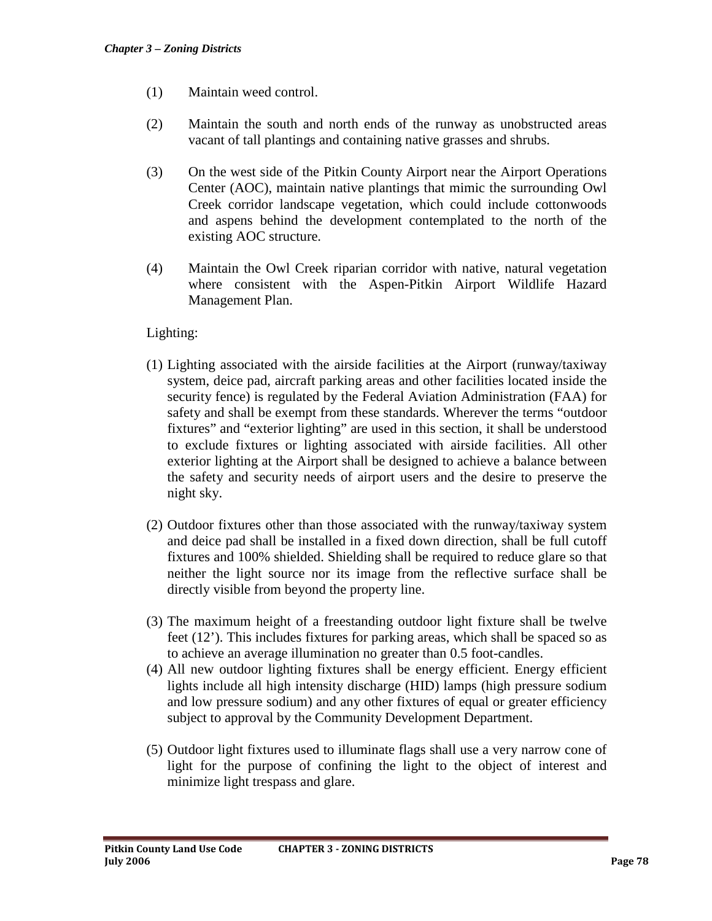(1) Maintain weed control.

(2) Maintain the south and north ends of the runway as unobstructed areas vacant of tall plantings and containing native grasses and shrubs.

(3) On the west side of the Pitkin County Airport near the Airport Operations Center (AOC), maintain native plantings that mimic the surrounding Owl Creek corridor landscape vegetation, which could include cottonwoods and aspens behind the development contemplated to the north of the existing AOC structure.

(4) Maintain the Owl Creek riparian corridor with native, natural vegetation where consistent with the Aspen-Pitkin Airport Wildlife Hazard Management Plan.

Lighting:

(1) Lighting associated with the airside facilities at the Airport (runway/taxiway system, deice pad, aircraft parking areas and other facilities located inside the security fence) is regulated by the Federal Aviation Administration (FAA) for safety and shall be exempt from these standards. Wherever the terms "outdoor fixtures" and "exterior lighting" are used in this section, it shall be understood to exclude fixtures or lighting associated with airside facilities. All other exterior lighting at the Airport shall be designed to achieve a balance between the safety and security needs of airport users and the desire to preserve the night sky.

(2) Outdoor fixtures other than those associated with the runway/taxiway system and deice pad shall be installed in a fixed down direction, shall be full cutoff fixtures and 100% shielded. Shielding shall be required to reduce glare so that neither the light source nor its image from the reflective surface shall be directly visible from beyond the property line.

(3) The maximum height of a freestanding outdoor light fixture shall be twelve feet (12'). This includes fixtures for parking areas, which shall be spaced so as to achieve an average illumination no greater than 0.5 foot-candles.

(4) All new outdoor lighting fixtures shall be energy efficient. Energy efficient lights include all high intensity discharge (HID) lamps (high pressure sodium and low pressure sodium) and any other fixtures of equal or greater efficiency subject to approval by the Community Development Department.

(5) Outdoor light fixtures used to illuminate flags shall use a very narrow cone of light for the purpose of confining the light to the object of interest and minimize light trespass and glare.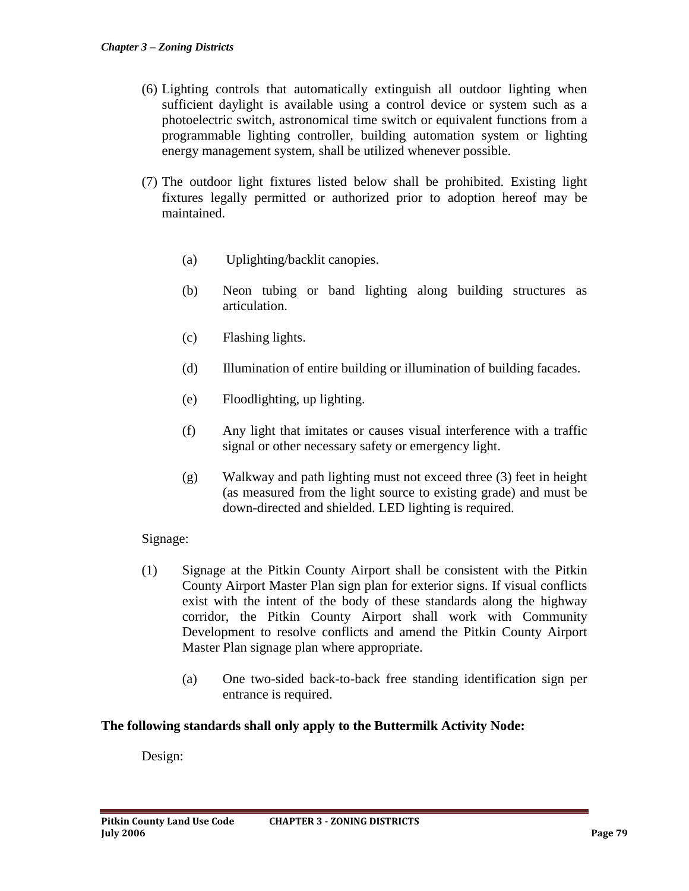(6) Lighting controls that automatically extinguish all outdoor lighting when sufficient daylight is available using a control device or system such as a photoelectric switch, astronomical time switch or equivalent functions from a programmable lighting controller, building automation system or lighting energy management system, shall be utilized whenever possible.

(7) The outdoor light fixtures listed below shall be prohibited. Existing light fixtures legally permitted or authorized prior to adoption hereof may be maintained.

  (a) Uplighting/backlit canopies.

  (b) Neon tubing or band lighting along building structures as articulation.

  (c) Flashing lights.

  (d) Illumination of entire building or illumination of building facades.

  (e) Floodlighting, up lighting.

  (f) Any light that imitates or causes visual interference with a traffic signal or other necessary safety or emergency light.

  (g) Walkway and path lighting must not exceed three (3) feet in height (as measured from the light source to existing grade) and must be down-directed and shielded. LED lighting is required.

Signage:

(1) Signage at the Pitkin County Airport shall be consistent with the Pitkin County Airport Master Plan sign plan for exterior signs. If visual conflicts exist with the intent of the body of these standards along the highway corridor, the Pitkin County Airport shall work with Community Development to resolve conflicts and amend the Pitkin County Airport Master Plan signage plan where appropriate.

  (a) One two-sided back-to-back free standing identification sign per entrance is required.

**The following standards shall only apply to the Buttermilk Activity Node:**

Design: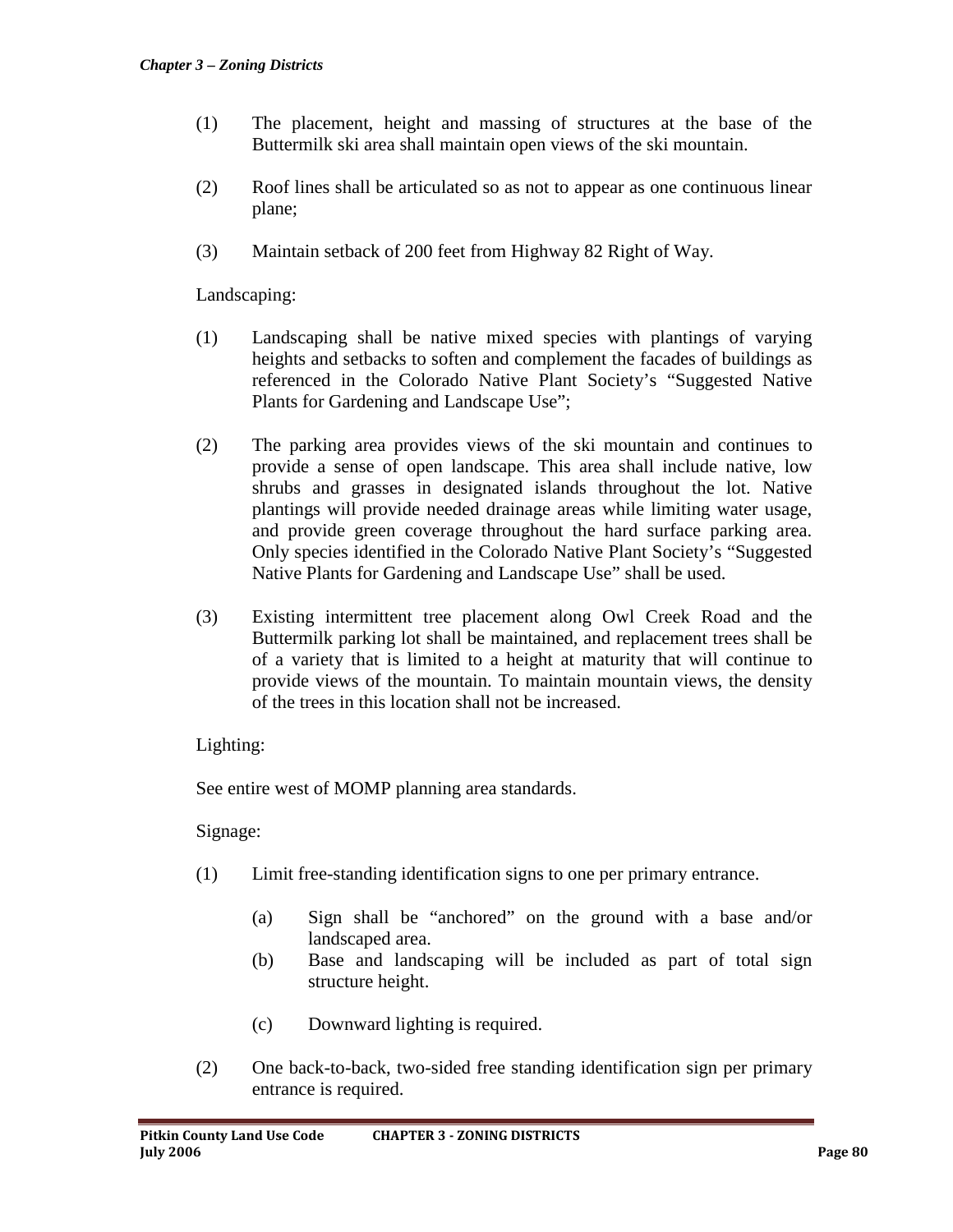(1) The placement, height and massing of structures at the base of the Buttermilk ski area shall maintain open views of the ski mountain.

(2) Roof lines shall be articulated so as not to appear as one continuous linear plane;

(3) Maintain setback of 200 feet from Highway 82 Right of Way.

Landscaping:

(1) Landscaping shall be native mixed species with plantings of varying heights and setbacks to soften and complement the facades of buildings as referenced in the Colorado Native Plant Society's "Suggested Native Plants for Gardening and Landscape Use";

(2) The parking area provides views of the ski mountain and continues to provide a sense of open landscape. This area shall include native, low shrubs and grasses in designated islands throughout the lot. Native plantings will provide needed drainage areas while limiting water usage, and provide green coverage throughout the hard surface parking area. Only species identified in the Colorado Native Plant Society's "Suggested Native Plants for Gardening and Landscape Use" shall be used.

(3) Existing intermittent tree placement along Owl Creek Road and the Buttermilk parking lot shall be maintained, and replacement trees shall be of a variety that is limited to a height at maturity that will continue to provide views of the mountain. To maintain mountain views, the density of the trees in this location shall not be increased.

Lighting:

See entire west of MOMP planning area standards.

Signage:

(1) Limit free-standing identification signs to one per primary entrance.

   (a) Sign shall be "anchored" on the ground with a base and/or landscaped area.
   (b) Base and landscaping will be included as part of total sign structure height.
   (c) Downward lighting is required.

(2) One back-to-back, two-sided free standing identification sign per primary entrance is required.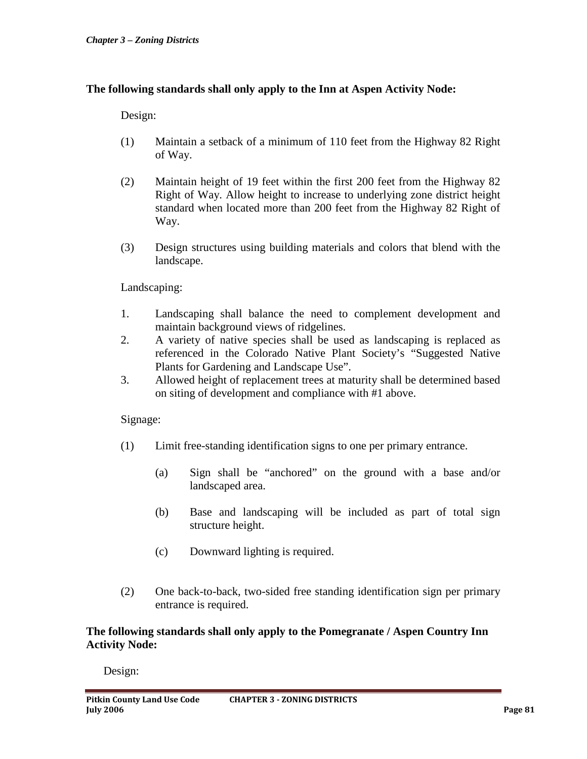**The following standards shall only apply to the Inn at Aspen Activity Node:**

Design:

(1) Maintain a setback of a minimum of 110 feet from the Highway 82 Right of Way.

(2) Maintain height of 19 feet within the first 200 feet from the Highway 82 Right of Way. Allow height to increase to underlying zone district height standard when located more than 200 feet from the Highway 82 Right of Way.

(3) Design structures using building materials and colors that blend with the landscape.

Landscaping:

1. Landscaping shall balance the need to complement development and maintain background views of ridgelines.
2. A variety of native species shall be used as landscaping is replaced as referenced in the Colorado Native Plant Society's "Suggested Native Plants for Gardening and Landscape Use".
3. Allowed height of replacement trees at maturity shall be determined based on siting of development and compliance with #1 above.

Signage:

(1) Limit free-standing identification signs to one per primary entrance.

  (a) Sign shall be "anchored" on the ground with a base and/or landscaped area.

  (b) Base and landscaping will be included as part of total sign structure height.

  (c) Downward lighting is required.

(2) One back-to-back, two-sided free standing identification sign per primary entrance is required.

**The following standards shall only apply to the Pomegranate / Aspen Country Inn Activity Node:**

Design: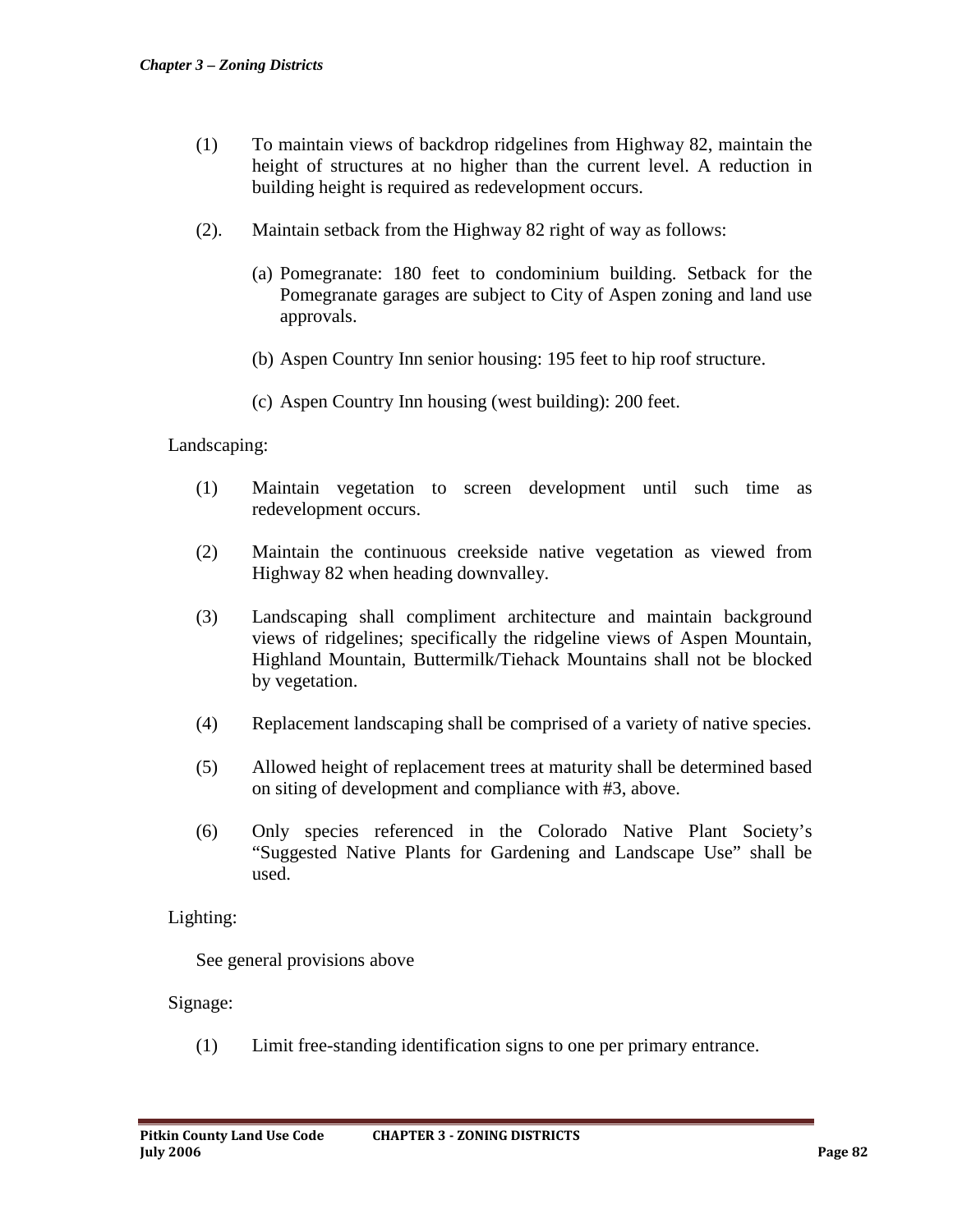(1) To maintain views of backdrop ridgelines from Highway 82, maintain the height of structures at no higher than the current level. A reduction in building height is required as redevelopment occurs.

(2). Maintain setback from the Highway 82 right of way as follows:

(a) Pomegranate: 180 feet to condominium building. Setback for the Pomegranate garages are subject to City of Aspen zoning and land use approvals.

(b) Aspen Country Inn senior housing: 195 feet to hip roof structure.

(c) Aspen Country Inn housing (west building): 200 feet.

Landscaping:

(1) Maintain vegetation to screen development until such time as redevelopment occurs.

(2) Maintain the continuous creekside native vegetation as viewed from Highway 82 when heading downvalley.

(3) Landscaping shall compliment architecture and maintain background views of ridgelines; specifically the ridgeline views of Aspen Mountain, Highland Mountain, Buttermilk/Tiehack Mountains shall not be blocked by vegetation.

(4) Replacement landscaping shall be comprised of a variety of native species.

(5) Allowed height of replacement trees at maturity shall be determined based on siting of development and compliance with #3, above.

(6) Only species referenced in the Colorado Native Plant Society's "Suggested Native Plants for Gardening and Landscape Use" shall be used.

Lighting:

See general provisions above

Signage:

(1) Limit free-standing identification signs to one per primary entrance.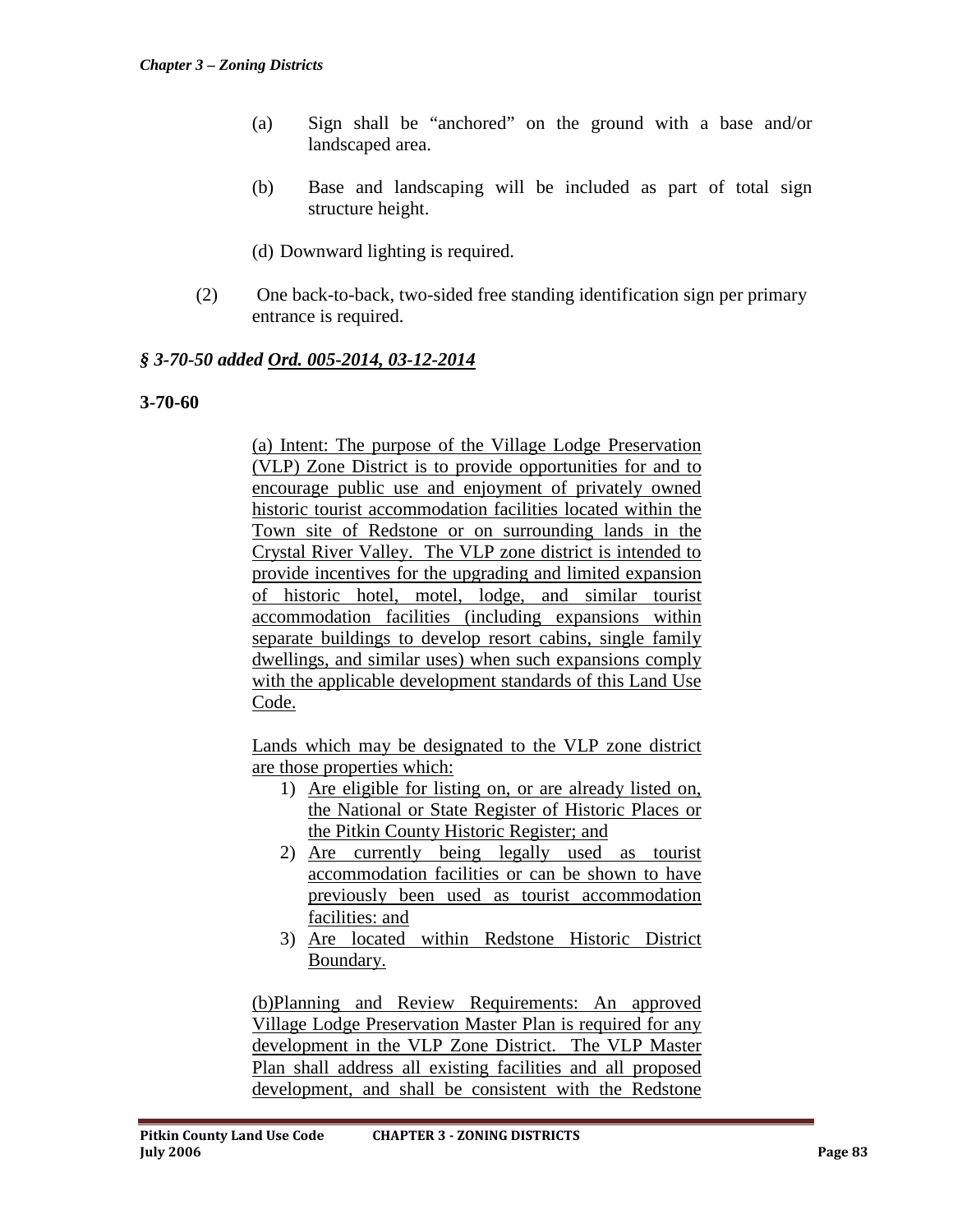(a) Sign shall be "anchored" on the ground with a base and/or landscaped area.

(b) Base and landscaping will be included as part of total sign structure height.

(d) Downward lighting is required.

(2) One back-to-back, two-sided free standing identification sign per primary entrance is required.

***§ 3-70-50 added Ord. 005-2014, 03-12-2014***

**3-70-60**

(a) Intent: The purpose of the Village Lodge Preservation (VLP) Zone District is to provide opportunities for and to encourage public use and enjoyment of privately owned historic tourist accommodation facilities located within the Town site of Redstone or on surrounding lands in the Crystal River Valley. The VLP zone district is intended to provide incentives for the upgrading and limited expansion of historic hotel, motel, lodge, and similar tourist accommodation facilities (including expansions within separate buildings to develop resort cabins, single family dwellings, and similar uses) when such expansions comply with the applicable development standards of this Land Use Code.

Lands which may be designated to the VLP zone district are those properties which:

1) Are eligible for listing on, or are already listed on, the National or State Register of Historic Places or the Pitkin County Historic Register; and
2) Are currently being legally used as tourist accommodation facilities or can be shown to have previously been used as tourist accommodation facilities: and
3) Are located within Redstone Historic District Boundary.

(b)Planning and Review Requirements: An approved Village Lodge Preservation Master Plan is required for any development in the VLP Zone District. The VLP Master Plan shall address all existing facilities and all proposed development, and shall be consistent with the Redstone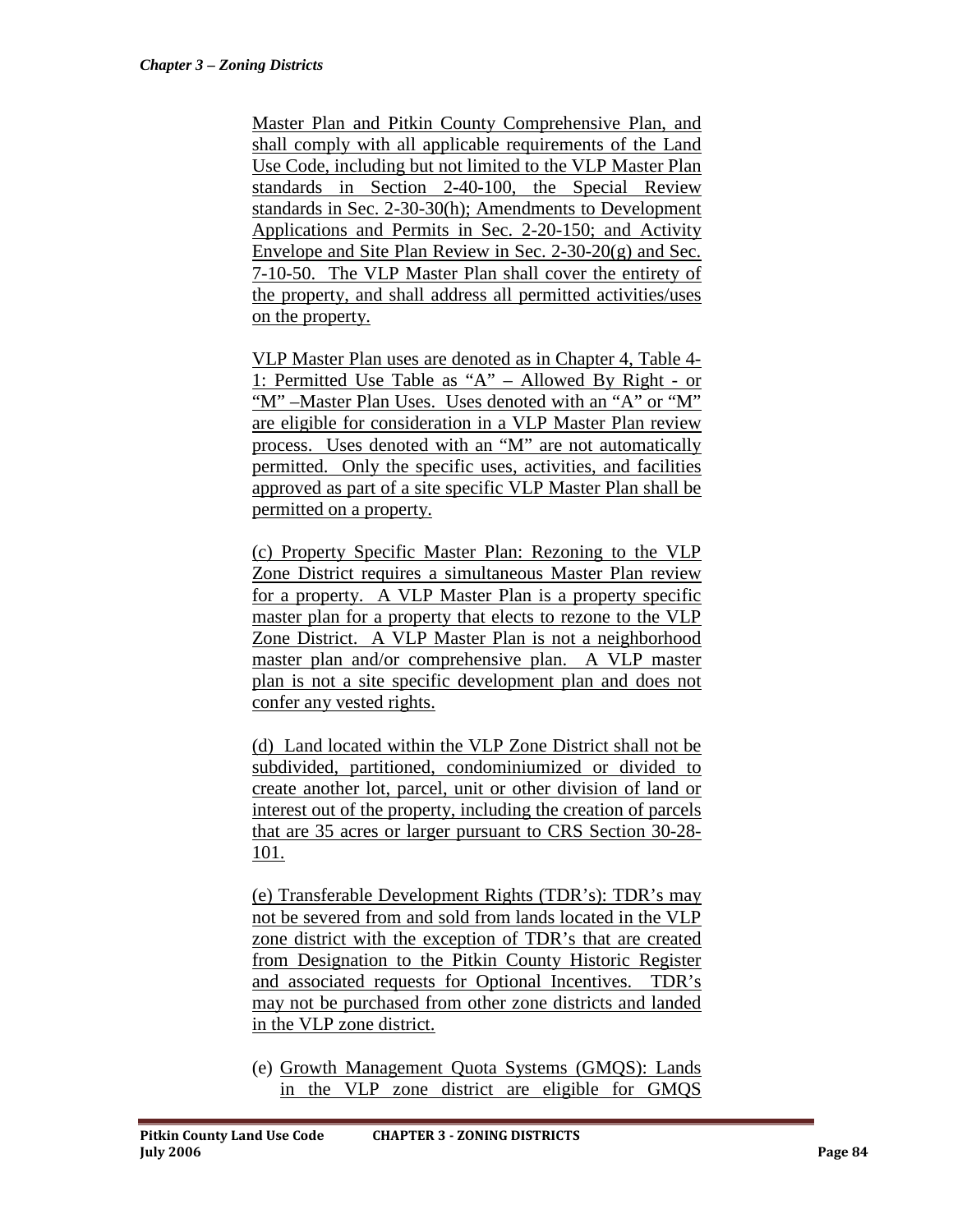Master Plan and Pitkin County Comprehensive Plan, and shall comply with all applicable requirements of the Land Use Code, including but not limited to the VLP Master Plan standards in Section 2-40-100, the Special Review standards in Sec. 2-30-30(h); Amendments to Development Applications and Permits in Sec. 2-20-150; and Activity Envelope and Site Plan Review in Sec. 2-30-20(g) and Sec. 7-10-50. The VLP Master Plan shall cover the entirety of the property, and shall address all permitted activities/uses on the property.

VLP Master Plan uses are denoted as in Chapter 4, Table 4-1: Permitted Use Table as "A" – Allowed By Right - or "M" –Master Plan Uses. Uses denoted with an "A" or "M" are eligible for consideration in a VLP Master Plan review process. Uses denoted with an "M" are not automatically permitted. Only the specific uses, activities, and facilities approved as part of a site specific VLP Master Plan shall be permitted on a property.

(c) Property Specific Master Plan: Rezoning to the VLP Zone District requires a simultaneous Master Plan review for a property. A VLP Master Plan is a property specific master plan for a property that elects to rezone to the VLP Zone District. A VLP Master Plan is not a neighborhood master plan and/or comprehensive plan. A VLP master plan is not a site specific development plan and does not confer any vested rights.

(d) Land located within the VLP Zone District shall not be subdivided, partitioned, condominiumized or divided to create another lot, parcel, unit or other division of land or interest out of the property, including the creation of parcels that are 35 acres or larger pursuant to CRS Section 30-28-101.

(e) Transferable Development Rights (TDR's): TDR's may not be severed from and sold from lands located in the VLP zone district with the exception of TDR's that are created from Designation to the Pitkin County Historic Register and associated requests for Optional Incentives. TDR's may not be purchased from other zone districts and landed in the VLP zone district.

(e) Growth Management Quota Systems (GMQS): Lands in the VLP zone district are eligible for GMQS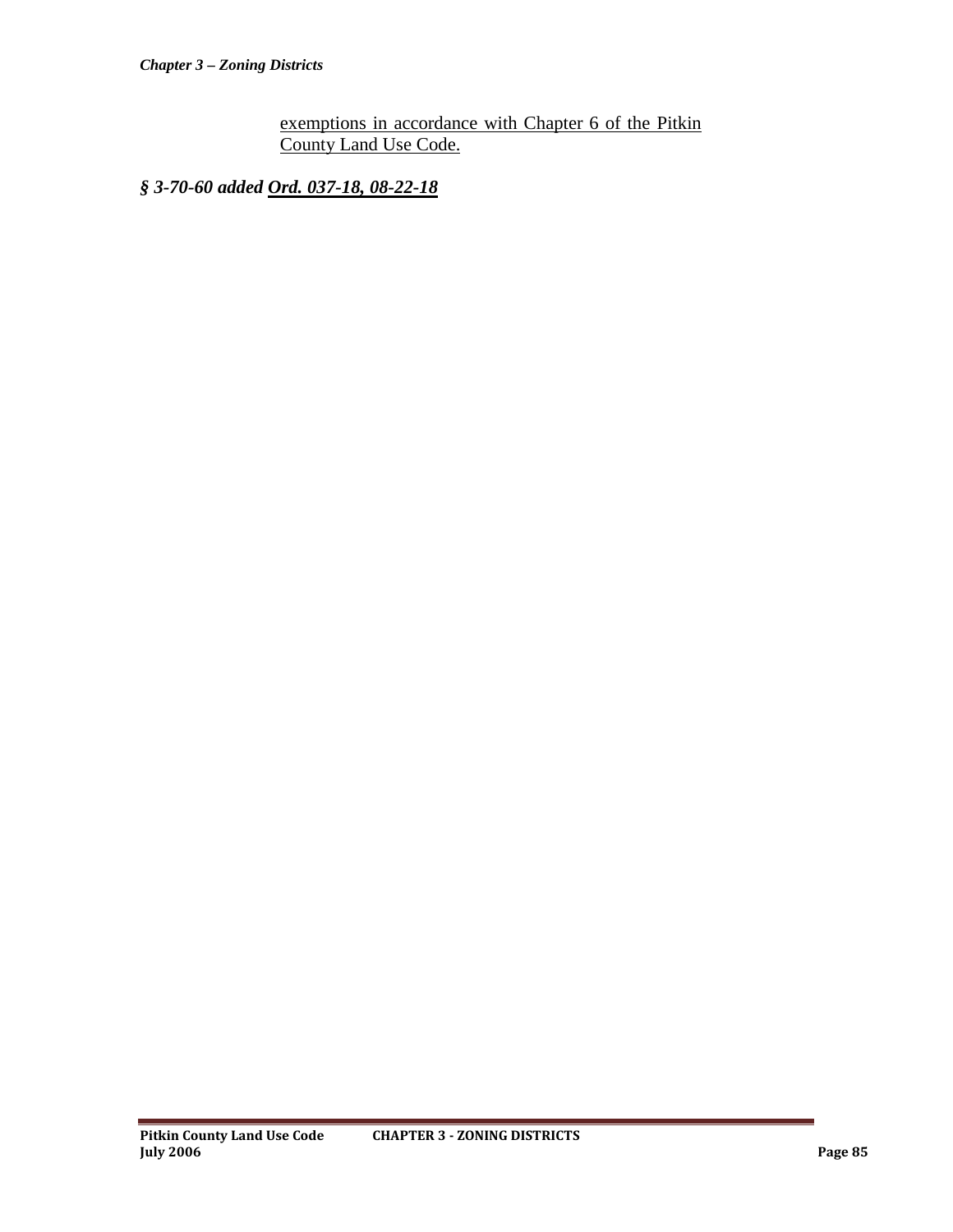exemptions in accordance with Chapter 6 of the Pitkin County Land Use Code.

***§ 3-70-60 added Ord. 037-18, 08-22-18***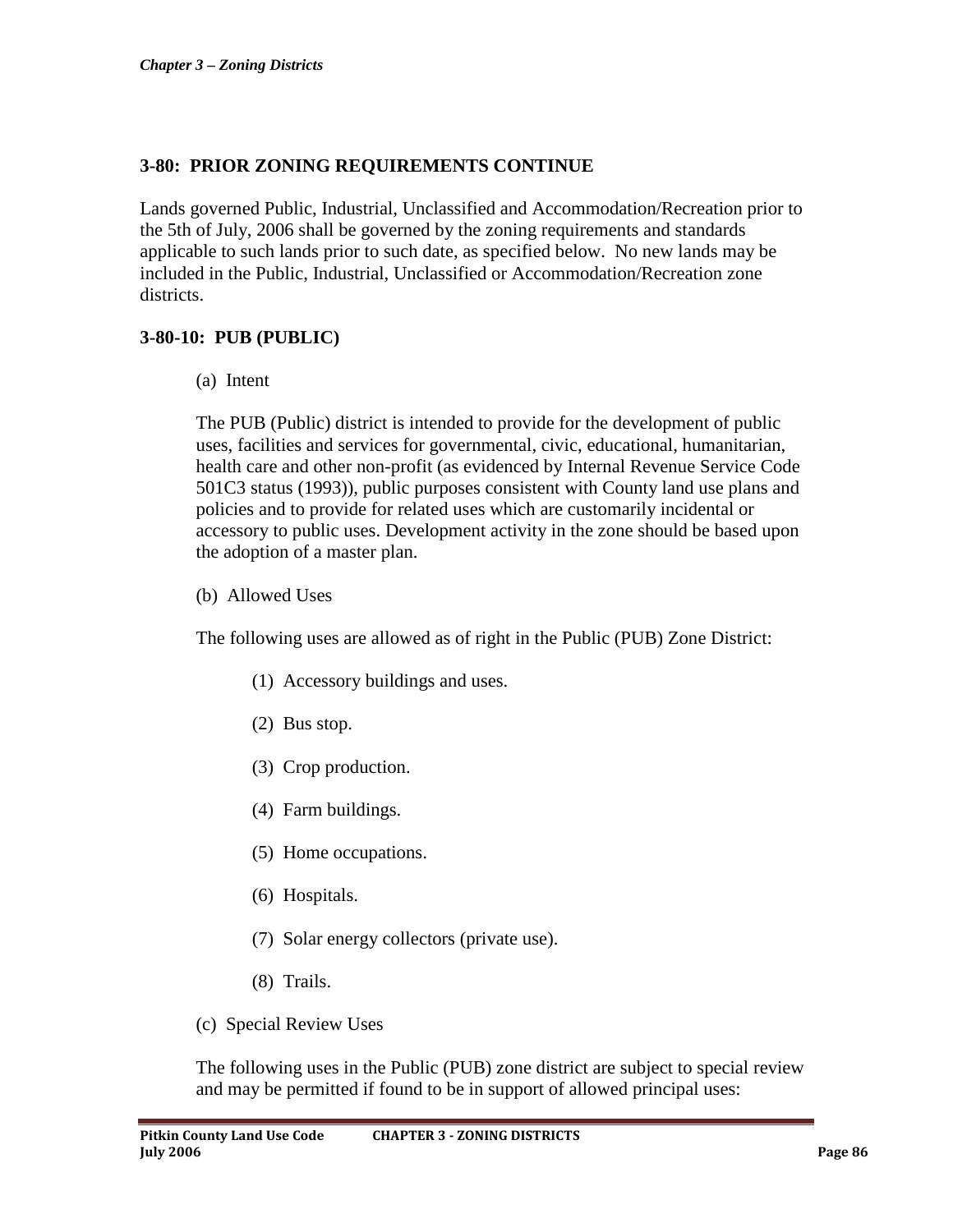## 3-80: PRIOR ZONING REQUIREMENTS CONTINUE

Lands governed Public, Industrial, Unclassified and Accommodation/Recreation prior to the 5th of July, 2006 shall be governed by the zoning requirements and standards applicable to such lands prior to such date, as specified below. No new lands may be included in the Public, Industrial, Unclassified or Accommodation/Recreation zone districts.

### 3-80-10: PUB (PUBLIC)

(a) Intent

The PUB (Public) district is intended to provide for the development of public uses, facilities and services for governmental, civic, educational, humanitarian, health care and other non-profit (as evidenced by Internal Revenue Service Code 501C3 status (1993)), public purposes consistent with County land use plans and policies and to provide for related uses which are customarily incidental or accessory to public uses. Development activity in the zone should be based upon the adoption of a master plan.

(b) Allowed Uses

The following uses are allowed as of right in the Public (PUB) Zone District:

(1) Accessory buildings and uses.

(2) Bus stop.

(3) Crop production.

(4) Farm buildings.

(5) Home occupations.

(6) Hospitals.

(7) Solar energy collectors (private use).

(8) Trails.

(c) Special Review Uses

The following uses in the Public (PUB) zone district are subject to special review and may be permitted if found to be in support of allowed principal uses: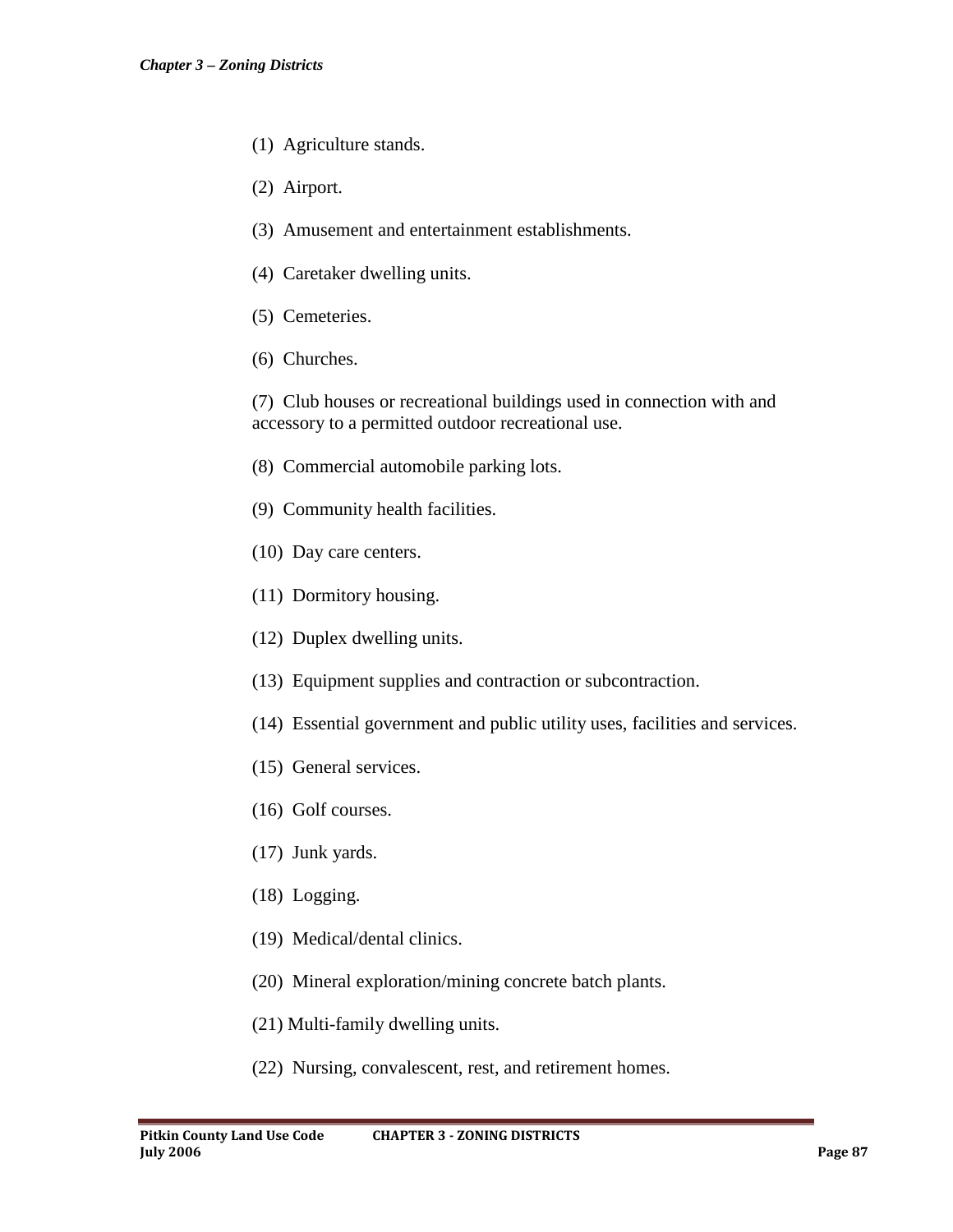(1) Agriculture stands.

(2) Airport.

(3) Amusement and entertainment establishments.

(4) Caretaker dwelling units.

(5) Cemeteries.

(6) Churches.

(7) Club houses or recreational buildings used in connection with and accessory to a permitted outdoor recreational use.

(8) Commercial automobile parking lots.

(9) Community health facilities.

(10) Day care centers.

(11) Dormitory housing.

(12) Duplex dwelling units.

(13) Equipment supplies and contraction or subcontraction.

(14) Essential government and public utility uses, facilities and services.

(15) General services.

(16) Golf courses.

(17) Junk yards.

(18) Logging.

(19) Medical/dental clinics.

(20) Mineral exploration/mining concrete batch plants.

(21) Multi-family dwelling units.

(22) Nursing, convalescent, rest, and retirement homes.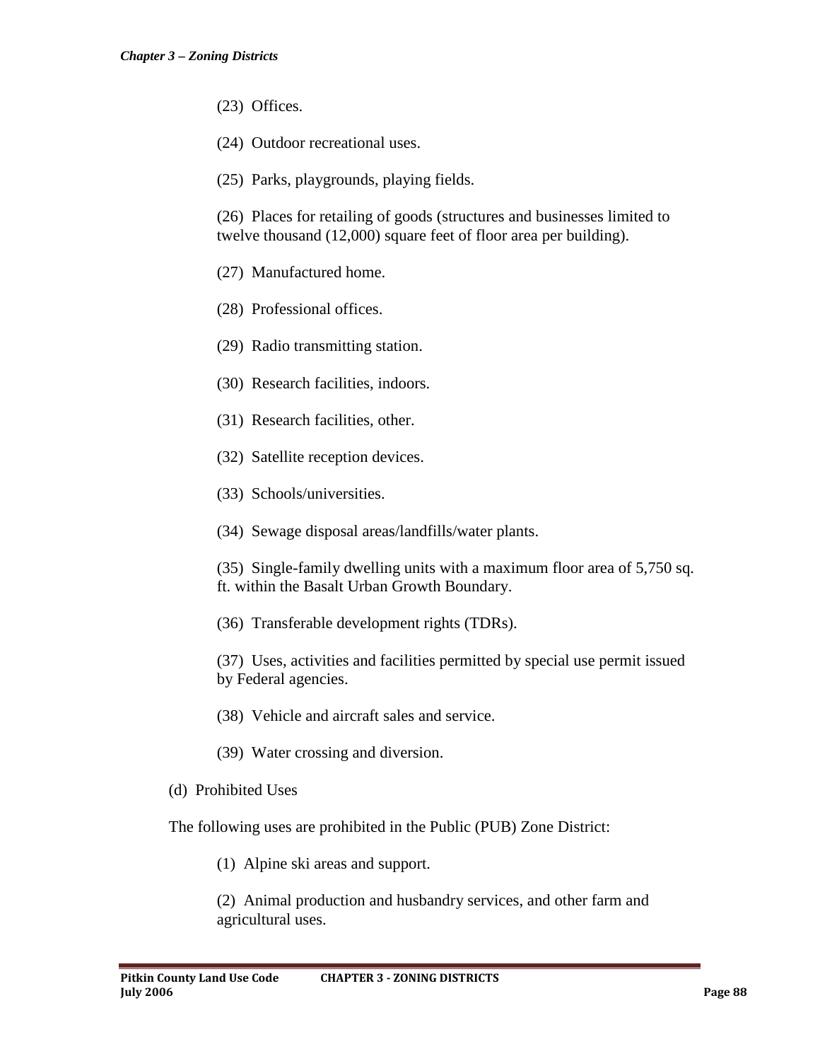(23) Offices.

(24) Outdoor recreational uses.

(25) Parks, playgrounds, playing fields.

(26) Places for retailing of goods (structures and businesses limited to twelve thousand (12,000) square feet of floor area per building).

(27) Manufactured home.

(28) Professional offices.

(29) Radio transmitting station.

(30) Research facilities, indoors.

(31) Research facilities, other.

(32) Satellite reception devices.

(33) Schools/universities.

(34) Sewage disposal areas/landfills/water plants.

(35) Single-family dwelling units with a maximum floor area of 5,750 sq. ft. within the Basalt Urban Growth Boundary.

(36) Transferable development rights (TDRs).

(37) Uses, activities and facilities permitted by special use permit issued by Federal agencies.

(38) Vehicle and aircraft sales and service.

(39) Water crossing and diversion.

(d) Prohibited Uses

The following uses are prohibited in the Public (PUB) Zone District:

(1) Alpine ski areas and support.

(2) Animal production and husbandry services, and other farm and agricultural uses.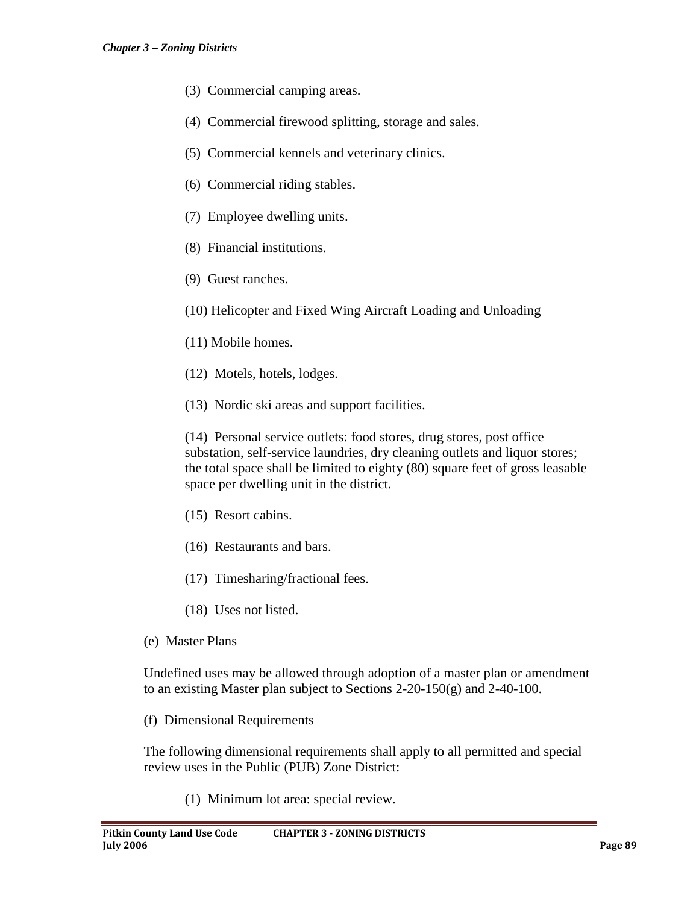(3) Commercial camping areas.

(4) Commercial firewood splitting, storage and sales.

(5) Commercial kennels and veterinary clinics.

(6) Commercial riding stables.

(7) Employee dwelling units.

(8) Financial institutions.

(9) Guest ranches.

(10) Helicopter and Fixed Wing Aircraft Loading and Unloading

(11) Mobile homes.

(12) Motels, hotels, lodges.

(13) Nordic ski areas and support facilities.

(14) Personal service outlets: food stores, drug stores, post office substation, self-service laundries, dry cleaning outlets and liquor stores; the total space shall be limited to eighty (80) square feet of gross leasable space per dwelling unit in the district.

(15) Resort cabins.

(16) Restaurants and bars.

(17) Timesharing/fractional fees.

(18) Uses not listed.

(e) Master Plans

Undefined uses may be allowed through adoption of a master plan or amendment to an existing Master plan subject to Sections 2-20-150(g) and 2-40-100.

(f) Dimensional Requirements

The following dimensional requirements shall apply to all permitted and special review uses in the Public (PUB) Zone District:

(1) Minimum lot area: special review.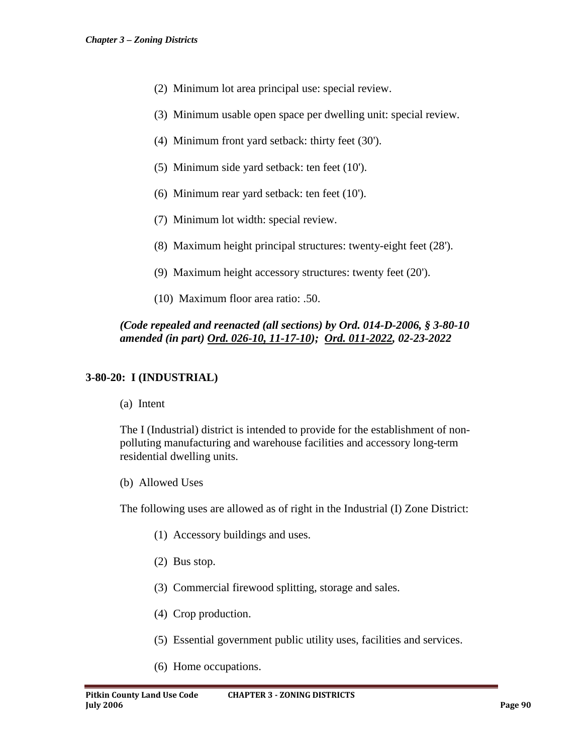(2) Minimum lot area principal use: special review.

(3) Minimum usable open space per dwelling unit: special review.

(4) Minimum front yard setback: thirty feet (30').

(5) Minimum side yard setback: ten feet (10').

(6) Minimum rear yard setback: ten feet (10').

(7) Minimum lot width: special review.

(8) Maximum height principal structures: twenty-eight feet (28').

(9) Maximum height accessory structures: twenty feet (20').

(10) Maximum floor area ratio: .50.

***(Code repealed and reenacted (all sections) by Ord. 014-D-2006, § 3-80-10 amended (in part) Ord. 026-10, 11-17-10); Ord. 011-2022, 02-23-2022***

### 3-80-20: I (INDUSTRIAL)

(a) Intent

The I (Industrial) district is intended to provide for the establishment of non-polluting manufacturing and warehouse facilities and accessory long-term residential dwelling units.

(b) Allowed Uses

The following uses are allowed as of right in the Industrial (I) Zone District:

(1) Accessory buildings and uses.

(2) Bus stop.

(3) Commercial firewood splitting, storage and sales.

(4) Crop production.

(5) Essential government public utility uses, facilities and services.

(6) Home occupations.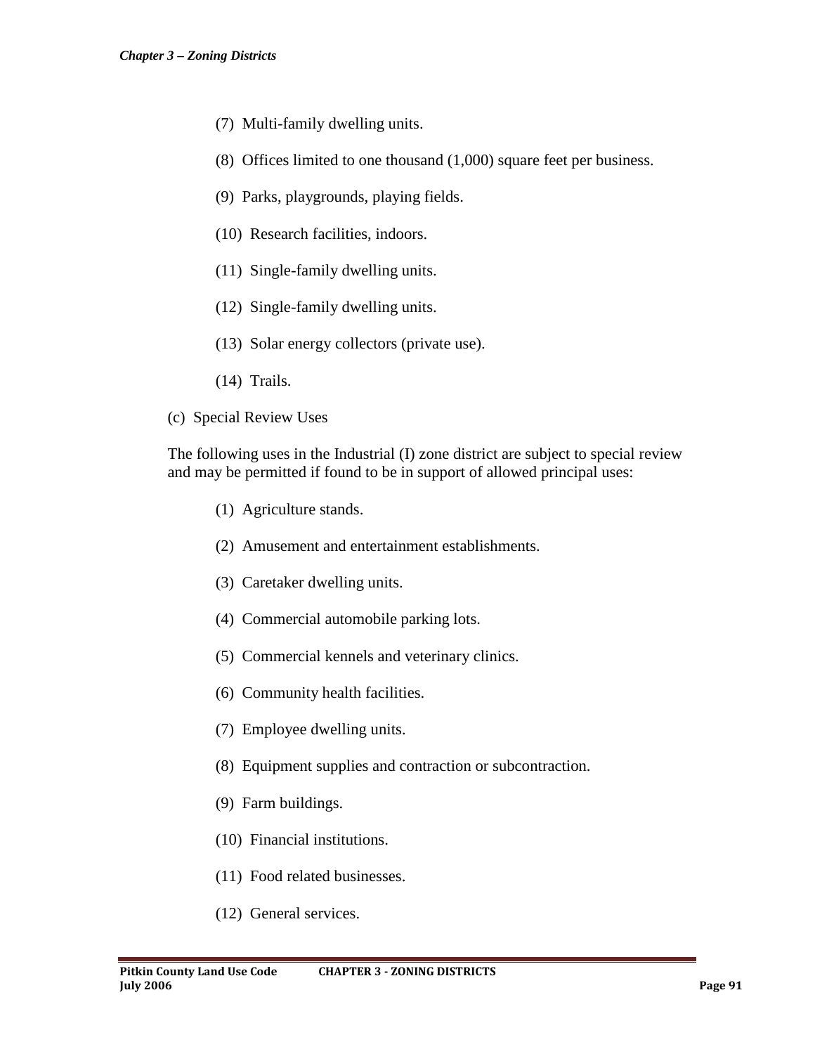(7) Multi-family dwelling units.

(8) Offices limited to one thousand (1,000) square feet per business.

(9) Parks, playgrounds, playing fields.

(10) Research facilities, indoors.

(11) Single-family dwelling units.

(12) Single-family dwelling units.

(13) Solar energy collectors (private use).

(14) Trails.

(c) Special Review Uses

The following uses in the Industrial (I) zone district are subject to special review and may be permitted if found to be in support of allowed principal uses:

(1) Agriculture stands.

(2) Amusement and entertainment establishments.

(3) Caretaker dwelling units.

(4) Commercial automobile parking lots.

(5) Commercial kennels and veterinary clinics.

(6) Community health facilities.

(7) Employee dwelling units.

(8) Equipment supplies and contraction or subcontraction.

(9) Farm buildings.

(10) Financial institutions.

(11) Food related businesses.

(12) General services.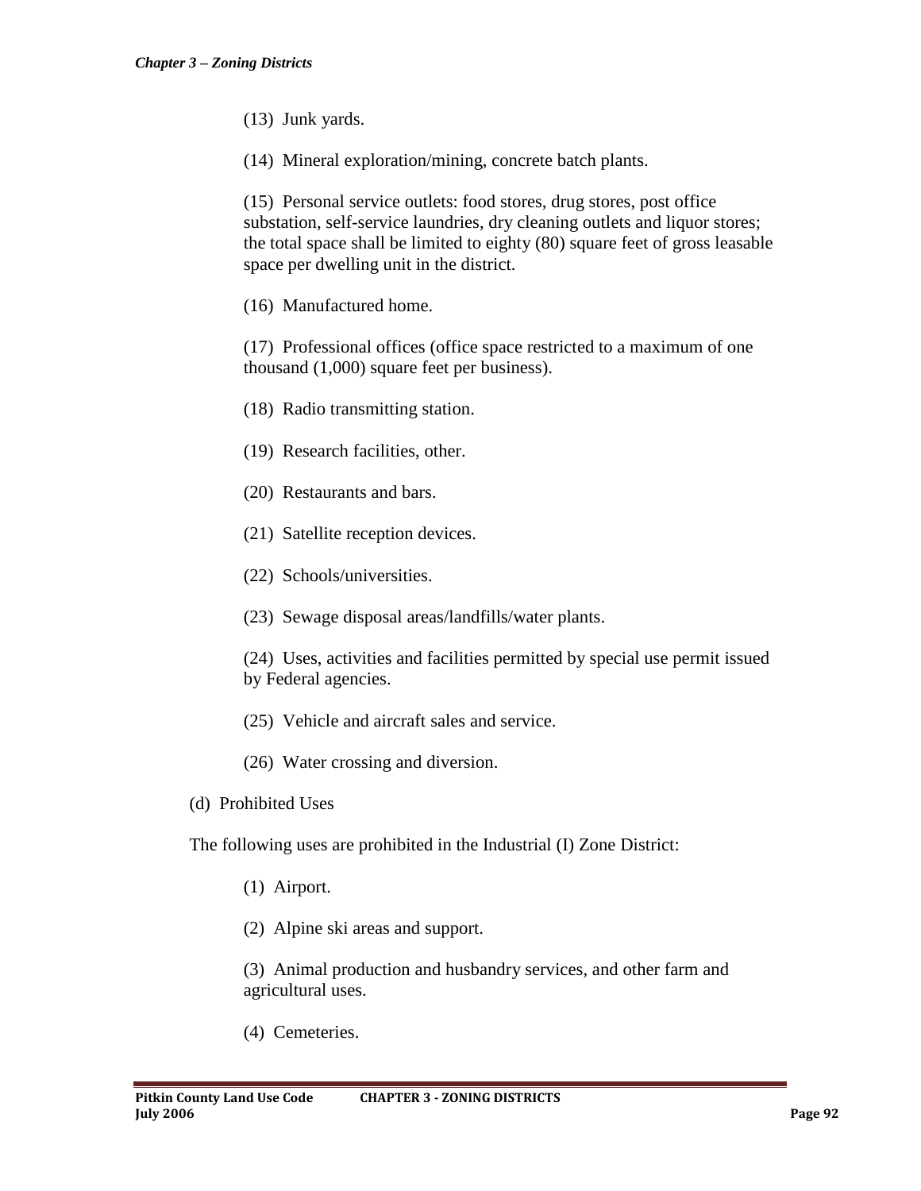(13) Junk yards.

(14) Mineral exploration/mining, concrete batch plants.

(15) Personal service outlets: food stores, drug stores, post office substation, self-service laundries, dry cleaning outlets and liquor stores; the total space shall be limited to eighty (80) square feet of gross leasable space per dwelling unit in the district.

(16) Manufactured home.

(17) Professional offices (office space restricted to a maximum of one thousand (1,000) square feet per business).

(18) Radio transmitting station.

(19) Research facilities, other.

(20) Restaurants and bars.

(21) Satellite reception devices.

(22) Schools/universities.

(23) Sewage disposal areas/landfills/water plants.

(24) Uses, activities and facilities permitted by special use permit issued by Federal agencies.

(25) Vehicle and aircraft sales and service.

(26) Water crossing and diversion.

(d) Prohibited Uses

The following uses are prohibited in the Industrial (I) Zone District:

(1) Airport.

(2) Alpine ski areas and support.

(3) Animal production and husbandry services, and other farm and agricultural uses.

(4) Cemeteries.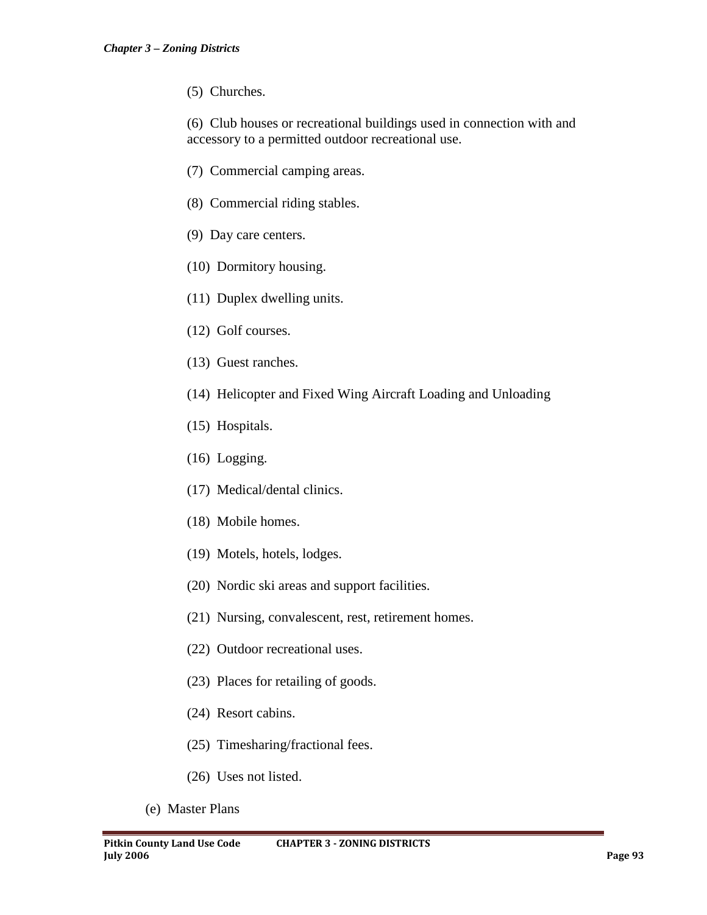(5) Churches.

(6) Club houses or recreational buildings used in connection with and accessory to a permitted outdoor recreational use.

(7) Commercial camping areas.

(8) Commercial riding stables.

(9) Day care centers.

(10) Dormitory housing.

(11) Duplex dwelling units.

(12) Golf courses.

(13) Guest ranches.

(14) Helicopter and Fixed Wing Aircraft Loading and Unloading

(15) Hospitals.

(16) Logging.

(17) Medical/dental clinics.

(18) Mobile homes.

(19) Motels, hotels, lodges.

(20) Nordic ski areas and support facilities.

(21) Nursing, convalescent, rest, retirement homes.

(22) Outdoor recreational uses.

(23) Places for retailing of goods.

(24) Resort cabins.

(25) Timesharing/fractional fees.

(26) Uses not listed.

(e) Master Plans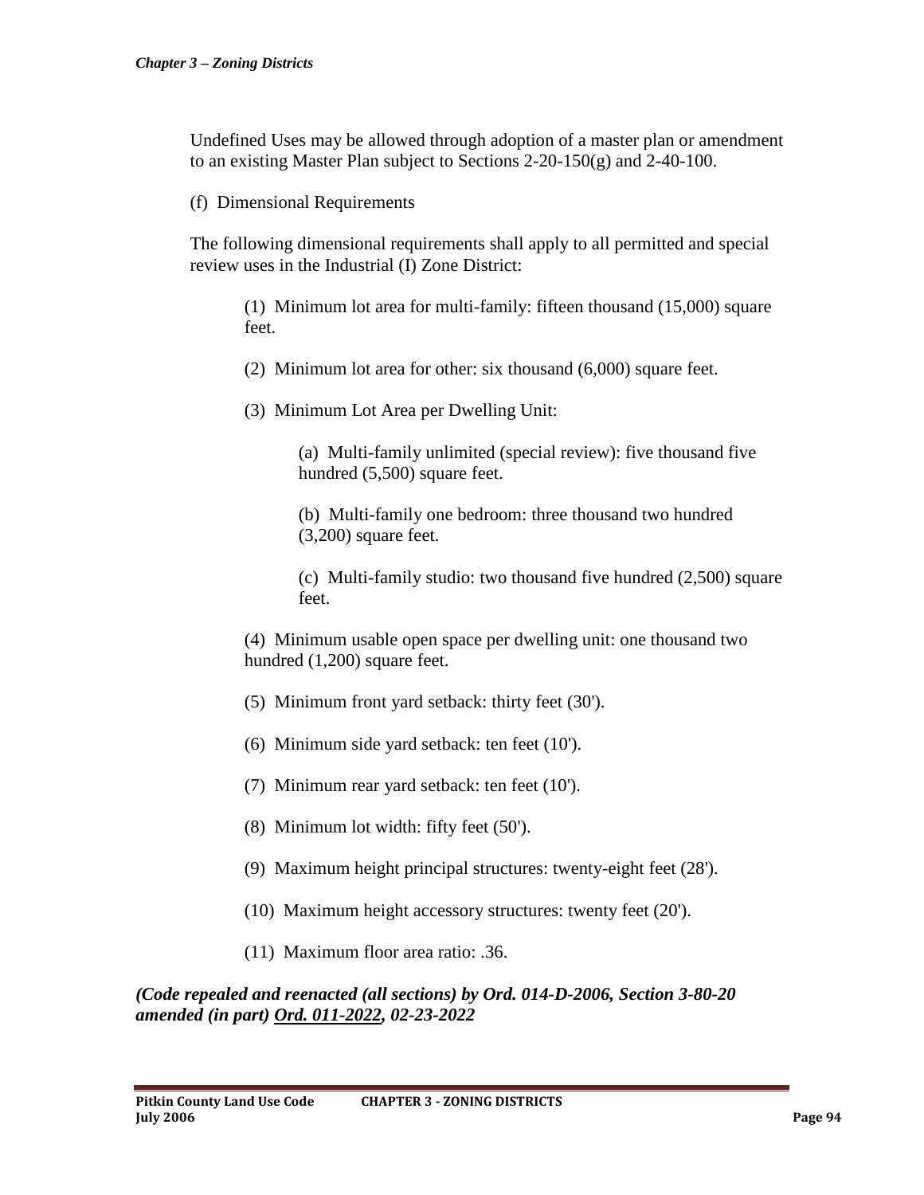Undefined Uses may be allowed through adoption of a master plan or amendment to an existing Master Plan subject to Sections 2-20-150(g) and 2-40-100.

(f) Dimensional Requirements

The following dimensional requirements shall apply to all permitted and special review uses in the Industrial (I) Zone District:

(1) Minimum lot area for multi-family: fifteen thousand (15,000) square feet.

(2) Minimum lot area for other: six thousand (6,000) square feet.

(3) Minimum Lot Area per Dwelling Unit:

(a) Multi-family unlimited (special review): five thousand five hundred (5,500) square feet.

(b) Multi-family one bedroom: three thousand two hundred (3,200) square feet.

(c) Multi-family studio: two thousand five hundred (2,500) square feet.

(4) Minimum usable open space per dwelling unit: one thousand two hundred (1,200) square feet.

(5) Minimum front yard setback: thirty feet (30').

(6) Minimum side yard setback: ten feet (10').

(7) Minimum rear yard setback: ten feet (10').

(8) Minimum lot width: fifty feet (50').

(9) Maximum height principal structures: twenty-eight feet (28').

(10) Maximum height accessory structures: twenty feet (20').

(11) Maximum floor area ratio: .36.

***(Code repealed and reenacted (all sections) by Ord. 014-D-2006, Section 3-80-20 amended (in part) <u>Ord. 011-2022</u>, 02-23-2022***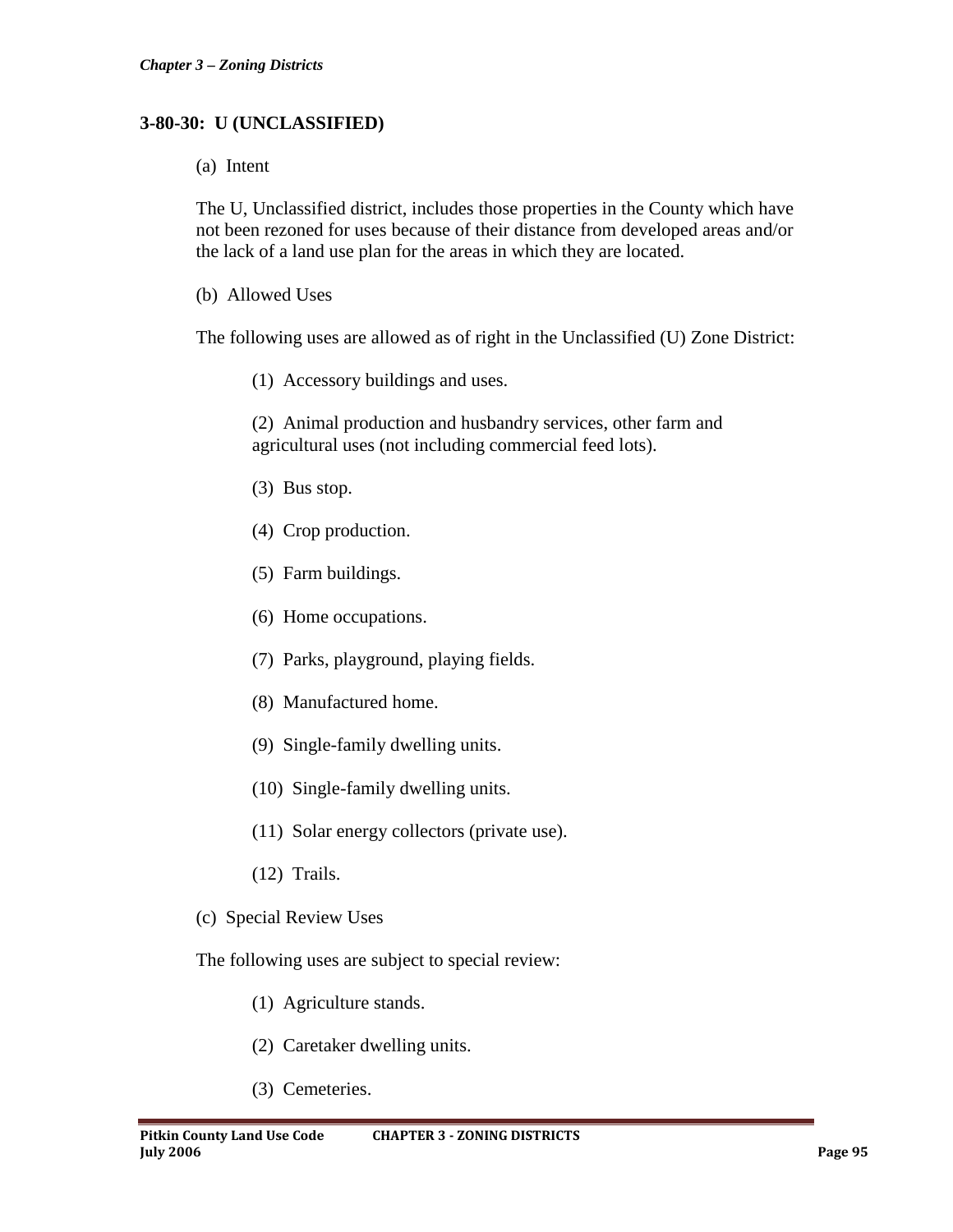## 3-80-30: U (UNCLASSIFIED)

(a) Intent

The U, Unclassified district, includes those properties in the County which have not been rezoned for uses because of their distance from developed areas and/or the lack of a land use plan for the areas in which they are located.

(b) Allowed Uses

The following uses are allowed as of right in the Unclassified (U) Zone District:

(1) Accessory buildings and uses.

(2) Animal production and husbandry services, other farm and agricultural uses (not including commercial feed lots).

(3) Bus stop.

(4) Crop production.

(5) Farm buildings.

(6) Home occupations.

(7) Parks, playground, playing fields.

(8) Manufactured home.

(9) Single-family dwelling units.

(10) Single-family dwelling units.

(11) Solar energy collectors (private use).

(12) Trails.

(c) Special Review Uses

The following uses are subject to special review:

(1) Agriculture stands.

(2) Caretaker dwelling units.

(3) Cemeteries.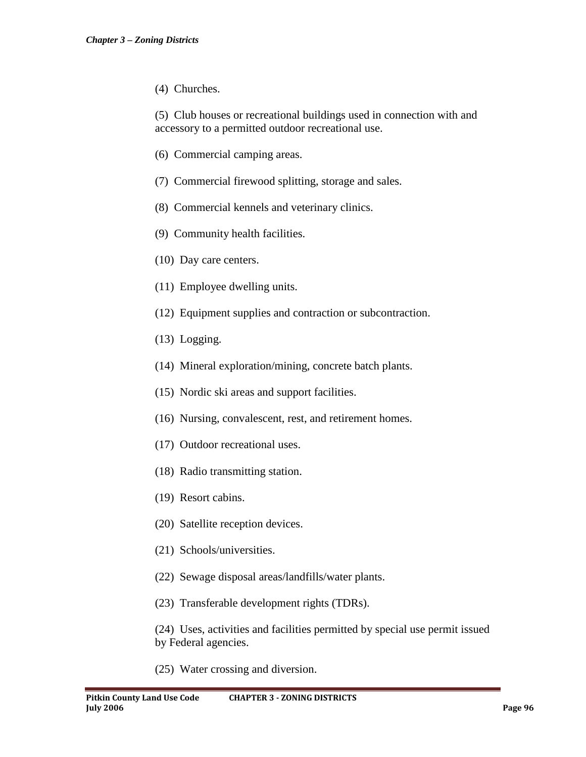(4) Churches.

(5) Club houses or recreational buildings used in connection with and accessory to a permitted outdoor recreational use.

(6) Commercial camping areas.

(7) Commercial firewood splitting, storage and sales.

(8) Commercial kennels and veterinary clinics.

(9) Community health facilities.

(10) Day care centers.

(11) Employee dwelling units.

(12) Equipment supplies and contraction or subcontraction.

(13) Logging.

(14) Mineral exploration/mining, concrete batch plants.

(15) Nordic ski areas and support facilities.

(16) Nursing, convalescent, rest, and retirement homes.

(17) Outdoor recreational uses.

(18) Radio transmitting station.

(19) Resort cabins.

(20) Satellite reception devices.

(21) Schools/universities.

(22) Sewage disposal areas/landfills/water plants.

(23) Transferable development rights (TDRs).

(24) Uses, activities and facilities permitted by special use permit issued by Federal agencies.

(25) Water crossing and diversion.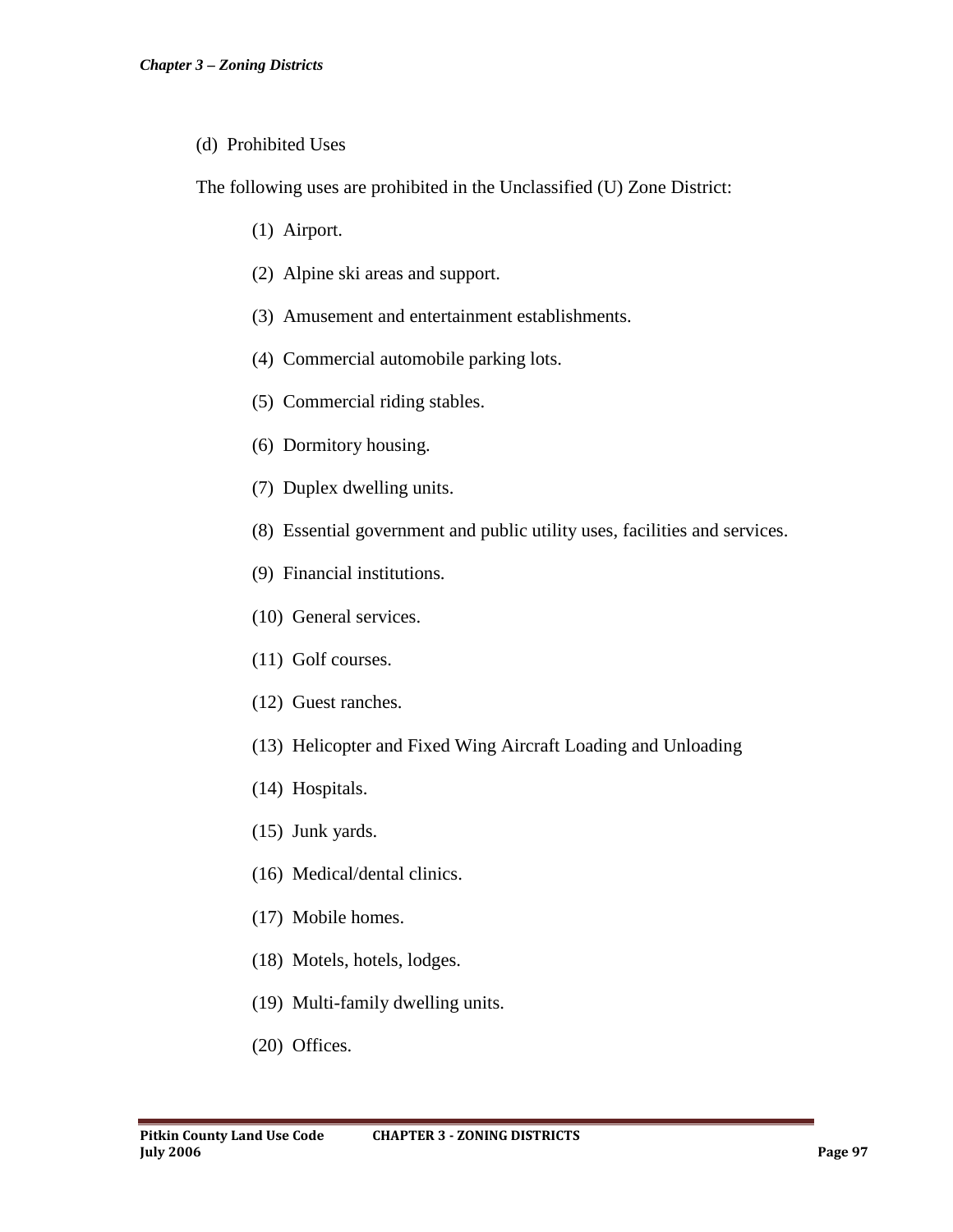(d) Prohibited Uses

The following uses are prohibited in the Unclassified (U) Zone District:

(1) Airport.

(2) Alpine ski areas and support.

(3) Amusement and entertainment establishments.

(4) Commercial automobile parking lots.

(5) Commercial riding stables.

(6) Dormitory housing.

(7) Duplex dwelling units.

(8) Essential government and public utility uses, facilities and services.

(9) Financial institutions.

(10) General services.

(11) Golf courses.

(12) Guest ranches.

(13) Helicopter and Fixed Wing Aircraft Loading and Unloading

(14) Hospitals.

(15) Junk yards.

(16) Medical/dental clinics.

(17) Mobile homes.

(18) Motels, hotels, lodges.

(19) Multi-family dwelling units.

(20) Offices.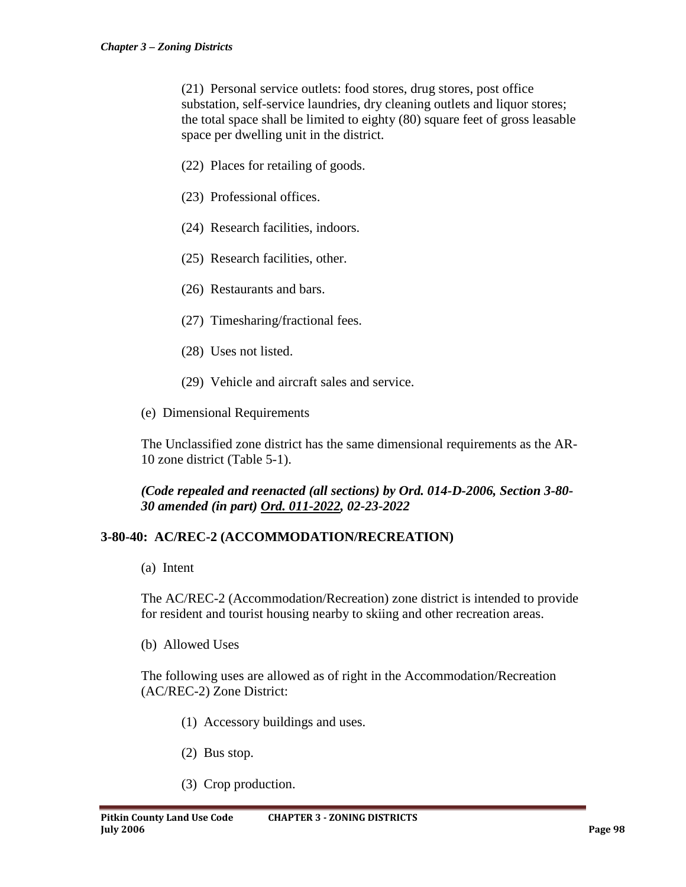(21) Personal service outlets: food stores, drug stores, post office substation, self-service laundries, dry cleaning outlets and liquor stores; the total space shall be limited to eighty (80) square feet of gross leasable space per dwelling unit in the district.

(22) Places for retailing of goods.

(23) Professional offices.

(24) Research facilities, indoors.

(25) Research facilities, other.

(26) Restaurants and bars.

(27) Timesharing/fractional fees.

(28) Uses not listed.

(29) Vehicle and aircraft sales and service.

(e) Dimensional Requirements

The Unclassified zone district has the same dimensional requirements as the AR-10 zone district (Table 5-1).

***(Code repealed and reenacted (all sections) by Ord. 014-D-2006, Section 3-80-30 amended (in part) Ord. 011-2022, 02-23-2022***

### 3-80-40: AC/REC-2 (ACCOMMODATION/RECREATION)

(a) Intent

The AC/REC-2 (Accommodation/Recreation) zone district is intended to provide for resident and tourist housing nearby to skiing and other recreation areas.

(b) Allowed Uses

The following uses are allowed as of right in the Accommodation/Recreation (AC/REC-2) Zone District:

(1) Accessory buildings and uses.

(2) Bus stop.

(3) Crop production.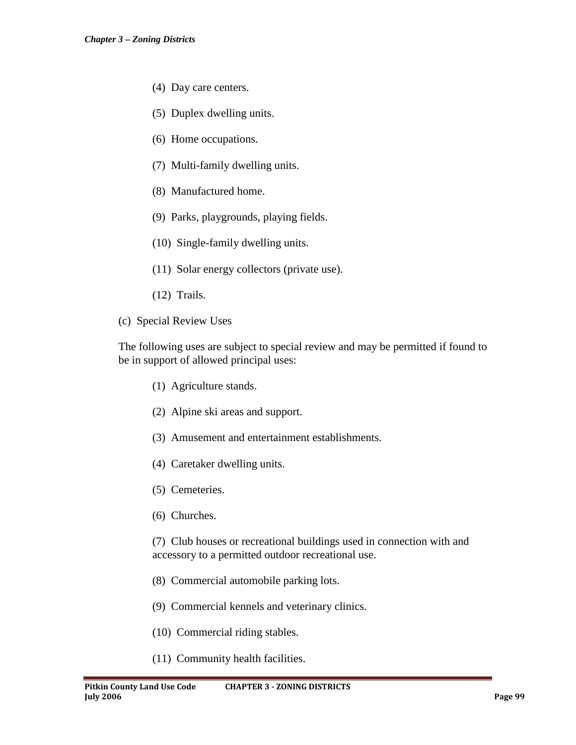(4) Day care centers.

(5) Duplex dwelling units.

(6) Home occupations.

(7) Multi-family dwelling units.

(8) Manufactured home.

(9) Parks, playgrounds, playing fields.

(10) Single-family dwelling units.

(11) Solar energy collectors (private use).

(12) Trails.

(c) Special Review Uses

The following uses are subject to special review and may be permitted if found to be in support of allowed principal uses:

(1) Agriculture stands.

(2) Alpine ski areas and support.

(3) Amusement and entertainment establishments.

(4) Caretaker dwelling units.

(5) Cemeteries.

(6) Churches.

(7) Club houses or recreational buildings used in connection with and accessory to a permitted outdoor recreational use.

(8) Commercial automobile parking lots.

(9) Commercial kennels and veterinary clinics.

(10) Commercial riding stables.

(11) Community health facilities.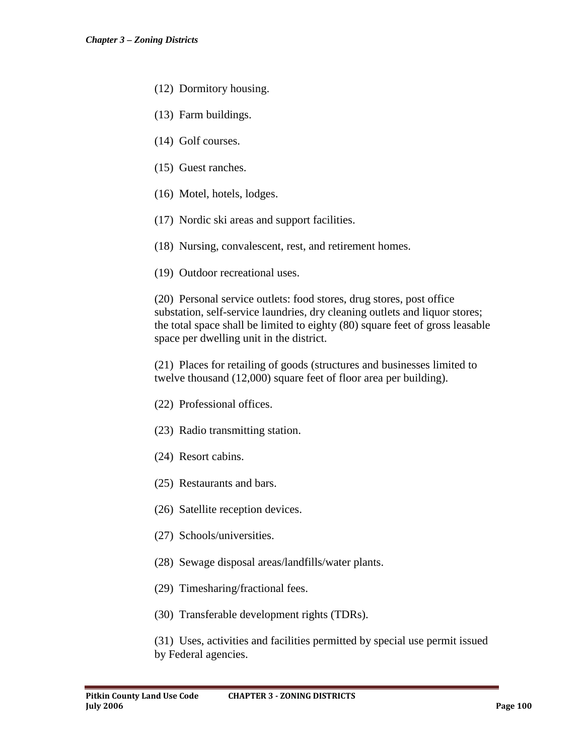(12) Dormitory housing.

(13) Farm buildings.

(14) Golf courses.

(15) Guest ranches.

(16) Motel, hotels, lodges.

(17) Nordic ski areas and support facilities.

(18) Nursing, convalescent, rest, and retirement homes.

(19) Outdoor recreational uses.

(20) Personal service outlets: food stores, drug stores, post office substation, self-service laundries, dry cleaning outlets and liquor stores; the total space shall be limited to eighty (80) square feet of gross leasable space per dwelling unit in the district.

(21) Places for retailing of goods (structures and businesses limited to twelve thousand (12,000) square feet of floor area per building).

(22) Professional offices.

(23) Radio transmitting station.

(24) Resort cabins.

(25) Restaurants and bars.

(26) Satellite reception devices.

(27) Schools/universities.

(28) Sewage disposal areas/landfills/water plants.

(29) Timesharing/fractional fees.

(30) Transferable development rights (TDRs).

(31) Uses, activities and facilities permitted by special use permit issued by Federal agencies.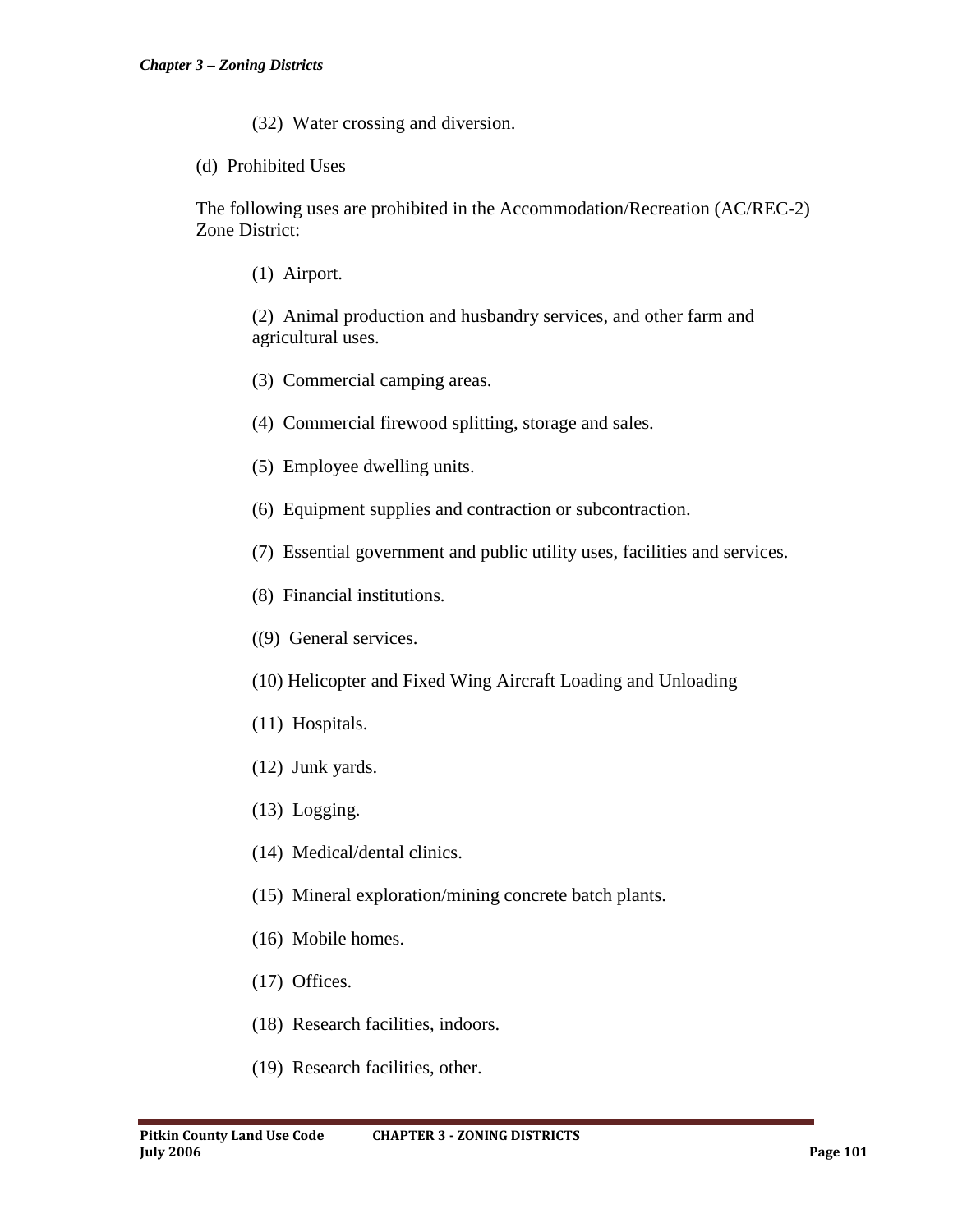(32) Water crossing and diversion.

(d) Prohibited Uses

The following uses are prohibited in the Accommodation/Recreation (AC/REC-2) Zone District:

(1) Airport.

(2) Animal production and husbandry services, and other farm and agricultural uses.

(3) Commercial camping areas.

(4) Commercial firewood splitting, storage and sales.

(5) Employee dwelling units.

(6) Equipment supplies and contraction or subcontraction.

(7) Essential government and public utility uses, facilities and services.

(8) Financial institutions.

((9) General services.

(10) Helicopter and Fixed Wing Aircraft Loading and Unloading

(11) Hospitals.

(12) Junk yards.

(13) Logging.

(14) Medical/dental clinics.

(15) Mineral exploration/mining concrete batch plants.

(16) Mobile homes.

(17) Offices.

(18) Research facilities, indoors.

(19) Research facilities, other.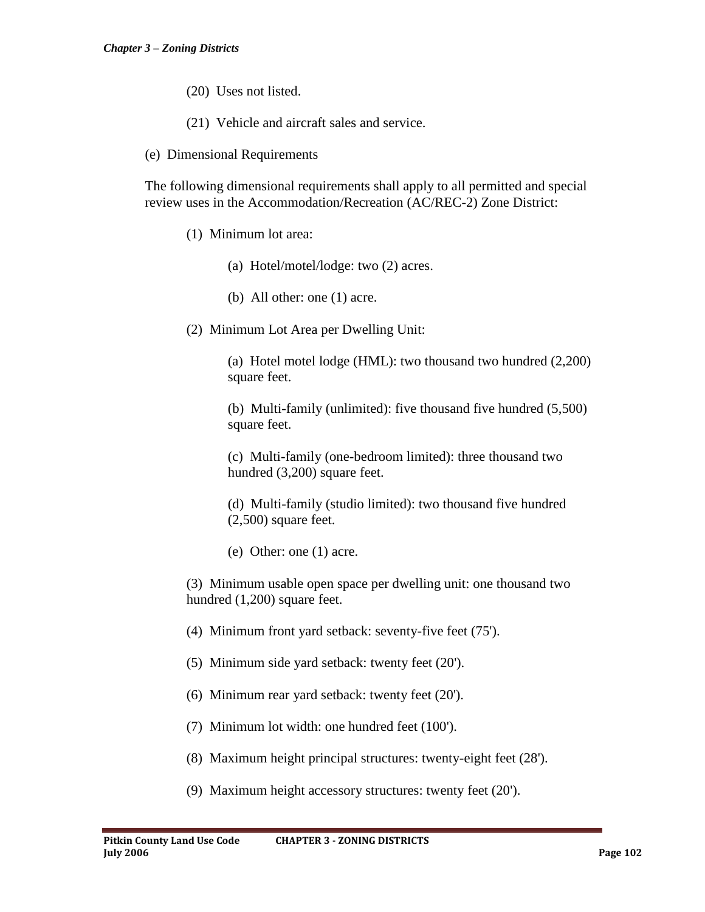(20) Uses not listed.

(21) Vehicle and aircraft sales and service.

(e) Dimensional Requirements

The following dimensional requirements shall apply to all permitted and special review uses in the Accommodation/Recreation (AC/REC-2) Zone District:

(1) Minimum lot area:

(a) Hotel/motel/lodge: two (2) acres.

(b) All other: one (1) acre.

(2) Minimum Lot Area per Dwelling Unit:

(a) Hotel motel lodge (HML): two thousand two hundred (2,200) square feet.

(b) Multi-family (unlimited): five thousand five hundred (5,500) square feet.

(c) Multi-family (one-bedroom limited): three thousand two hundred (3,200) square feet.

(d) Multi-family (studio limited): two thousand five hundred (2,500) square feet.

(e) Other: one (1) acre.

(3) Minimum usable open space per dwelling unit: one thousand two hundred (1,200) square feet.

(4) Minimum front yard setback: seventy-five feet (75').

(5) Minimum side yard setback: twenty feet (20').

(6) Minimum rear yard setback: twenty feet (20').

(7) Minimum lot width: one hundred feet (100').

(8) Maximum height principal structures: twenty-eight feet (28').

(9) Maximum height accessory structures: twenty feet (20').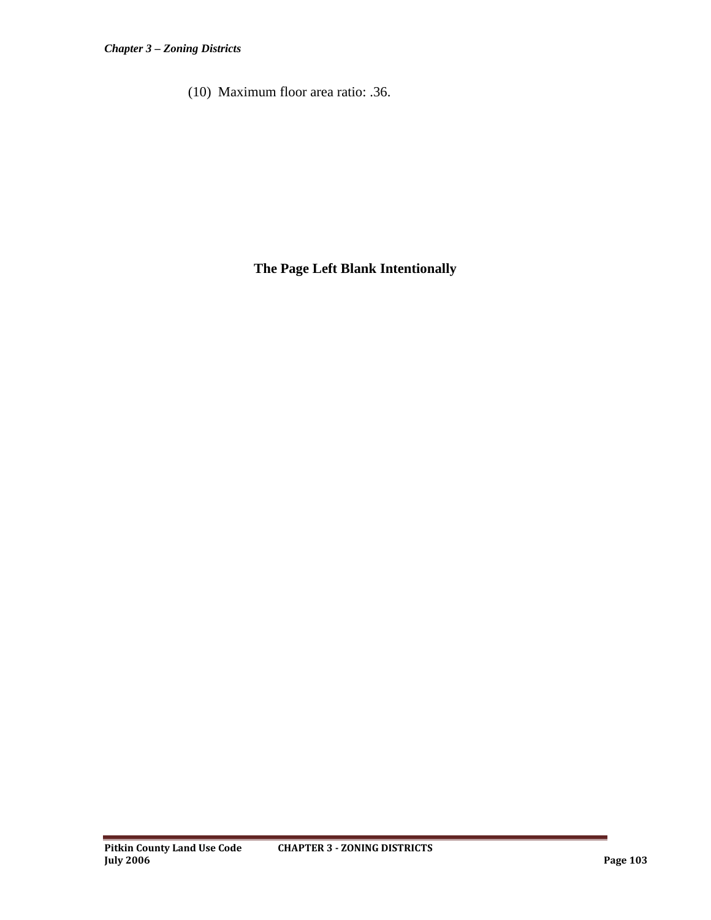(10) Maximum floor area ratio: .36.

**The Page Left Blank Intentionally**